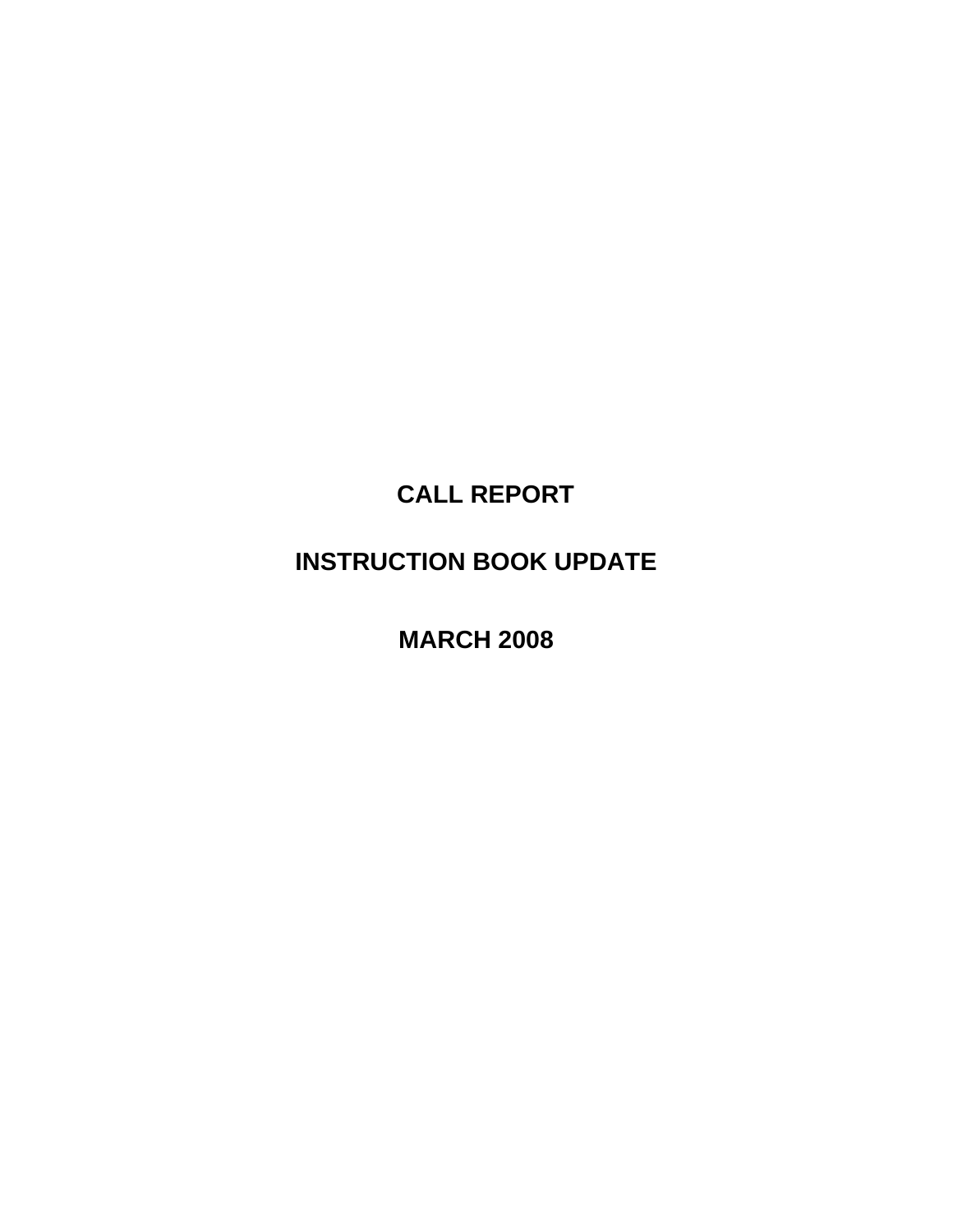# CALL REPORT

# INSTRUCTION BOOK UPDATE

# MARCH 2008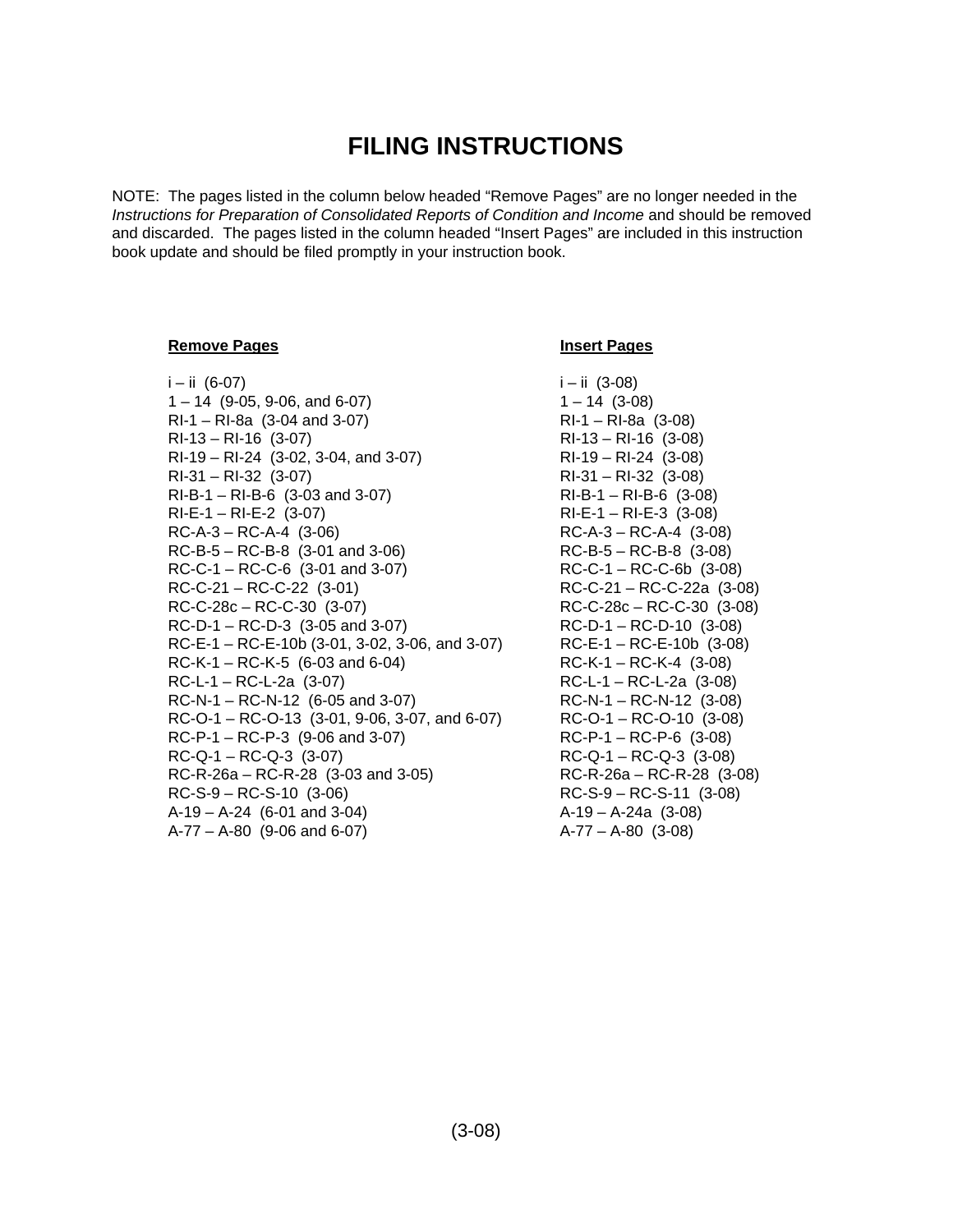# FILING INSTRUCTIONS

NOTE: The pages listed in the column below headed "Remove Pages" are no longer needed in the *Instructions for Preparation of Consolidated Reports of Condition and Income* and should be removed and discarded. The pages listed in the column headed "Insert Pages" are included in this instruction book update and should be filed promptly in your instruction book.

| Remove Pages | Insert Pages |
|---|---|
| i – ii (6-07) | i – ii (3-08) |
| 1 – 14 (9-05, 9-06, and 6-07) | 1 – 14 (3-08) |
| RI-1 – RI-8a (3-04 and 3-07) | RI-1 – RI-8a (3-08) |
| RI-13 – RI-16 (3-07) | RI-13 – RI-16 (3-08) |
| RI-19 – RI-24 (3-02, 3-04, and 3-07) | RI-19 – RI-24 (3-08) |
| RI-31 – RI-32 (3-07) | RI-31 – RI-32 (3-08) |
| RI-B-1 – RI-B-6 (3-03 and 3-07) | RI-B-1 – RI-B-6 (3-08) |
| RI-E-1 – RI-E-2 (3-07) | RI-E-1 – RI-E-3 (3-08) |
| RC-A-3 – RC-A-4 (3-06) | RC-A-3 – RC-A-4 (3-08) |
| RC-B-5 – RC-B-8 (3-01 and 3-06) | RC-B-5 – RC-B-8 (3-08) |
| RC-C-1 – RC-C-6 (3-01 and 3-07) | RC-C-1 – RC-C-6b (3-08) |
| RC-C-21 – RC-C-22 (3-01) | RC-C-21 – RC-C-22a (3-08) |
| RC-C-28c – RC-C-30 (3-07) | RC-C-28c – RC-C-30 (3-08) |
| RC-D-1 – RC-D-3 (3-05 and 3-07) | RC-D-1 – RC-D-10 (3-08) |
| RC-E-1 – RC-E-10b (3-01, 3-02, 3-06, and 3-07) | RC-E-1 – RC-E-10b (3-08) |
| RC-K-1 – RC-K-5 (6-03 and 6-04) | RC-K-1 – RC-K-4 (3-08) |
| RC-L-1 – RC-L-2a (3-07) | RC-L-1 – RC-L-2a (3-08) |
| RC-N-1 – RC-N-12 (6-05 and 3-07) | RC-N-1 – RC-N-12 (3-08) |
| RC-O-1 – RC-O-13 (3-01, 9-06, 3-07, and 6-07) | RC-O-1 – RC-O-10 (3-08) |
| RC-P-1 – RC-P-3 (9-06 and 3-07) | RC-P-1 – RC-P-6 (3-08) |
| RC-Q-1 – RC-Q-3 (3-07) | RC-Q-1 – RC-Q-3 (3-08) |
| RC-R-26a – RC-R-28 (3-03 and 3-05) | RC-R-26a – RC-R-28 (3-08) |
| RC-S-9 – RC-S-10 (3-06) | RC-S-9 – RC-S-11 (3-08) |
| A-19 – A-24 (6-01 and 3-04) | A-19 – A-24a (3-08) |
| A-77 – A-80 (9-06 and 6-07) | A-77 – A-80 (3-08) |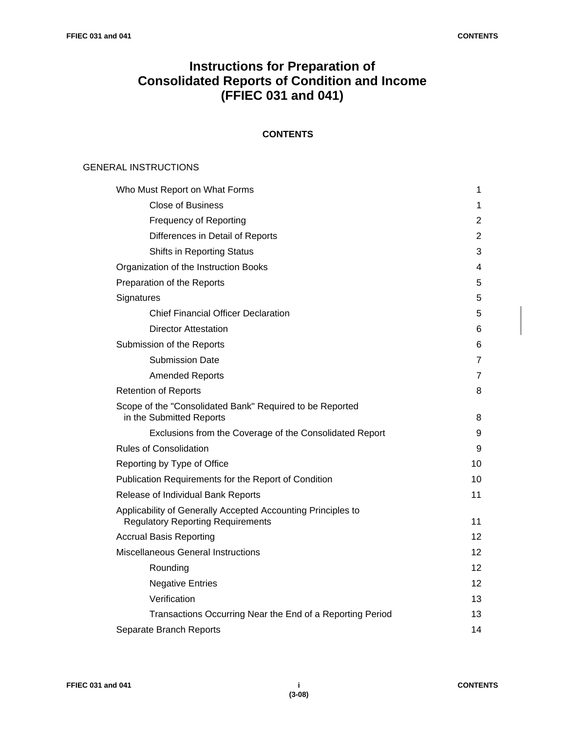# Instructions for Preparation of Consolidated Reports of Condition and Income (FFIEC 031 and 041)

## CONTENTS

GENERAL INSTRUCTIONS

| | |
|---|---|
| Who Must Report on What Forms | 1 |
| Close of Business | 1 |
| Frequency of Reporting | 2 |
| Differences in Detail of Reports | 2 |
| Shifts in Reporting Status | 3 |
| Organization of the Instruction Books | 4 |
| Preparation of the Reports | 5 |
| Signatures | 5 |
| Chief Financial Officer Declaration | 5 |
| Director Attestation | 6 |
| Submission of the Reports | 6 |
| Submission Date | 7 |
| Amended Reports | 7 |
| Retention of Reports | 8 |
| Scope of the "Consolidated Bank" Required to be Reported in the Submitted Reports | 8 |
| Exclusions from the Coverage of the Consolidated Report | 9 |
| Rules of Consolidation | 9 |
| Reporting by Type of Office | 10 |
| Publication Requirements for the Report of Condition | 10 |
| Release of Individual Bank Reports | 11 |
| Applicability of Generally Accepted Accounting Principles to Regulatory Reporting Requirements | 11 |
| Accrual Basis Reporting | 12 |
| Miscellaneous General Instructions | 12 |
| Rounding | 12 |
| Negative Entries | 12 |
| Verification | 13 |
| Transactions Occurring Near the End of a Reporting Period | 13 |
| Separate Branch Reports | 14 |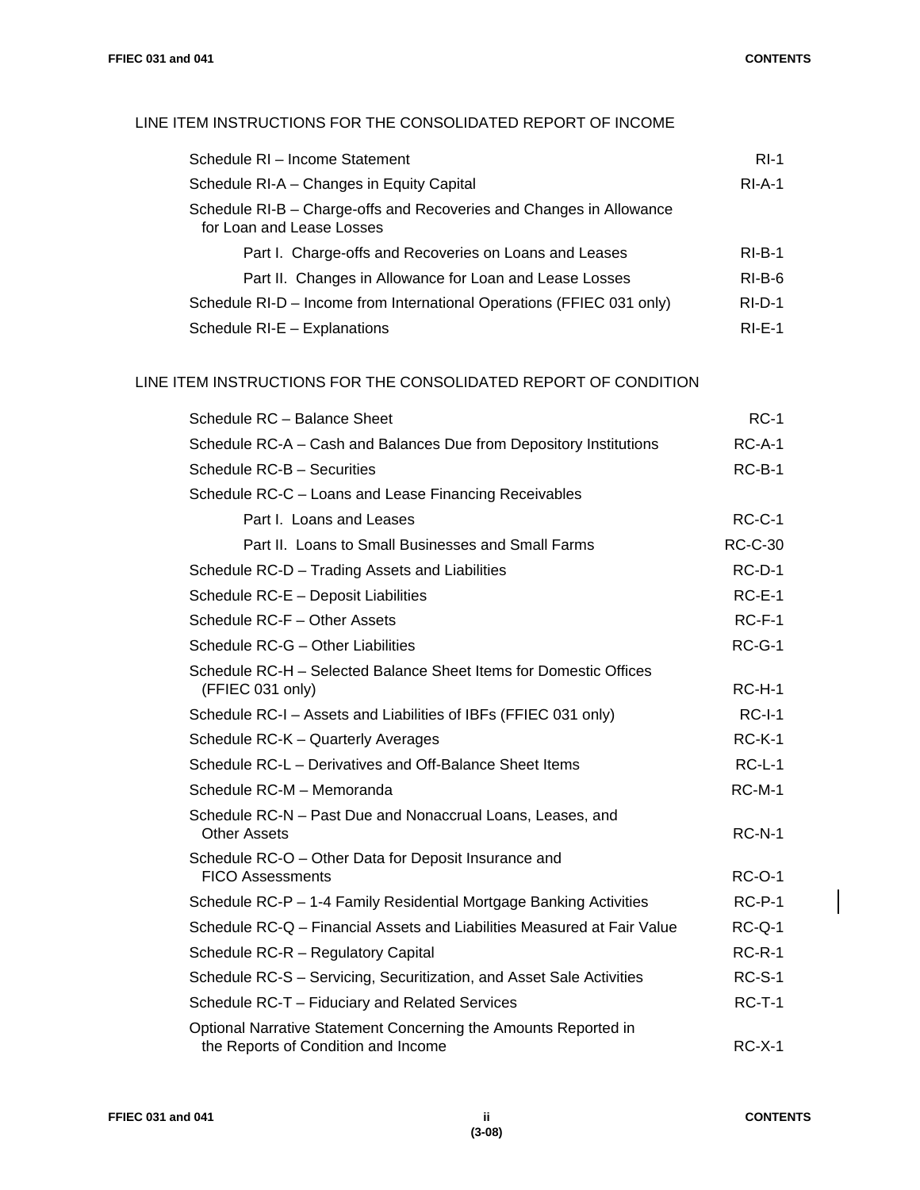## LINE ITEM INSTRUCTIONS FOR THE CONSOLIDATED REPORT OF INCOME

| | |
|---|---|
| Schedule RI – Income Statement | RI-1 |
| Schedule RI-A – Changes in Equity Capital | RI-A-1 |
| Schedule RI-B – Charge-offs and Recoveries and Changes in Allowance for Loan and Lease Losses | |
| Part I. Charge-offs and Recoveries on Loans and Leases | RI-B-1 |
| Part II. Changes in Allowance for Loan and Lease Losses | RI-B-6 |
| Schedule RI-D – Income from International Operations (FFIEC 031 only) | RI-D-1 |
| Schedule RI-E – Explanations | RI-E-1 |

## LINE ITEM INSTRUCTIONS FOR THE CONSOLIDATED REPORT OF CONDITION

| | |
|---|---|
| Schedule RC – Balance Sheet | RC-1 |
| Schedule RC-A – Cash and Balances Due from Depository Institutions | RC-A-1 |
| Schedule RC-B – Securities | RC-B-1 |
| Schedule RC-C – Loans and Lease Financing Receivables | |
| Part I. Loans and Leases | RC-C-1 |
| Part II. Loans to Small Businesses and Small Farms | RC-C-30 |
| Schedule RC-D – Trading Assets and Liabilities | RC-D-1 |
| Schedule RC-E – Deposit Liabilities | RC-E-1 |
| Schedule RC-F – Other Assets | RC-F-1 |
| Schedule RC-G – Other Liabilities | RC-G-1 |
| Schedule RC-H – Selected Balance Sheet Items for Domestic Offices (FFIEC 031 only) | RC-H-1 |
| Schedule RC-I – Assets and Liabilities of IBFs (FFIEC 031 only) | RC-I-1 |
| Schedule RC-K – Quarterly Averages | RC-K-1 |
| Schedule RC-L – Derivatives and Off-Balance Sheet Items | RC-L-1 |
| Schedule RC-M – Memoranda | RC-M-1 |
| Schedule RC-N – Past Due and Nonaccrual Loans, Leases, and Other Assets | RC-N-1 |
| Schedule RC-O – Other Data for Deposit Insurance and FICO Assessments | RC-O-1 |
| Schedule RC-P – 1-4 Family Residential Mortgage Banking Activities | RC-P-1 |
| Schedule RC-Q – Financial Assets and Liabilities Measured at Fair Value | RC-Q-1 |
| Schedule RC-R – Regulatory Capital | RC-R-1 |
| Schedule RC-S – Servicing, Securitization, and Asset Sale Activities | RC-S-1 |
| Schedule RC-T – Fiduciary and Related Services | RC-T-1 |
| Optional Narrative Statement Concerning the Amounts Reported in the Reports of Condition and Income | RC-X-1 |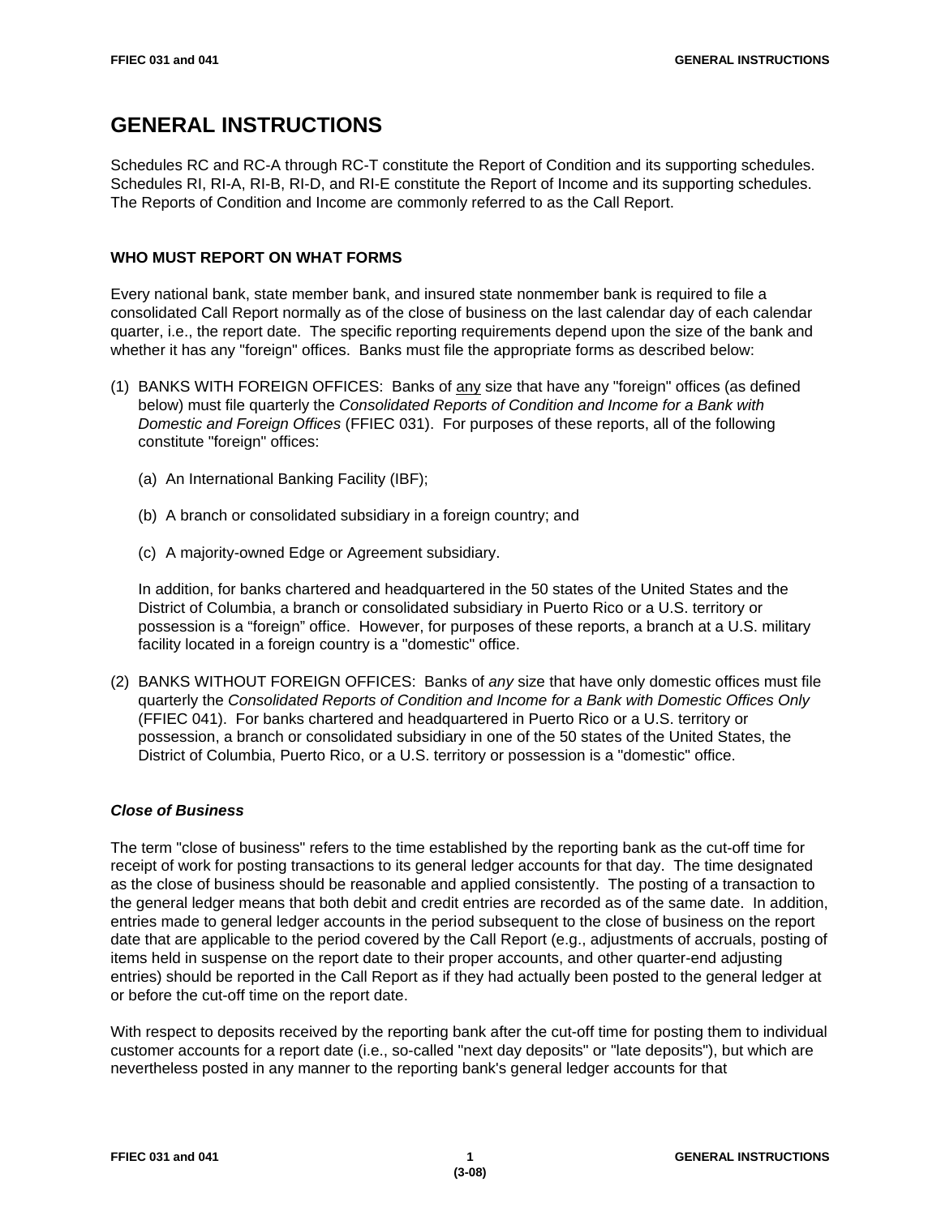# GENERAL INSTRUCTIONS

Schedules RC and RC-A through RC-T constitute the Report of Condition and its supporting schedules. Schedules RI, RI-A, RI-B, RI-D, and RI-E constitute the Report of Income and its supporting schedules. The Reports of Condition and Income are commonly referred to as the Call Report.

### WHO MUST REPORT ON WHAT FORMS

Every national bank, state member bank, and insured state nonmember bank is required to file a consolidated Call Report normally as of the close of business on the last calendar day of each calendar quarter, i.e., the report date. The specific reporting requirements depend upon the size of the bank and whether it has any "foreign" offices. Banks must file the appropriate forms as described below:

(1) BANKS WITH FOREIGN OFFICES: Banks of any size that have any "foreign" offices (as defined below) must file quarterly the *Consolidated Reports of Condition and Income for a Bank with Domestic and Foreign Offices* (FFIEC 031). For purposes of these reports, all of the following constitute "foreign" offices:

   (a) An International Banking Facility (IBF);

   (b) A branch or consolidated subsidiary in a foreign country; and

   (c) A majority-owned Edge or Agreement subsidiary.

   In addition, for banks chartered and headquartered in the 50 states of the United States and the District of Columbia, a branch or consolidated subsidiary in Puerto Rico or a U.S. territory or possession is a “foreign” office. However, for purposes of these reports, a branch at a U.S. military facility located in a foreign country is a "domestic" office.

(2) BANKS WITHOUT FOREIGN OFFICES: Banks of *any* size that have only domestic offices must file quarterly the *Consolidated Reports of Condition and Income for a Bank with Domestic Offices Only* (FFIEC 041). For banks chartered and headquartered in Puerto Rico or a U.S. territory or possession, a branch or consolidated subsidiary in one of the 50 states of the United States, the District of Columbia, Puerto Rico, or a U.S. territory or possession is a "domestic" office.

### *Close of Business*

The term "close of business" refers to the time established by the reporting bank as the cut-off time for receipt of work for posting transactions to its general ledger accounts for that day. The time designated as the close of business should be reasonable and applied consistently. The posting of a transaction to the general ledger means that both debit and credit entries are recorded as of the same date. In addition, entries made to general ledger accounts in the period subsequent to the close of business on the report date that are applicable to the period covered by the Call Report (e.g., adjustments of accruals, posting of items held in suspense on the report date to their proper accounts, and other quarter-end adjusting entries) should be reported in the Call Report as if they had actually been posted to the general ledger at or before the cut-off time on the report date.

With respect to deposits received by the reporting bank after the cut-off time for posting them to individual customer accounts for a report date (i.e., so-called "next day deposits" or "late deposits"), but which are nevertheless posted in any manner to the reporting bank's general ledger accounts for that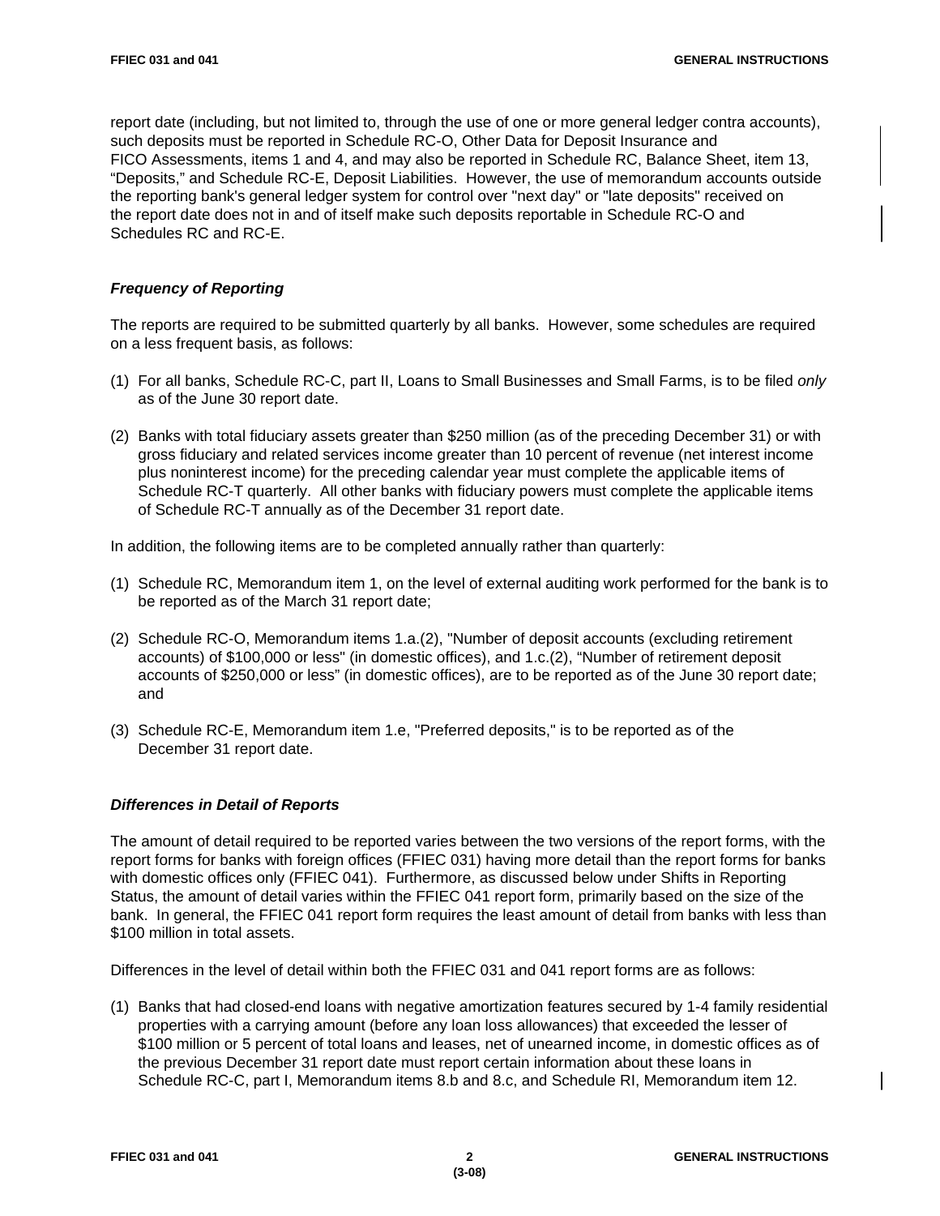report date (including, but not limited to, through the use of one or more general ledger contra accounts), such deposits must be reported in Schedule RC-O, Other Data for Deposit Insurance and FICO Assessments, items 1 and 4, and may also be reported in Schedule RC, Balance Sheet, item 13, "Deposits," and Schedule RC-E, Deposit Liabilities. However, the use of memorandum accounts outside the reporting bank's general ledger system for control over "next day" or "late deposits" received on the report date does not in and of itself make such deposits reportable in Schedule RC-O and Schedules RC and RC-E.

### *Frequency of Reporting*

The reports are required to be submitted quarterly by all banks. However, some schedules are required on a less frequent basis, as follows:

(1) For all banks, Schedule RC-C, part II, Loans to Small Businesses and Small Farms, is to be filed *only* as of the June 30 report date.

(2) Banks with total fiduciary assets greater than $250 million (as of the preceding December 31) or with gross fiduciary and related services income greater than 10 percent of revenue (net interest income plus noninterest income) for the preceding calendar year must complete the applicable items of Schedule RC-T quarterly. All other banks with fiduciary powers must complete the applicable items of Schedule RC-T annually as of the December 31 report date.

In addition, the following items are to be completed annually rather than quarterly:

(1) Schedule RC, Memorandum item 1, on the level of external auditing work performed for the bank is to be reported as of the March 31 report date;

(2) Schedule RC-O, Memorandum items 1.a.(2), "Number of deposit accounts (excluding retirement accounts) of $100,000 or less" (in domestic offices), and 1.c.(2), "Number of retirement deposit accounts of $250,000 or less" (in domestic offices), are to be reported as of the June 30 report date; and

(3) Schedule RC-E, Memorandum item 1.e, "Preferred deposits," is to be reported as of the December 31 report date.

### *Differences in Detail of Reports*

The amount of detail required to be reported varies between the two versions of the report forms, with the report forms for banks with foreign offices (FFIEC 031) having more detail than the report forms for banks with domestic offices only (FFIEC 041). Furthermore, as discussed below under Shifts in Reporting Status, the amount of detail varies within the FFIEC 041 report form, primarily based on the size of the bank. In general, the FFIEC 041 report form requires the least amount of detail from banks with less than $100 million in total assets.

Differences in the level of detail within both the FFIEC 031 and 041 report forms are as follows:

(1) Banks that had closed-end loans with negative amortization features secured by 1-4 family residential properties with a carrying amount (before any loan loss allowances) that exceeded the lesser of $100 million or 5 percent of total loans and leases, net of unearned income, in domestic offices as of the previous December 31 report date must report certain information about these loans in Schedule RC-C, part I, Memorandum items 8.b and 8.c, and Schedule RI, Memorandum item 12.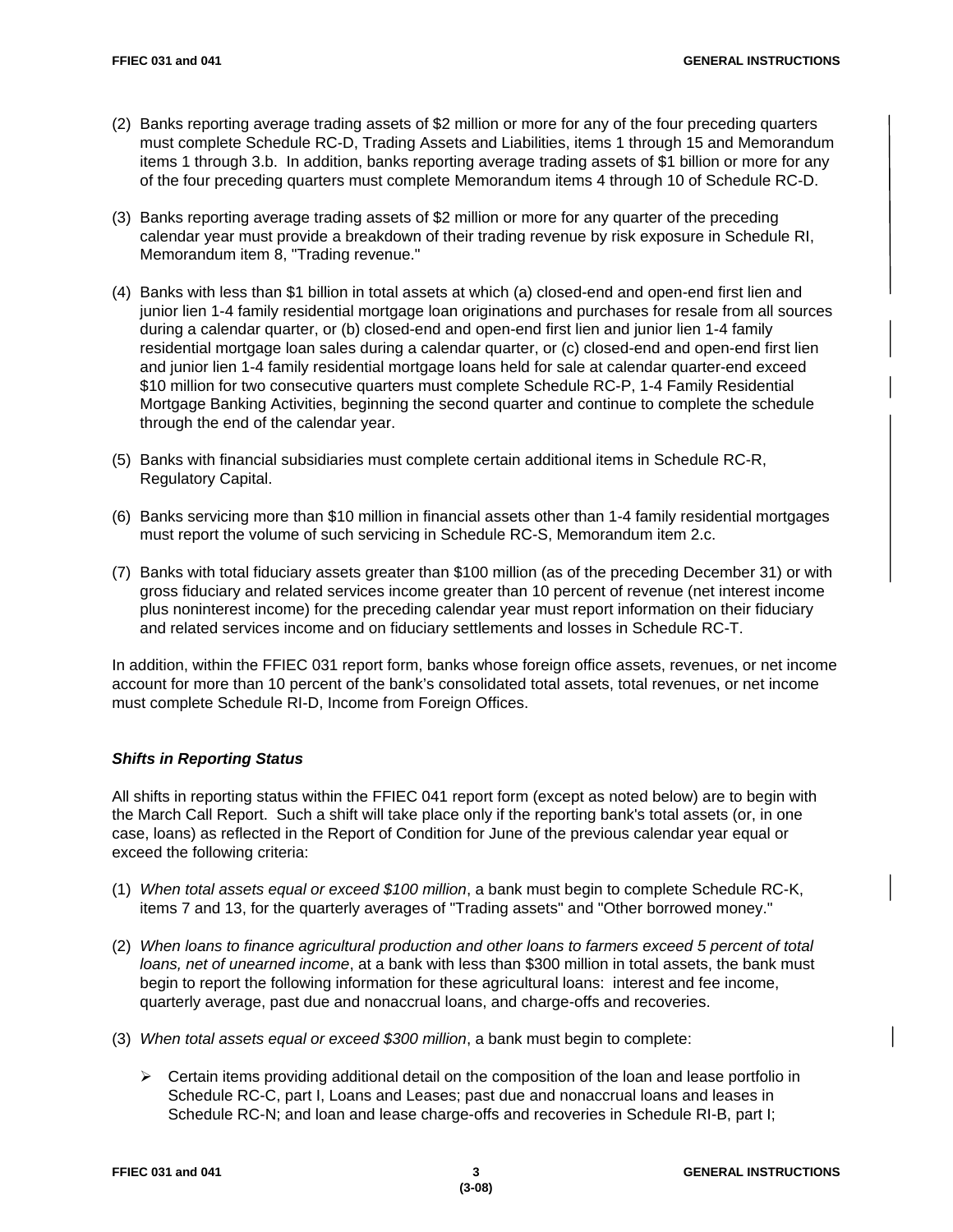(2) Banks reporting average trading assets of $2 million or more for any of the four preceding quarters must complete Schedule RC-D, Trading Assets and Liabilities, items 1 through 15 and Memorandum items 1 through 3.b. In addition, banks reporting average trading assets of $1 billion or more for any of the four preceding quarters must complete Memorandum items 4 through 10 of Schedule RC-D.

(3) Banks reporting average trading assets of $2 million or more for any quarter of the preceding calendar year must provide a breakdown of their trading revenue by risk exposure in Schedule RI, Memorandum item 8, "Trading revenue."

(4) Banks with less than $1 billion in total assets at which (a) closed-end and open-end first lien and junior lien 1-4 family residential mortgage loan originations and purchases for resale from all sources during a calendar quarter, or (b) closed-end and open-end first lien and junior lien 1-4 family residential mortgage loan sales during a calendar quarter, or (c) closed-end and open-end first lien and junior lien 1-4 family residential mortgage loans held for sale at calendar quarter-end exceed $10 million for two consecutive quarters must complete Schedule RC-P, 1-4 Family Residential Mortgage Banking Activities, beginning the second quarter and continue to complete the schedule through the end of the calendar year.

(5) Banks with financial subsidiaries must complete certain additional items in Schedule RC-R, Regulatory Capital.

(6) Banks servicing more than $10 million in financial assets other than 1-4 family residential mortgages must report the volume of such servicing in Schedule RC-S, Memorandum item 2.c.

(7) Banks with total fiduciary assets greater than $100 million (as of the preceding December 31) or with gross fiduciary and related services income greater than 10 percent of revenue (net interest income plus noninterest income) for the preceding calendar year must report information on their fiduciary and related services income and on fiduciary settlements and losses in Schedule RC-T.

In addition, within the FFIEC 031 report form, banks whose foreign office assets, revenues, or net income account for more than 10 percent of the bank's consolidated total assets, total revenues, or net income must complete Schedule RI-D, Income from Foreign Offices.

### *Shifts in Reporting Status*

All shifts in reporting status within the FFIEC 041 report form (except as noted below) are to begin with the March Call Report. Such a shift will take place only if the reporting bank's total assets (or, in one case, loans) as reflected in the Report of Condition for June of the previous calendar year equal or exceed the following criteria:

(1) *When total assets equal or exceed $100 million*, a bank must begin to complete Schedule RC-K, items 7 and 13, for the quarterly averages of "Trading assets" and "Other borrowed money."

(2) *When loans to finance agricultural production and other loans to farmers exceed 5 percent of total loans, net of unearned income*, at a bank with less than $300 million in total assets, the bank must begin to report the following information for these agricultural loans: interest and fee income, quarterly average, past due and nonaccrual loans, and charge-offs and recoveries.

(3) *When total assets equal or exceed $300 million*, a bank must begin to complete:

- Certain items providing additional detail on the composition of the loan and lease portfolio in Schedule RC-C, part I, Loans and Leases; past due and nonaccrual loans and leases in Schedule RC-N; and loan and lease charge-offs and recoveries in Schedule RI-B, part I;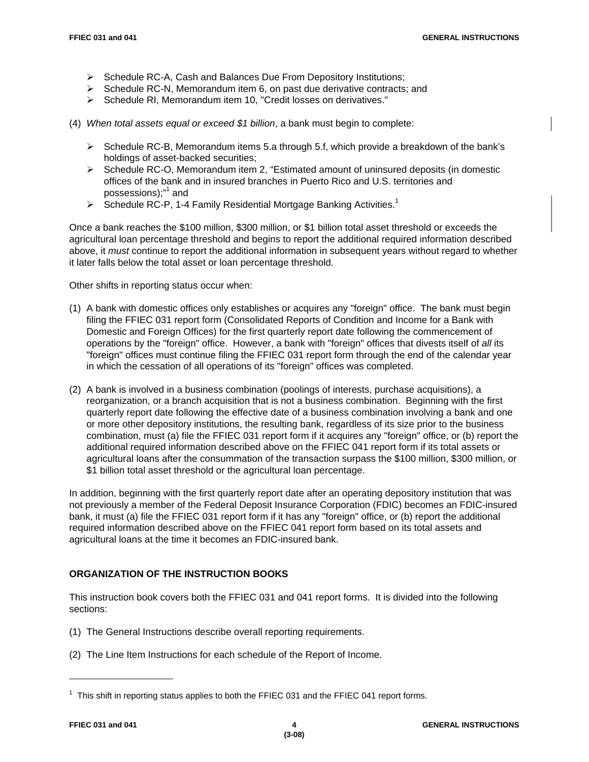- Schedule RC-A, Cash and Balances Due From Depository Institutions;
- Schedule RC-N, Memorandum item 6, on past due derivative contracts; and
- Schedule RI, Memorandum item 10, "Credit losses on derivatives."

(4) *When total assets equal or exceed $1 billion*, a bank must begin to complete:

- Schedule RC-B, Memorandum items 5.a through 5.f, which provide a breakdown of the bank's holdings of asset-backed securities;
- Schedule RC-O, Memorandum item 2, "Estimated amount of uninsured deposits (in domestic offices of the bank and in insured branches in Puerto Rico and U.S. territories and possessions);"[1] and
- Schedule RC-P, 1-4 Family Residential Mortgage Banking Activities.[1]

Once a bank reaches the $100 million, $300 million, or $1 billion total asset threshold or exceeds the agricultural loan percentage threshold and begins to report the additional required information described above, it *must* continue to report the additional information in subsequent years without regard to whether it later falls below the total asset or loan percentage threshold.

Other shifts in reporting status occur when:

(1) A bank with domestic offices only establishes or acquires any "foreign" office. The bank must begin filing the FFIEC 031 report form (Consolidated Reports of Condition and Income for a Bank with Domestic and Foreign Offices) for the first quarterly report date following the commencement of operations by the "foreign" office. However, a bank with "foreign" offices that divests itself of *all* its "foreign" offices must continue filing the FFIEC 031 report form through the end of the calendar year in which the cessation of all operations of its "foreign" offices was completed.

(2) A bank is involved in a business combination (poolings of interests, purchase acquisitions), a reorganization, or a branch acquisition that is not a business combination. Beginning with the first quarterly report date following the effective date of a business combination involving a bank and one or more other depository institutions, the resulting bank, regardless of its size prior to the business combination, must (a) file the FFIEC 031 report form if it acquires any "foreign" office, or (b) report the additional required information described above on the FFIEC 041 report form if its total assets or agricultural loans after the consummation of the transaction surpass the $100 million, $300 million, or $1 billion total asset threshold or the agricultural loan percentage.

In addition, beginning with the first quarterly report date after an operating depository institution that was not previously a member of the Federal Deposit Insurance Corporation (FDIC) becomes an FDIC-insured bank, it must (a) file the FFIEC 031 report form if it has any "foreign" office, or (b) report the additional required information described above on the FFIEC 041 report form based on its total assets and agricultural loans at the time it becomes an FDIC-insured bank.

## ORGANIZATION OF THE INSTRUCTION BOOKS

This instruction book covers both the FFIEC 031 and 041 report forms. It is divided into the following sections:

(1) The General Instructions describe overall reporting requirements.

(2) The Line Item Instructions for each schedule of the Report of Income.

---

[1] This shift in reporting status applies to both the FFIEC 031 and the FFIEC 041 report forms.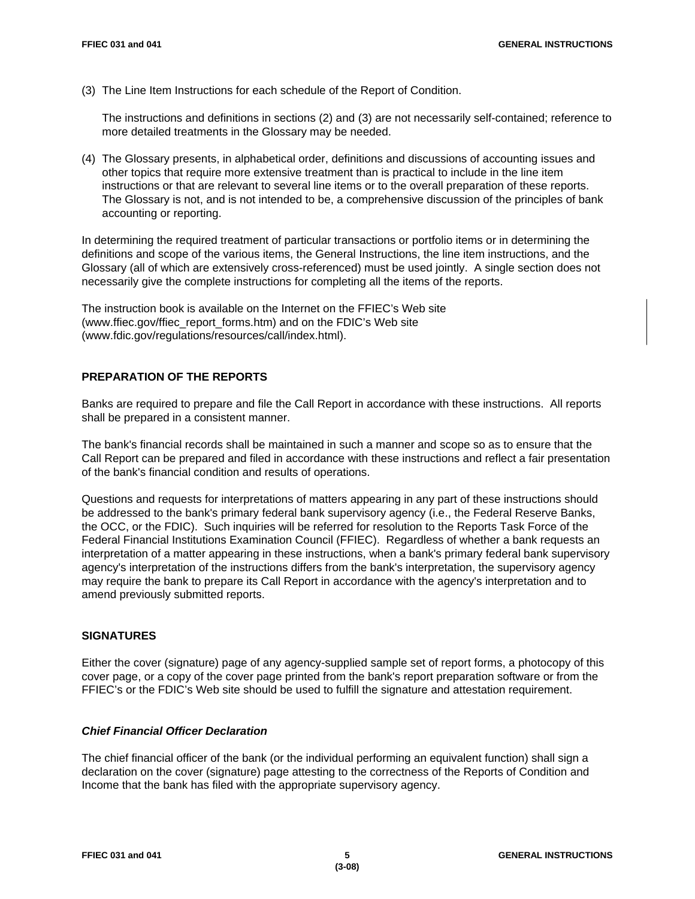(3) The Line Item Instructions for each schedule of the Report of Condition.

    The instructions and definitions in sections (2) and (3) are not necessarily self-contained; reference to more detailed treatments in the Glossary may be needed.

(4) The Glossary presents, in alphabetical order, definitions and discussions of accounting issues and other topics that require more extensive treatment than is practical to include in the line item instructions or that are relevant to several line items or to the overall preparation of these reports. The Glossary is not, and is not intended to be, a comprehensive discussion of the principles of bank accounting or reporting.

In determining the required treatment of particular transactions or portfolio items or in determining the definitions and scope of the various items, the General Instructions, the line item instructions, and the Glossary (all of which are extensively cross-referenced) must be used jointly. A single section does not necessarily give the complete instructions for completing all the items of the reports.

The instruction book is available on the Internet on the FFIEC's Web site (www.ffiec.gov/ffiec_report_forms.htm) and on the FDIC's Web site (www.fdic.gov/regulations/resources/call/index.html).

## PREPARATION OF THE REPORTS

Banks are required to prepare and file the Call Report in accordance with these instructions. All reports shall be prepared in a consistent manner.

The bank's financial records shall be maintained in such a manner and scope so as to ensure that the Call Report can be prepared and filed in accordance with these instructions and reflect a fair presentation of the bank's financial condition and results of operations.

Questions and requests for interpretations of matters appearing in any part of these instructions should be addressed to the bank's primary federal bank supervisory agency (i.e., the Federal Reserve Banks, the OCC, or the FDIC). Such inquiries will be referred for resolution to the Reports Task Force of the Federal Financial Institutions Examination Council (FFIEC). Regardless of whether a bank requests an interpretation of a matter appearing in these instructions, when a bank's primary federal bank supervisory agency's interpretation of the instructions differs from the bank's interpretation, the supervisory agency may require the bank to prepare its Call Report in accordance with the agency's interpretation and to amend previously submitted reports.

## SIGNATURES

Either the cover (signature) page of any agency-supplied sample set of report forms, a photocopy of this cover page, or a copy of the cover page printed from the bank's report preparation software or from the FFIEC's or the FDIC's Web site should be used to fulfill the signature and attestation requirement.

### *Chief Financial Officer Declaration*

The chief financial officer of the bank (or the individual performing an equivalent function) shall sign a declaration on the cover (signature) page attesting to the correctness of the Reports of Condition and Income that the bank has filed with the appropriate supervisory agency.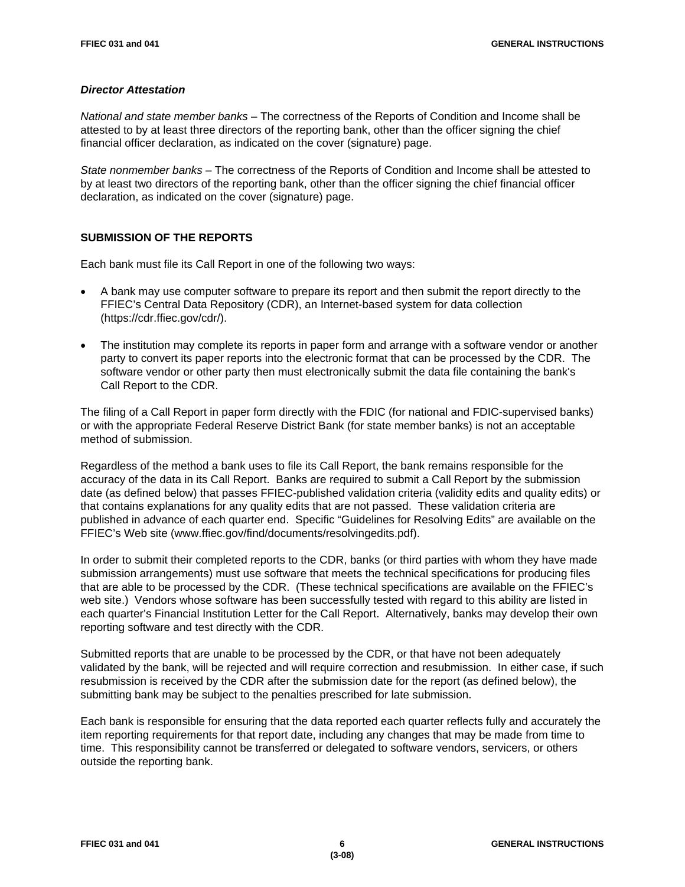### *Director Attestation*

*National and state member banks* – The correctness of the Reports of Condition and Income shall be attested to by at least three directors of the reporting bank, other than the officer signing the chief financial officer declaration, as indicated on the cover (signature) page.

*State nonmember banks* – The correctness of the Reports of Condition and Income shall be attested to by at least two directors of the reporting bank, other than the officer signing the chief financial officer declaration, as indicated on the cover (signature) page.

## SUBMISSION OF THE REPORTS

Each bank must file its Call Report in one of the following two ways:

- A bank may use computer software to prepare its report and then submit the report directly to the FFIEC's Central Data Repository (CDR), an Internet-based system for data collection (https://cdr.ffiec.gov/cdr/).
- The institution may complete its reports in paper form and arrange with a software vendor or another party to convert its paper reports into the electronic format that can be processed by the CDR. The software vendor or other party then must electronically submit the data file containing the bank's Call Report to the CDR.

The filing of a Call Report in paper form directly with the FDIC (for national and FDIC-supervised banks) or with the appropriate Federal Reserve District Bank (for state member banks) is not an acceptable method of submission.

Regardless of the method a bank uses to file its Call Report, the bank remains responsible for the accuracy of the data in its Call Report. Banks are required to submit a Call Report by the submission date (as defined below) that passes FFIEC-published validation criteria (validity edits and quality edits) or that contains explanations for any quality edits that are not passed. These validation criteria are published in advance of each quarter end. Specific "Guidelines for Resolving Edits" are available on the FFIEC's Web site (www.ffiec.gov/find/documents/resolvingedits.pdf).

In order to submit their completed reports to the CDR, banks (or third parties with whom they have made submission arrangements) must use software that meets the technical specifications for producing files that are able to be processed by the CDR. (These technical specifications are available on the FFIEC's web site.) Vendors whose software has been successfully tested with regard to this ability are listed in each quarter's Financial Institution Letter for the Call Report. Alternatively, banks may develop their own reporting software and test directly with the CDR.

Submitted reports that are unable to be processed by the CDR, or that have not been adequately validated by the bank, will be rejected and will require correction and resubmission. In either case, if such resubmission is received by the CDR after the submission date for the report (as defined below), the submitting bank may be subject to the penalties prescribed for late submission.

Each bank is responsible for ensuring that the data reported each quarter reflects fully and accurately the item reporting requirements for that report date, including any changes that may be made from time to time. This responsibility cannot be transferred or delegated to software vendors, servicers, or others outside the reporting bank.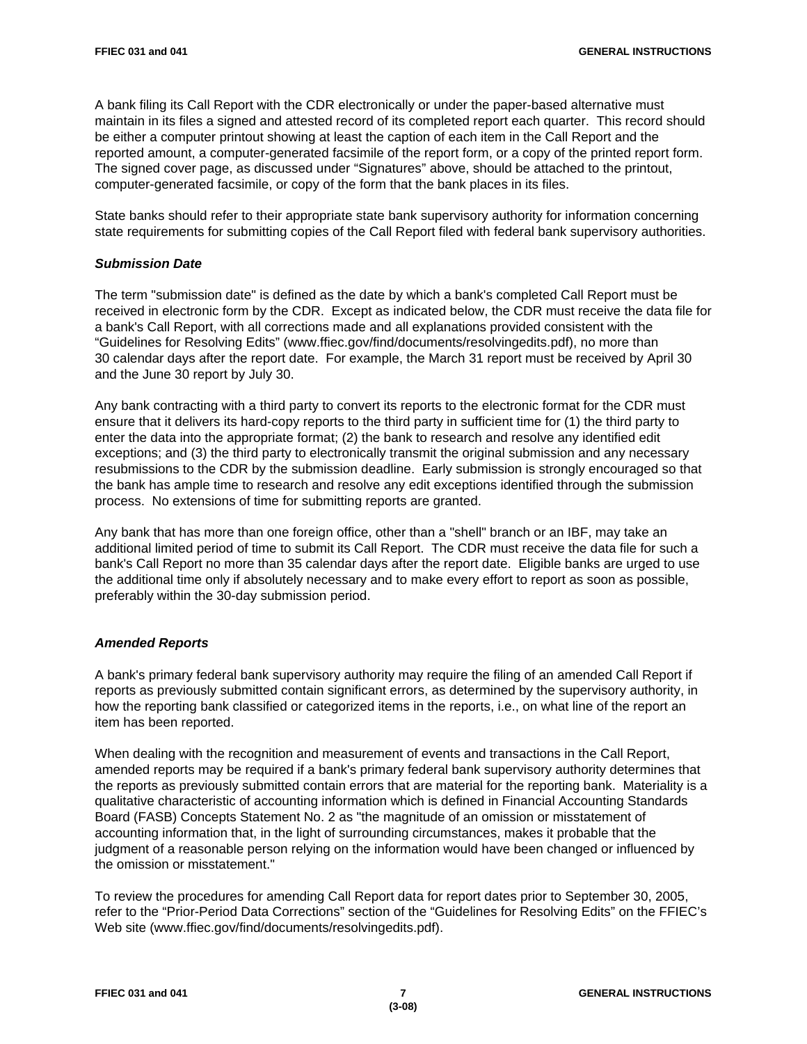A bank filing its Call Report with the CDR electronically or under the paper-based alternative must maintain in its files a signed and attested record of its completed report each quarter. This record should be either a computer printout showing at least the caption of each item in the Call Report and the reported amount, a computer-generated facsimile of the report form, or a copy of the printed report form. The signed cover page, as discussed under "Signatures" above, should be attached to the printout, computer-generated facsimile, or copy of the form that the bank places in its files.

State banks should refer to their appropriate state bank supervisory authority for information concerning state requirements for submitting copies of the Call Report filed with federal bank supervisory authorities.

### *Submission Date*

The term "submission date" is defined as the date by which a bank's completed Call Report must be received in electronic form by the CDR. Except as indicated below, the CDR must receive the data file for a bank's Call Report, with all corrections made and all explanations provided consistent with the "Guidelines for Resolving Edits" (www.ffiec.gov/find/documents/resolvingedits.pdf), no more than 30 calendar days after the report date. For example, the March 31 report must be received by April 30 and the June 30 report by July 30.

Any bank contracting with a third party to convert its reports to the electronic format for the CDR must ensure that it delivers its hard-copy reports to the third party in sufficient time for (1) the third party to enter the data into the appropriate format; (2) the bank to research and resolve any identified edit exceptions; and (3) the third party to electronically transmit the original submission and any necessary resubmissions to the CDR by the submission deadline. Early submission is strongly encouraged so that the bank has ample time to research and resolve any edit exceptions identified through the submission process. No extensions of time for submitting reports are granted.

Any bank that has more than one foreign office, other than a "shell" branch or an IBF, may take an additional limited period of time to submit its Call Report. The CDR must receive the data file for such a bank's Call Report no more than 35 calendar days after the report date. Eligible banks are urged to use the additional time only if absolutely necessary and to make every effort to report as soon as possible, preferably within the 30-day submission period.

### *Amended Reports*

A bank's primary federal bank supervisory authority may require the filing of an amended Call Report if reports as previously submitted contain significant errors, as determined by the supervisory authority, in how the reporting bank classified or categorized items in the reports, i.e., on what line of the report an item has been reported.

When dealing with the recognition and measurement of events and transactions in the Call Report, amended reports may be required if a bank's primary federal bank supervisory authority determines that the reports as previously submitted contain errors that are material for the reporting bank. Materiality is a qualitative characteristic of accounting information which is defined in Financial Accounting Standards Board (FASB) Concepts Statement No. 2 as "the magnitude of an omission or misstatement of accounting information that, in the light of surrounding circumstances, makes it probable that the judgment of a reasonable person relying on the information would have been changed or influenced by the omission or misstatement."

To review the procedures for amending Call Report data for report dates prior to September 30, 2005, refer to the "Prior-Period Data Corrections" section of the "Guidelines for Resolving Edits" on the FFIEC's Web site (www.ffiec.gov/find/documents/resolvingedits.pdf).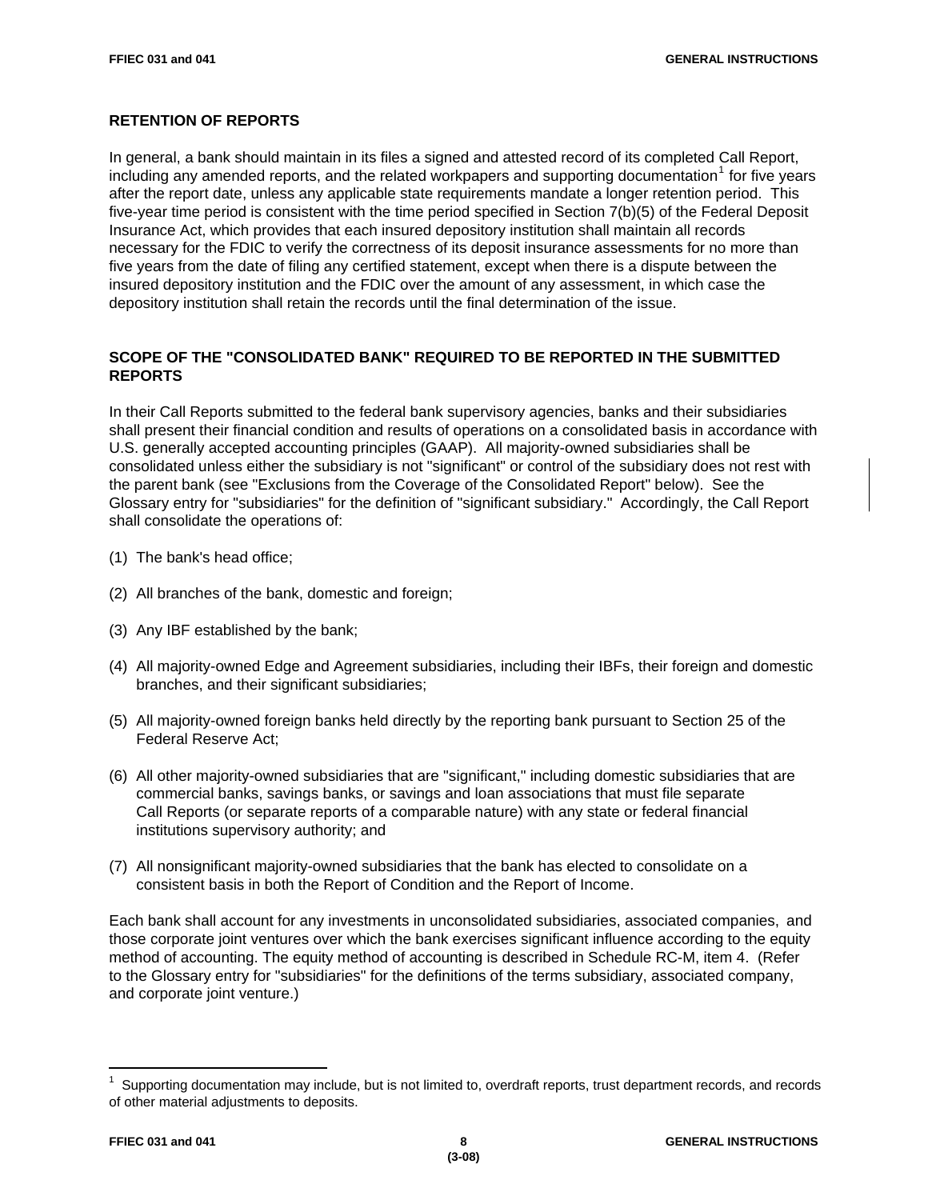## RETENTION OF REPORTS

In general, a bank should maintain in its files a signed and attested record of its completed Call Report, including any amended reports, and the related workpapers and supporting documentation[1] for five years after the report date, unless any applicable state requirements mandate a longer retention period. This five-year time period is consistent with the time period specified in Section 7(b)(5) of the Federal Deposit Insurance Act, which provides that each insured depository institution shall maintain all records necessary for the FDIC to verify the correctness of its deposit insurance assessments for no more than five years from the date of filing any certified statement, except when there is a dispute between the insured depository institution and the FDIC over the amount of any assessment, in which case the depository institution shall retain the records until the final determination of the issue.

## SCOPE OF THE "CONSOLIDATED BANK" REQUIRED TO BE REPORTED IN THE SUBMITTED REPORTS

In their Call Reports submitted to the federal bank supervisory agencies, banks and their subsidiaries shall present their financial condition and results of operations on a consolidated basis in accordance with U.S. generally accepted accounting principles (GAAP). All majority-owned subsidiaries shall be consolidated unless either the subsidiary is not "significant" or control of the subsidiary does not rest with the parent bank (see "Exclusions from the Coverage of the Consolidated Report" below). See the Glossary entry for "subsidiaries" for the definition of "significant subsidiary." Accordingly, the Call Report shall consolidate the operations of:

(1) The bank's head office;

(2) All branches of the bank, domestic and foreign;

(3) Any IBF established by the bank;

(4) All majority-owned Edge and Agreement subsidiaries, including their IBFs, their foreign and domestic branches, and their significant subsidiaries;

(5) All majority-owned foreign banks held directly by the reporting bank pursuant to Section 25 of the Federal Reserve Act;

(6) All other majority-owned subsidiaries that are "significant," including domestic subsidiaries that are commercial banks, savings banks, or savings and loan associations that must file separate Call Reports (or separate reports of a comparable nature) with any state or federal financial institutions supervisory authority; and

(7) All nonsignificant majority-owned subsidiaries that the bank has elected to consolidate on a consistent basis in both the Report of Condition and the Report of Income.

Each bank shall account for any investments in unconsolidated subsidiaries, associated companies, and those corporate joint ventures over which the bank exercises significant influence according to the equity method of accounting. The equity method of accounting is described in Schedule RC-M, item 4. (Refer to the Glossary entry for "subsidiaries" for the definitions of the terms subsidiary, associated company, and corporate joint venture.)

[1] Supporting documentation may include, but is not limited to, overdraft reports, trust department records, and records of other material adjustments to deposits.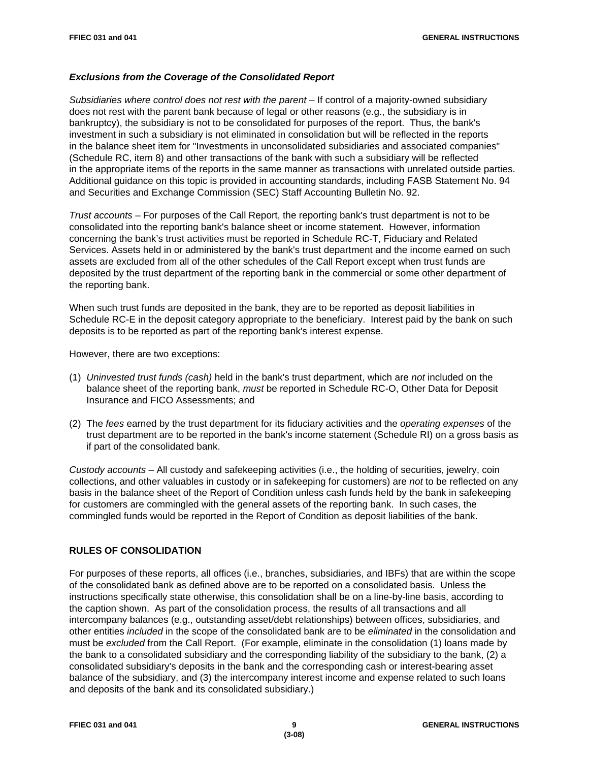### *Exclusions from the Coverage of the Consolidated Report*

*Subsidiaries where control does not rest with the parent* – If control of a majority-owned subsidiary does not rest with the parent bank because of legal or other reasons (e.g., the subsidiary is in bankruptcy), the subsidiary is not to be consolidated for purposes of the report. Thus, the bank's investment in such a subsidiary is not eliminated in consolidation but will be reflected in the reports in the balance sheet item for "Investments in unconsolidated subsidiaries and associated companies" (Schedule RC, item 8) and other transactions of the bank with such a subsidiary will be reflected in the appropriate items of the reports in the same manner as transactions with unrelated outside parties. Additional guidance on this topic is provided in accounting standards, including FASB Statement No. 94 and Securities and Exchange Commission (SEC) Staff Accounting Bulletin No. 92.

*Trust accounts* – For purposes of the Call Report, the reporting bank's trust department is not to be consolidated into the reporting bank's balance sheet or income statement. However, information concerning the bank's trust activities must be reported in Schedule RC-T, Fiduciary and Related Services. Assets held in or administered by the bank's trust department and the income earned on such assets are excluded from all of the other schedules of the Call Report except when trust funds are deposited by the trust department of the reporting bank in the commercial or some other department of the reporting bank.

When such trust funds are deposited in the bank, they are to be reported as deposit liabilities in Schedule RC-E in the deposit category appropriate to the beneficiary. Interest paid by the bank on such deposits is to be reported as part of the reporting bank's interest expense.

However, there are two exceptions:

(1) *Uninvested trust funds (cash)* held in the bank's trust department, which are *not* included on the balance sheet of the reporting bank, *must* be reported in Schedule RC-O, Other Data for Deposit Insurance and FICO Assessments; and

(2) The *fees* earned by the trust department for its fiduciary activities and the *operating expenses* of the trust department are to be reported in the bank's income statement (Schedule RI) on a gross basis as if part of the consolidated bank.

*Custody accounts* – All custody and safekeeping activities (i.e., the holding of securities, jewelry, coin collections, and other valuables in custody or in safekeeping for customers) are *not* to be reflected on any basis in the balance sheet of the Report of Condition unless cash funds held by the bank in safekeeping for customers are commingled with the general assets of the reporting bank. In such cases, the commingled funds would be reported in the Report of Condition as deposit liabilities of the bank.

## RULES OF CONSOLIDATION

For purposes of these reports, all offices (i.e., branches, subsidiaries, and IBFs) that are within the scope of the consolidated bank as defined above are to be reported on a consolidated basis. Unless the instructions specifically state otherwise, this consolidation shall be on a line-by-line basis, according to the caption shown. As part of the consolidation process, the results of all transactions and all intercompany balances (e.g., outstanding asset/debt relationships) between offices, subsidiaries, and other entities *included* in the scope of the consolidated bank are to be *eliminated* in the consolidation and must be *excluded* from the Call Report. (For example, eliminate in the consolidation (1) loans made by the bank to a consolidated subsidiary and the corresponding liability of the subsidiary to the bank, (2) a consolidated subsidiary's deposits in the bank and the corresponding cash or interest-bearing asset balance of the subsidiary, and (3) the intercompany interest income and expense related to such loans and deposits of the bank and its consolidated subsidiary.)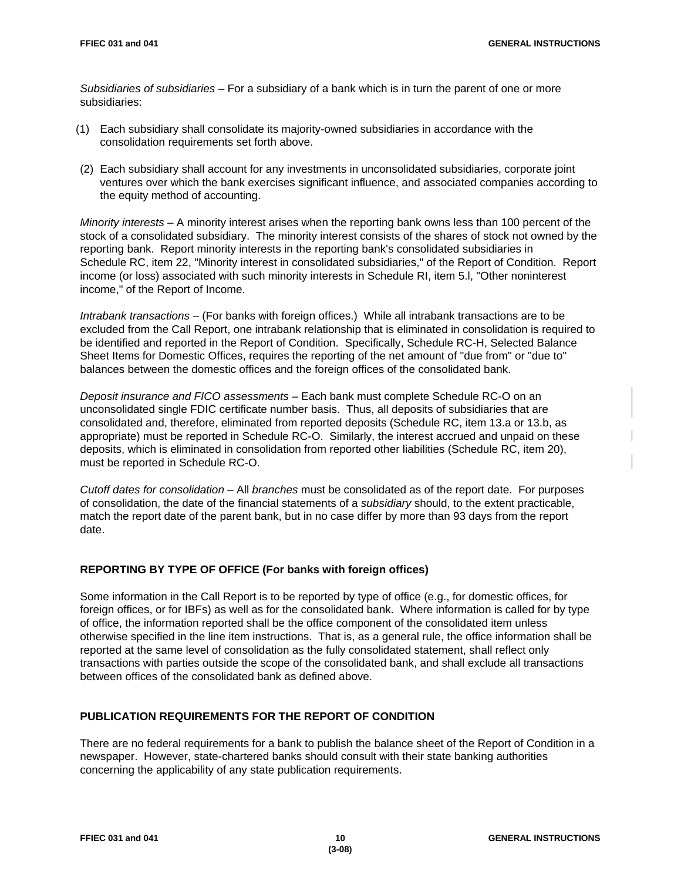*Subsidiaries of subsidiaries* – For a subsidiary of a bank which is in turn the parent of one or more subsidiaries:

(1) Each subsidiary shall consolidate its majority-owned subsidiaries in accordance with the consolidation requirements set forth above.

(2) Each subsidiary shall account for any investments in unconsolidated subsidiaries, corporate joint ventures over which the bank exercises significant influence, and associated companies according to the equity method of accounting.

*Minority interests* – A minority interest arises when the reporting bank owns less than 100 percent of the stock of a consolidated subsidiary. The minority interest consists of the shares of stock not owned by the reporting bank. Report minority interests in the reporting bank's consolidated subsidiaries in Schedule RC, item 22, "Minority interest in consolidated subsidiaries," of the Report of Condition. Report income (or loss) associated with such minority interests in Schedule RI, item 5.l, "Other noninterest income," of the Report of Income.

*Intrabank transactions* – (For banks with foreign offices.) While all intrabank transactions are to be excluded from the Call Report, one intrabank relationship that is eliminated in consolidation is required to be identified and reported in the Report of Condition. Specifically, Schedule RC-H, Selected Balance Sheet Items for Domestic Offices, requires the reporting of the net amount of "due from" or "due to" balances between the domestic offices and the foreign offices of the consolidated bank.

*Deposit insurance and FICO assessments* – Each bank must complete Schedule RC-O on an unconsolidated single FDIC certificate number basis. Thus, all deposits of subsidiaries that are consolidated and, therefore, eliminated from reported deposits (Schedule RC, item 13.a or 13.b, as appropriate) must be reported in Schedule RC-O. Similarly, the interest accrued and unpaid on these deposits, which is eliminated in consolidation from reported other liabilities (Schedule RC, item 20), must be reported in Schedule RC-O.

*Cutoff dates for consolidation* – All *branches* must be consolidated as of the report date. For purposes of consolidation, the date of the financial statements of a *subsidiary* should, to the extent practicable, match the report date of the parent bank, but in no case differ by more than 93 days from the report date.

## REPORTING BY TYPE OF OFFICE (For banks with foreign offices)

Some information in the Call Report is to be reported by type of office (e.g., for domestic offices, for foreign offices, or for IBFs) as well as for the consolidated bank. Where information is called for by type of office, the information reported shall be the office component of the consolidated item unless otherwise specified in the line item instructions. That is, as a general rule, the office information shall be reported at the same level of consolidation as the fully consolidated statement, shall reflect only transactions with parties outside the scope of the consolidated bank, and shall exclude all transactions between offices of the consolidated bank as defined above.

## PUBLICATION REQUIREMENTS FOR THE REPORT OF CONDITION

There are no federal requirements for a bank to publish the balance sheet of the Report of Condition in a newspaper. However, state-chartered banks should consult with their state banking authorities concerning the applicability of any state publication requirements.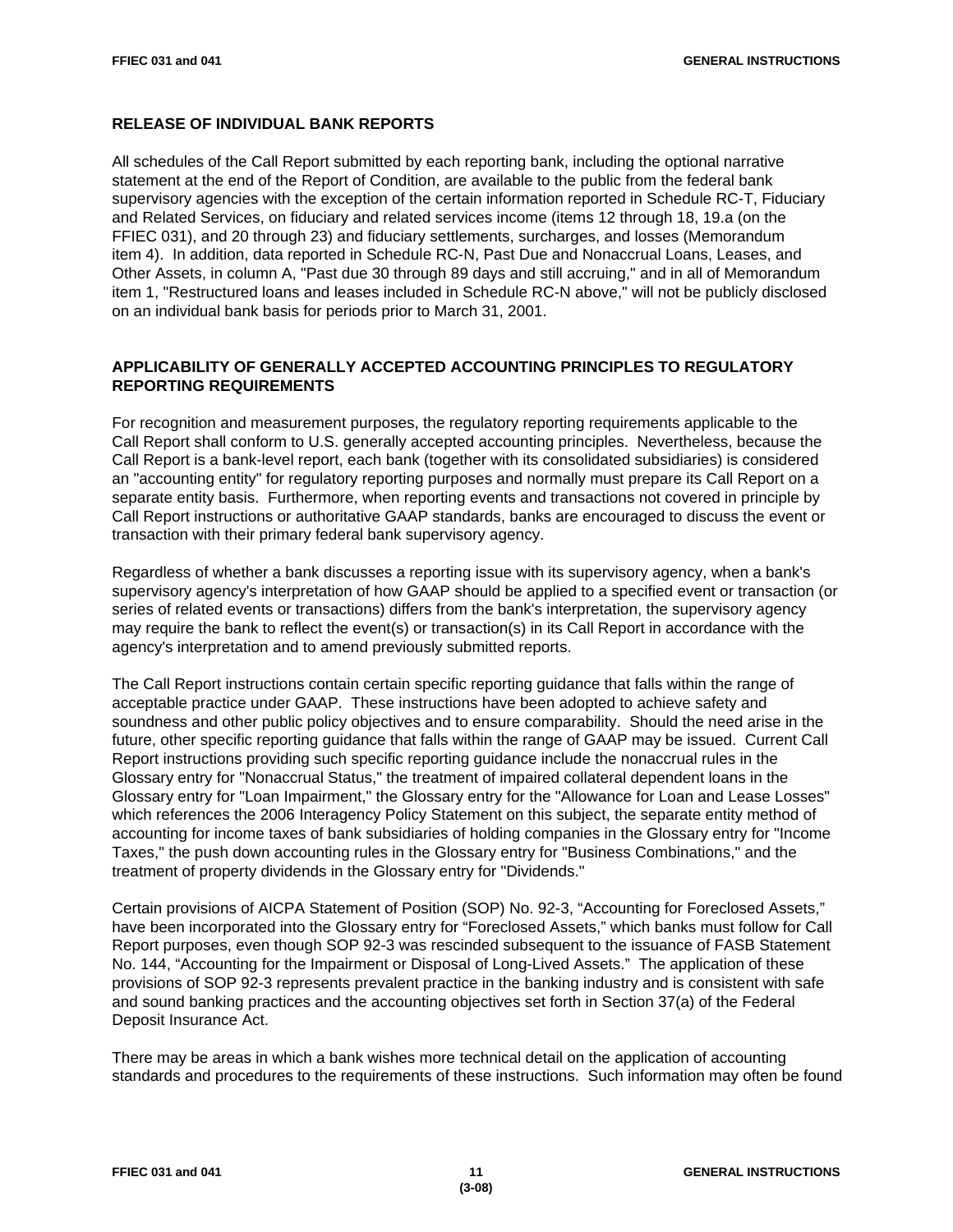## RELEASE OF INDIVIDUAL BANK REPORTS

All schedules of the Call Report submitted by each reporting bank, including the optional narrative statement at the end of the Report of Condition, are available to the public from the federal bank supervisory agencies with the exception of the certain information reported in Schedule RC-T, Fiduciary and Related Services, on fiduciary and related services income (items 12 through 18, 19.a (on the FFIEC 031), and 20 through 23) and fiduciary settlements, surcharges, and losses (Memorandum item 4). In addition, data reported in Schedule RC-N, Past Due and Nonaccrual Loans, Leases, and Other Assets, in column A, "Past due 30 through 89 days and still accruing," and in all of Memorandum item 1, "Restructured loans and leases included in Schedule RC-N above," will not be publicly disclosed on an individual bank basis for periods prior to March 31, 2001.

## APPLICABILITY OF GENERALLY ACCEPTED ACCOUNTING PRINCIPLES TO REGULATORY REPORTING REQUIREMENTS

For recognition and measurement purposes, the regulatory reporting requirements applicable to the Call Report shall conform to U.S. generally accepted accounting principles. Nevertheless, because the Call Report is a bank-level report, each bank (together with its consolidated subsidiaries) is considered an "accounting entity" for regulatory reporting purposes and normally must prepare its Call Report on a separate entity basis. Furthermore, when reporting events and transactions not covered in principle by Call Report instructions or authoritative GAAP standards, banks are encouraged to discuss the event or transaction with their primary federal bank supervisory agency.

Regardless of whether a bank discusses a reporting issue with its supervisory agency, when a bank's supervisory agency's interpretation of how GAAP should be applied to a specified event or transaction (or series of related events or transactions) differs from the bank's interpretation, the supervisory agency may require the bank to reflect the event(s) or transaction(s) in its Call Report in accordance with the agency's interpretation and to amend previously submitted reports.

The Call Report instructions contain certain specific reporting guidance that falls within the range of acceptable practice under GAAP. These instructions have been adopted to achieve safety and soundness and other public policy objectives and to ensure comparability. Should the need arise in the future, other specific reporting guidance that falls within the range of GAAP may be issued. Current Call Report instructions providing such specific reporting guidance include the nonaccrual rules in the Glossary entry for "Nonaccrual Status," the treatment of impaired collateral dependent loans in the Glossary entry for "Loan Impairment," the Glossary entry for the "Allowance for Loan and Lease Losses" which references the 2006 Interagency Policy Statement on this subject, the separate entity method of accounting for income taxes of bank subsidiaries of holding companies in the Glossary entry for "Income Taxes," the push down accounting rules in the Glossary entry for "Business Combinations," and the treatment of property dividends in the Glossary entry for "Dividends."

Certain provisions of AICPA Statement of Position (SOP) No. 92-3, "Accounting for Foreclosed Assets," have been incorporated into the Glossary entry for "Foreclosed Assets," which banks must follow for Call Report purposes, even though SOP 92-3 was rescinded subsequent to the issuance of FASB Statement No. 144, "Accounting for the Impairment or Disposal of Long-Lived Assets." The application of these provisions of SOP 92-3 represents prevalent practice in the banking industry and is consistent with safe and sound banking practices and the accounting objectives set forth in Section 37(a) of the Federal Deposit Insurance Act.

There may be areas in which a bank wishes more technical detail on the application of accounting standards and procedures to the requirements of these instructions. Such information may often be found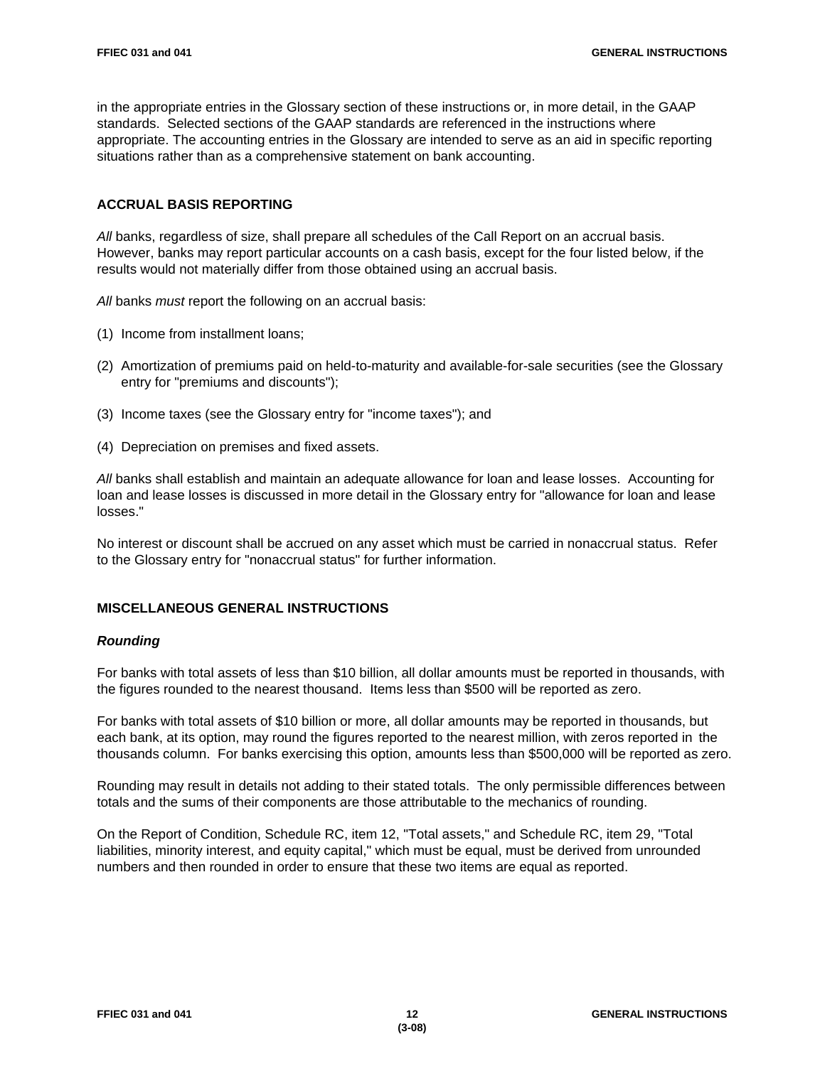in the appropriate entries in the Glossary section of these instructions or, in more detail, in the GAAP standards. Selected sections of the GAAP standards are referenced in the instructions where appropriate. The accounting entries in the Glossary are intended to serve as an aid in specific reporting situations rather than as a comprehensive statement on bank accounting.

## ACCRUAL BASIS REPORTING

*All* banks, regardless of size, shall prepare all schedules of the Call Report on an accrual basis. However, banks may report particular accounts on a cash basis, except for the four listed below, if the results would not materially differ from those obtained using an accrual basis.

*All* banks *must* report the following on an accrual basis:

(1) Income from installment loans;

(2) Amortization of premiums paid on held-to-maturity and available-for-sale securities (see the Glossary entry for "premiums and discounts");

(3) Income taxes (see the Glossary entry for "income taxes"); and

(4) Depreciation on premises and fixed assets.

*All* banks shall establish and maintain an adequate allowance for loan and lease losses. Accounting for loan and lease losses is discussed in more detail in the Glossary entry for "allowance for loan and lease losses."

No interest or discount shall be accrued on any asset which must be carried in nonaccrual status. Refer to the Glossary entry for "nonaccrual status" for further information.

## MISCELLANEOUS GENERAL INSTRUCTIONS

### *Rounding*

For banks with total assets of less than $10 billion, all dollar amounts must be reported in thousands, with the figures rounded to the nearest thousand. Items less than $500 will be reported as zero.

For banks with total assets of $10 billion or more, all dollar amounts may be reported in thousands, but each bank, at its option, may round the figures reported to the nearest million, with zeros reported in the thousands column. For banks exercising this option, amounts less than $500,000 will be reported as zero.

Rounding may result in details not adding to their stated totals. The only permissible differences between totals and the sums of their components are those attributable to the mechanics of rounding.

On the Report of Condition, Schedule RC, item 12, "Total assets," and Schedule RC, item 29, "Total liabilities, minority interest, and equity capital," which must be equal, must be derived from unrounded numbers and then rounded in order to ensure that these two items are equal as reported.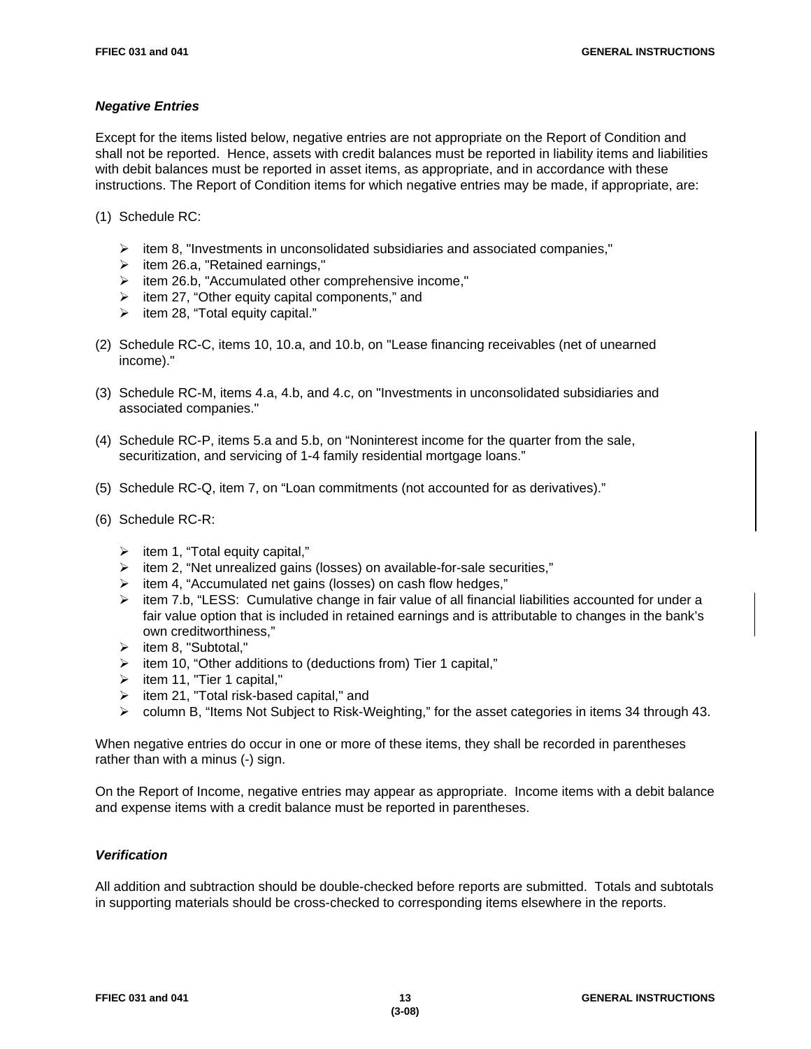### *Negative Entries*

Except for the items listed below, negative entries are not appropriate on the Report of Condition and shall not be reported. Hence, assets with credit balances must be reported in liability items and liabilities with debit balances must be reported in asset items, as appropriate, and in accordance with these instructions. The Report of Condition items for which negative entries may be made, if appropriate, are:

(1) Schedule RC:

- item 8, "Investments in unconsolidated subsidiaries and associated companies,"
- item 26.a, "Retained earnings,"
- item 26.b, "Accumulated other comprehensive income,"
- item 27, "Other equity capital components," and
- item 28, "Total equity capital."

(2) Schedule RC-C, items 10, 10.a, and 10.b, on "Lease financing receivables (net of unearned income)."

(3) Schedule RC-M, items 4.a, 4.b, and 4.c, on "Investments in unconsolidated subsidiaries and associated companies."

(4) Schedule RC-P, items 5.a and 5.b, on "Noninterest income for the quarter from the sale, securitization, and servicing of 1-4 family residential mortgage loans."

(5) Schedule RC-Q, item 7, on "Loan commitments (not accounted for as derivatives)."

(6) Schedule RC-R:

- item 1, "Total equity capital,"
- item 2, "Net unrealized gains (losses) on available-for-sale securities,"
- item 4, "Accumulated net gains (losses) on cash flow hedges,"
- item 7.b, "LESS: Cumulative change in fair value of all financial liabilities accounted for under a fair value option that is included in retained earnings and is attributable to changes in the bank's own creditworthiness,"
- item 8, "Subtotal,"
- item 10, "Other additions to (deductions from) Tier 1 capital,"
- item 11, "Tier 1 capital,"
- item 21, "Total risk-based capital," and
- column B, "Items Not Subject to Risk-Weighting," for the asset categories in items 34 through 43.

When negative entries do occur in one or more of these items, they shall be recorded in parentheses rather than with a minus (-) sign.

On the Report of Income, negative entries may appear as appropriate. Income items with a debit balance and expense items with a credit balance must be reported in parentheses.

### *Verification*

All addition and subtraction should be double-checked before reports are submitted. Totals and subtotals in supporting materials should be cross-checked to corresponding items elsewhere in the reports.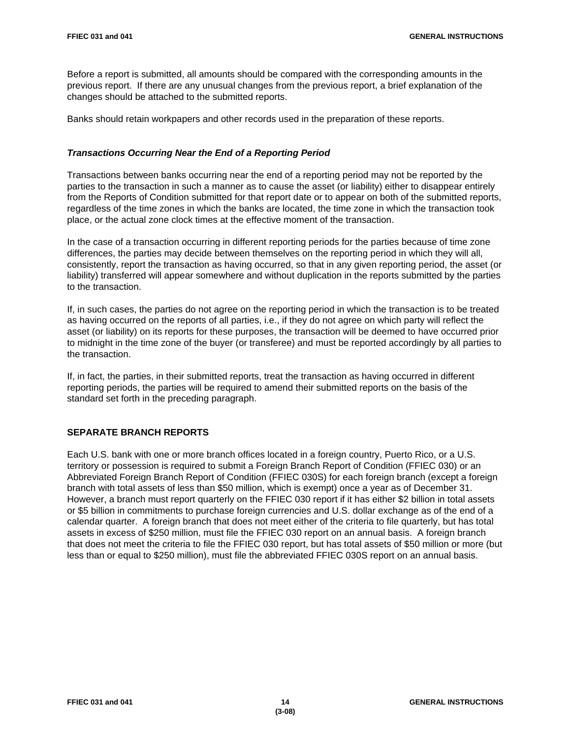Before a report is submitted, all amounts should be compared with the corresponding amounts in the previous report. If there are any unusual changes from the previous report, a brief explanation of the changes should be attached to the submitted reports.

Banks should retain workpapers and other records used in the preparation of these reports.

### *Transactions Occurring Near the End of a Reporting Period*

Transactions between banks occurring near the end of a reporting period may not be reported by the parties to the transaction in such a manner as to cause the asset (or liability) either to disappear entirely from the Reports of Condition submitted for that report date or to appear on both of the submitted reports, regardless of the time zones in which the banks are located, the time zone in which the transaction took place, or the actual zone clock times at the effective moment of the transaction.

In the case of a transaction occurring in different reporting periods for the parties because of time zone differences, the parties may decide between themselves on the reporting period in which they will all, consistently, report the transaction as having occurred, so that in any given reporting period, the asset (or liability) transferred will appear somewhere and without duplication in the reports submitted by the parties to the transaction.

If, in such cases, the parties do not agree on the reporting period in which the transaction is to be treated as having occurred on the reports of all parties, i.e., if they do not agree on which party will reflect the asset (or liability) on its reports for these purposes, the transaction will be deemed to have occurred prior to midnight in the time zone of the buyer (or transferee) and must be reported accordingly by all parties to the transaction.

If, in fact, the parties, in their submitted reports, treat the transaction as having occurred in different reporting periods, the parties will be required to amend their submitted reports on the basis of the standard set forth in the preceding paragraph.

## SEPARATE BRANCH REPORTS

Each U.S. bank with one or more branch offices located in a foreign country, Puerto Rico, or a U.S. territory or possession is required to submit a Foreign Branch Report of Condition (FFIEC 030) or an Abbreviated Foreign Branch Report of Condition (FFIEC 030S) for each foreign branch (except a foreign branch with total assets of less than $50 million, which is exempt) once a year as of December 31. However, a branch must report quarterly on the FFIEC 030 report if it has either $2 billion in total assets or $5 billion in commitments to purchase foreign currencies and U.S. dollar exchange as of the end of a calendar quarter. A foreign branch that does not meet either of the criteria to file quarterly, but has total assets in excess of $250 million, must file the FFIEC 030 report on an annual basis. A foreign branch that does not meet the criteria to file the FFIEC 030 report, but has total assets of $50 million or more (but less than or equal to $250 million), must file the abbreviated FFIEC 030S report on an annual basis.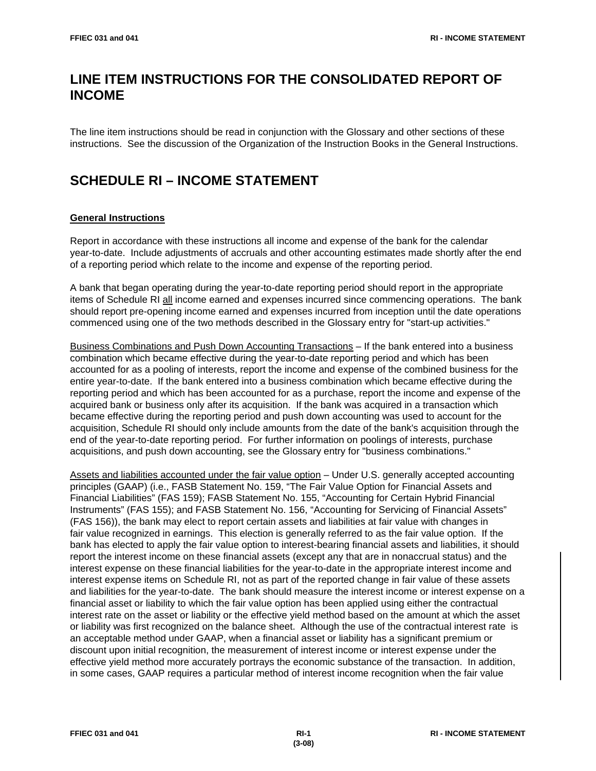# LINE ITEM INSTRUCTIONS FOR THE CONSOLIDATED REPORT OF INCOME

The line item instructions should be read in conjunction with the Glossary and other sections of these instructions. See the discussion of the Organization of the Instruction Books in the General Instructions.

# SCHEDULE RI – INCOME STATEMENT

## General Instructions

Report in accordance with these instructions all income and expense of the bank for the calendar year-to-date. Include adjustments of accruals and other accounting estimates made shortly after the end of a reporting period which relate to the income and expense of the reporting period.

A bank that began operating during the year-to-date reporting period should report in the appropriate items of Schedule RI all income earned and expenses incurred since commencing operations. The bank should report pre-opening income earned and expenses incurred from inception until the date operations commenced using one of the two methods described in the Glossary entry for "start-up activities."

Business Combinations and Push Down Accounting Transactions – If the bank entered into a business combination which became effective during the year-to-date reporting period and which has been accounted for as a pooling of interests, report the income and expense of the combined business for the entire year-to-date. If the bank entered into a business combination which became effective during the reporting period and which has been accounted for as a purchase, report the income and expense of the acquired bank or business only after its acquisition. If the bank was acquired in a transaction which became effective during the reporting period and push down accounting was used to account for the acquisition, Schedule RI should only include amounts from the date of the bank's acquisition through the end of the year-to-date reporting period. For further information on poolings of interests, purchase acquisitions, and push down accounting, see the Glossary entry for "business combinations."

Assets and liabilities accounted under the fair value option – Under U.S. generally accepted accounting principles (GAAP) (i.e., FASB Statement No. 159, "The Fair Value Option for Financial Assets and Financial Liabilities" (FAS 159); FASB Statement No. 155, "Accounting for Certain Hybrid Financial Instruments" (FAS 155); and FASB Statement No. 156, "Accounting for Servicing of Financial Assets" (FAS 156)), the bank may elect to report certain assets and liabilities at fair value with changes in fair value recognized in earnings. This election is generally referred to as the fair value option. If the bank has elected to apply the fair value option to interest-bearing financial assets and liabilities, it should report the interest income on these financial assets (except any that are in nonaccrual status) and the interest expense on these financial liabilities for the year-to-date in the appropriate interest income and interest expense items on Schedule RI, not as part of the reported change in fair value of these assets and liabilities for the year-to-date. The bank should measure the interest income or interest expense on a financial asset or liability to which the fair value option has been applied using either the contractual interest rate on the asset or liability or the effective yield method based on the amount at which the asset or liability was first recognized on the balance sheet. Although the use of the contractual interest rate is an acceptable method under GAAP, when a financial asset or liability has a significant premium or discount upon initial recognition, the measurement of interest income or interest expense under the effective yield method more accurately portrays the economic substance of the transaction. In addition, in some cases, GAAP requires a particular method of interest income recognition when the fair value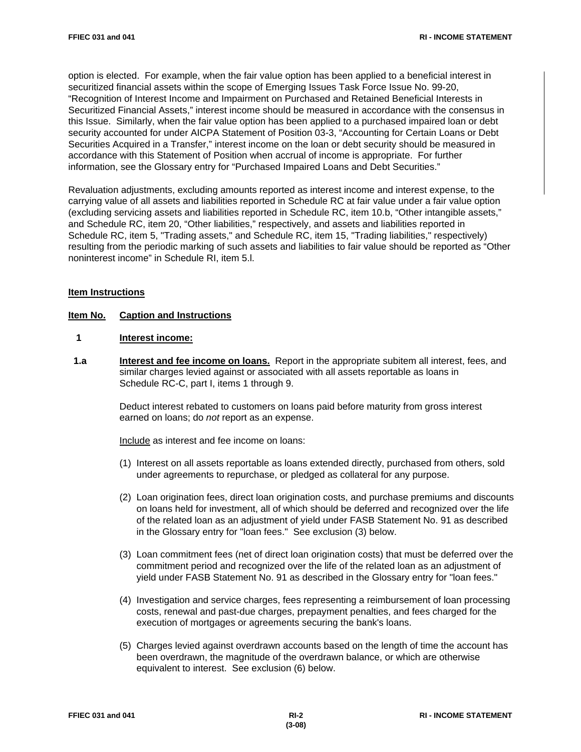option is elected. For example, when the fair value option has been applied to a beneficial interest in securitized financial assets within the scope of Emerging Issues Task Force Issue No. 99-20, "Recognition of Interest Income and Impairment on Purchased and Retained Beneficial Interests in Securitized Financial Assets," interest income should be measured in accordance with the consensus in this Issue. Similarly, when the fair value option has been applied to a purchased impaired loan or debt security accounted for under AICPA Statement of Position 03-3, "Accounting for Certain Loans or Debt Securities Acquired in a Transfer," interest income on the loan or debt security should be measured in accordance with this Statement of Position when accrual of income is appropriate. For further information, see the Glossary entry for "Purchased Impaired Loans and Debt Securities."

Revaluation adjustments, excluding amounts reported as interest income and interest expense, to the carrying value of all assets and liabilities reported in Schedule RC at fair value under a fair value option (excluding servicing assets and liabilities reported in Schedule RC, item 10.b, "Other intangible assets," and Schedule RC, item 20, "Other liabilities," respectively, and assets and liabilities reported in Schedule RC, item 5, "Trading assets," and Schedule RC, item 15, "Trading liabilities," respectively) resulting from the periodic marking of such assets and liabilities to fair value should be reported as "Other noninterest income" in Schedule RI, item 5.l.

## Item Instructions

**Item No. Caption and Instructions**

**1 Interest income:**

**1.a Interest and fee income on loans.** Report in the appropriate subitem all interest, fees, and similar charges levied against or associated with all assets reportable as loans in Schedule RC-C, part I, items 1 through 9.

Deduct interest rebated to customers on loans paid before maturity from gross interest earned on loans; do *not* report as an expense.

Include as interest and fee income on loans:

(1) Interest on all assets reportable as loans extended directly, purchased from others, sold under agreements to repurchase, or pledged as collateral for any purpose.

(2) Loan origination fees, direct loan origination costs, and purchase premiums and discounts on loans held for investment, all of which should be deferred and recognized over the life of the related loan as an adjustment of yield under FASB Statement No. 91 as described in the Glossary entry for "loan fees." See exclusion (3) below.

(3) Loan commitment fees (net of direct loan origination costs) that must be deferred over the commitment period and recognized over the life of the related loan as an adjustment of yield under FASB Statement No. 91 as described in the Glossary entry for "loan fees."

(4) Investigation and service charges, fees representing a reimbursement of loan processing costs, renewal and past-due charges, prepayment penalties, and fees charged for the execution of mortgages or agreements securing the bank's loans.

(5) Charges levied against overdrawn accounts based on the length of time the account has been overdrawn, the magnitude of the overdrawn balance, or which are otherwise equivalent to interest. See exclusion (6) below.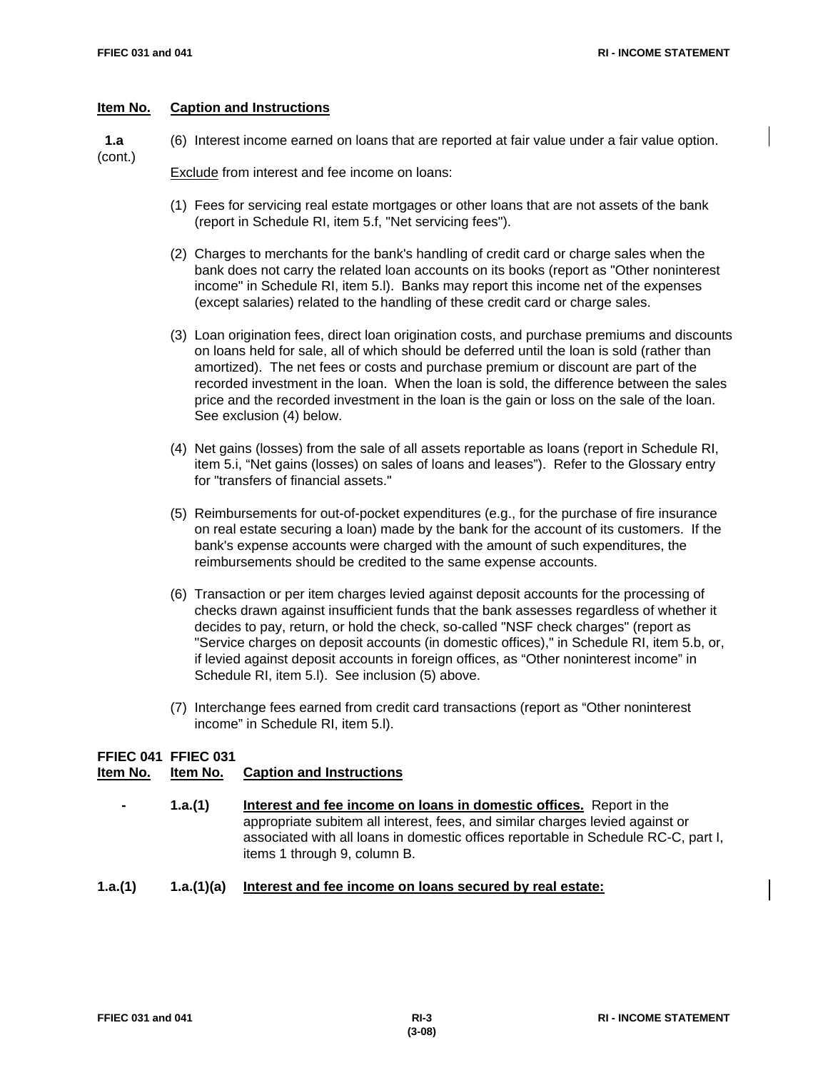| Item No. | Caption and Instructions |
|---|---|
| 1.a (cont.) | (6) Interest income earned on loans that are reported at fair value under a fair value option. |

<u>Exclude</u> from interest and fee income on loans:

(1) Fees for servicing real estate mortgages or other loans that are not assets of the bank (report in Schedule RI, item 5.f, "Net servicing fees").

(2) Charges to merchants for the bank's handling of credit card or charge sales when the bank does not carry the related loan accounts on its books (report as "Other noninterest income" in Schedule RI, item 5.l). Banks may report this income net of the expenses (except salaries) related to the handling of these credit card or charge sales.

(3) Loan origination fees, direct loan origination costs, and purchase premiums and discounts on loans held for sale, all of which should be deferred until the loan is sold (rather than amortized). The net fees or costs and purchase premium or discount are part of the recorded investment in the loan. When the loan is sold, the difference between the sales price and the recorded investment in the loan is the gain or loss on the sale of the loan. See exclusion (4) below.

(4) Net gains (losses) from the sale of all assets reportable as loans (report in Schedule RI, item 5.i, "Net gains (losses) on sales of loans and leases"). Refer to the Glossary entry for "transfers of financial assets."

(5) Reimbursements for out-of-pocket expenditures (e.g., for the purchase of fire insurance on real estate securing a loan) made by the bank for the account of its customers. If the bank's expense accounts were charged with the amount of such expenditures, the reimbursements should be credited to the same expense accounts.

(6) Transaction or per item charges levied against deposit accounts for the processing of checks drawn against insufficient funds that the bank assesses regardless of whether it decides to pay, return, or hold the check, so-called "NSF check charges" (report as "Service charges on deposit accounts (in domestic offices)," in Schedule RI, item 5.b, or, if levied against deposit accounts in foreign offices, as "Other noninterest income" in Schedule RI, item 5.l). See inclusion (5) above.

(7) Interchange fees earned from credit card transactions (report as "Other noninterest income" in Schedule RI, item 5.l).

| FFIEC 041 Item No. | FFIEC 031 Item No. | Caption and Instructions |
|---|---|---|
| - | 1.a.(1) | **<u>Interest and fee income on loans in domestic offices.</u>** Report in the appropriate subitem all interest, fees, and similar charges levied against or associated with all loans in domestic offices reportable in Schedule RC-C, part I, items 1 through 9, column B. |
| 1.a.(1) | 1.a.(1)(a) | **<u>Interest and fee income on loans secured by real estate:</u>** |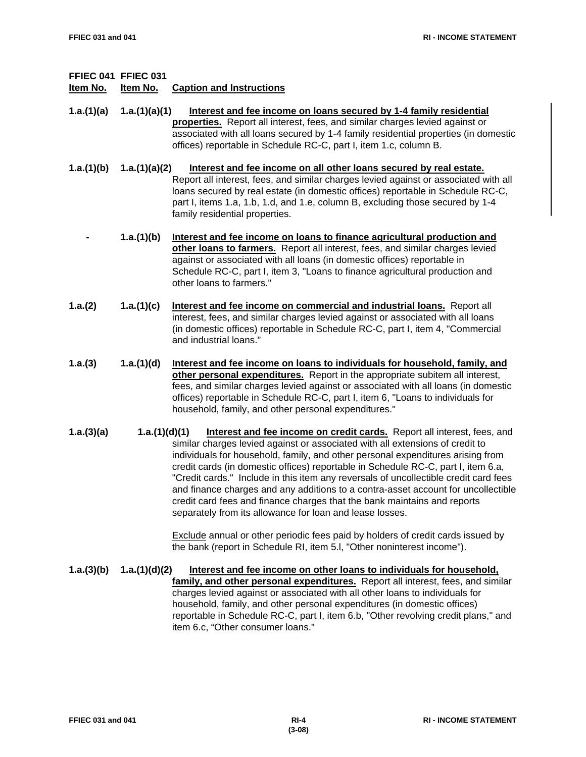| FFIEC 041 Item No. | FFIEC 031 Item No. | Caption and Instructions |
|---|---|---|

**1.a.(1)(a)** **1.a.(1)(a)(1)** **Interest and fee income on loans secured by 1-4 family residential properties.** Report all interest, fees, and similar charges levied against or associated with all loans secured by 1-4 family residential properties (in domestic offices) reportable in Schedule RC-C, part I, item 1.c, column B.

**1.a.(1)(b)** **1.a.(1)(a)(2)** **Interest and fee income on all other loans secured by real estate.** Report all interest, fees, and similar charges levied against or associated with all loans secured by real estate (in domestic offices) reportable in Schedule RC-C, part I, items 1.a, 1.b, 1.d, and 1.e, column B, excluding those secured by 1-4 family residential properties.

**-** **1.a.(1)(b)** **Interest and fee income on loans to finance agricultural production and other loans to farmers.** Report all interest, fees, and similar charges levied against or associated with all loans (in domestic offices) reportable in Schedule RC-C, part I, item 3, "Loans to finance agricultural production and other loans to farmers."

**1.a.(2)** **1.a.(1)(c)** **Interest and fee income on commercial and industrial loans.** Report all interest, fees, and similar charges levied against or associated with all loans (in domestic offices) reportable in Schedule RC-C, part I, item 4, "Commercial and industrial loans."

**1.a.(3)** **1.a.(1)(d)** **Interest and fee income on loans to individuals for household, family, and other personal expenditures.** Report in the appropriate subitem all interest, fees, and similar charges levied against or associated with all loans (in domestic offices) reportable in Schedule RC-C, part I, item 6, "Loans to individuals for household, family, and other personal expenditures."

**1.a.(3)(a)** **1.a.(1)(d)(1)** **Interest and fee income on credit cards.** Report all interest, fees, and similar charges levied against or associated with all extensions of credit to individuals for household, family, and other personal expenditures arising from credit cards (in domestic offices) reportable in Schedule RC-C, part I, item 6.a, "Credit cards." Include in this item any reversals of uncollectible credit card fees and finance charges and any additions to a contra-asset account for uncollectible credit card fees and finance charges that the bank maintains and reports separately from its allowance for loan and lease losses.

Exclude annual or other periodic fees paid by holders of credit cards issued by the bank (report in Schedule RI, item 5.l, "Other noninterest income").

**1.a.(3)(b)** **1.a.(1)(d)(2)** **Interest and fee income on other loans to individuals for household, family, and other personal expenditures.** Report all interest, fees, and similar charges levied against or associated with all other loans to individuals for household, family, and other personal expenditures (in domestic offices) reportable in Schedule RC-C, part I, item 6.b, "Other revolving credit plans," and item 6.c, "Other consumer loans."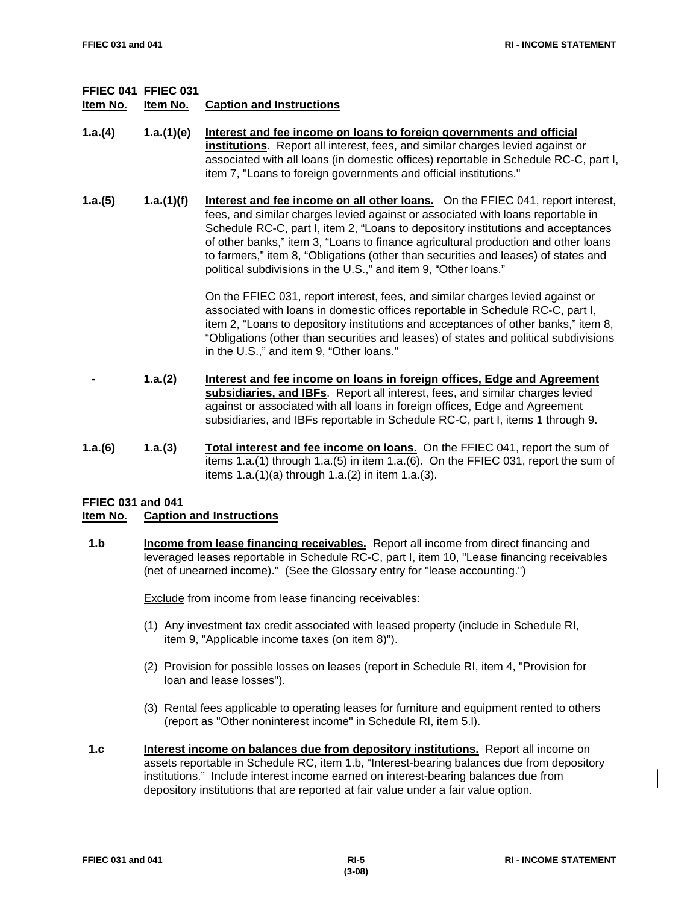| FFIEC 041 Item No. | FFIEC 031 Item No. | Caption and Instructions |
|---|---|---|

**1.a.(4)** **1.a.(1)(e)** **Interest and fee income on loans to foreign governments and official institutions**. Report all interest, fees, and similar charges levied against or associated with all loans (in domestic offices) reportable in Schedule RC-C, part I, item 7, "Loans to foreign governments and official institutions."

**1.a.(5)** **1.a.(1)(f)** **Interest and fee income on all other loans.** On the FFIEC 041, report interest, fees, and similar charges levied against or associated with loans reportable in Schedule RC-C, part I, item 2, "Loans to depository institutions and acceptances of other banks," item 3, "Loans to finance agricultural production and other loans to farmers," item 8, "Obligations (other than securities and leases) of states and political subdivisions in the U.S.," and item 9, "Other loans."

On the FFIEC 031, report interest, fees, and similar charges levied against or associated with loans in domestic offices reportable in Schedule RC-C, part I, item 2, "Loans to depository institutions and acceptances of other banks," item 8, "Obligations (other than securities and leases) of states and political subdivisions in the U.S.," and item 9, "Other loans."

**-** **1.a.(2)** **Interest and fee income on loans in foreign offices, Edge and Agreement subsidiaries, and IBFs**. Report all interest, fees, and similar charges levied against or associated with all loans in foreign offices, Edge and Agreement subsidiaries, and IBFs reportable in Schedule RC-C, part I, items 1 through 9.

**1.a.(6)** **1.a.(3)** **Total interest and fee income on loans.** On the FFIEC 041, report the sum of items 1.a.(1) through 1.a.(5) in item 1.a.(6). On the FFIEC 031, report the sum of items 1.a.(1)(a) through 1.a.(2) in item 1.a.(3).

| FFIEC 031 and 041 Item No. | Caption and Instructions |
|---|---|

**1.b** **Income from lease financing receivables.** Report all income from direct financing and leveraged leases reportable in Schedule RC-C, part I, item 10, "Lease financing receivables (net of unearned income)." (See the Glossary entry for "lease accounting.")

Exclude from income from lease financing receivables:

(1) Any investment tax credit associated with leased property (include in Schedule RI, item 9, "Applicable income taxes (on item 8)").

(2) Provision for possible losses on leases (report in Schedule RI, item 4, "Provision for loan and lease losses").

(3) Rental fees applicable to operating leases for furniture and equipment rented to others (report as "Other noninterest income" in Schedule RI, item 5.l).

**1.c** **Interest income on balances due from depository institutions.** Report all income on assets reportable in Schedule RC, item 1.b, "Interest-bearing balances due from depository institutions." Include interest income earned on interest-bearing balances due from depository institutions that are reported at fair value under a fair value option.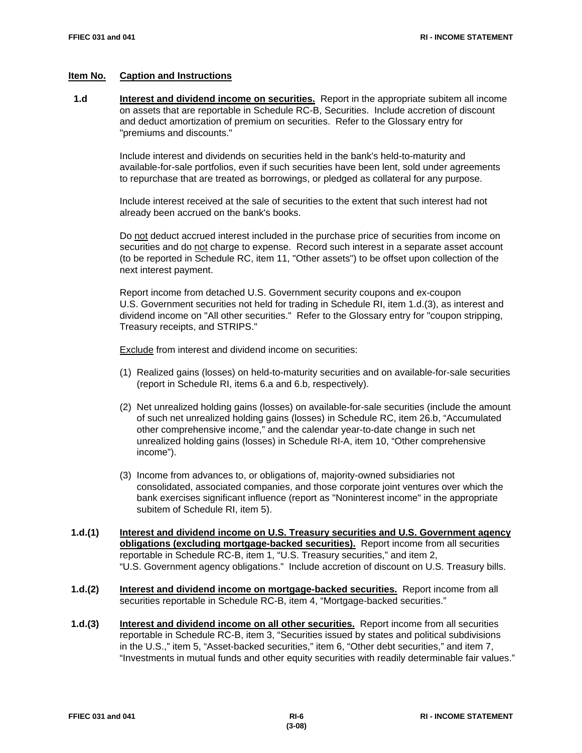## Item No. Caption and Instructions

**1.d** **Interest and dividend income on securities.** Report in the appropriate subitem all income on assets that are reportable in Schedule RC-B, Securities. Include accretion of discount and deduct amortization of premium on securities. Refer to the Glossary entry for "premiums and discounts."

Include interest and dividends on securities held in the bank's held-to-maturity and available-for-sale portfolios, even if such securities have been lent, sold under agreements to repurchase that are treated as borrowings, or pledged as collateral for any purpose.

Include interest received at the sale of securities to the extent that such interest had not already been accrued on the bank's books.

Do not deduct accrued interest included in the purchase price of securities from income on securities and do not charge to expense. Record such interest in a separate asset account (to be reported in Schedule RC, item 11, "Other assets") to be offset upon collection of the next interest payment.

Report income from detached U.S. Government security coupons and ex-coupon U.S. Government securities not held for trading in Schedule RI, item 1.d.(3), as interest and dividend income on "All other securities." Refer to the Glossary entry for "coupon stripping, Treasury receipts, and STRIPS."

Exclude from interest and dividend income on securities:

(1) Realized gains (losses) on held-to-maturity securities and on available-for-sale securities (report in Schedule RI, items 6.a and 6.b, respectively).

(2) Net unrealized holding gains (losses) on available-for-sale securities (include the amount of such net unrealized holding gains (losses) in Schedule RC, item 26.b, "Accumulated other comprehensive income," and the calendar year-to-date change in such net unrealized holding gains (losses) in Schedule RI-A, item 10, "Other comprehensive income").

(3) Income from advances to, or obligations of, majority-owned subsidiaries not consolidated, associated companies, and those corporate joint ventures over which the bank exercises significant influence (report as "Noninterest income" in the appropriate subitem of Schedule RI, item 5).

**1.d.(1)** **Interest and dividend income on U.S. Treasury securities and U.S. Government agency obligations (excluding mortgage-backed securities).** Report income from all securities reportable in Schedule RC-B, item 1, "U.S. Treasury securities," and item 2, "U.S. Government agency obligations." Include accretion of discount on U.S. Treasury bills.

**1.d.(2)** **Interest and dividend income on mortgage-backed securities.** Report income from all securities reportable in Schedule RC-B, item 4, "Mortgage-backed securities."

**1.d.(3)** **Interest and dividend income on all other securities.** Report income from all securities reportable in Schedule RC-B, item 3, "Securities issued by states and political subdivisions in the U.S.," item 5, "Asset-backed securities," item 6, "Other debt securities," and item 7, "Investments in mutual funds and other equity securities with readily determinable fair values."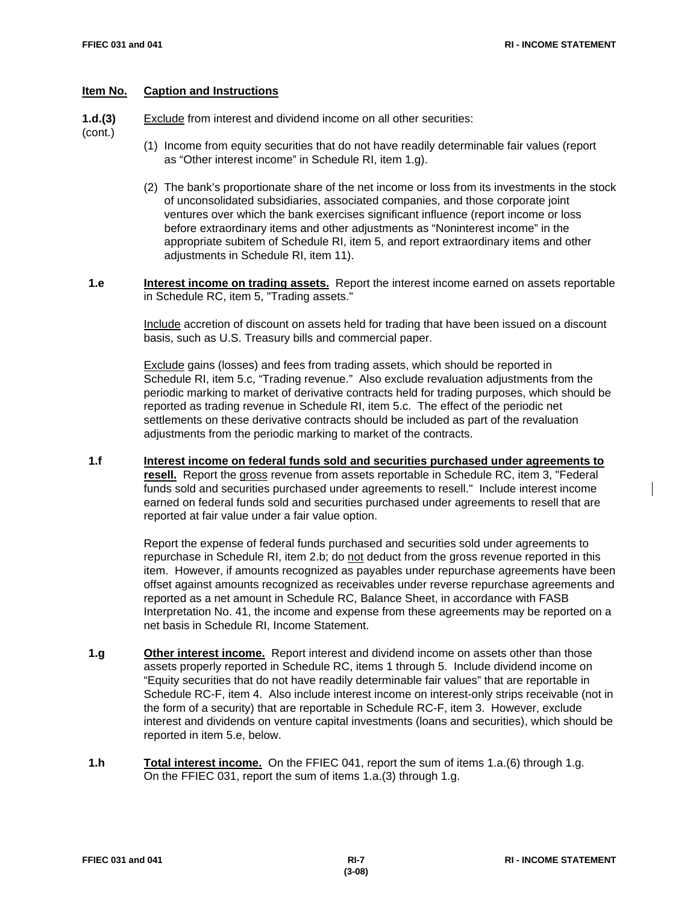**Item No.** **Caption and Instructions**

**1.d.(3)** (cont.) Exclude from interest and dividend income on all other securities:

(1) Income from equity securities that do not have readily determinable fair values (report as "Other interest income" in Schedule RI, item 1.g).

(2) The bank's proportionate share of the net income or loss from its investments in the stock of unconsolidated subsidiaries, associated companies, and those corporate joint ventures over which the bank exercises significant influence (report income or loss before extraordinary items and other adjustments as "Noninterest income" in the appropriate subitem of Schedule RI, item 5, and report extraordinary items and other adjustments in Schedule RI, item 11).

**1.e** **Interest income on trading assets.** Report the interest income earned on assets reportable in Schedule RC, item 5, "Trading assets."

Include accretion of discount on assets held for trading that have been issued on a discount basis, such as U.S. Treasury bills and commercial paper.

Exclude gains (losses) and fees from trading assets, which should be reported in Schedule RI, item 5.c, "Trading revenue." Also exclude revaluation adjustments from the periodic marking to market of derivative contracts held for trading purposes, which should be reported as trading revenue in Schedule RI, item 5.c. The effect of the periodic net settlements on these derivative contracts should be included as part of the revaluation adjustments from the periodic marking to market of the contracts.

**1.f** **Interest income on federal funds sold and securities purchased under agreements to resell.** Report the gross revenue from assets reportable in Schedule RC, item 3, "Federal funds sold and securities purchased under agreements to resell." Include interest income earned on federal funds sold and securities purchased under agreements to resell that are reported at fair value under a fair value option.

Report the expense of federal funds purchased and securities sold under agreements to repurchase in Schedule RI, item 2.b; do not deduct from the gross revenue reported in this item. However, if amounts recognized as payables under repurchase agreements have been offset against amounts recognized as receivables under reverse repurchase agreements and reported as a net amount in Schedule RC, Balance Sheet, in accordance with FASB Interpretation No. 41, the income and expense from these agreements may be reported on a net basis in Schedule RI, Income Statement.

**1.g** **Other interest income.** Report interest and dividend income on assets other than those assets properly reported in Schedule RC, items 1 through 5. Include dividend income on "Equity securities that do not have readily determinable fair values" that are reportable in Schedule RC-F, item 4. Also include interest income on interest-only strips receivable (not in the form of a security) that are reportable in Schedule RC-F, item 3. However, exclude interest and dividends on venture capital investments (loans and securities), which should be reported in item 5.e, below.

**1.h** **Total interest income.** On the FFIEC 041, report the sum of items 1.a.(6) through 1.g. On the FFIEC 031, report the sum of items 1.a.(3) through 1.g.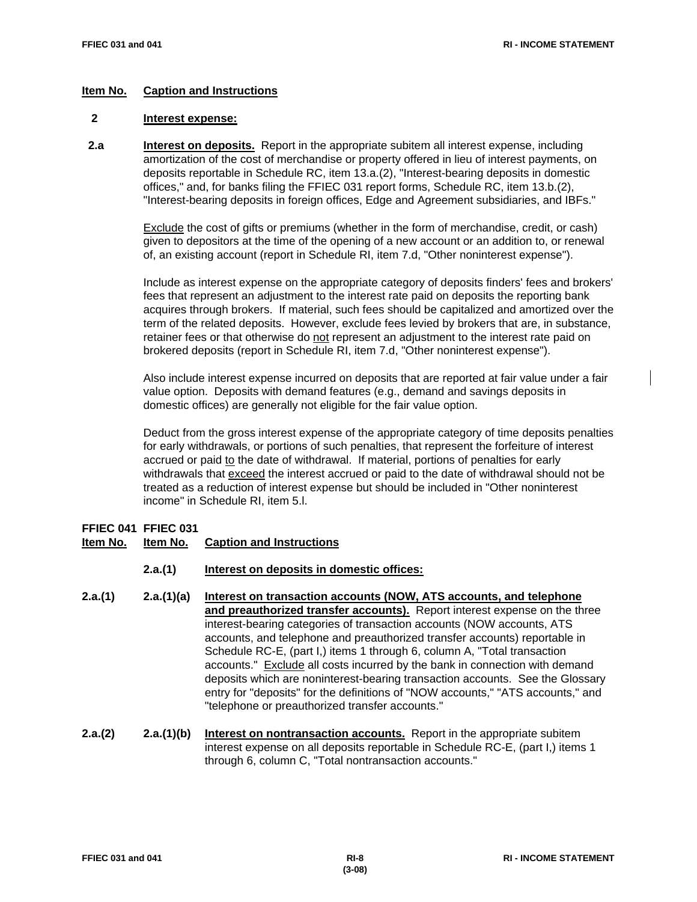| Item No. | Caption and Instructions |
|---|---|

**2** **Interest expense:**

**2.a** **Interest on deposits.** Report in the appropriate subitem all interest expense, including amortization of the cost of merchandise or property offered in lieu of interest payments, on deposits reportable in Schedule RC, item 13.a.(2), "Interest-bearing deposits in domestic offices," and, for banks filing the FFIEC 031 report forms, Schedule RC, item 13.b.(2), "Interest-bearing deposits in foreign offices, Edge and Agreement subsidiaries, and IBFs."

Exclude the cost of gifts or premiums (whether in the form of merchandise, credit, or cash) given to depositors at the time of the opening of a new account or an addition to, or renewal of, an existing account (report in Schedule RI, item 7.d, "Other noninterest expense").

Include as interest expense on the appropriate category of deposits finders' fees and brokers' fees that represent an adjustment to the interest rate paid on deposits the reporting bank acquires through brokers. If material, such fees should be capitalized and amortized over the term of the related deposits. However, exclude fees levied by brokers that are, in substance, retainer fees or that otherwise do not represent an adjustment to the interest rate paid on brokered deposits (report in Schedule RI, item 7.d, "Other noninterest expense").

Also include interest expense incurred on deposits that are reported at fair value under a fair value option. Deposits with demand features (e.g., demand and savings deposits in domestic offices) are generally not eligible for the fair value option.

Deduct from the gross interest expense of the appropriate category of time deposits penalties for early withdrawals, or portions of such penalties, that represent the forfeiture of interest accrued or paid to the date of withdrawal. If material, portions of penalties for early withdrawals that exceed the interest accrued or paid to the date of withdrawal should not be treated as a reduction of interest expense but should be included in "Other noninterest income" in Schedule RI, item 5.l.

| FFIEC 041 Item No. | FFIEC 031 Item No. | Caption and Instructions |
|---|---|---|

**2.a.(1)** **Interest on deposits in domestic offices:**

**2.a.(1)** / **2.a.(1)(a)** **Interest on transaction accounts (NOW, ATS accounts, and telephone and preauthorized transfer accounts).** Report interest expense on the three interest-bearing categories of transaction accounts (NOW accounts, ATS accounts, and telephone and preauthorized transfer accounts) reportable in Schedule RC-E, (part I,) items 1 through 6, column A, "Total transaction accounts." Exclude all costs incurred by the bank in connection with demand deposits which are noninterest-bearing transaction accounts. See the Glossary entry for "deposits" for the definitions of "NOW accounts," "ATS accounts," and "telephone or preauthorized transfer accounts."

**2.a.(2)** / **2.a.(1)(b)** **Interest on nontransaction accounts.** Report in the appropriate subitem interest expense on all deposits reportable in Schedule RC-E, (part I,) items 1 through 6, column C, "Total nontransaction accounts."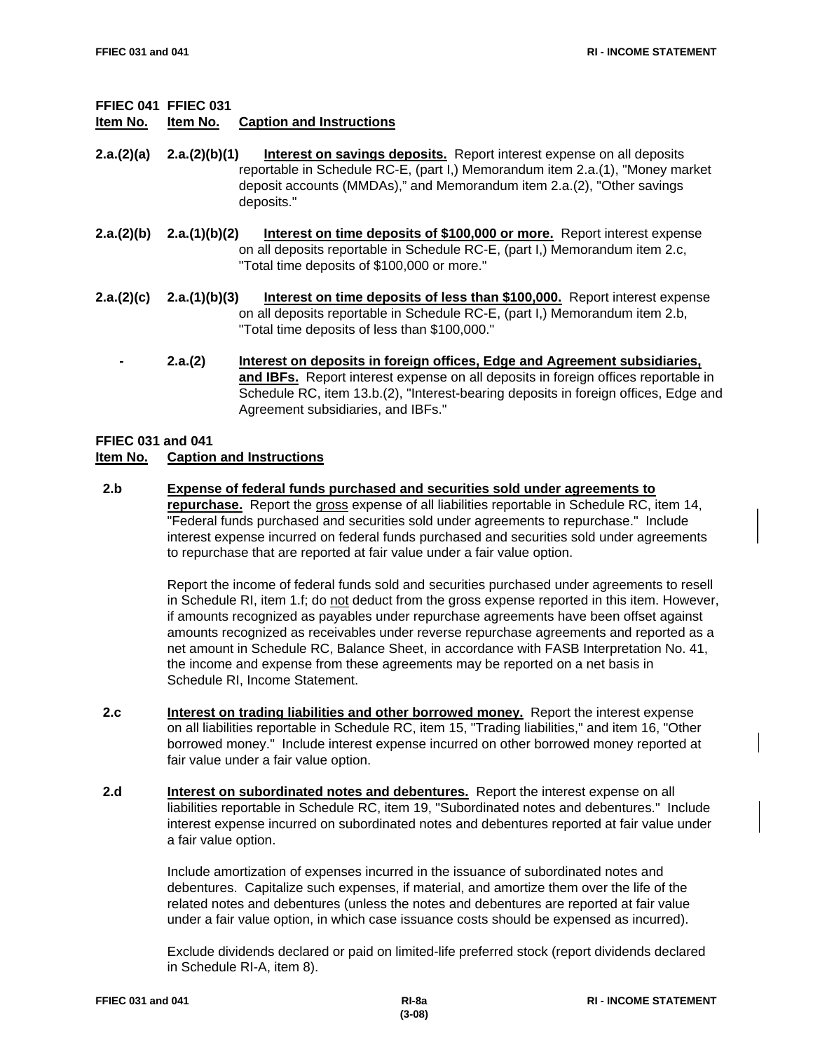**FFIEC 041 FFIEC 031**

| Item No. | Item No. | Caption and Instructions |
|---|---|---|
| **2.a.(2)(a)** | **2.a.(2)(b)(1)** | **Interest on savings deposits.** Report interest expense on all deposits reportable in Schedule RC-E, (part I,) Memorandum item 2.a.(1), "Money market deposit accounts (MMDAs)," and Memorandum item 2.a.(2), "Other savings deposits." |
| **2.a.(2)(b)** | **2.a.(1)(b)(2)** | **Interest on time deposits of $100,000 or more.** Report interest expense on all deposits reportable in Schedule RC-E, (part I,) Memorandum item 2.c, "Total time deposits of $100,000 or more." |
| **2.a.(2)(c)** | **2.a.(1)(b)(3)** | **Interest on time deposits of less than $100,000.** Report interest expense on all deposits reportable in Schedule RC-E, (part I,) Memorandum item 2.b, "Total time deposits of less than $100,000." |
| **-** | **2.a.(2)** | **Interest on deposits in foreign offices, Edge and Agreement subsidiaries, and IBFs.** Report interest expense on all deposits in foreign offices reportable in Schedule RC, item 13.b.(2), "Interest-bearing deposits in foreign offices, Edge and Agreement subsidiaries, and IBFs." |

**FFIEC 031 and 041**

| Item No. | Caption and Instructions |
|---|---|

**2.b** **Expense of federal funds purchased and securities sold under agreements to repurchase.** Report the gross expense of all liabilities reportable in Schedule RC, item 14, "Federal funds purchased and securities sold under agreements to repurchase." Include interest expense incurred on federal funds purchased and securities sold under agreements to repurchase that are reported at fair value under a fair value option.

Report the income of federal funds sold and securities purchased under agreements to resell in Schedule RI, item 1.f; do not deduct from the gross expense reported in this item. However, if amounts recognized as payables under repurchase agreements have been offset against amounts recognized as receivables under reverse repurchase agreements and reported as a net amount in Schedule RC, Balance Sheet, in accordance with FASB Interpretation No. 41, the income and expense from these agreements may be reported on a net basis in Schedule RI, Income Statement.

**2.c** **Interest on trading liabilities and other borrowed money.** Report the interest expense on all liabilities reportable in Schedule RC, item 15, "Trading liabilities," and item 16, "Other borrowed money." Include interest expense incurred on other borrowed money reported at fair value under a fair value option.

**2.d** **Interest on subordinated notes and debentures.** Report the interest expense on all liabilities reportable in Schedule RC, item 19, "Subordinated notes and debentures." Include interest expense incurred on subordinated notes and debentures reported at fair value under a fair value option.

Include amortization of expenses incurred in the issuance of subordinated notes and debentures. Capitalize such expenses, if material, and amortize them over the life of the related notes and debentures (unless the notes and debentures are reported at fair value under a fair value option, in which case issuance costs should be expensed as incurred).

Exclude dividends declared or paid on limited-life preferred stock (report dividends declared in Schedule RI-A, item 8).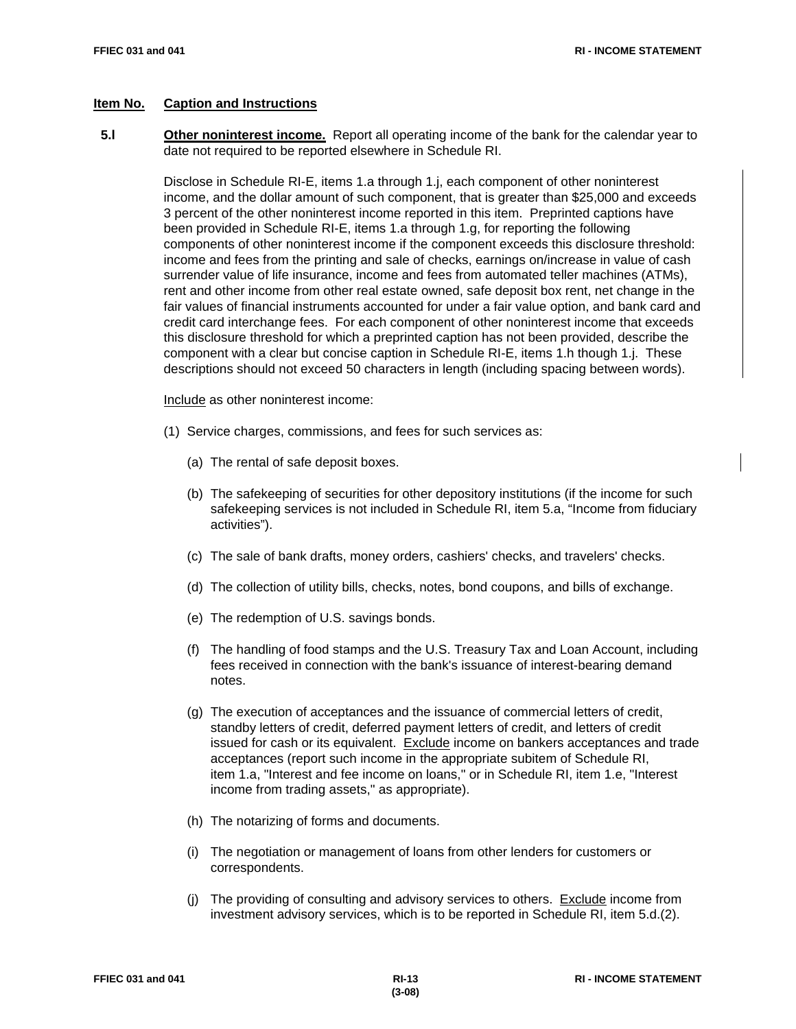**Item No.** **Caption and Instructions**

**5.l** **Other noninterest income.** Report all operating income of the bank for the calendar year to date not required to be reported elsewhere in Schedule RI.

Disclose in Schedule RI-E, items 1.a through 1.j, each component of other noninterest income, and the dollar amount of such component, that is greater than $25,000 and exceeds 3 percent of the other noninterest income reported in this item. Preprinted captions have been provided in Schedule RI-E, items 1.a through 1.g, for reporting the following components of other noninterest income if the component exceeds this disclosure threshold: income and fees from the printing and sale of checks, earnings on/increase in value of cash surrender value of life insurance, income and fees from automated teller machines (ATMs), rent and other income from other real estate owned, safe deposit box rent, net change in the fair values of financial instruments accounted for under a fair value option, and bank card and credit card interchange fees. For each component of other noninterest income that exceeds this disclosure threshold for which a preprinted caption has not been provided, describe the component with a clear but concise caption in Schedule RI-E, items 1.h though 1.j. These descriptions should not exceed 50 characters in length (including spacing between words).

Include as other noninterest income:

(1) Service charges, commissions, and fees for such services as:

- (a) The rental of safe deposit boxes.
- (b) The safekeeping of securities for other depository institutions (if the income for such safekeeping services is not included in Schedule RI, item 5.a, "Income from fiduciary activities").
- (c) The sale of bank drafts, money orders, cashiers' checks, and travelers' checks.
- (d) The collection of utility bills, checks, notes, bond coupons, and bills of exchange.
- (e) The redemption of U.S. savings bonds.
- (f) The handling of food stamps and the U.S. Treasury Tax and Loan Account, including fees received in connection with the bank's issuance of interest-bearing demand notes.
- (g) The execution of acceptances and the issuance of commercial letters of credit, standby letters of credit, deferred payment letters of credit, and letters of credit issued for cash or its equivalent. Exclude income on bankers acceptances and trade acceptances (report such income in the appropriate subitem of Schedule RI, item 1.a, "Interest and fee income on loans," or in Schedule RI, item 1.e, "Interest income from trading assets," as appropriate).
- (h) The notarizing of forms and documents.
- (i) The negotiation or management of loans from other lenders for customers or correspondents.
- (j) The providing of consulting and advisory services to others. Exclude income from investment advisory services, which is to be reported in Schedule RI, item 5.d.(2).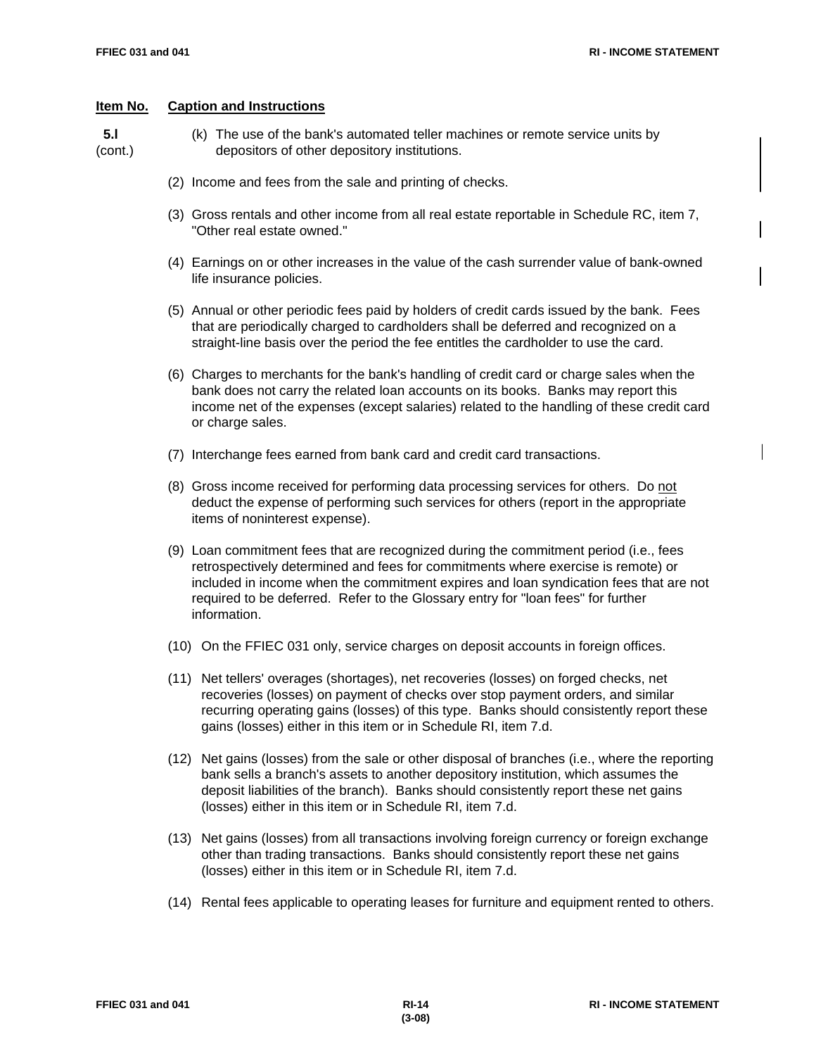**Item No.** **Caption and Instructions**

**5.l** (cont.)

(k) The use of the bank's automated teller machines or remote service units by depositors of other depository institutions.

(2) Income and fees from the sale and printing of checks.

(3) Gross rentals and other income from all real estate reportable in Schedule RC, item 7, "Other real estate owned."

(4) Earnings on or other increases in the value of the cash surrender value of bank-owned life insurance policies.

(5) Annual or other periodic fees paid by holders of credit cards issued by the bank. Fees that are periodically charged to cardholders shall be deferred and recognized on a straight-line basis over the period the fee entitles the cardholder to use the card.

(6) Charges to merchants for the bank's handling of credit card or charge sales when the bank does not carry the related loan accounts on its books. Banks may report this income net of the expenses (except salaries) related to the handling of these credit card or charge sales.

(7) Interchange fees earned from bank card and credit card transactions.

(8) Gross income received for performing data processing services for others. Do not deduct the expense of performing such services for others (report in the appropriate items of noninterest expense).

(9) Loan commitment fees that are recognized during the commitment period (i.e., fees retrospectively determined and fees for commitments where exercise is remote) or included in income when the commitment expires and loan syndication fees that are not required to be deferred. Refer to the Glossary entry for "loan fees" for further information.

(10) On the FFIEC 031 only, service charges on deposit accounts in foreign offices.

(11) Net tellers' overages (shortages), net recoveries (losses) on forged checks, net recoveries (losses) on payment of checks over stop payment orders, and similar recurring operating gains (losses) of this type. Banks should consistently report these gains (losses) either in this item or in Schedule RI, item 7.d.

(12) Net gains (losses) from the sale or other disposal of branches (i.e., where the reporting bank sells a branch's assets to another depository institution, which assumes the deposit liabilities of the branch). Banks should consistently report these net gains (losses) either in this item or in Schedule RI, item 7.d.

(13) Net gains (losses) from all transactions involving foreign currency or foreign exchange other than trading transactions. Banks should consistently report these net gains (losses) either in this item or in Schedule RI, item 7.d.

(14) Rental fees applicable to operating leases for furniture and equipment rented to others.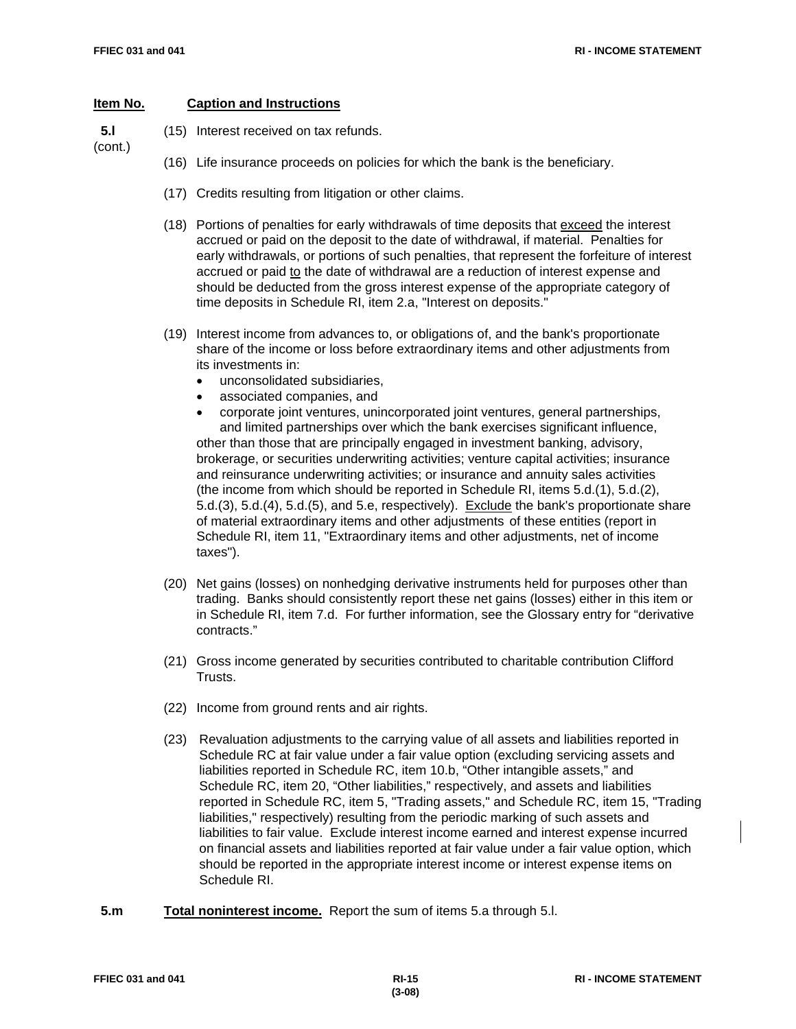| Item No. | Caption and Instructions |
|---|---|

**5.l** (cont.)

(15) Interest received on tax refunds.

(16) Life insurance proceeds on policies for which the bank is the beneficiary.

(17) Credits resulting from litigation or other claims.

(18) Portions of penalties for early withdrawals of time deposits that exceed the interest accrued or paid on the deposit to the date of withdrawal, if material. Penalties for early withdrawals, or portions of such penalties, that represent the forfeiture of interest accrued or paid to the date of withdrawal are a reduction of interest expense and should be deducted from the gross interest expense of the appropriate category of time deposits in Schedule RI, item 2.a, "Interest on deposits."

(19) Interest income from advances to, or obligations of, and the bank's proportionate share of the income or loss before extraordinary items and other adjustments from its investments in:

- unconsolidated subsidiaries,
- associated companies, and
- corporate joint ventures, unincorporated joint ventures, general partnerships, and limited partnerships over which the bank exercises significant influence,

other than those that are principally engaged in investment banking, advisory, brokerage, or securities underwriting activities; venture capital activities; insurance and reinsurance underwriting activities; or insurance and annuity sales activities (the income from which should be reported in Schedule RI, items 5.d.(1), 5.d.(2), 5.d.(3), 5.d.(4), 5.d.(5), and 5.e, respectively). Exclude the bank's proportionate share of material extraordinary items and other adjustments of these entities (report in Schedule RI, item 11, "Extraordinary items and other adjustments, net of income taxes").

(20) Net gains (losses) on nonhedging derivative instruments held for purposes other than trading. Banks should consistently report these net gains (losses) either in this item or in Schedule RI, item 7.d. For further information, see the Glossary entry for "derivative contracts."

(21) Gross income generated by securities contributed to charitable contribution Clifford Trusts.

(22) Income from ground rents and air rights.

(23) Revaluation adjustments to the carrying value of all assets and liabilities reported in Schedule RC at fair value under a fair value option (excluding servicing assets and liabilities reported in Schedule RC, item 10.b, "Other intangible assets," and Schedule RC, item 20, "Other liabilities," respectively, and assets and liabilities reported in Schedule RC, item 5, "Trading assets," and Schedule RC, item 15, "Trading liabilities," respectively) resulting from the periodic marking of such assets and liabilities to fair value. Exclude interest income earned and interest expense incurred on financial assets and liabilities reported at fair value under a fair value option, which should be reported in the appropriate interest income or interest expense items on Schedule RI.

**5.m** **Total noninterest income.** Report the sum of items 5.a through 5.l.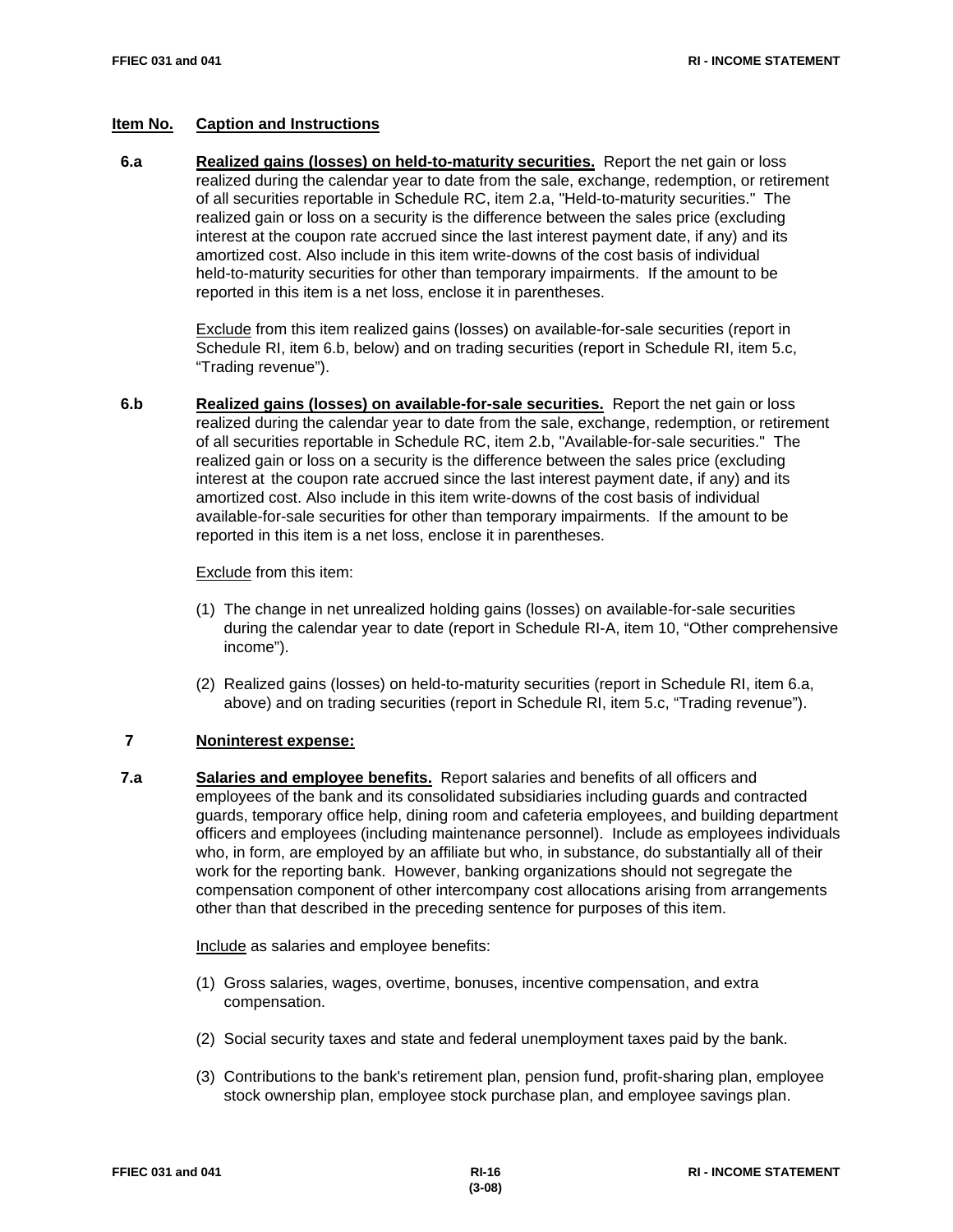| Item No. | Caption and Instructions |
|---|---|

**6.a** **Realized gains (losses) on held-to-maturity securities.** Report the net gain or loss realized during the calendar year to date from the sale, exchange, redemption, or retirement of all securities reportable in Schedule RC, item 2.a, "Held-to-maturity securities." The realized gain or loss on a security is the difference between the sales price (excluding interest at the coupon rate accrued since the last interest payment date, if any) and its amortized cost. Also include in this item write-downs of the cost basis of individual held-to-maturity securities for other than temporary impairments. If the amount to be reported in this item is a net loss, enclose it in parentheses.

Exclude from this item realized gains (losses) on available-for-sale securities (report in Schedule RI, item 6.b, below) and on trading securities (report in Schedule RI, item 5.c, "Trading revenue").

**6.b** **Realized gains (losses) on available-for-sale securities.** Report the net gain or loss realized during the calendar year to date from the sale, exchange, redemption, or retirement of all securities reportable in Schedule RC, item 2.b, "Available-for-sale securities." The realized gain or loss on a security is the difference between the sales price (excluding interest at the coupon rate accrued since the last interest payment date, if any) and its amortized cost. Also include in this item write-downs of the cost basis of individual available-for-sale securities for other than temporary impairments. If the amount to be reported in this item is a net loss, enclose it in parentheses.

Exclude from this item:

(1) The change in net unrealized holding gains (losses) on available-for-sale securities during the calendar year to date (report in Schedule RI-A, item 10, "Other comprehensive income").

(2) Realized gains (losses) on held-to-maturity securities (report in Schedule RI, item 6.a, above) and on trading securities (report in Schedule RI, item 5.c, "Trading revenue").

**7** **Noninterest expense:**

**7.a** **Salaries and employee benefits.** Report salaries and benefits of all officers and employees of the bank and its consolidated subsidiaries including guards and contracted guards, temporary office help, dining room and cafeteria employees, and building department officers and employees (including maintenance personnel). Include as employees individuals who, in form, are employed by an affiliate but who, in substance, do substantially all of their work for the reporting bank. However, banking organizations should not segregate the compensation component of other intercompany cost allocations arising from arrangements other than that described in the preceding sentence for purposes of this item.

Include as salaries and employee benefits:

(1) Gross salaries, wages, overtime, bonuses, incentive compensation, and extra compensation.

(2) Social security taxes and state and federal unemployment taxes paid by the bank.

(3) Contributions to the bank's retirement plan, pension fund, profit-sharing plan, employee stock ownership plan, employee stock purchase plan, and employee savings plan.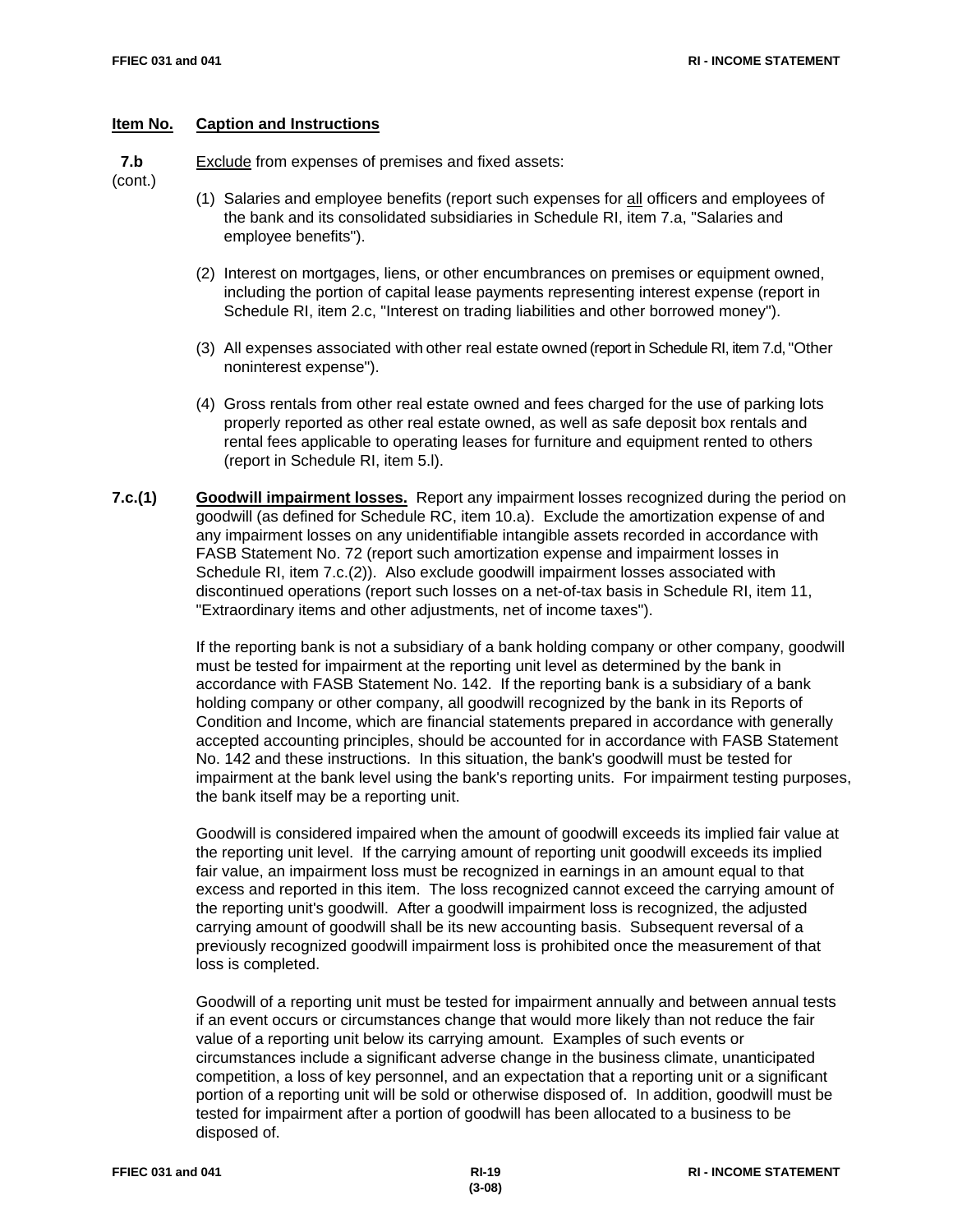| Item No. | Caption and Instructions |
|---|---|

**7.b** (cont.)

<u>Exclude</u> from expenses of premises and fixed assets:

(1) Salaries and employee benefits (report such expenses for <u>all</u> officers and employees of the bank and its consolidated subsidiaries in Schedule RI, item 7.a, "Salaries and employee benefits").

(2) Interest on mortgages, liens, or other encumbrances on premises or equipment owned, including the portion of capital lease payments representing interest expense (report in Schedule RI, item 2.c, "Interest on trading liabilities and other borrowed money").

(3) All expenses associated with other real estate owned (report in Schedule RI, item 7.d, "Other noninterest expense").

(4) Gross rentals from other real estate owned and fees charged for the use of parking lots properly reported as other real estate owned, as well as safe deposit box rentals and rental fees applicable to operating leases for furniture and equipment rented to others (report in Schedule RI, item 5.l).

**7.c.(1)** **<u>Goodwill impairment losses.</u>** Report any impairment losses recognized during the period on goodwill (as defined for Schedule RC, item 10.a). Exclude the amortization expense of and any impairment losses on any unidentifiable intangible assets recorded in accordance with FASB Statement No. 72 (report such amortization expense and impairment losses in Schedule RI, item 7.c.(2)). Also exclude goodwill impairment losses associated with discontinued operations (report such losses on a net-of-tax basis in Schedule RI, item 11, "Extraordinary items and other adjustments, net of income taxes").

If the reporting bank is not a subsidiary of a bank holding company or other company, goodwill must be tested for impairment at the reporting unit level as determined by the bank in accordance with FASB Statement No. 142. If the reporting bank is a subsidiary of a bank holding company or other company, all goodwill recognized by the bank in its Reports of Condition and Income, which are financial statements prepared in accordance with generally accepted accounting principles, should be accounted for in accordance with FASB Statement No. 142 and these instructions. In this situation, the bank's goodwill must be tested for impairment at the bank level using the bank's reporting units. For impairment testing purposes, the bank itself may be a reporting unit.

Goodwill is considered impaired when the amount of goodwill exceeds its implied fair value at the reporting unit level. If the carrying amount of reporting unit goodwill exceeds its implied fair value, an impairment loss must be recognized in earnings in an amount equal to that excess and reported in this item. The loss recognized cannot exceed the carrying amount of the reporting unit's goodwill. After a goodwill impairment loss is recognized, the adjusted carrying amount of goodwill shall be its new accounting basis. Subsequent reversal of a previously recognized goodwill impairment loss is prohibited once the measurement of that loss is completed.

Goodwill of a reporting unit must be tested for impairment annually and between annual tests if an event occurs or circumstances change that would more likely than not reduce the fair value of a reporting unit below its carrying amount. Examples of such events or circumstances include a significant adverse change in the business climate, unanticipated competition, a loss of key personnel, and an expectation that a reporting unit or a significant portion of a reporting unit will be sold or otherwise disposed of. In addition, goodwill must be tested for impairment after a portion of goodwill has been allocated to a business to be disposed of.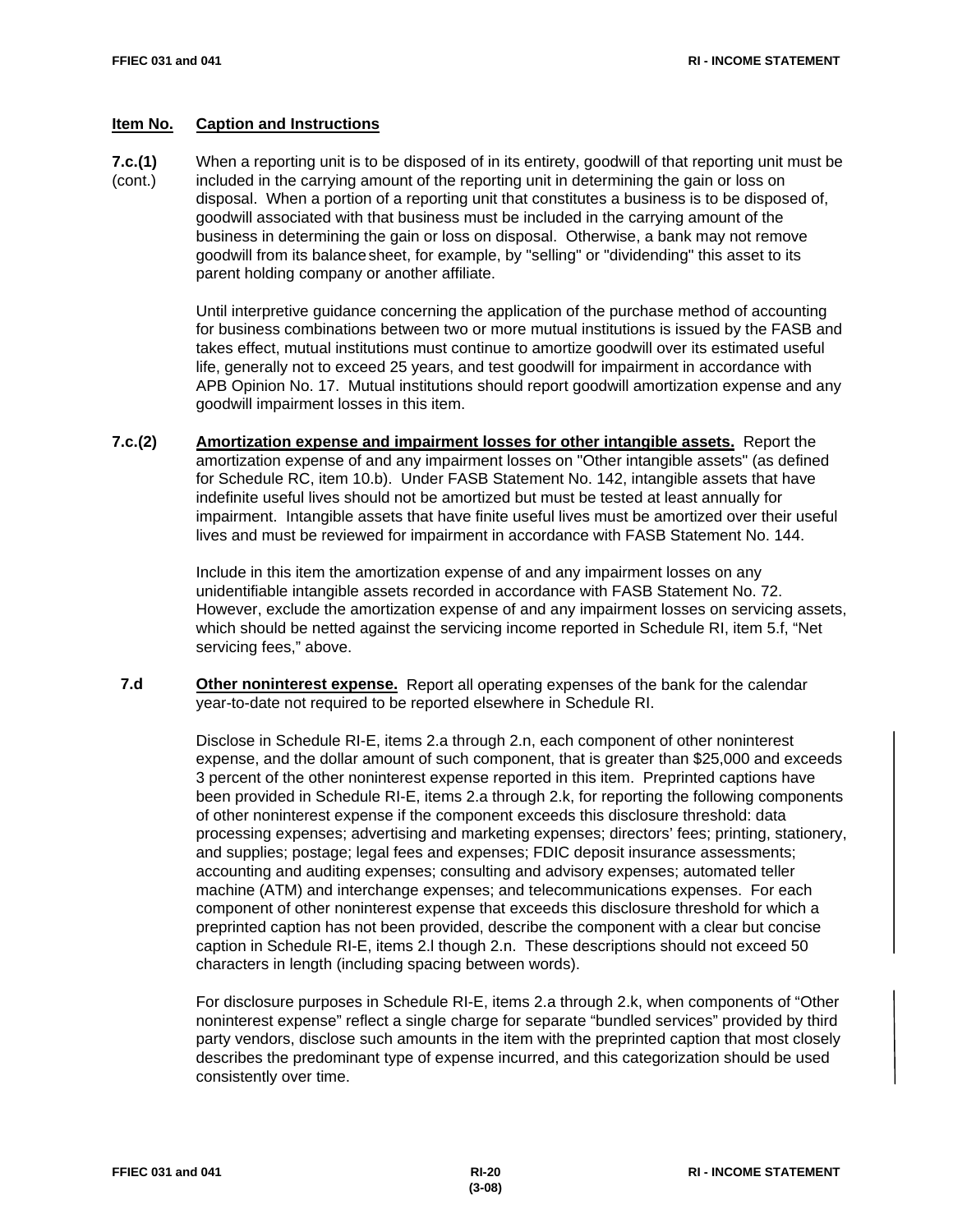**Item No.** **Caption and Instructions**

**7.c.(1)** (cont.) When a reporting unit is to be disposed of in its entirety, goodwill of that reporting unit must be included in the carrying amount of the reporting unit in determining the gain or loss on disposal. When a portion of a reporting unit that constitutes a business is to be disposed of, goodwill associated with that business must be included in the carrying amount of the business in determining the gain or loss on disposal. Otherwise, a bank may not remove goodwill from its balance sheet, for example, by "selling" or "dividending" this asset to its parent holding company or another affiliate.

Until interpretive guidance concerning the application of the purchase method of accounting for business combinations between two or more mutual institutions is issued by the FASB and takes effect, mutual institutions must continue to amortize goodwill over its estimated useful life, generally not to exceed 25 years, and test goodwill for impairment in accordance with APB Opinion No. 17. Mutual institutions should report goodwill amortization expense and any goodwill impairment losses in this item.

**7.c.(2)** **Amortization expense and impairment losses for other intangible assets.** Report the amortization expense of and any impairment losses on "Other intangible assets" (as defined for Schedule RC, item 10.b). Under FASB Statement No. 142, intangible assets that have indefinite useful lives should not be amortized but must be tested at least annually for impairment. Intangible assets that have finite useful lives must be amortized over their useful lives and must be reviewed for impairment in accordance with FASB Statement No. 144.

Include in this item the amortization expense of and any impairment losses on any unidentifiable intangible assets recorded in accordance with FASB Statement No. 72. However, exclude the amortization expense of and any impairment losses on servicing assets, which should be netted against the servicing income reported in Schedule RI, item 5.f, "Net servicing fees," above.

**7.d** **Other noninterest expense.** Report all operating expenses of the bank for the calendar year-to-date not required to be reported elsewhere in Schedule RI.

Disclose in Schedule RI-E, items 2.a through 2.n, each component of other noninterest expense, and the dollar amount of such component, that is greater than $25,000 and exceeds 3 percent of the other noninterest expense reported in this item. Preprinted captions have been provided in Schedule RI-E, items 2.a through 2.k, for reporting the following components of other noninterest expense if the component exceeds this disclosure threshold: data processing expenses; advertising and marketing expenses; directors' fees; printing, stationery, and supplies; postage; legal fees and expenses; FDIC deposit insurance assessments; accounting and auditing expenses; consulting and advisory expenses; automated teller machine (ATM) and interchange expenses; and telecommunications expenses. For each component of other noninterest expense that exceeds this disclosure threshold for which a preprinted caption has not been provided, describe the component with a clear but concise caption in Schedule RI-E, items 2.l though 2.n. These descriptions should not exceed 50 characters in length (including spacing between words).

For disclosure purposes in Schedule RI-E, items 2.a through 2.k, when components of "Other noninterest expense" reflect a single charge for separate "bundled services" provided by third party vendors, disclose such amounts in the item with the preprinted caption that most closely describes the predominant type of expense incurred, and this categorization should be used consistently over time.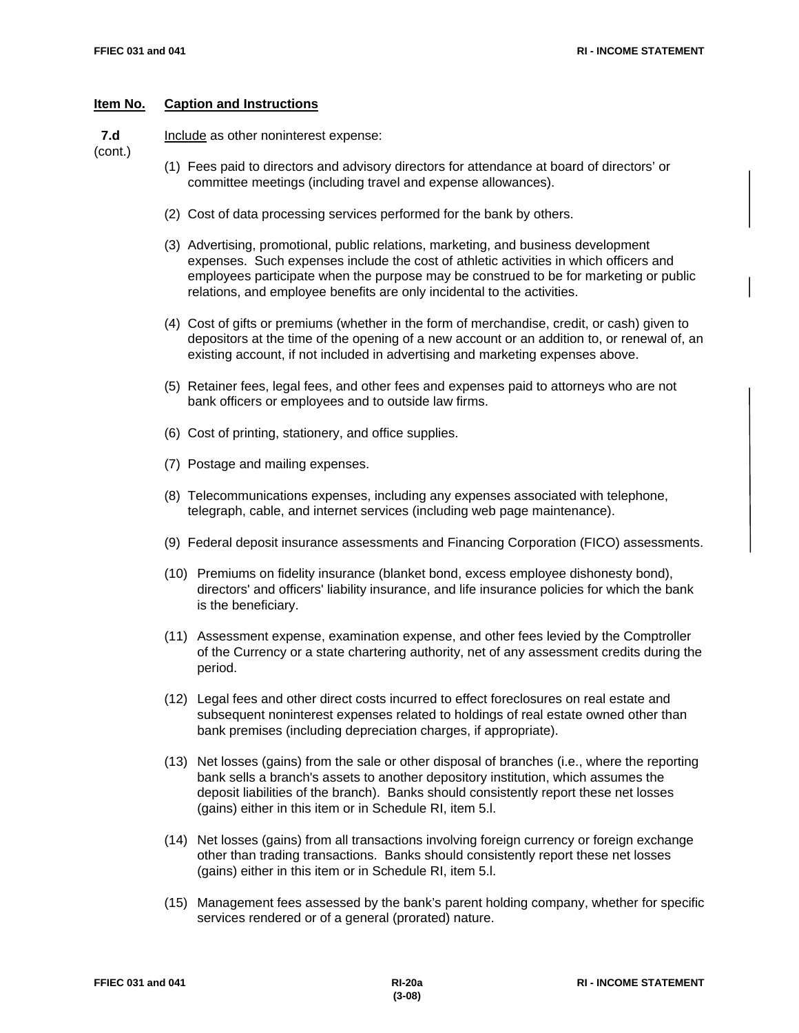**Item No.** **Caption and Instructions**

**7.d** (cont.)

Include as other noninterest expense:

(1) Fees paid to directors and advisory directors for attendance at board of directors' or committee meetings (including travel and expense allowances).

(2) Cost of data processing services performed for the bank by others.

(3) Advertising, promotional, public relations, marketing, and business development expenses. Such expenses include the cost of athletic activities in which officers and employees participate when the purpose may be construed to be for marketing or public relations, and employee benefits are only incidental to the activities.

(4) Cost of gifts or premiums (whether in the form of merchandise, credit, or cash) given to depositors at the time of the opening of a new account or an addition to, or renewal of, an existing account, if not included in advertising and marketing expenses above.

(5) Retainer fees, legal fees, and other fees and expenses paid to attorneys who are not bank officers or employees and to outside law firms.

(6) Cost of printing, stationery, and office supplies.

(7) Postage and mailing expenses.

(8) Telecommunications expenses, including any expenses associated with telephone, telegraph, cable, and internet services (including web page maintenance).

(9) Federal deposit insurance assessments and Financing Corporation (FICO) assessments.

(10) Premiums on fidelity insurance (blanket bond, excess employee dishonesty bond), directors' and officers' liability insurance, and life insurance policies for which the bank is the beneficiary.

(11) Assessment expense, examination expense, and other fees levied by the Comptroller of the Currency or a state chartering authority, net of any assessment credits during the period.

(12) Legal fees and other direct costs incurred to effect foreclosures on real estate and subsequent noninterest expenses related to holdings of real estate owned other than bank premises (including depreciation charges, if appropriate).

(13) Net losses (gains) from the sale or other disposal of branches (i.e., where the reporting bank sells a branch's assets to another depository institution, which assumes the deposit liabilities of the branch). Banks should consistently report these net losses (gains) either in this item or in Schedule RI, item 5.l.

(14) Net losses (gains) from all transactions involving foreign currency or foreign exchange other than trading transactions. Banks should consistently report these net losses (gains) either in this item or in Schedule RI, item 5.l.

(15) Management fees assessed by the bank's parent holding company, whether for specific services rendered or of a general (prorated) nature.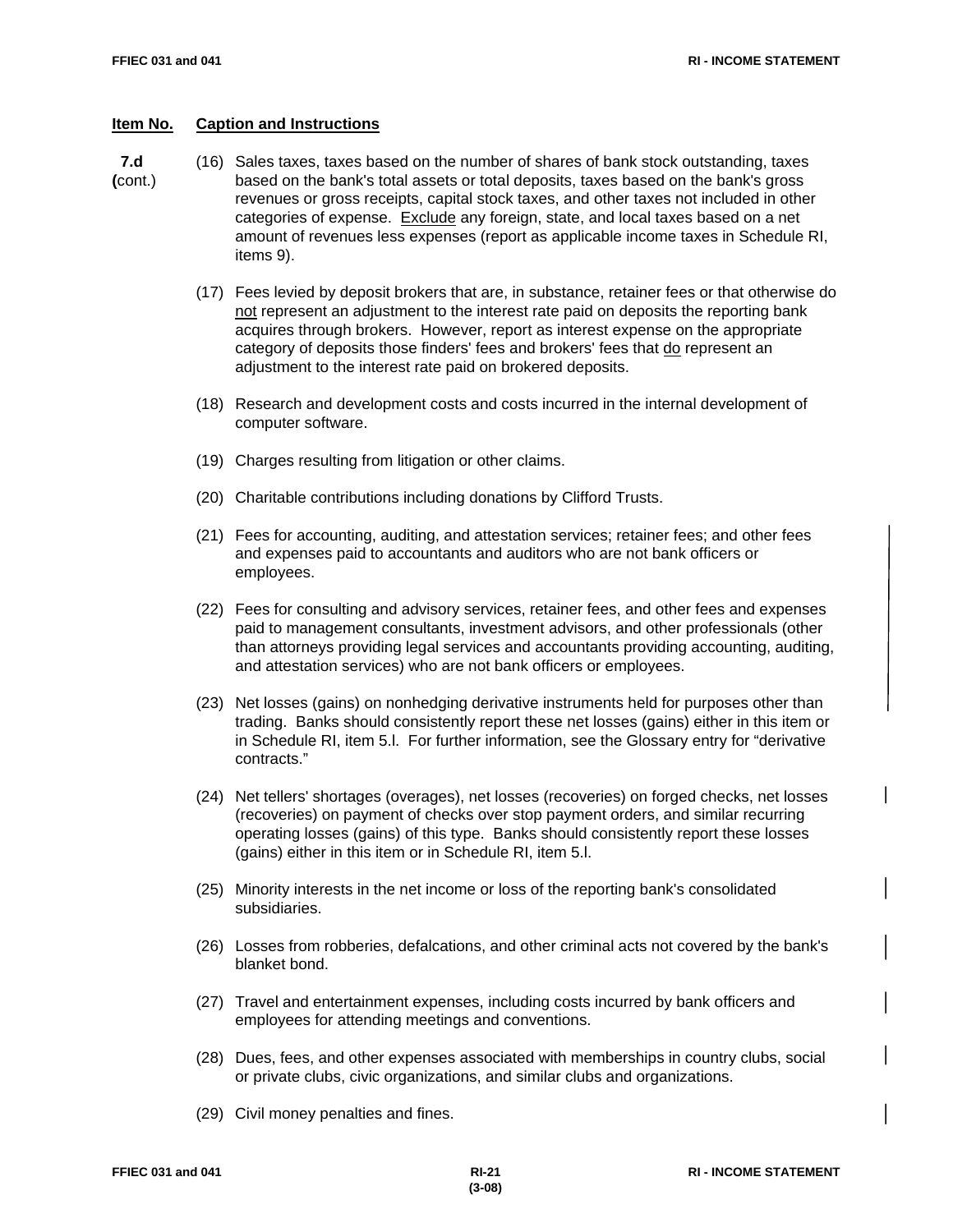| Item No. | Caption and Instructions |
|---|---|

**7.d (cont.)**

(16) Sales taxes, taxes based on the number of shares of bank stock outstanding, taxes based on the bank's total assets or total deposits, taxes based on the bank's gross revenues or gross receipts, capital stock taxes, and other taxes not included in other categories of expense. Exclude any foreign, state, and local taxes based on a net amount of revenues less expenses (report as applicable income taxes in Schedule RI, items 9).

(17) Fees levied by deposit brokers that are, in substance, retainer fees or that otherwise do not represent an adjustment to the interest rate paid on deposits the reporting bank acquires through brokers. However, report as interest expense on the appropriate category of deposits those finders' fees and brokers' fees that do represent an adjustment to the interest rate paid on brokered deposits.

(18) Research and development costs and costs incurred in the internal development of computer software.

(19) Charges resulting from litigation or other claims.

(20) Charitable contributions including donations by Clifford Trusts.

(21) Fees for accounting, auditing, and attestation services; retainer fees; and other fees and expenses paid to accountants and auditors who are not bank officers or employees.

(22) Fees for consulting and advisory services, retainer fees, and other fees and expenses paid to management consultants, investment advisors, and other professionals (other than attorneys providing legal services and accountants providing accounting, auditing, and attestation services) who are not bank officers or employees.

(23) Net losses (gains) on nonhedging derivative instruments held for purposes other than trading. Banks should consistently report these net losses (gains) either in this item or in Schedule RI, item 5.l. For further information, see the Glossary entry for "derivative contracts."

(24) Net tellers' shortages (overages), net losses (recoveries) on forged checks, net losses (recoveries) on payment of checks over stop payment orders, and similar recurring operating losses (gains) of this type. Banks should consistently report these losses (gains) either in this item or in Schedule RI, item 5.l.

(25) Minority interests in the net income or loss of the reporting bank's consolidated subsidiaries.

(26) Losses from robberies, defalcations, and other criminal acts not covered by the bank's blanket bond.

(27) Travel and entertainment expenses, including costs incurred by bank officers and employees for attending meetings and conventions.

(28) Dues, fees, and other expenses associated with memberships in country clubs, social or private clubs, civic organizations, and similar clubs and organizations.

(29) Civil money penalties and fines.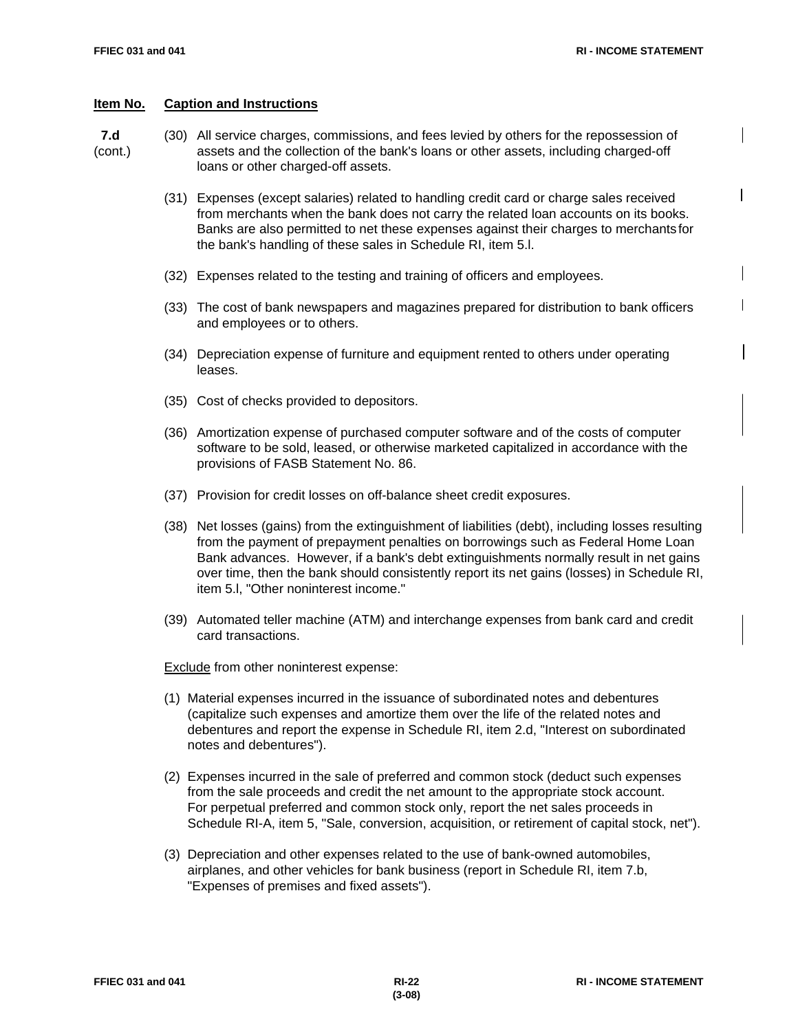**Item No.** **Caption and Instructions**

**7.d** (cont.)

(30) All service charges, commissions, and fees levied by others for the repossession of assets and the collection of the bank's loans or other assets, including charged-off loans or other charged-off assets.

(31) Expenses (except salaries) related to handling credit card or charge sales received from merchants when the bank does not carry the related loan accounts on its books. Banks are also permitted to net these expenses against their charges to merchants for the bank's handling of these sales in Schedule RI, item 5.l.

(32) Expenses related to the testing and training of officers and employees.

(33) The cost of bank newspapers and magazines prepared for distribution to bank officers and employees or to others.

(34) Depreciation expense of furniture and equipment rented to others under operating leases.

(35) Cost of checks provided to depositors.

(36) Amortization expense of purchased computer software and of the costs of computer software to be sold, leased, or otherwise marketed capitalized in accordance with the provisions of FASB Statement No. 86.

(37) Provision for credit losses on off-balance sheet credit exposures.

(38) Net losses (gains) from the extinguishment of liabilities (debt), including losses resulting from the payment of prepayment penalties on borrowings such as Federal Home Loan Bank advances. However, if a bank's debt extinguishments normally result in net gains over time, then the bank should consistently report its net gains (losses) in Schedule RI, item 5.l, "Other noninterest income."

(39) Automated teller machine (ATM) and interchange expenses from bank card and credit card transactions.

Exclude from other noninterest expense:

(1) Material expenses incurred in the issuance of subordinated notes and debentures (capitalize such expenses and amortize them over the life of the related notes and debentures and report the expense in Schedule RI, item 2.d, "Interest on subordinated notes and debentures").

(2) Expenses incurred in the sale of preferred and common stock (deduct such expenses from the sale proceeds and credit the net amount to the appropriate stock account. For perpetual preferred and common stock only, report the net sales proceeds in Schedule RI-A, item 5, "Sale, conversion, acquisition, or retirement of capital stock, net").

(3) Depreciation and other expenses related to the use of bank-owned automobiles, airplanes, and other vehicles for bank business (report in Schedule RI, item 7.b, "Expenses of premises and fixed assets").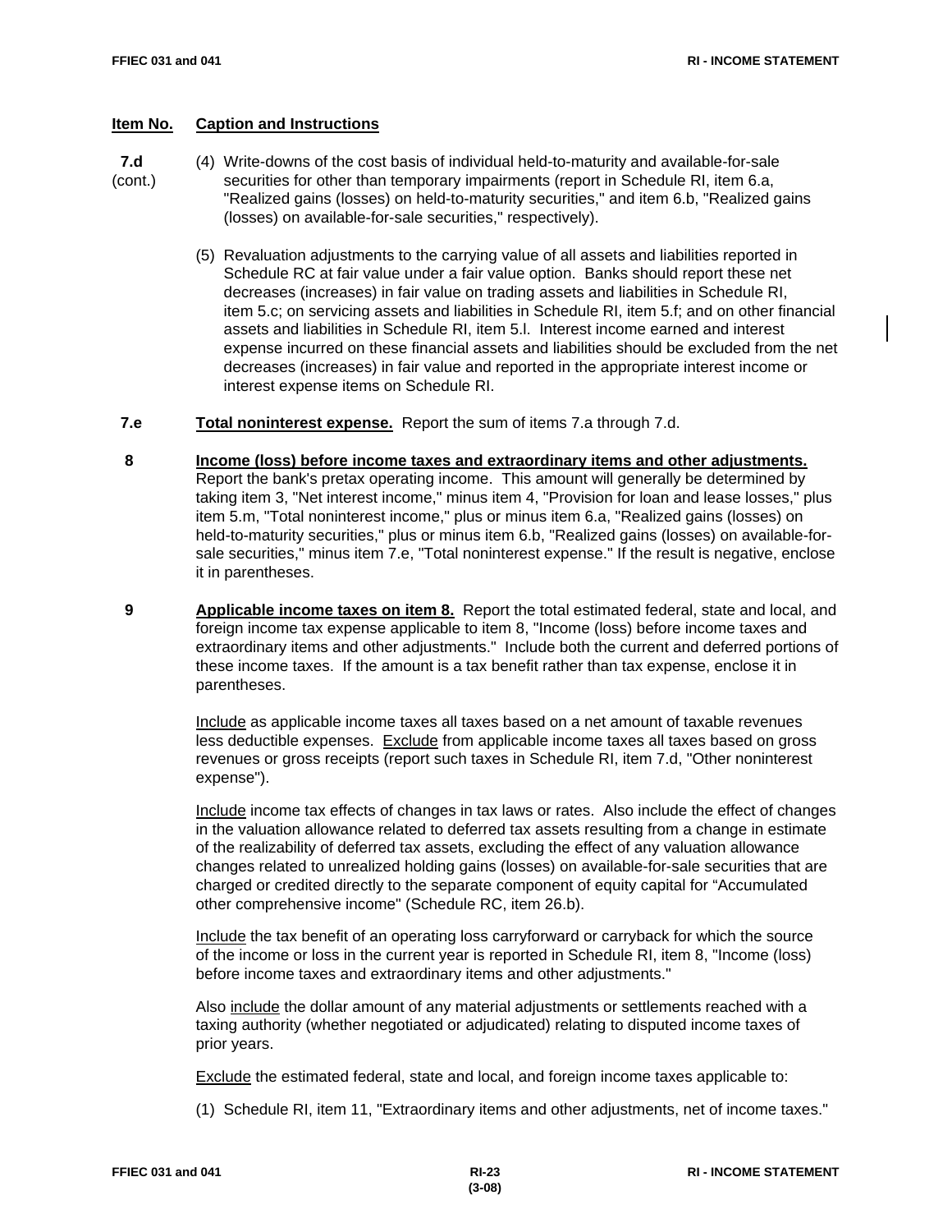| Item No. | Caption and Instructions |
|---|---|

**7.d** (cont.)

(4) Write-downs of the cost basis of individual held-to-maturity and available-for-sale securities for other than temporary impairments (report in Schedule RI, item 6.a, "Realized gains (losses) on held-to-maturity securities," and item 6.b, "Realized gains (losses) on available-for-sale securities," respectively).

(5) Revaluation adjustments to the carrying value of all assets and liabilities reported in Schedule RC at fair value under a fair value option. Banks should report these net decreases (increases) in fair value on trading assets and liabilities in Schedule RI, item 5.c; on servicing assets and liabilities in Schedule RI, item 5.f; and on other financial assets and liabilities in Schedule RI, item 5.l. Interest income earned and interest expense incurred on these financial assets and liabilities should be excluded from the net decreases (increases) in fair value and reported in the appropriate interest income or interest expense items on Schedule RI.

**7.e** **Total noninterest expense.** Report the sum of items 7.a through 7.d.

**8** **Income (loss) before income taxes and extraordinary items and other adjustments.** Report the bank's pretax operating income. This amount will generally be determined by taking item 3, "Net interest income," minus item 4, "Provision for loan and lease losses," plus item 5.m, "Total noninterest income," plus or minus item 6.a, "Realized gains (losses) on held-to-maturity securities," plus or minus item 6.b, "Realized gains (losses) on available-for-sale securities," minus item 7.e, "Total noninterest expense." If the result is negative, enclose it in parentheses.

**9** **Applicable income taxes on item 8.** Report the total estimated federal, state and local, and foreign income tax expense applicable to item 8, "Income (loss) before income taxes and extraordinary items and other adjustments." Include both the current and deferred portions of these income taxes. If the amount is a tax benefit rather than tax expense, enclose it in parentheses.

Include as applicable income taxes all taxes based on a net amount of taxable revenues less deductible expenses. Exclude from applicable income taxes all taxes based on gross revenues or gross receipts (report such taxes in Schedule RI, item 7.d, "Other noninterest expense").

Include income tax effects of changes in tax laws or rates. Also include the effect of changes in the valuation allowance related to deferred tax assets resulting from a change in estimate of the realizability of deferred tax assets, excluding the effect of any valuation allowance changes related to unrealized holding gains (losses) on available-for-sale securities that are charged or credited directly to the separate component of equity capital for "Accumulated other comprehensive income" (Schedule RC, item 26.b).

Include the tax benefit of an operating loss carryforward or carryback for which the source of the income or loss in the current year is reported in Schedule RI, item 8, "Income (loss) before income taxes and extraordinary items and other adjustments."

Also include the dollar amount of any material adjustments or settlements reached with a taxing authority (whether negotiated or adjudicated) relating to disputed income taxes of prior years.

Exclude the estimated federal, state and local, and foreign income taxes applicable to:

(1) Schedule RI, item 11, "Extraordinary items and other adjustments, net of income taxes."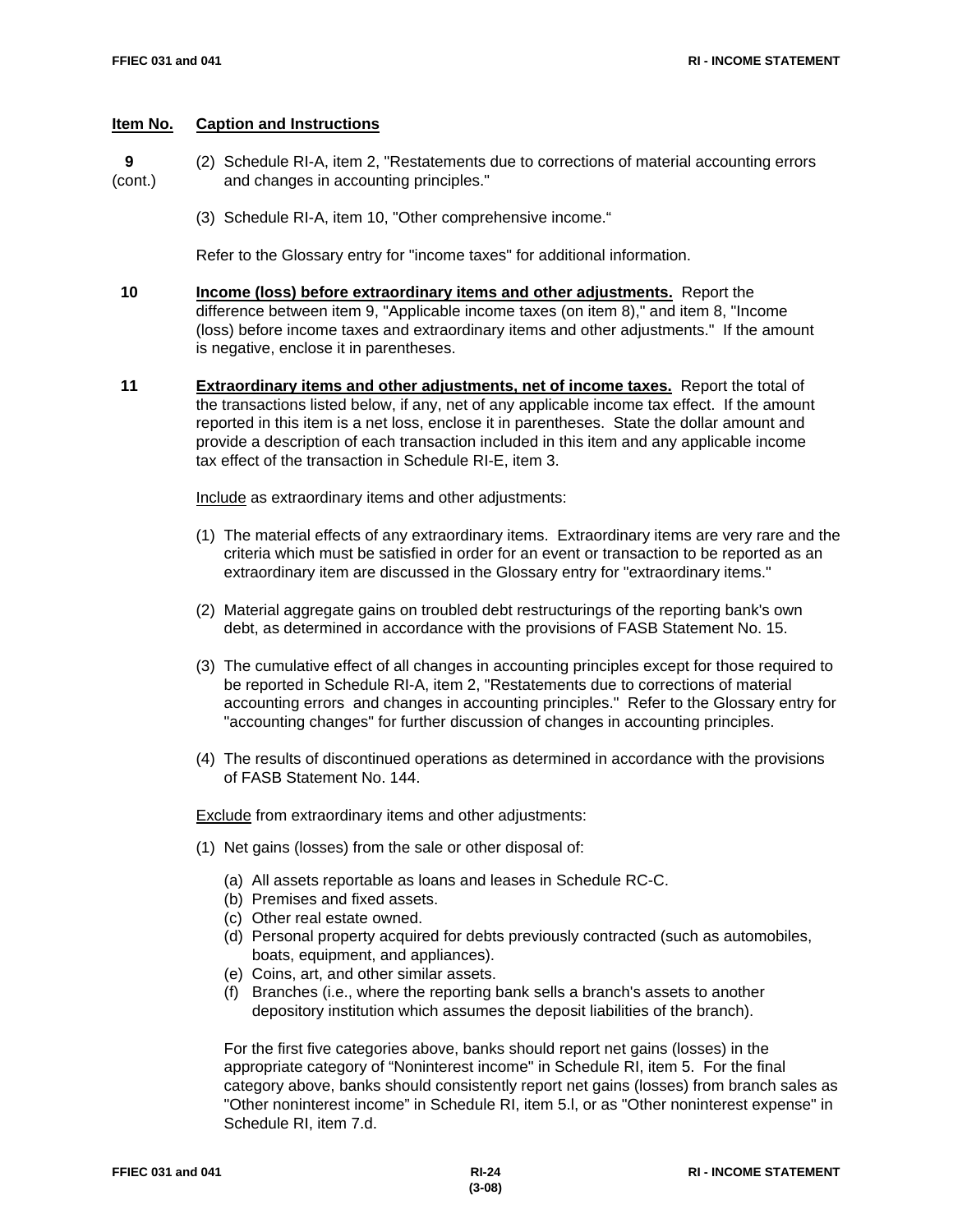**Item No.** **Caption and Instructions**

**9** (cont.)

(2) Schedule RI-A, item 2, "Restatements due to corrections of material accounting errors and changes in accounting principles."

(3) Schedule RI-A, item 10, "Other comprehensive income."

Refer to the Glossary entry for "income taxes" for additional information.

**10** **Income (loss) before extraordinary items and other adjustments.** Report the difference between item 9, "Applicable income taxes (on item 8)," and item 8, "Income (loss) before income taxes and extraordinary items and other adjustments." If the amount is negative, enclose it in parentheses.

**11** **Extraordinary items and other adjustments, net of income taxes.** Report the total of the transactions listed below, if any, net of any applicable income tax effect. If the amount reported in this item is a net loss, enclose it in parentheses. State the dollar amount and provide a description of each transaction included in this item and any applicable income tax effect of the transaction in Schedule RI-E, item 3.

Include as extraordinary items and other adjustments:

(1) The material effects of any extraordinary items. Extraordinary items are very rare and the criteria which must be satisfied in order for an event or transaction to be reported as an extraordinary item are discussed in the Glossary entry for "extraordinary items."

(2) Material aggregate gains on troubled debt restructurings of the reporting bank's own debt, as determined in accordance with the provisions of FASB Statement No. 15.

(3) The cumulative effect of all changes in accounting principles except for those required to be reported in Schedule RI-A, item 2, "Restatements due to corrections of material accounting errors and changes in accounting principles." Refer to the Glossary entry for "accounting changes" for further discussion of changes in accounting principles.

(4) The results of discontinued operations as determined in accordance with the provisions of FASB Statement No. 144.

Exclude from extraordinary items and other adjustments:

(1) Net gains (losses) from the sale or other disposal of:

  (a) All assets reportable as loans and leases in Schedule RC-C.
  (b) Premises and fixed assets.
  (c) Other real estate owned.
  (d) Personal property acquired for debts previously contracted (such as automobiles, boats, equipment, and appliances).
  (e) Coins, art, and other similar assets.
  (f) Branches (i.e., where the reporting bank sells a branch's assets to another depository institution which assumes the deposit liabilities of the branch).

For the first five categories above, banks should report net gains (losses) in the appropriate category of "Noninterest income" in Schedule RI, item 5. For the final category above, banks should consistently report net gains (losses) from branch sales as "Other noninterest income" in Schedule RI, item 5.l, or as "Other noninterest expense" in Schedule RI, item 7.d.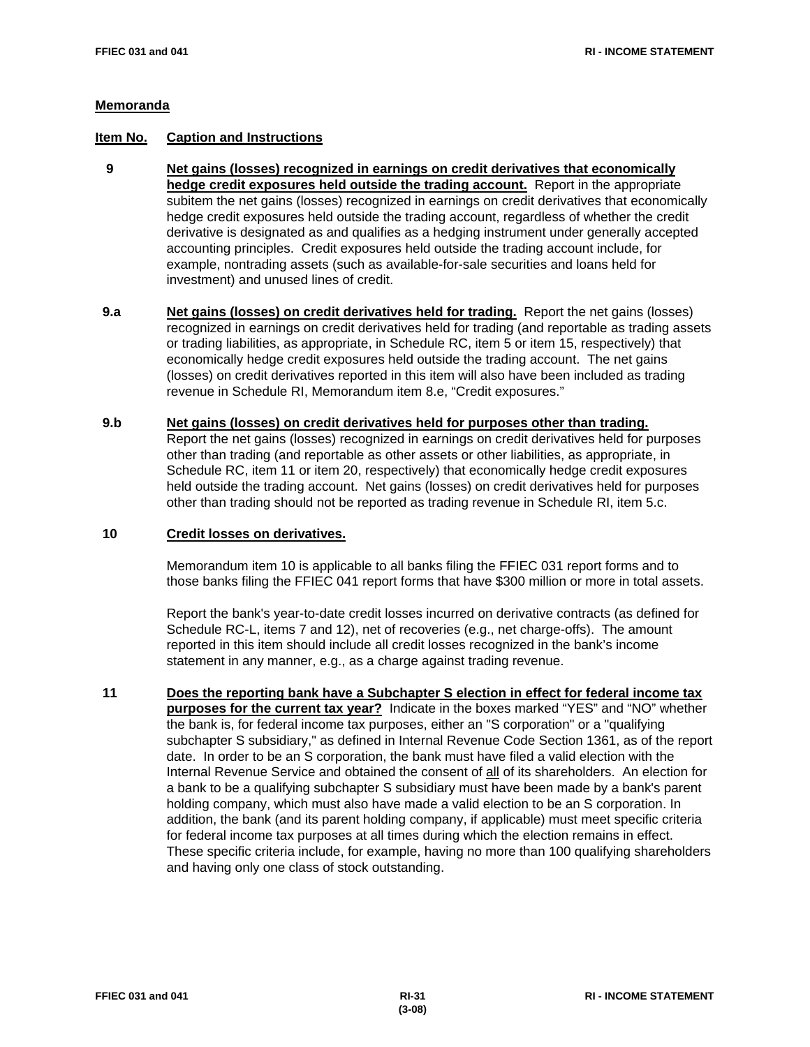## Memoranda

**Item No.** **Caption and Instructions**

**9** **Net gains (losses) recognized in earnings on credit derivatives that economically hedge credit exposures held outside the trading account.** Report in the appropriate subitem the net gains (losses) recognized in earnings on credit derivatives that economically hedge credit exposures held outside the trading account, regardless of whether the credit derivative is designated as and qualifies as a hedging instrument under generally accepted accounting principles. Credit exposures held outside the trading account include, for example, nontrading assets (such as available-for-sale securities and loans held for investment) and unused lines of credit.

**9.a** **Net gains (losses) on credit derivatives held for trading.** Report the net gains (losses) recognized in earnings on credit derivatives held for trading (and reportable as trading assets or trading liabilities, as appropriate, in Schedule RC, item 5 or item 15, respectively) that economically hedge credit exposures held outside the trading account. The net gains (losses) on credit derivatives reported in this item will also have been included as trading revenue in Schedule RI, Memorandum item 8.e, "Credit exposures."

**9.b** **Net gains (losses) on credit derivatives held for purposes other than trading.** Report the net gains (losses) recognized in earnings on credit derivatives held for purposes other than trading (and reportable as other assets or other liabilities, as appropriate, in Schedule RC, item 11 or item 20, respectively) that economically hedge credit exposures held outside the trading account. Net gains (losses) on credit derivatives held for purposes other than trading should not be reported as trading revenue in Schedule RI, item 5.c.

**10** **Credit losses on derivatives.**

Memorandum item 10 is applicable to all banks filing the FFIEC 031 report forms and to those banks filing the FFIEC 041 report forms that have $300 million or more in total assets.

Report the bank's year-to-date credit losses incurred on derivative contracts (as defined for Schedule RC-L, items 7 and 12), net of recoveries (e.g., net charge-offs). The amount reported in this item should include all credit losses recognized in the bank's income statement in any manner, e.g., as a charge against trading revenue.

**11** **Does the reporting bank have a Subchapter S election in effect for federal income tax purposes for the current tax year?** Indicate in the boxes marked "YES" and "NO" whether the bank is, for federal income tax purposes, either an "S corporation" or a "qualifying subchapter S subsidiary," as defined in Internal Revenue Code Section 1361, as of the report date. In order to be an S corporation, the bank must have filed a valid election with the Internal Revenue Service and obtained the consent of all of its shareholders. An election for a bank to be a qualifying subchapter S subsidiary must have been made by a bank's parent holding company, which must also have made a valid election to be an S corporation. In addition, the bank (and its parent holding company, if applicable) must meet specific criteria for federal income tax purposes at all times during which the election remains in effect. These specific criteria include, for example, having no more than 100 qualifying shareholders and having only one class of stock outstanding.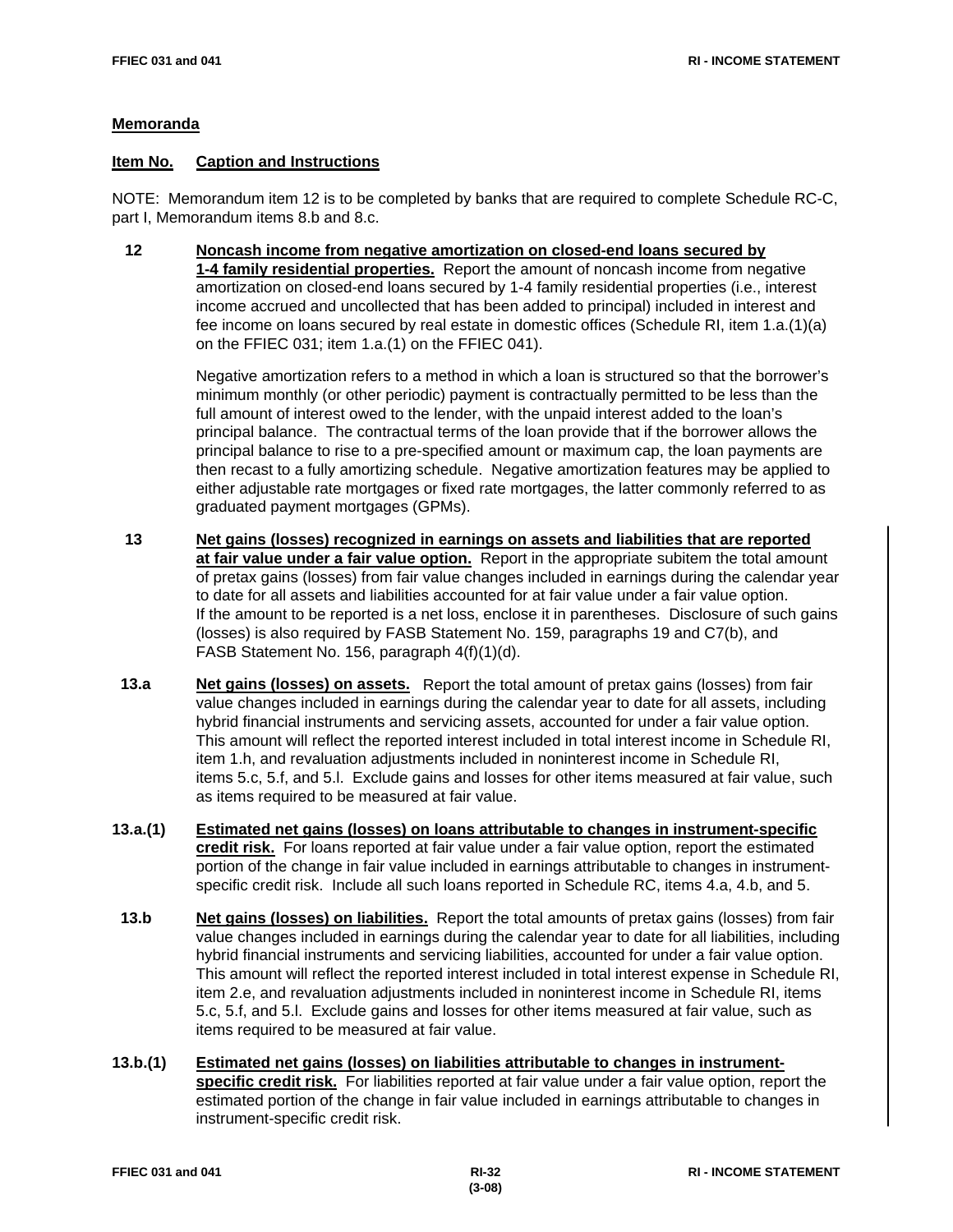## Memoranda

**Item No.** **Caption and Instructions**

NOTE: Memorandum item 12 is to be completed by banks that are required to complete Schedule RC-C, part I, Memorandum items 8.b and 8.c.

**12** **Noncash income from negative amortization on closed-end loans secured by 1-4 family residential properties.** Report the amount of noncash income from negative amortization on closed-end loans secured by 1-4 family residential properties (i.e., interest income accrued and uncollected that has been added to principal) included in interest and fee income on loans secured by real estate in domestic offices (Schedule RI, item 1.a.(1)(a) on the FFIEC 031; item 1.a.(1) on the FFIEC 041).

Negative amortization refers to a method in which a loan is structured so that the borrower's minimum monthly (or other periodic) payment is contractually permitted to be less than the full amount of interest owed to the lender, with the unpaid interest added to the loan's principal balance. The contractual terms of the loan provide that if the borrower allows the principal balance to rise to a pre-specified amount or maximum cap, the loan payments are then recast to a fully amortizing schedule. Negative amortization features may be applied to either adjustable rate mortgages or fixed rate mortgages, the latter commonly referred to as graduated payment mortgages (GPMs).

**13** **Net gains (losses) recognized in earnings on assets and liabilities that are reported at fair value under a fair value option.** Report in the appropriate subitem the total amount of pretax gains (losses) from fair value changes included in earnings during the calendar year to date for all assets and liabilities accounted for at fair value under a fair value option. If the amount to be reported is a net loss, enclose it in parentheses. Disclosure of such gains (losses) is also required by FASB Statement No. 159, paragraphs 19 and C7(b), and FASB Statement No. 156, paragraph 4(f)(1)(d).

**13.a** **Net gains (losses) on assets.** Report the total amount of pretax gains (losses) from fair value changes included in earnings during the calendar year to date for all assets, including hybrid financial instruments and servicing assets, accounted for under a fair value option. This amount will reflect the reported interest included in total interest income in Schedule RI, item 1.h, and revaluation adjustments included in noninterest income in Schedule RI, items 5.c, 5.f, and 5.l. Exclude gains and losses for other items measured at fair value, such as items required to be measured at fair value.

**13.a.(1)** **Estimated net gains (losses) on loans attributable to changes in instrument-specific credit risk.** For loans reported at fair value under a fair value option, report the estimated portion of the change in fair value included in earnings attributable to changes in instrument-specific credit risk. Include all such loans reported in Schedule RC, items 4.a, 4.b, and 5.

**13.b** **Net gains (losses) on liabilities.** Report the total amounts of pretax gains (losses) from fair value changes included in earnings during the calendar year to date for all liabilities, including hybrid financial instruments and servicing liabilities, accounted for under a fair value option. This amount will reflect the reported interest included in total interest expense in Schedule RI, item 2.e, and revaluation adjustments included in noninterest income in Schedule RI, items 5.c, 5.f, and 5.l. Exclude gains and losses for other items measured at fair value, such as items required to be measured at fair value.

**13.b.(1)** **Estimated net gains (losses) on liabilities attributable to changes in instrument-specific credit risk.** For liabilities reported at fair value under a fair value option, report the estimated portion of the change in fair value included in earnings attributable to changes in instrument-specific credit risk.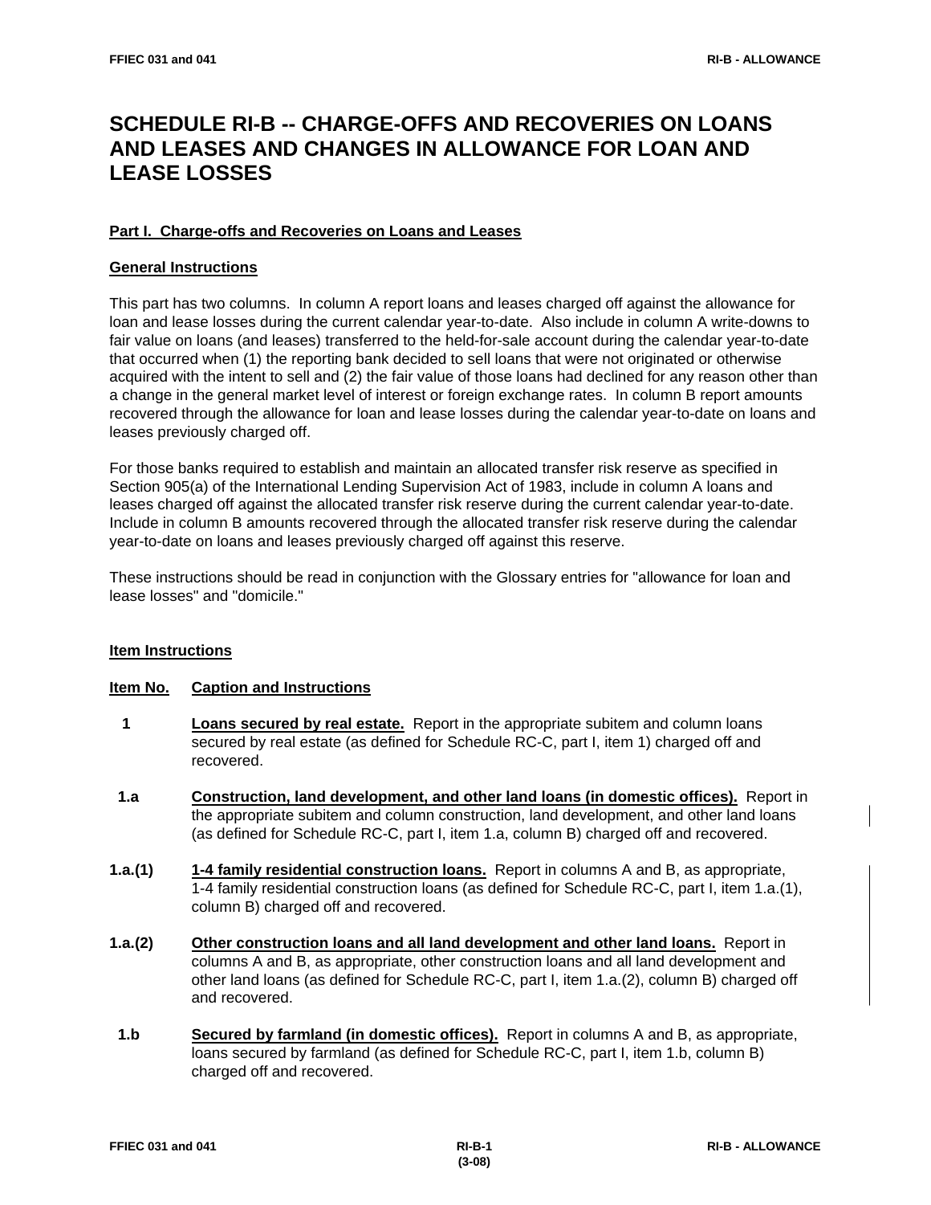# SCHEDULE RI-B -- CHARGE-OFFS AND RECOVERIES ON LOANS AND LEASES AND CHANGES IN ALLOWANCE FOR LOAN AND LEASE LOSSES

## Part I. Charge-offs and Recoveries on Loans and Leases

### General Instructions

This part has two columns. In column A report loans and leases charged off against the allowance for loan and lease losses during the current calendar year-to-date. Also include in column A write-downs to fair value on loans (and leases) transferred to the held-for-sale account during the calendar year-to-date that occurred when (1) the reporting bank decided to sell loans that were not originated or otherwise acquired with the intent to sell and (2) the fair value of those loans had declined for any reason other than a change in the general market level of interest or foreign exchange rates. In column B report amounts recovered through the allowance for loan and lease losses during the calendar year-to-date on loans and leases previously charged off.

For those banks required to establish and maintain an allocated transfer risk reserve as specified in Section 905(a) of the International Lending Supervision Act of 1983, include in column A loans and leases charged off against the allocated transfer risk reserve during the current calendar year-to-date. Include in column B amounts recovered through the allocated transfer risk reserve during the calendar year-to-date on loans and leases previously charged off against this reserve.

These instructions should be read in conjunction with the Glossary entries for "allowance for loan and lease losses" and "domicile."

### Item Instructions

| Item No. | Caption and Instructions |
|---|---|
| 1 | **Loans secured by real estate.** Report in the appropriate subitem and column loans secured by real estate (as defined for Schedule RC-C, part I, item 1) charged off and recovered. |
| 1.a | **Construction, land development, and other land loans (in domestic offices).** Report in the appropriate subitem and column construction, land development, and other land loans (as defined for Schedule RC-C, part I, item 1.a, column B) charged off and recovered. |
| 1.a.(1) | **1-4 family residential construction loans.** Report in columns A and B, as appropriate, 1-4 family residential construction loans (as defined for Schedule RC-C, part I, item 1.a.(1), column B) charged off and recovered. |
| 1.a.(2) | **Other construction loans and all land development and other land loans.** Report in columns A and B, as appropriate, other construction loans and all land development and other land loans (as defined for Schedule RC-C, part I, item 1.a.(2), column B) charged off and recovered. |
| 1.b | **Secured by farmland (in domestic offices).** Report in columns A and B, as appropriate, loans secured by farmland (as defined for Schedule RC-C, part I, item 1.b, column B) charged off and recovered. |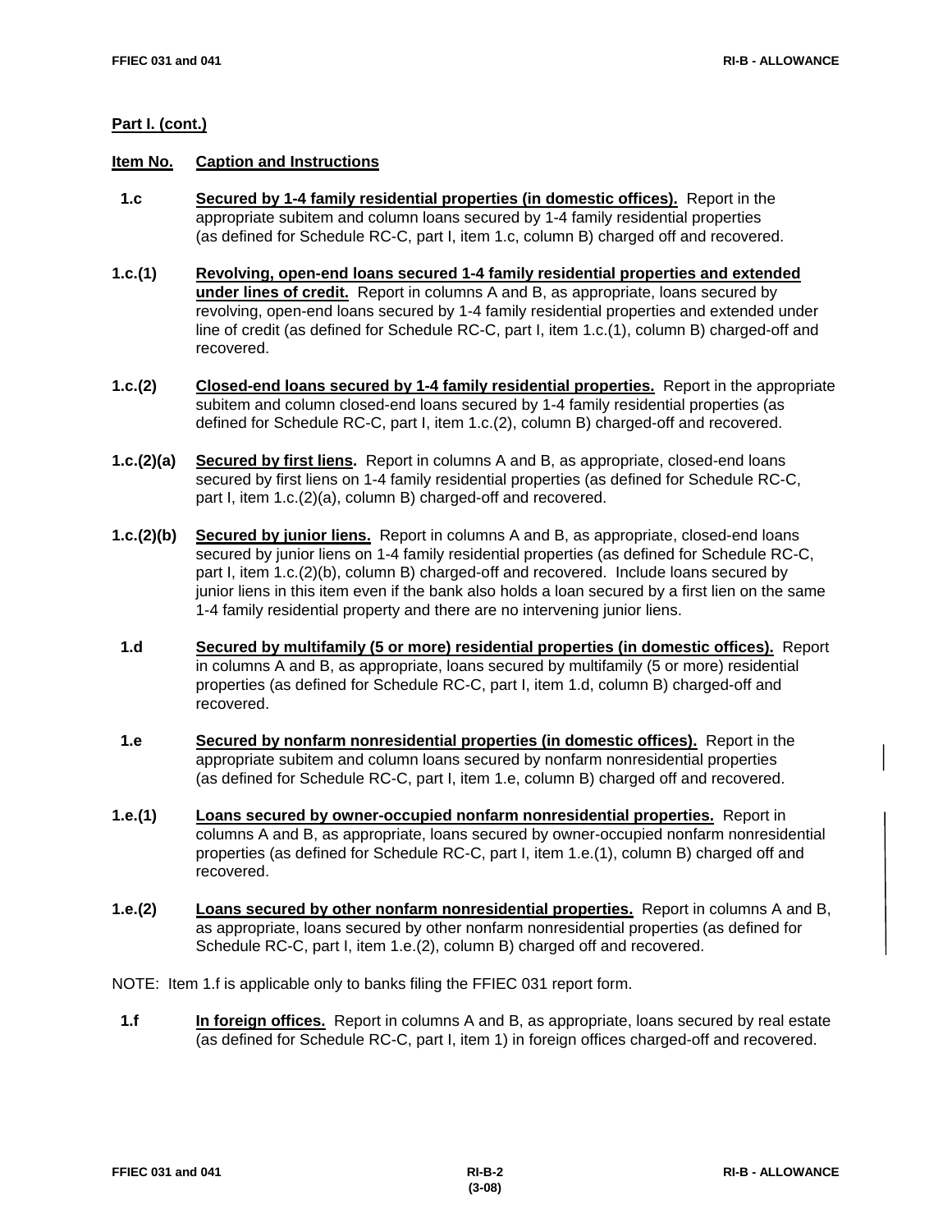**Part I. (cont.)**

**Item No.** **Caption and Instructions**

**1.c** **Secured by 1-4 family residential properties (in domestic offices).** Report in the appropriate subitem and column loans secured by 1-4 family residential properties (as defined for Schedule RC-C, part I, item 1.c, column B) charged off and recovered.

**1.c.(1)** **Revolving, open-end loans secured 1-4 family residential properties and extended under lines of credit.** Report in columns A and B, as appropriate, loans secured by revolving, open-end loans secured by 1-4 family residential properties and extended under line of credit (as defined for Schedule RC-C, part I, item 1.c.(1), column B) charged-off and recovered.

**1.c.(2)** **Closed-end loans secured by 1-4 family residential properties.** Report in the appropriate subitem and column closed-end loans secured by 1-4 family residential properties (as defined for Schedule RC-C, part I, item 1.c.(2), column B) charged-off and recovered.

**1.c.(2)(a)** **Secured by first liens.** Report in columns A and B, as appropriate, closed-end loans secured by first liens on 1-4 family residential properties (as defined for Schedule RC-C, part I, item 1.c.(2)(a), column B) charged-off and recovered.

**1.c.(2)(b)** **Secured by junior liens.** Report in columns A and B, as appropriate, closed-end loans secured by junior liens on 1-4 family residential properties (as defined for Schedule RC-C, part I, item 1.c.(2)(b), column B) charged-off and recovered. Include loans secured by junior liens in this item even if the bank also holds a loan secured by a first lien on the same 1-4 family residential property and there are no intervening junior liens.

**1.d** **Secured by multifamily (5 or more) residential properties (in domestic offices).** Report in columns A and B, as appropriate, loans secured by multifamily (5 or more) residential properties (as defined for Schedule RC-C, part I, item 1.d, column B) charged-off and recovered.

**1.e** **Secured by nonfarm nonresidential properties (in domestic offices).** Report in the appropriate subitem and column loans secured by nonfarm nonresidential properties (as defined for Schedule RC-C, part I, item 1.e, column B) charged off and recovered.

**1.e.(1)** **Loans secured by owner-occupied nonfarm nonresidential properties.** Report in columns A and B, as appropriate, loans secured by owner-occupied nonfarm nonresidential properties (as defined for Schedule RC-C, part I, item 1.e.(1), column B) charged off and recovered.

**1.e.(2)** **Loans secured by other nonfarm nonresidential properties.** Report in columns A and B, as appropriate, loans secured by other nonfarm nonresidential properties (as defined for Schedule RC-C, part I, item 1.e.(2), column B) charged off and recovered.

NOTE: Item 1.f is applicable only to banks filing the FFIEC 031 report form.

**1.f** **In foreign offices.** Report in columns A and B, as appropriate, loans secured by real estate (as defined for Schedule RC-C, part I, item 1) in foreign offices charged-off and recovered.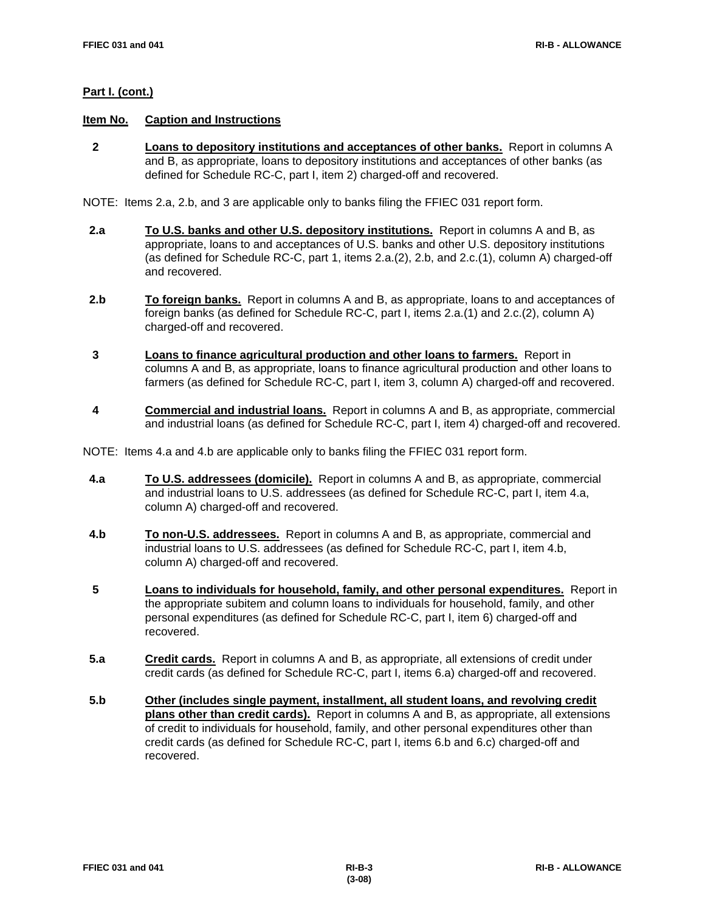**Part I. (cont.)**

**Item No.** **Caption and Instructions**

**2** **Loans to depository institutions and acceptances of other banks.** Report in columns A and B, as appropriate, loans to depository institutions and acceptances of other banks (as defined for Schedule RC-C, part I, item 2) charged-off and recovered.

NOTE: Items 2.a, 2.b, and 3 are applicable only to banks filing the FFIEC 031 report form.

**2.a** **To U.S. banks and other U.S. depository institutions.** Report in columns A and B, as appropriate, loans to and acceptances of U.S. banks and other U.S. depository institutions (as defined for Schedule RC-C, part 1, items 2.a.(2), 2.b, and 2.c.(1), column A) charged-off and recovered.

**2.b** **To foreign banks.** Report in columns A and B, as appropriate, loans to and acceptances of foreign banks (as defined for Schedule RC-C, part I, items 2.a.(1) and 2.c.(2), column A) charged-off and recovered.

**3** **Loans to finance agricultural production and other loans to farmers.** Report in columns A and B, as appropriate, loans to finance agricultural production and other loans to farmers (as defined for Schedule RC-C, part I, item 3, column A) charged-off and recovered.

**4** **Commercial and industrial loans.** Report in columns A and B, as appropriate, commercial and industrial loans (as defined for Schedule RC-C, part I, item 4) charged-off and recovered.

NOTE: Items 4.a and 4.b are applicable only to banks filing the FFIEC 031 report form.

**4.a** **To U.S. addressees (domicile).** Report in columns A and B, as appropriate, commercial and industrial loans to U.S. addressees (as defined for Schedule RC-C, part I, item 4.a, column A) charged-off and recovered.

**4.b** **To non-U.S. addressees.** Report in columns A and B, as appropriate, commercial and industrial loans to U.S. addressees (as defined for Schedule RC-C, part I, item 4.b, column A) charged-off and recovered.

**5** **Loans to individuals for household, family, and other personal expenditures.** Report in the appropriate subitem and column loans to individuals for household, family, and other personal expenditures (as defined for Schedule RC-C, part I, item 6) charged-off and recovered.

**5.a** **Credit cards.** Report in columns A and B, as appropriate, all extensions of credit under credit cards (as defined for Schedule RC-C, part I, items 6.a) charged-off and recovered.

**5.b** **Other (includes single payment, installment, all student loans, and revolving credit plans other than credit cards).** Report in columns A and B, as appropriate, all extensions of credit to individuals for household, family, and other personal expenditures other than credit cards (as defined for Schedule RC-C, part I, items 6.b and 6.c) charged-off and recovered.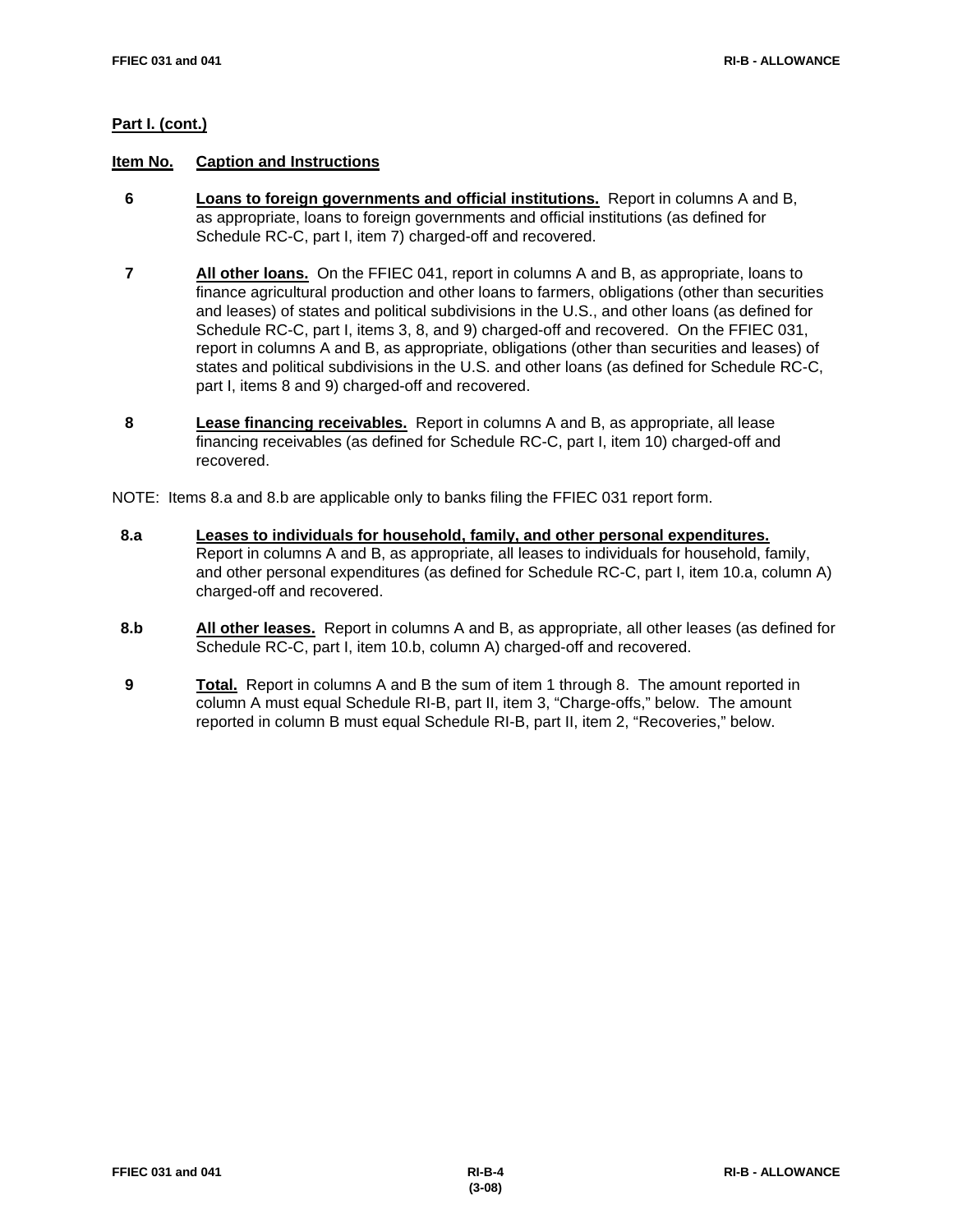**Part I. (cont.)**

**Item No.** **Caption and Instructions**

**6** **Loans to foreign governments and official institutions.** Report in columns A and B, as appropriate, loans to foreign governments and official institutions (as defined for Schedule RC-C, part I, item 7) charged-off and recovered.

**7** **All other loans.** On the FFIEC 041, report in columns A and B, as appropriate, loans to finance agricultural production and other loans to farmers, obligations (other than securities and leases) of states and political subdivisions in the U.S., and other loans (as defined for Schedule RC-C, part I, items 3, 8, and 9) charged-off and recovered. On the FFIEC 031, report in columns A and B, as appropriate, obligations (other than securities and leases) of states and political subdivisions in the U.S. and other loans (as defined for Schedule RC-C, part I, items 8 and 9) charged-off and recovered.

**8** **Lease financing receivables.** Report in columns A and B, as appropriate, all lease financing receivables (as defined for Schedule RC-C, part I, item 10) charged-off and recovered.

NOTE: Items 8.a and 8.b are applicable only to banks filing the FFIEC 031 report form.

**8.a** **Leases to individuals for household, family, and other personal expenditures.** Report in columns A and B, as appropriate, all leases to individuals for household, family, and other personal expenditures (as defined for Schedule RC-C, part I, item 10.a, column A) charged-off and recovered.

**8.b** **All other leases.** Report in columns A and B, as appropriate, all other leases (as defined for Schedule RC-C, part I, item 10.b, column A) charged-off and recovered.

**9** **Total.** Report in columns A and B the sum of item 1 through 8. The amount reported in column A must equal Schedule RI-B, part II, item 3, "Charge-offs," below. The amount reported in column B must equal Schedule RI-B, part II, item 2, "Recoveries," below.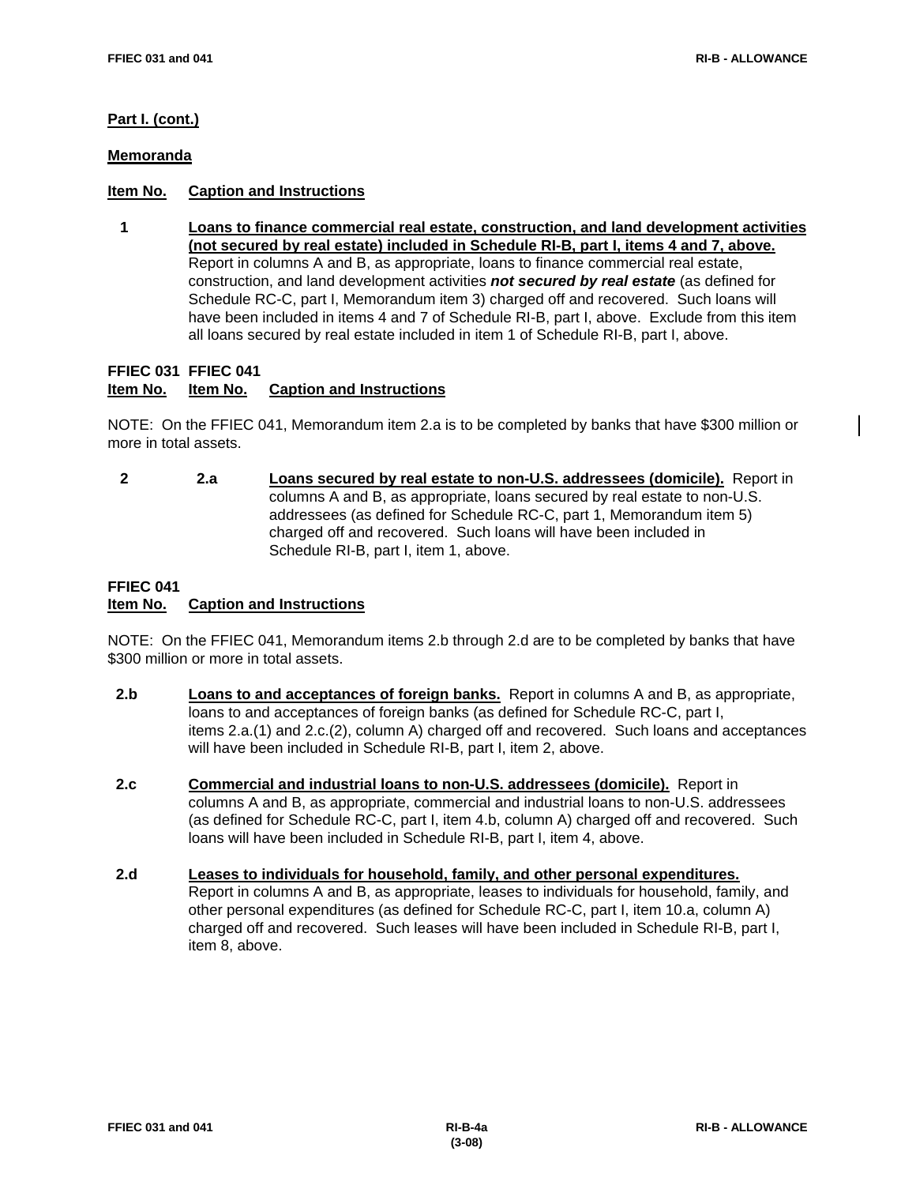**Part I. (cont.)**

**Memoranda**

**Item No.** **Caption and Instructions**

**1** **Loans to finance commercial real estate, construction, and land development activities (not secured by real estate) included in Schedule RI-B, part I, items 4 and 7, above.** Report in columns A and B, as appropriate, loans to finance commercial real estate, construction, and land development activities ***not secured by real estate*** (as defined for Schedule RC-C, part I, Memorandum item 3) charged off and recovered. Such loans will have been included in items 4 and 7 of Schedule RI-B, part I, above. Exclude from this item all loans secured by real estate included in item 1 of Schedule RI-B, part I, above.

**FFIEC 031** **FFIEC 041**
**Item No.** **Item No.** **Caption and Instructions**

NOTE: On the FFIEC 041, Memorandum item 2.a is to be completed by banks that have $300 million or more in total assets.

**2** **2.a** **Loans secured by real estate to non-U.S. addressees (domicile).** Report in columns A and B, as appropriate, loans secured by real estate to non-U.S. addressees (as defined for Schedule RC-C, part 1, Memorandum item 5) charged off and recovered. Such loans will have been included in Schedule RI-B, part I, item 1, above.

**FFIEC 041**
**Item No.** **Caption and Instructions**

NOTE: On the FFIEC 041, Memorandum items 2.b through 2.d are to be completed by banks that have $300 million or more in total assets.

**2.b** **Loans to and acceptances of foreign banks.** Report in columns A and B, as appropriate, loans to and acceptances of foreign banks (as defined for Schedule RC-C, part I, items 2.a.(1) and 2.c.(2), column A) charged off and recovered. Such loans and acceptances will have been included in Schedule RI-B, part I, item 2, above.

**2.c** **Commercial and industrial loans to non-U.S. addressees (domicile).** Report in columns A and B, as appropriate, commercial and industrial loans to non-U.S. addressees (as defined for Schedule RC-C, part I, item 4.b, column A) charged off and recovered. Such loans will have been included in Schedule RI-B, part I, item 4, above.

**2.d** **Leases to individuals for household, family, and other personal expenditures.** Report in columns A and B, as appropriate, leases to individuals for household, family, and other personal expenditures (as defined for Schedule RC-C, part I, item 10.a, column A) charged off and recovered. Such leases will have been included in Schedule RI-B, part I, item 8, above.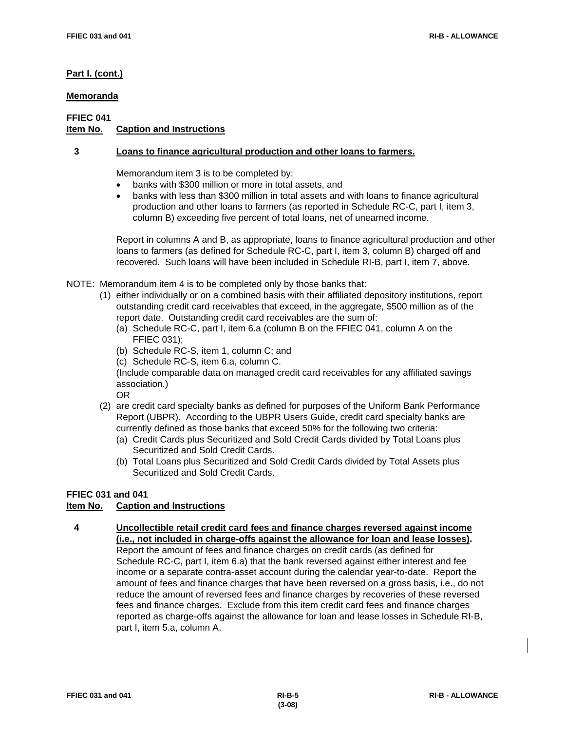**Part I. (cont.)**

**Memoranda**

**FFIEC 041**
**Item No. Caption and Instructions**

**3 Loans to finance agricultural production and other loans to farmers.**

Memorandum item 3 is to be completed by:

- banks with \$300 million or more in total assets, and
- banks with less than \$300 million in total assets and with loans to finance agricultural production and other loans to farmers (as reported in Schedule RC-C, part I, item 3, column B) exceeding five percent of total loans, net of unearned income.

Report in columns A and B, as appropriate, loans to finance agricultural production and other loans to farmers (as defined for Schedule RC-C, part I, item 3, column B) charged off and recovered. Such loans will have been included in Schedule RI-B, part I, item 7, above.

NOTE: Memorandum item 4 is to be completed only by those banks that:

(1) either individually or on a combined basis with their affiliated depository institutions, report outstanding credit card receivables that exceed, in the aggregate, \$500 million as of the report date. Outstanding credit card receivables are the sum of:
   (a) Schedule RC-C, part I, item 6.a (column B on the FFIEC 041, column A on the FFIEC 031);
   (b) Schedule RC-S, item 1, column C; and
   (c) Schedule RC-S, item 6.a, column C.
   (Include comparable data on managed credit card receivables for any affiliated savings association.)
   OR
(2) are credit card specialty banks as defined for purposes of the Uniform Bank Performance Report (UBPR). According to the UBPR Users Guide, credit card specialty banks are currently defined as those banks that exceed 50% for the following two criteria:
   (a) Credit Cards plus Securitized and Sold Credit Cards divided by Total Loans plus Securitized and Sold Credit Cards.
   (b) Total Loans plus Securitized and Sold Credit Cards divided by Total Assets plus Securitized and Sold Credit Cards.

**FFIEC 031 and 041**
**Item No. Caption and Instructions**

**4 Uncollectible retail credit card fees and finance charges reversed against income (i.e., not included in charge-offs against the allowance for loan and lease losses).** Report the amount of fees and finance charges on credit cards (as defined for Schedule RC-C, part I, item 6.a) that the bank reversed against either interest and fee income or a separate contra-asset account during the calendar year-to-date. Report the amount of fees and finance charges that have been reversed on a gross basis, i.e., do not reduce the amount of reversed fees and finance charges by recoveries of these reversed fees and finance charges. Exclude from this item credit card fees and finance charges reported as charge-offs against the allowance for loan and lease losses in Schedule RI-B, part I, item 5.a, column A.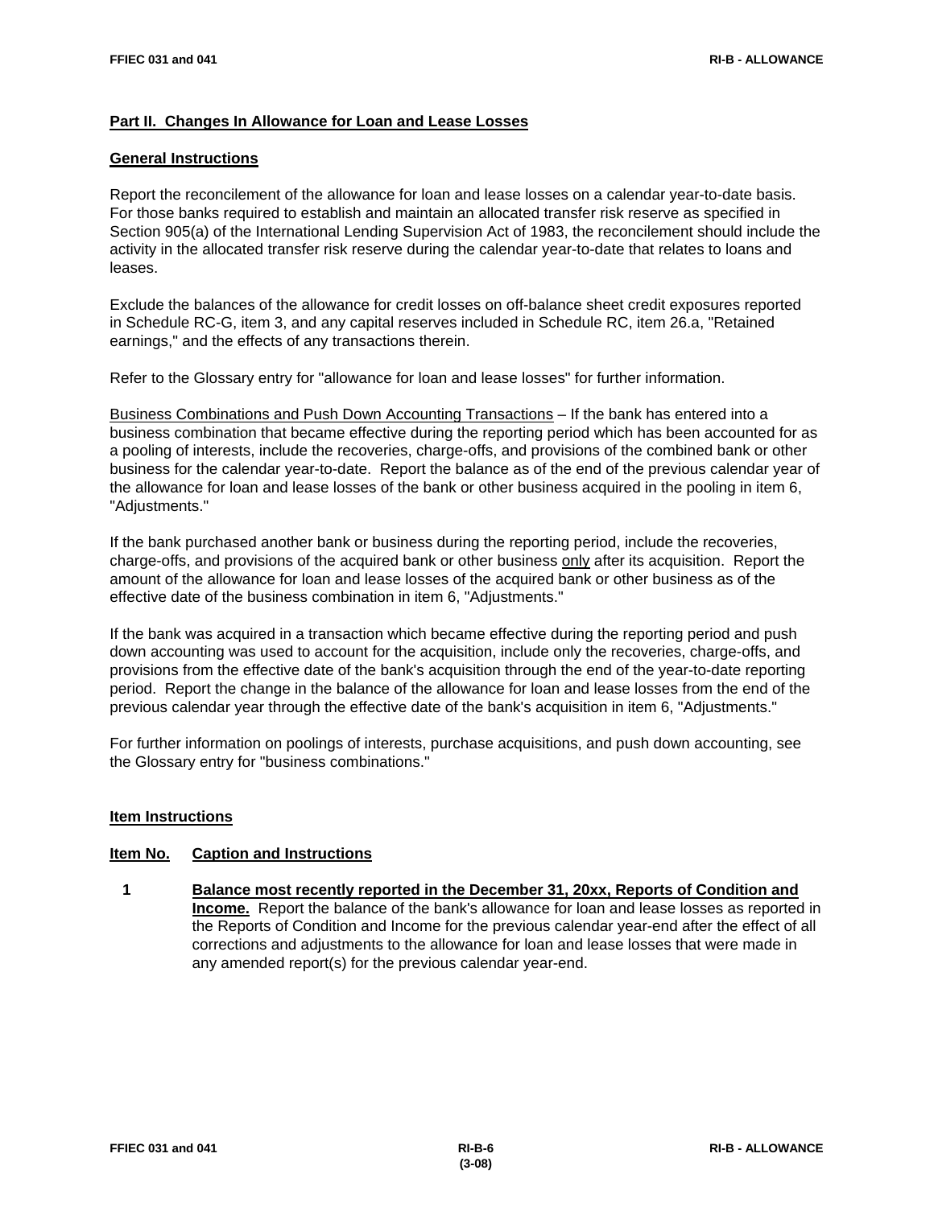## Part II. Changes In Allowance for Loan and Lease Losses

### General Instructions

Report the reconcilement of the allowance for loan and lease losses on a calendar year-to-date basis. For those banks required to establish and maintain an allocated transfer risk reserve as specified in Section 905(a) of the International Lending Supervision Act of 1983, the reconcilement should include the activity in the allocated transfer risk reserve during the calendar year-to-date that relates to loans and leases.

Exclude the balances of the allowance for credit losses on off-balance sheet credit exposures reported in Schedule RC-G, item 3, and any capital reserves included in Schedule RC, item 26.a, "Retained earnings," and the effects of any transactions therein.

Refer to the Glossary entry for "allowance for loan and lease losses" for further information.

Business Combinations and Push Down Accounting Transactions – If the bank has entered into a business combination that became effective during the reporting period which has been accounted for as a pooling of interests, include the recoveries, charge-offs, and provisions of the combined bank or other business for the calendar year-to-date. Report the balance as of the end of the previous calendar year of the allowance for loan and lease losses of the bank or other business acquired in the pooling in item 6, "Adjustments."

If the bank purchased another bank or business during the reporting period, include the recoveries, charge-offs, and provisions of the acquired bank or other business only after its acquisition. Report the amount of the allowance for loan and lease losses of the acquired bank or other business as of the effective date of the business combination in item 6, "Adjustments."

If the bank was acquired in a transaction which became effective during the reporting period and push down accounting was used to account for the acquisition, include only the recoveries, charge-offs, and provisions from the effective date of the bank's acquisition through the end of the year-to-date reporting period. Report the change in the balance of the allowance for loan and lease losses from the end of the previous calendar year through the effective date of the bank's acquisition in item 6, "Adjustments."

For further information on poolings of interests, purchase acquisitions, and push down accounting, see the Glossary entry for "business combinations."

### Item Instructions

**Item No. Caption and Instructions**

**1 Balance most recently reported in the December 31, 20xx, Reports of Condition and Income.** Report the balance of the bank's allowance for loan and lease losses as reported in the Reports of Condition and Income for the previous calendar year-end after the effect of all corrections and adjustments to the allowance for loan and lease losses that were made in any amended report(s) for the previous calendar year-end.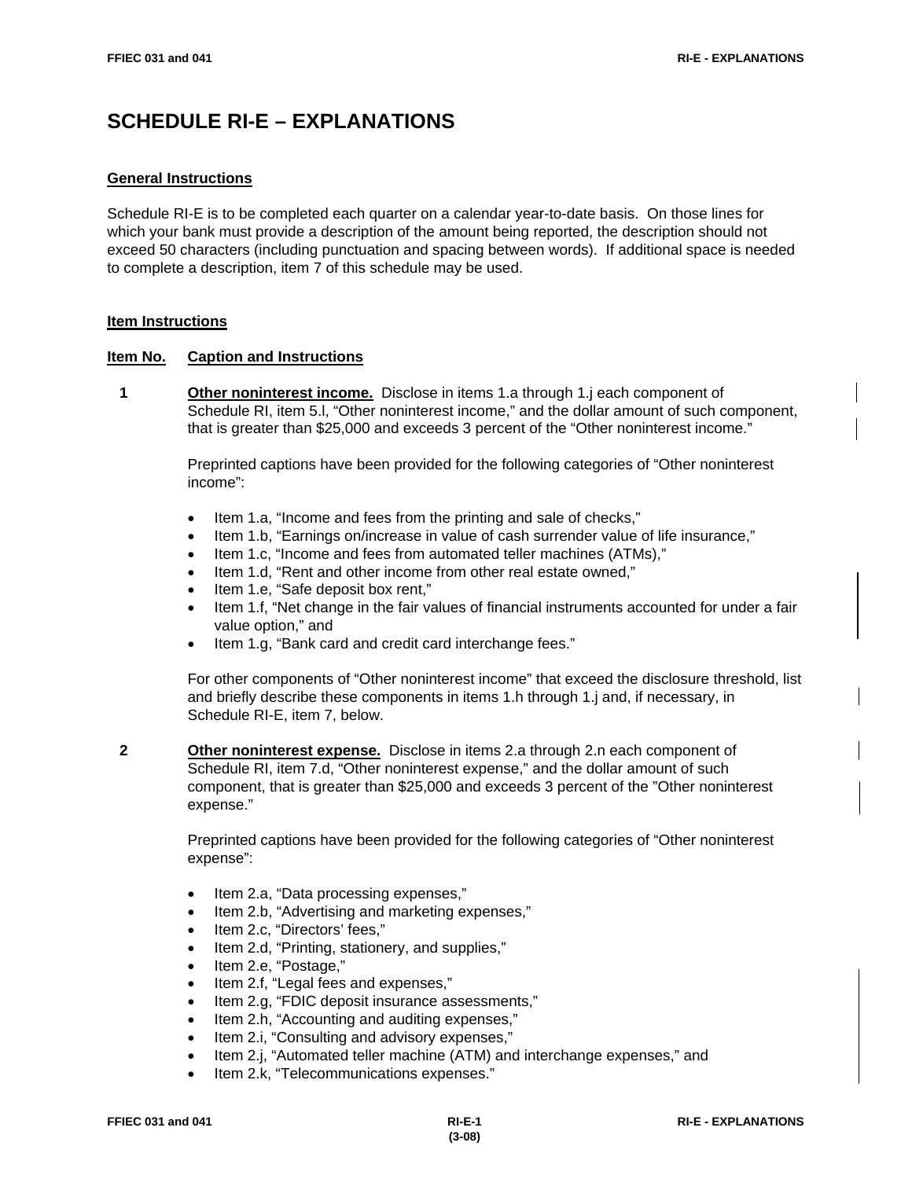# SCHEDULE RI-E – EXPLANATIONS

**General Instructions**

Schedule RI-E is to be completed each quarter on a calendar year-to-date basis. On those lines for which your bank must provide a description of the amount being reported, the description should not exceed 50 characters (including punctuation and spacing between words). If additional space is needed to complete a description, item 7 of this schedule may be used.

**Item Instructions**

**Item No. Caption and Instructions**

**1 Other noninterest income.** Disclose in items 1.a through 1.j each component of Schedule RI, item 5.l, "Other noninterest income," and the dollar amount of such component, that is greater than $25,000 and exceeds 3 percent of the "Other noninterest income."

Preprinted captions have been provided for the following categories of "Other noninterest income":

- Item 1.a, "Income and fees from the printing and sale of checks,"
- Item 1.b, "Earnings on/increase in value of cash surrender value of life insurance,"
- Item 1.c, "Income and fees from automated teller machines (ATMs),"
- Item 1.d, "Rent and other income from other real estate owned,"
- Item 1.e, "Safe deposit box rent,"
- Item 1.f, "Net change in the fair values of financial instruments accounted for under a fair value option," and
- Item 1.g, "Bank card and credit card interchange fees."

For other components of "Other noninterest income" that exceed the disclosure threshold, list and briefly describe these components in items 1.h through 1.j and, if necessary, in Schedule RI-E, item 7, below.

**2 Other noninterest expense.** Disclose in items 2.a through 2.n each component of Schedule RI, item 7.d, "Other noninterest expense," and the dollar amount of such component, that is greater than $25,000 and exceeds 3 percent of the "Other noninterest expense."

Preprinted captions have been provided for the following categories of "Other noninterest expense":

- Item 2.a, "Data processing expenses,"
- Item 2.b, "Advertising and marketing expenses,"
- Item 2.c, "Directors' fees,"
- Item 2.d, "Printing, stationery, and supplies,"
- Item 2.e, "Postage,"
- Item 2.f, "Legal fees and expenses,"
- Item 2.g, "FDIC deposit insurance assessments,"
- Item 2.h, "Accounting and auditing expenses,"
- Item 2.i, "Consulting and advisory expenses,"
- Item 2.j, "Automated teller machine (ATM) and interchange expenses," and
- Item 2.k, "Telecommunications expenses."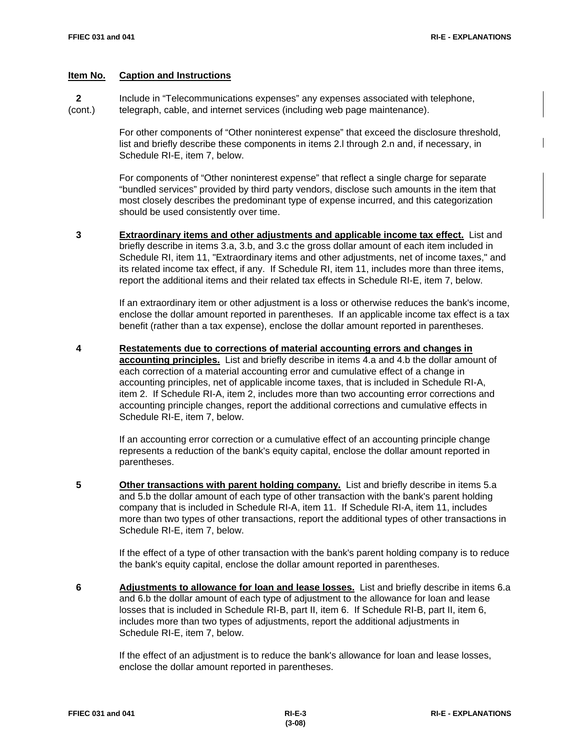| Item No. | Caption and Instructions |
|---|---|
| **2** (cont.) | Include in "Telecommunications expenses" any expenses associated with telephone, telegraph, cable, and internet services (including web page maintenance). |

For other components of "Other noninterest expense" that exceed the disclosure threshold, list and briefly describe these components in items 2.l through 2.n and, if necessary, in Schedule RI-E, item 7, below.

For components of "Other noninterest expense" that reflect a single charge for separate "bundled services" provided by third party vendors, disclose such amounts in the item that most closely describes the predominant type of expense incurred, and this categorization should be used consistently over time.

**3** **Extraordinary items and other adjustments and applicable income tax effect.** List and briefly describe in items 3.a, 3.b, and 3.c the gross dollar amount of each item included in Schedule RI, item 11, "Extraordinary items and other adjustments, net of income taxes," and its related income tax effect, if any. If Schedule RI, item 11, includes more than three items, report the additional items and their related tax effects in Schedule RI-E, item 7, below.

If an extraordinary item or other adjustment is a loss or otherwise reduces the bank's income, enclose the dollar amount reported in parentheses. If an applicable income tax effect is a tax benefit (rather than a tax expense), enclose the dollar amount reported in parentheses.

**4** **Restatements due to corrections of material accounting errors and changes in accounting principles.** List and briefly describe in items 4.a and 4.b the dollar amount of each correction of a material accounting error and cumulative effect of a change in accounting principles, net of applicable income taxes, that is included in Schedule RI-A, item 2. If Schedule RI-A, item 2, includes more than two accounting error corrections and accounting principle changes, report the additional corrections and cumulative effects in Schedule RI-E, item 7, below.

If an accounting error correction or a cumulative effect of an accounting principle change represents a reduction of the bank's equity capital, enclose the dollar amount reported in parentheses.

**5** **Other transactions with parent holding company.** List and briefly describe in items 5.a and 5.b the dollar amount of each type of other transaction with the bank's parent holding company that is included in Schedule RI-A, item 11. If Schedule RI-A, item 11, includes more than two types of other transactions, report the additional types of other transactions in Schedule RI-E, item 7, below.

If the effect of a type of other transaction with the bank's parent holding company is to reduce the bank's equity capital, enclose the dollar amount reported in parentheses.

**6** **Adjustments to allowance for loan and lease losses.** List and briefly describe in items 6.a and 6.b the dollar amount of each type of adjustment to the allowance for loan and lease losses that is included in Schedule RI-B, part II, item 6. If Schedule RI-B, part II, item 6, includes more than two types of adjustments, report the additional adjustments in Schedule RI-E, item 7, below.

If the effect of an adjustment is to reduce the bank's allowance for loan and lease losses, enclose the dollar amount reported in parentheses.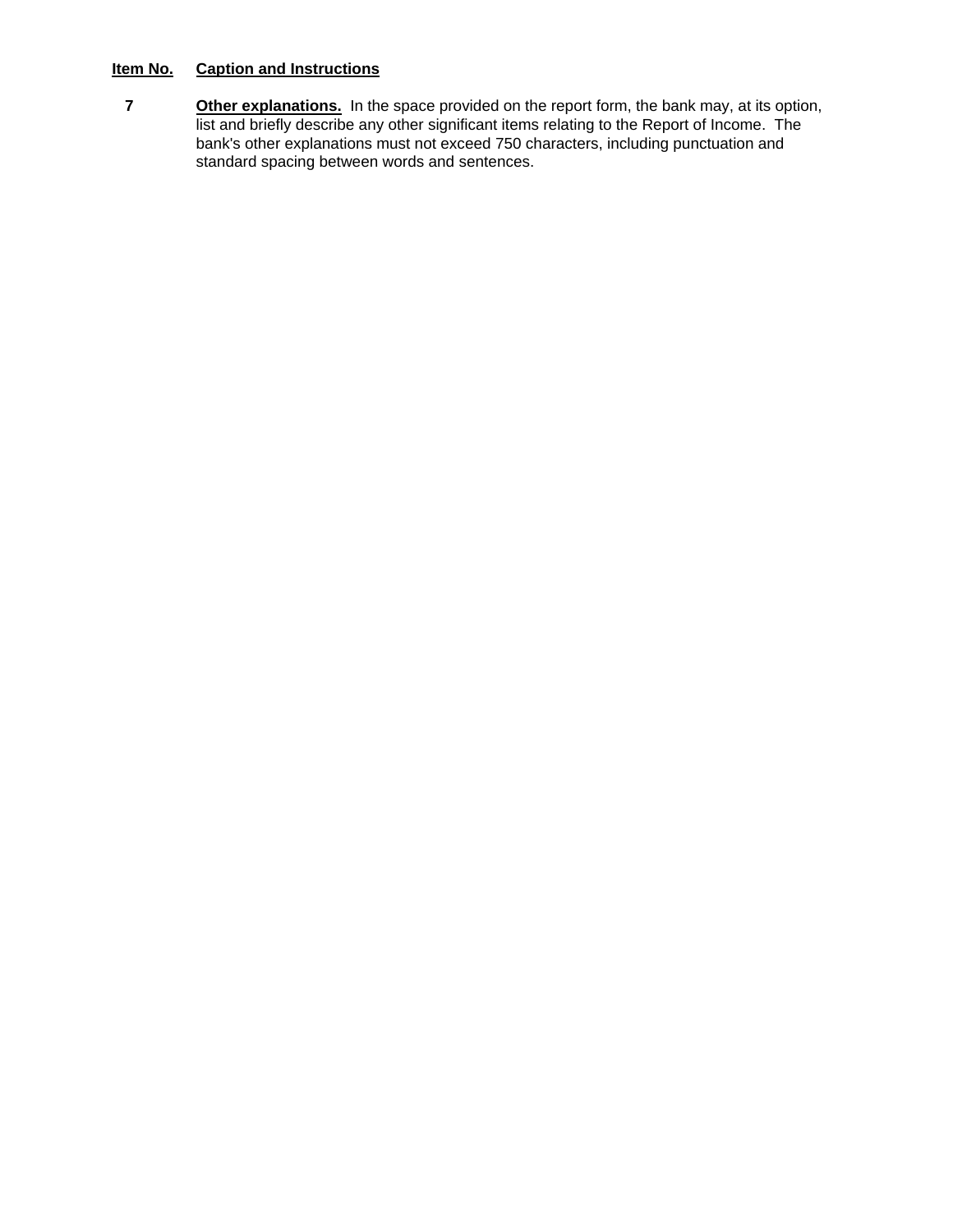| Item No. | Caption and Instructions |
|---|---|
| **7** | **Other explanations.** In the space provided on the report form, the bank may, at its option, list and briefly describe any other significant items relating to the Report of Income. The bank's other explanations must not exceed 750 characters, including punctuation and standard spacing between words and sentences. |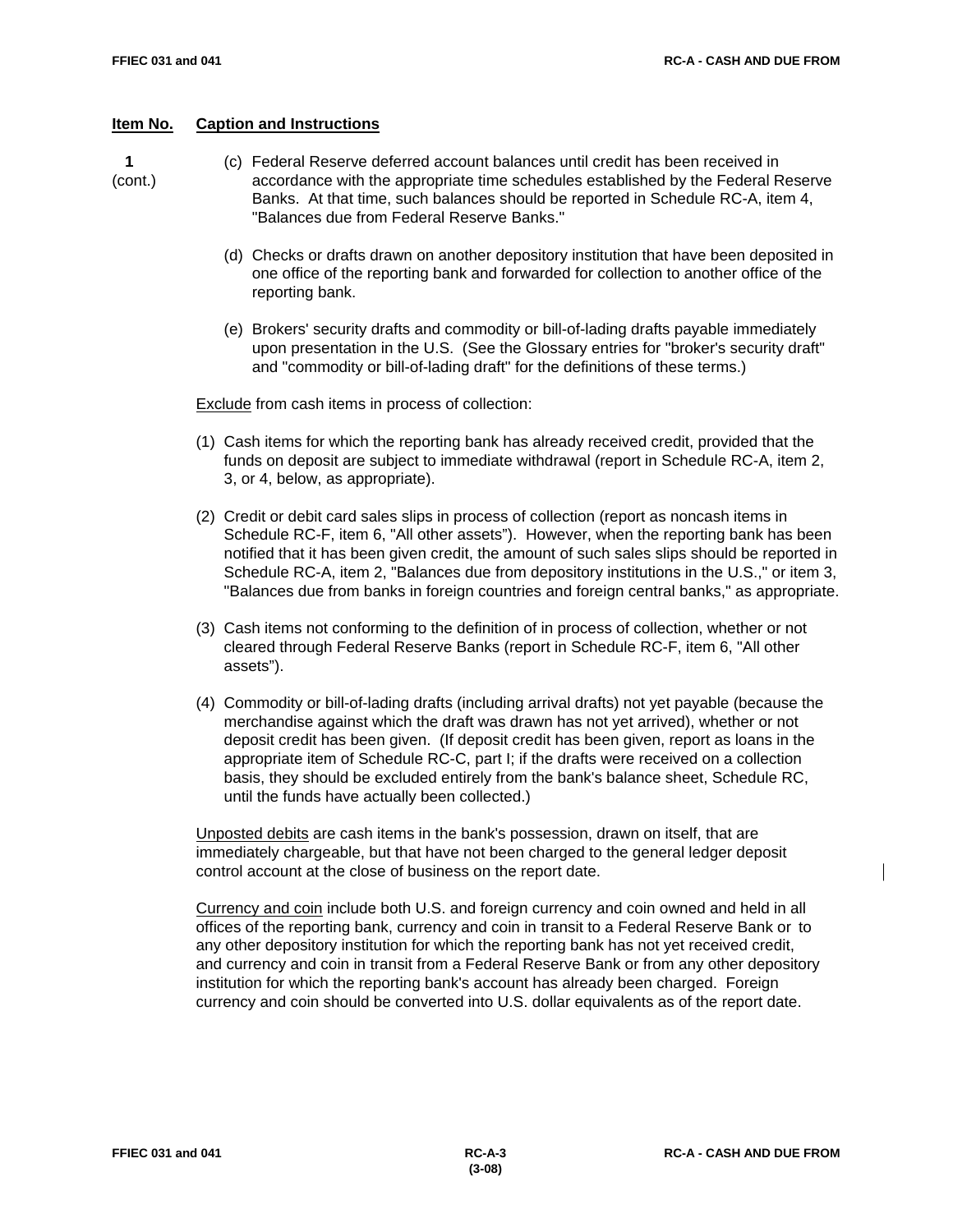**Item No.** **Caption and Instructions**

**1** (cont.)

(c) Federal Reserve deferred account balances until credit has been received in accordance with the appropriate time schedules established by the Federal Reserve Banks. At that time, such balances should be reported in Schedule RC-A, item 4, "Balances due from Federal Reserve Banks."

(d) Checks or drafts drawn on another depository institution that have been deposited in one office of the reporting bank and forwarded for collection to another office of the reporting bank.

(e) Brokers' security drafts and commodity or bill-of-lading drafts payable immediately upon presentation in the U.S. (See the Glossary entries for "broker's security draft" and "commodity or bill-of-lading draft" for the definitions of these terms.)

Exclude from cash items in process of collection:

(1) Cash items for which the reporting bank has already received credit, provided that the funds on deposit are subject to immediate withdrawal (report in Schedule RC-A, item 2, 3, or 4, below, as appropriate).

(2) Credit or debit card sales slips in process of collection (report as noncash items in Schedule RC-F, item 6, "All other assets"). However, when the reporting bank has been notified that it has been given credit, the amount of such sales slips should be reported in Schedule RC-A, item 2, "Balances due from depository institutions in the U.S.," or item 3, "Balances due from banks in foreign countries and foreign central banks," as appropriate.

(3) Cash items not conforming to the definition of in process of collection, whether or not cleared through Federal Reserve Banks (report in Schedule RC-F, item 6, "All other assets").

(4) Commodity or bill-of-lading drafts (including arrival drafts) not yet payable (because the merchandise against which the draft was drawn has not yet arrived), whether or not deposit credit has been given. (If deposit credit has been given, report as loans in the appropriate item of Schedule RC-C, part I; if the drafts were received on a collection basis, they should be excluded entirely from the bank's balance sheet, Schedule RC, until the funds have actually been collected.)

Unposted debits are cash items in the bank's possession, drawn on itself, that are immediately chargeable, but that have not been charged to the general ledger deposit control account at the close of business on the report date.

Currency and coin include both U.S. and foreign currency and coin owned and held in all offices of the reporting bank, currency and coin in transit to a Federal Reserve Bank or to any other depository institution for which the reporting bank has not yet received credit, and currency and coin in transit from a Federal Reserve Bank or from any other depository institution for which the reporting bank's account has already been charged. Foreign currency and coin should be converted into U.S. dollar equivalents as of the report date.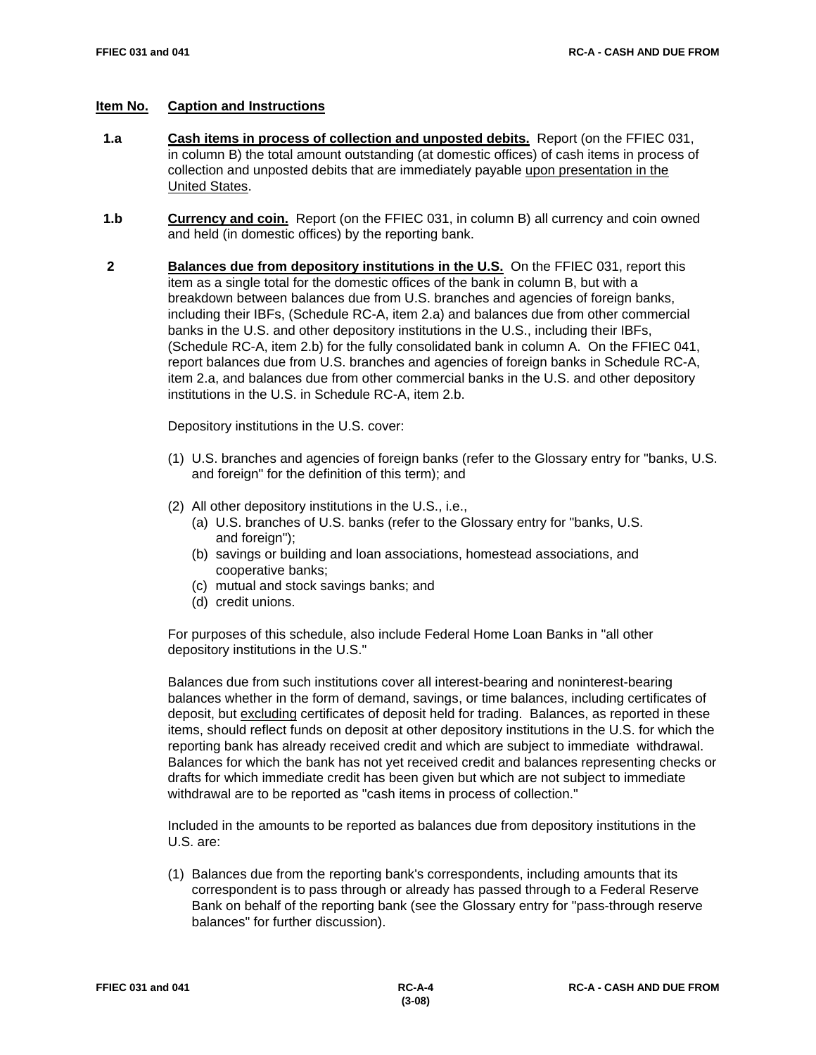**Item No.** **Caption and Instructions**

**1.a** **Cash items in process of collection and unposted debits.** Report (on the FFIEC 031, in column B) the total amount outstanding (at domestic offices) of cash items in process of collection and unposted debits that are immediately payable upon presentation in the United States.

**1.b** **Currency and coin.** Report (on the FFIEC 031, in column B) all currency and coin owned and held (in domestic offices) by the reporting bank.

**2** **Balances due from depository institutions in the U.S.** On the FFIEC 031, report this item as a single total for the domestic offices of the bank in column B, but with a breakdown between balances due from U.S. branches and agencies of foreign banks, including their IBFs, (Schedule RC-A, item 2.a) and balances due from other commercial banks in the U.S. and other depository institutions in the U.S., including their IBFs, (Schedule RC-A, item 2.b) for the fully consolidated bank in column A. On the FFIEC 041, report balances due from U.S. branches and agencies of foreign banks in Schedule RC-A, item 2.a, and balances due from other commercial banks in the U.S. and other depository institutions in the U.S. in Schedule RC-A, item 2.b.

Depository institutions in the U.S. cover:

(1) U.S. branches and agencies of foreign banks (refer to the Glossary entry for "banks, U.S. and foreign" for the definition of this term); and

(2) All other depository institutions in the U.S., i.e.,
   - (a) U.S. branches of U.S. banks (refer to the Glossary entry for "banks, U.S. and foreign");
   - (b) savings or building and loan associations, homestead associations, and cooperative banks;
   - (c) mutual and stock savings banks; and
   - (d) credit unions.

For purposes of this schedule, also include Federal Home Loan Banks in "all other depository institutions in the U.S."

Balances due from such institutions cover all interest-bearing and noninterest-bearing balances whether in the form of demand, savings, or time balances, including certificates of deposit, but excluding certificates of deposit held for trading. Balances, as reported in these items, should reflect funds on deposit at other depository institutions in the U.S. for which the reporting bank has already received credit and which are subject to immediate withdrawal. Balances for which the bank has not yet received credit and balances representing checks or drafts for which immediate credit has been given but which are not subject to immediate withdrawal are to be reported as "cash items in process of collection."

Included in the amounts to be reported as balances due from depository institutions in the U.S. are:

(1) Balances due from the reporting bank's correspondents, including amounts that its correspondent is to pass through or already has passed through to a Federal Reserve Bank on behalf of the reporting bank (see the Glossary entry for "pass-through reserve balances" for further discussion).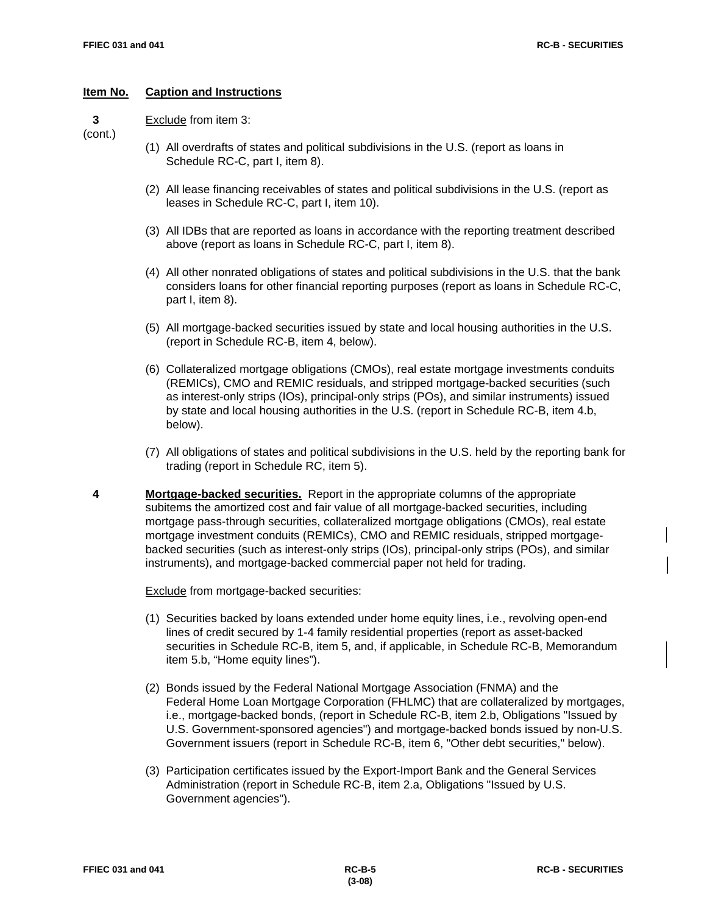**Item No.** **Caption and Instructions**

**3** (cont.) Exclude from item 3:

(1) All overdrafts of states and political subdivisions in the U.S. (report as loans in Schedule RC-C, part I, item 8).

(2) All lease financing receivables of states and political subdivisions in the U.S. (report as leases in Schedule RC-C, part I, item 10).

(3) All IDBs that are reported as loans in accordance with the reporting treatment described above (report as loans in Schedule RC-C, part I, item 8).

(4) All other nonrated obligations of states and political subdivisions in the U.S. that the bank considers loans for other financial reporting purposes (report as loans in Schedule RC-C, part I, item 8).

(5) All mortgage-backed securities issued by state and local housing authorities in the U.S. (report in Schedule RC-B, item 4, below).

(6) Collateralized mortgage obligations (CMOs), real estate mortgage investments conduits (REMICs), CMO and REMIC residuals, and stripped mortgage-backed securities (such as interest-only strips (IOs), principal-only strips (POs), and similar instruments) issued by state and local housing authorities in the U.S. (report in Schedule RC-B, item 4.b, below).

(7) All obligations of states and political subdivisions in the U.S. held by the reporting bank for trading (report in Schedule RC, item 5).

**4** **Mortgage-backed securities.** Report in the appropriate columns of the appropriate subitems the amortized cost and fair value of all mortgage-backed securities, including mortgage pass-through securities, collateralized mortgage obligations (CMOs), real estate mortgage investment conduits (REMICs), CMO and REMIC residuals, stripped mortgage-backed securities (such as interest-only strips (IOs), principal-only strips (POs), and similar instruments), and mortgage-backed commercial paper not held for trading.

Exclude from mortgage-backed securities:

(1) Securities backed by loans extended under home equity lines, i.e., revolving open-end lines of credit secured by 1-4 family residential properties (report as asset-backed securities in Schedule RC-B, item 5, and, if applicable, in Schedule RC-B, Memorandum item 5.b, "Home equity lines").

(2) Bonds issued by the Federal National Mortgage Association (FNMA) and the Federal Home Loan Mortgage Corporation (FHLMC) that are collateralized by mortgages, i.e., mortgage-backed bonds, (report in Schedule RC-B, item 2.b, Obligations "Issued by U.S. Government-sponsored agencies") and mortgage-backed bonds issued by non-U.S. Government issuers (report in Schedule RC-B, item 6, "Other debt securities," below).

(3) Participation certificates issued by the Export-Import Bank and the General Services Administration (report in Schedule RC-B, item 2.a, Obligations "Issued by U.S. Government agencies").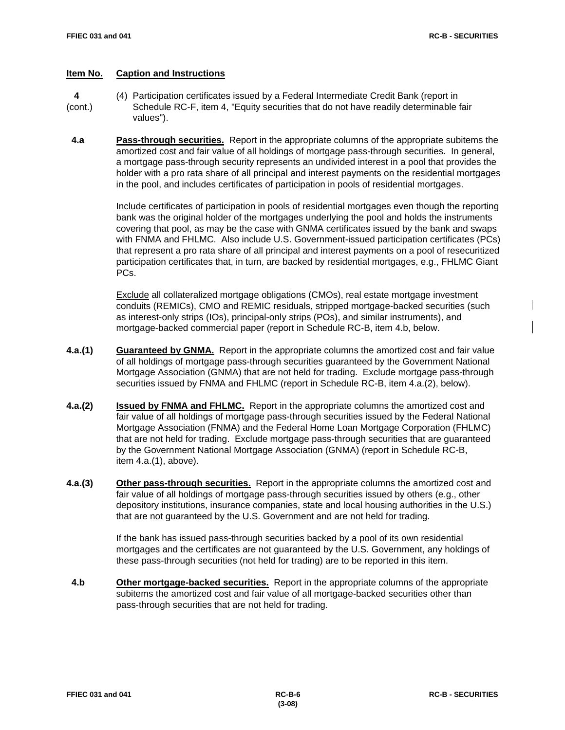**Item No.** **Caption and Instructions**

**4 (cont.)** (4) Participation certificates issued by a Federal Intermediate Credit Bank (report in Schedule RC-F, item 4, "Equity securities that do not have readily determinable fair values").

**4.a** **Pass-through securities.** Report in the appropriate columns of the appropriate subitems the amortized cost and fair value of all holdings of mortgage pass-through securities. In general, a mortgage pass-through security represents an undivided interest in a pool that provides the holder with a pro rata share of all principal and interest payments on the residential mortgages in the pool, and includes certificates of participation in pools of residential mortgages.

Include certificates of participation in pools of residential mortgages even though the reporting bank was the original holder of the mortgages underlying the pool and holds the instruments covering that pool, as may be the case with GNMA certificates issued by the bank and swaps with FNMA and FHLMC. Also include U.S. Government-issued participation certificates (PCs) that represent a pro rata share of all principal and interest payments on a pool of resecuritized participation certificates that, in turn, are backed by residential mortgages, e.g., FHLMC Giant PCs.

Exclude all collateralized mortgage obligations (CMOs), real estate mortgage investment conduits (REMICs), CMO and REMIC residuals, stripped mortgage-backed securities (such as interest-only strips (IOs), principal-only strips (POs), and similar instruments), and mortgage-backed commercial paper (report in Schedule RC-B, item 4.b, below.

**4.a.(1)** **Guaranteed by GNMA.** Report in the appropriate columns the amortized cost and fair value of all holdings of mortgage pass-through securities guaranteed by the Government National Mortgage Association (GNMA) that are not held for trading. Exclude mortgage pass-through securities issued by FNMA and FHLMC (report in Schedule RC-B, item 4.a.(2), below).

**4.a.(2)** **Issued by FNMA and FHLMC.** Report in the appropriate columns the amortized cost and fair value of all holdings of mortgage pass-through securities issued by the Federal National Mortgage Association (FNMA) and the Federal Home Loan Mortgage Corporation (FHLMC) that are not held for trading. Exclude mortgage pass-through securities that are guaranteed by the Government National Mortgage Association (GNMA) (report in Schedule RC-B, item 4.a.(1), above).

**4.a.(3)** **Other pass-through securities.** Report in the appropriate columns the amortized cost and fair value of all holdings of mortgage pass-through securities issued by others (e.g., other depository institutions, insurance companies, state and local housing authorities in the U.S.) that are not guaranteed by the U.S. Government and are not held for trading.

If the bank has issued pass-through securities backed by a pool of its own residential mortgages and the certificates are not guaranteed by the U.S. Government, any holdings of these pass-through securities (not held for trading) are to be reported in this item.

**4.b** **Other mortgage-backed securities.** Report in the appropriate columns of the appropriate subitems the amortized cost and fair value of all mortgage-backed securities other than pass-through securities that are not held for trading.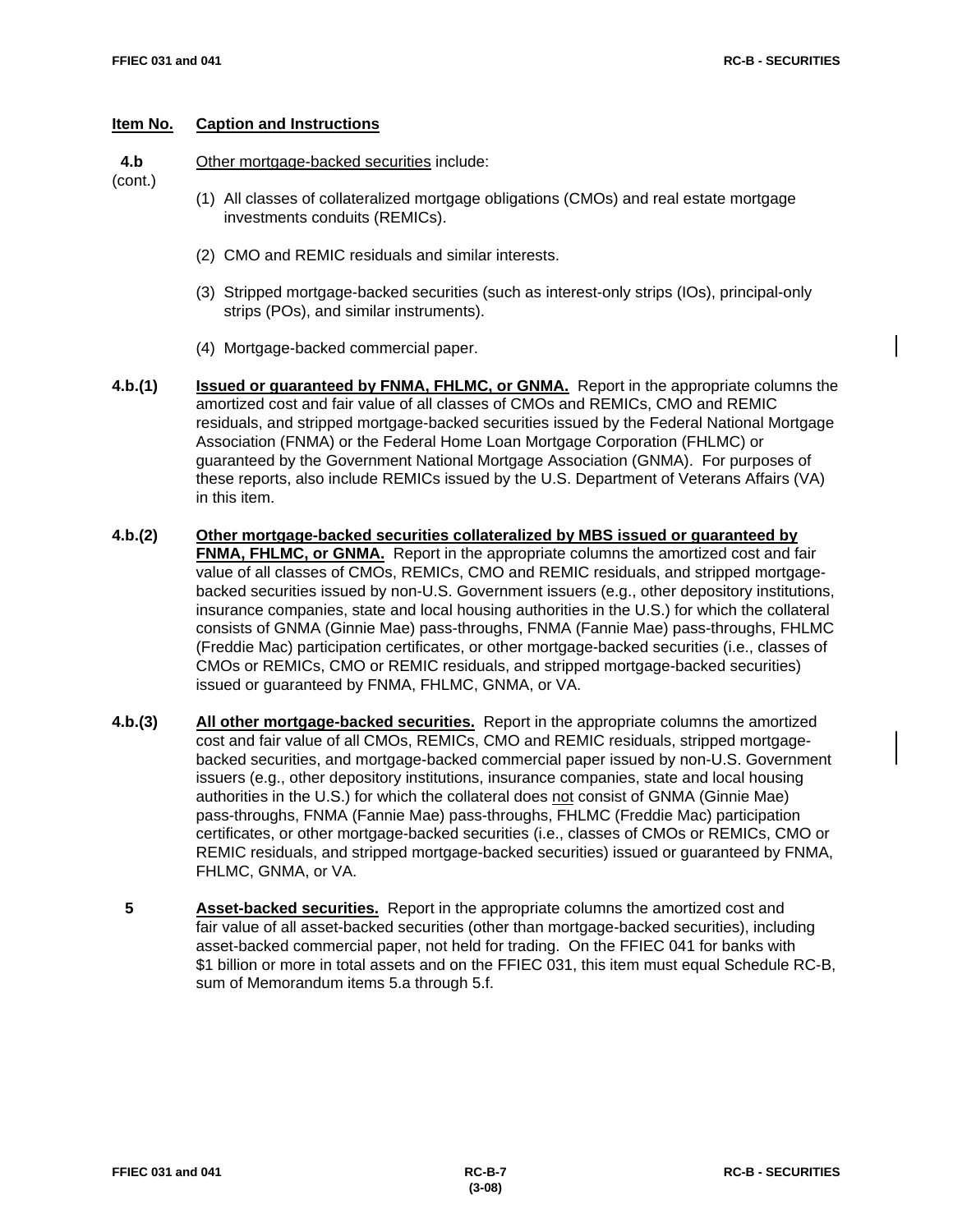**Item No.** **Caption and Instructions**

**4.b** (cont.) Other mortgage-backed securities include:

(1) All classes of collateralized mortgage obligations (CMOs) and real estate mortgage investments conduits (REMICs).

(2) CMO and REMIC residuals and similar interests.

(3) Stripped mortgage-backed securities (such as interest-only strips (IOs), principal-only strips (POs), and similar instruments).

(4) Mortgage-backed commercial paper.

**4.b.(1)** **Issued or guaranteed by FNMA, FHLMC, or GNMA.** Report in the appropriate columns the amortized cost and fair value of all classes of CMOs and REMICs, CMO and REMIC residuals, and stripped mortgage-backed securities issued by the Federal National Mortgage Association (FNMA) or the Federal Home Loan Mortgage Corporation (FHLMC) or guaranteed by the Government National Mortgage Association (GNMA). For purposes of these reports, also include REMICs issued by the U.S. Department of Veterans Affairs (VA) in this item.

**4.b.(2)** **Other mortgage-backed securities collateralized by MBS issued or guaranteed by FNMA, FHLMC, or GNMA.** Report in the appropriate columns the amortized cost and fair value of all classes of CMOs, REMICs, CMO and REMIC residuals, and stripped mortgage-backed securities issued by non-U.S. Government issuers (e.g., other depository institutions, insurance companies, state and local housing authorities in the U.S.) for which the collateral consists of GNMA (Ginnie Mae) pass-throughs, FNMA (Fannie Mae) pass-throughs, FHLMC (Freddie Mac) participation certificates, or other mortgage-backed securities (i.e., classes of CMOs or REMICs, CMO or REMIC residuals, and stripped mortgage-backed securities) issued or guaranteed by FNMA, FHLMC, GNMA, or VA.

**4.b.(3)** **All other mortgage-backed securities.** Report in the appropriate columns the amortized cost and fair value of all CMOs, REMICs, CMO and REMIC residuals, stripped mortgage-backed securities, and mortgage-backed commercial paper issued by non-U.S. Government issuers (e.g., other depository institutions, insurance companies, state and local housing authorities in the U.S.) for which the collateral does not consist of GNMA (Ginnie Mae) pass-throughs, FNMA (Fannie Mae) pass-throughs, FHLMC (Freddie Mac) participation certificates, or other mortgage-backed securities (i.e., classes of CMOs or REMICs, CMO or REMIC residuals, and stripped mortgage-backed securities) issued or guaranteed by FNMA, FHLMC, GNMA, or VA.

**5** **Asset-backed securities.** Report in the appropriate columns the amortized cost and fair value of all asset-backed securities (other than mortgage-backed securities), including asset-backed commercial paper, not held for trading. On the FFIEC 041 for banks with $1 billion or more in total assets and on the FFIEC 031, this item must equal Schedule RC-B, sum of Memorandum items 5.a through 5.f.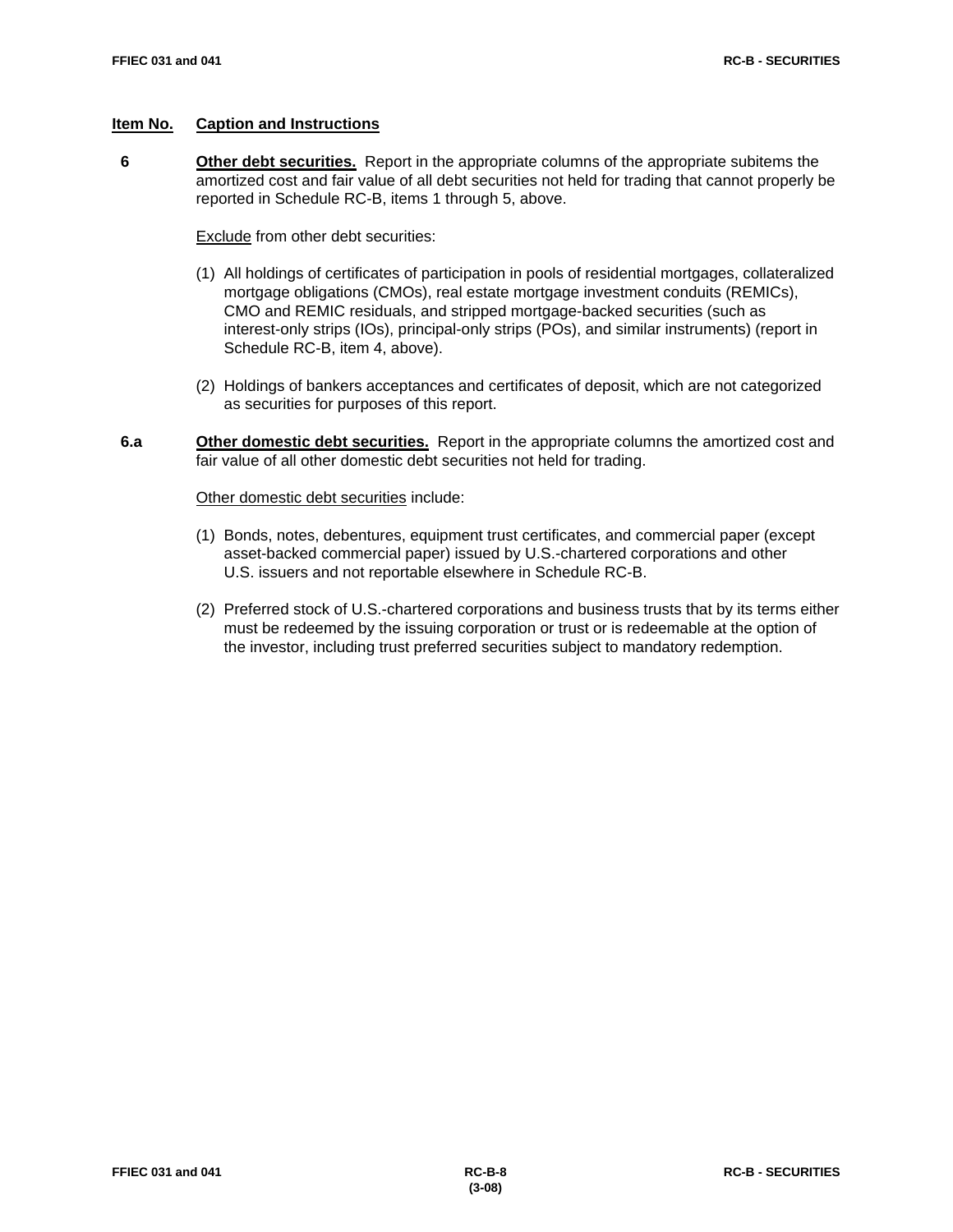**Item No.** **Caption and Instructions**

**6** **Other debt securities.** Report in the appropriate columns of the appropriate subitems the amortized cost and fair value of all debt securities not held for trading that cannot properly be reported in Schedule RC-B, items 1 through 5, above.

<u>Exclude</u> from other debt securities:

(1) All holdings of certificates of participation in pools of residential mortgages, collateralized mortgage obligations (CMOs), real estate mortgage investment conduits (REMICs), CMO and REMIC residuals, and stripped mortgage-backed securities (such as interest-only strips (IOs), principal-only strips (POs), and similar instruments) (report in Schedule RC-B, item 4, above).

(2) Holdings of bankers acceptances and certificates of deposit, which are not categorized as securities for purposes of this report.

**6.a** **Other domestic debt securities.** Report in the appropriate columns the amortized cost and fair value of all other domestic debt securities not held for trading.

<u>Other domestic debt securities</u> include:

(1) Bonds, notes, debentures, equipment trust certificates, and commercial paper (except asset-backed commercial paper) issued by U.S.-chartered corporations and other U.S. issuers and not reportable elsewhere in Schedule RC-B.

(2) Preferred stock of U.S.-chartered corporations and business trusts that by its terms either must be redeemed by the issuing corporation or trust or is redeemable at the option of the investor, including trust preferred securities subject to mandatory redemption.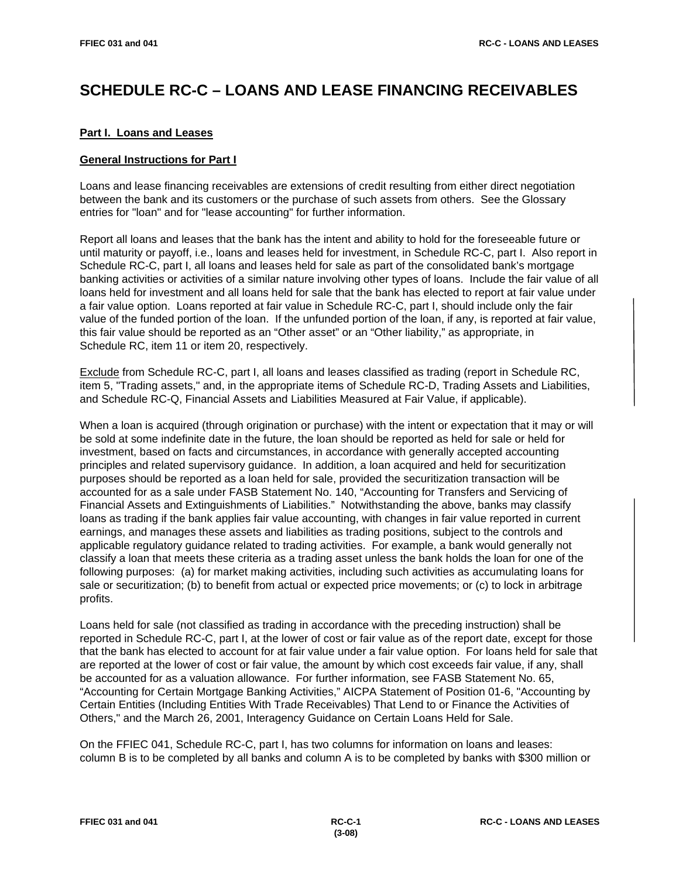# SCHEDULE RC-C – LOANS AND LEASE FINANCING RECEIVABLES

**Part I. Loans and Leases**

**General Instructions for Part I**

Loans and lease financing receivables are extensions of credit resulting from either direct negotiation between the bank and its customers or the purchase of such assets from others. See the Glossary entries for "loan" and for "lease accounting" for further information.

Report all loans and leases that the bank has the intent and ability to hold for the foreseeable future or until maturity or payoff, i.e., loans and leases held for investment, in Schedule RC-C, part I. Also report in Schedule RC-C, part I, all loans and leases held for sale as part of the consolidated bank's mortgage banking activities or activities of a similar nature involving other types of loans. Include the fair value of all loans held for investment and all loans held for sale that the bank has elected to report at fair value under a fair value option. Loans reported at fair value in Schedule RC-C, part I, should include only the fair value of the funded portion of the loan. If the unfunded portion of the loan, if any, is reported at fair value, this fair value should be reported as an "Other asset" or an "Other liability," as appropriate, in Schedule RC, item 11 or item 20, respectively.

Exclude from Schedule RC-C, part I, all loans and leases classified as trading (report in Schedule RC, item 5, "Trading assets," and, in the appropriate items of Schedule RC-D, Trading Assets and Liabilities, and Schedule RC-Q, Financial Assets and Liabilities Measured at Fair Value, if applicable).

When a loan is acquired (through origination or purchase) with the intent or expectation that it may or will be sold at some indefinite date in the future, the loan should be reported as held for sale or held for investment, based on facts and circumstances, in accordance with generally accepted accounting principles and related supervisory guidance. In addition, a loan acquired and held for securitization purposes should be reported as a loan held for sale, provided the securitization transaction will be accounted for as a sale under FASB Statement No. 140, "Accounting for Transfers and Servicing of Financial Assets and Extinguishments of Liabilities." Notwithstanding the above, banks may classify loans as trading if the bank applies fair value accounting, with changes in fair value reported in current earnings, and manages these assets and liabilities as trading positions, subject to the controls and applicable regulatory guidance related to trading activities. For example, a bank would generally not classify a loan that meets these criteria as a trading asset unless the bank holds the loan for one of the following purposes: (a) for market making activities, including such activities as accumulating loans for sale or securitization; (b) to benefit from actual or expected price movements; or (c) to lock in arbitrage profits.

Loans held for sale (not classified as trading in accordance with the preceding instruction) shall be reported in Schedule RC-C, part I, at the lower of cost or fair value as of the report date, except for those that the bank has elected to account for at fair value under a fair value option. For loans held for sale that are reported at the lower of cost or fair value, the amount by which cost exceeds fair value, if any, shall be accounted for as a valuation allowance. For further information, see FASB Statement No. 65, "Accounting for Certain Mortgage Banking Activities," AICPA Statement of Position 01-6, "Accounting by Certain Entities (Including Entities With Trade Receivables) That Lend to or Finance the Activities of Others," and the March 26, 2001, Interagency Guidance on Certain Loans Held for Sale.

On the FFIEC 041, Schedule RC-C, part I, has two columns for information on loans and leases: column B is to be completed by all banks and column A is to be completed by banks with $300 million or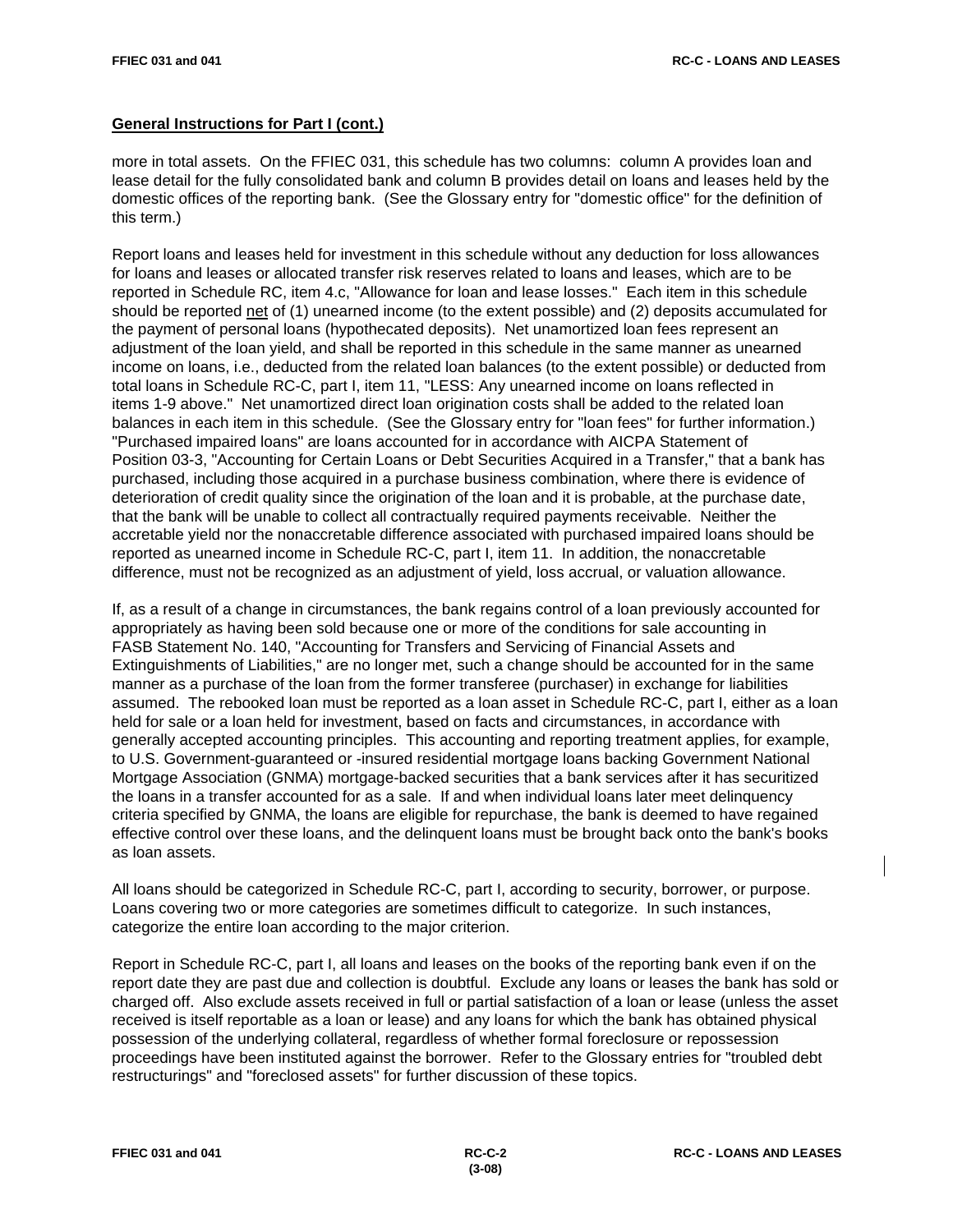## General Instructions for Part I (cont.)

more in total assets. On the FFIEC 031, this schedule has two columns: column A provides loan and lease detail for the fully consolidated bank and column B provides detail on loans and leases held by the domestic offices of the reporting bank. (See the Glossary entry for "domestic office" for the definition of this term.)

Report loans and leases held for investment in this schedule without any deduction for loss allowances for loans and leases or allocated transfer risk reserves related to loans and leases, which are to be reported in Schedule RC, item 4.c, "Allowance for loan and lease losses." Each item in this schedule should be reported net of (1) unearned income (to the extent possible) and (2) deposits accumulated for the payment of personal loans (hypothecated deposits). Net unamortized loan fees represent an adjustment of the loan yield, and shall be reported in this schedule in the same manner as unearned income on loans, i.e., deducted from the related loan balances (to the extent possible) or deducted from total loans in Schedule RC-C, part I, item 11, "LESS: Any unearned income on loans reflected in items 1-9 above." Net unamortized direct loan origination costs shall be added to the related loan balances in each item in this schedule. (See the Glossary entry for "loan fees" for further information.) "Purchased impaired loans" are loans accounted for in accordance with AICPA Statement of Position 03-3, "Accounting for Certain Loans or Debt Securities Acquired in a Transfer," that a bank has purchased, including those acquired in a purchase business combination, where there is evidence of deterioration of credit quality since the origination of the loan and it is probable, at the purchase date, that the bank will be unable to collect all contractually required payments receivable. Neither the accretable yield nor the nonaccretable difference associated with purchased impaired loans should be reported as unearned income in Schedule RC-C, part I, item 11. In addition, the nonaccretable difference, must not be recognized as an adjustment of yield, loss accrual, or valuation allowance.

If, as a result of a change in circumstances, the bank regains control of a loan previously accounted for appropriately as having been sold because one or more of the conditions for sale accounting in FASB Statement No. 140, "Accounting for Transfers and Servicing of Financial Assets and Extinguishments of Liabilities," are no longer met, such a change should be accounted for in the same manner as a purchase of the loan from the former transferee (purchaser) in exchange for liabilities assumed. The rebooked loan must be reported as a loan asset in Schedule RC-C, part I, either as a loan held for sale or a loan held for investment, based on facts and circumstances, in accordance with generally accepted accounting principles. This accounting and reporting treatment applies, for example, to U.S. Government-guaranteed or -insured residential mortgage loans backing Government National Mortgage Association (GNMA) mortgage-backed securities that a bank services after it has securitized the loans in a transfer accounted for as a sale. If and when individual loans later meet delinquency criteria specified by GNMA, the loans are eligible for repurchase, the bank is deemed to have regained effective control over these loans, and the delinquent loans must be brought back onto the bank's books as loan assets.

All loans should be categorized in Schedule RC-C, part I, according to security, borrower, or purpose. Loans covering two or more categories are sometimes difficult to categorize. In such instances, categorize the entire loan according to the major criterion.

Report in Schedule RC-C, part I, all loans and leases on the books of the reporting bank even if on the report date they are past due and collection is doubtful. Exclude any loans or leases the bank has sold or charged off. Also exclude assets received in full or partial satisfaction of a loan or lease (unless the asset received is itself reportable as a loan or lease) and any loans for which the bank has obtained physical possession of the underlying collateral, regardless of whether formal foreclosure or repossession proceedings have been instituted against the borrower. Refer to the Glossary entries for "troubled debt restructurings" and "foreclosed assets" for further discussion of these topics.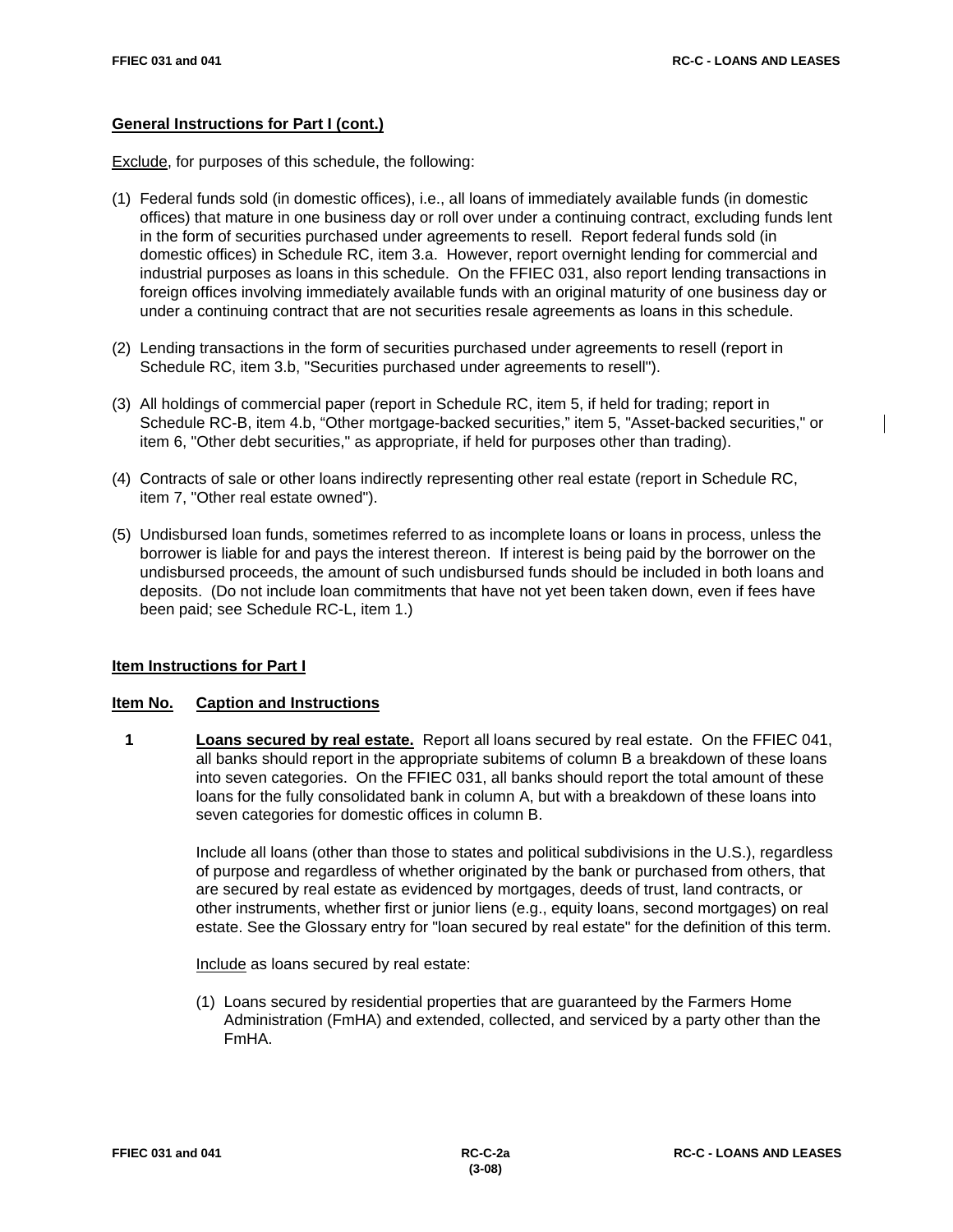**General Instructions for Part I (cont.)**

Exclude, for purposes of this schedule, the following:

(1) Federal funds sold (in domestic offices), i.e., all loans of immediately available funds (in domestic offices) that mature in one business day or roll over under a continuing contract, excluding funds lent in the form of securities purchased under agreements to resell. Report federal funds sold (in domestic offices) in Schedule RC, item 3.a. However, report overnight lending for commercial and industrial purposes as loans in this schedule. On the FFIEC 031, also report lending transactions in foreign offices involving immediately available funds with an original maturity of one business day or under a continuing contract that are not securities resale agreements as loans in this schedule.

(2) Lending transactions in the form of securities purchased under agreements to resell (report in Schedule RC, item 3.b, "Securities purchased under agreements to resell").

(3) All holdings of commercial paper (report in Schedule RC, item 5, if held for trading; report in Schedule RC-B, item 4.b, "Other mortgage-backed securities," item 5, "Asset-backed securities," or item 6, "Other debt securities," as appropriate, if held for purposes other than trading).

(4) Contracts of sale or other loans indirectly representing other real estate (report in Schedule RC, item 7, "Other real estate owned").

(5) Undisbursed loan funds, sometimes referred to as incomplete loans or loans in process, unless the borrower is liable for and pays the interest thereon. If interest is being paid by the borrower on the undisbursed proceeds, the amount of such undisbursed funds should be included in both loans and deposits. (Do not include loan commitments that have not yet been taken down, even if fees have been paid; see Schedule RC-L, item 1.)

**Item Instructions for Part I**

**Item No. Caption and Instructions**

**1 Loans secured by real estate.** Report all loans secured by real estate. On the FFIEC 041, all banks should report in the appropriate subitems of column B a breakdown of these loans into seven categories. On the FFIEC 031, all banks should report the total amount of these loans for the fully consolidated bank in column A, but with a breakdown of these loans into seven categories for domestic offices in column B.

Include all loans (other than those to states and political subdivisions in the U.S.), regardless of purpose and regardless of whether originated by the bank or purchased from others, that are secured by real estate as evidenced by mortgages, deeds of trust, land contracts, or other instruments, whether first or junior liens (e.g., equity loans, second mortgages) on real estate. See the Glossary entry for "loan secured by real estate" for the definition of this term.

Include as loans secured by real estate:

(1) Loans secured by residential properties that are guaranteed by the Farmers Home Administration (FmHA) and extended, collected, and serviced by a party other than the FmHA.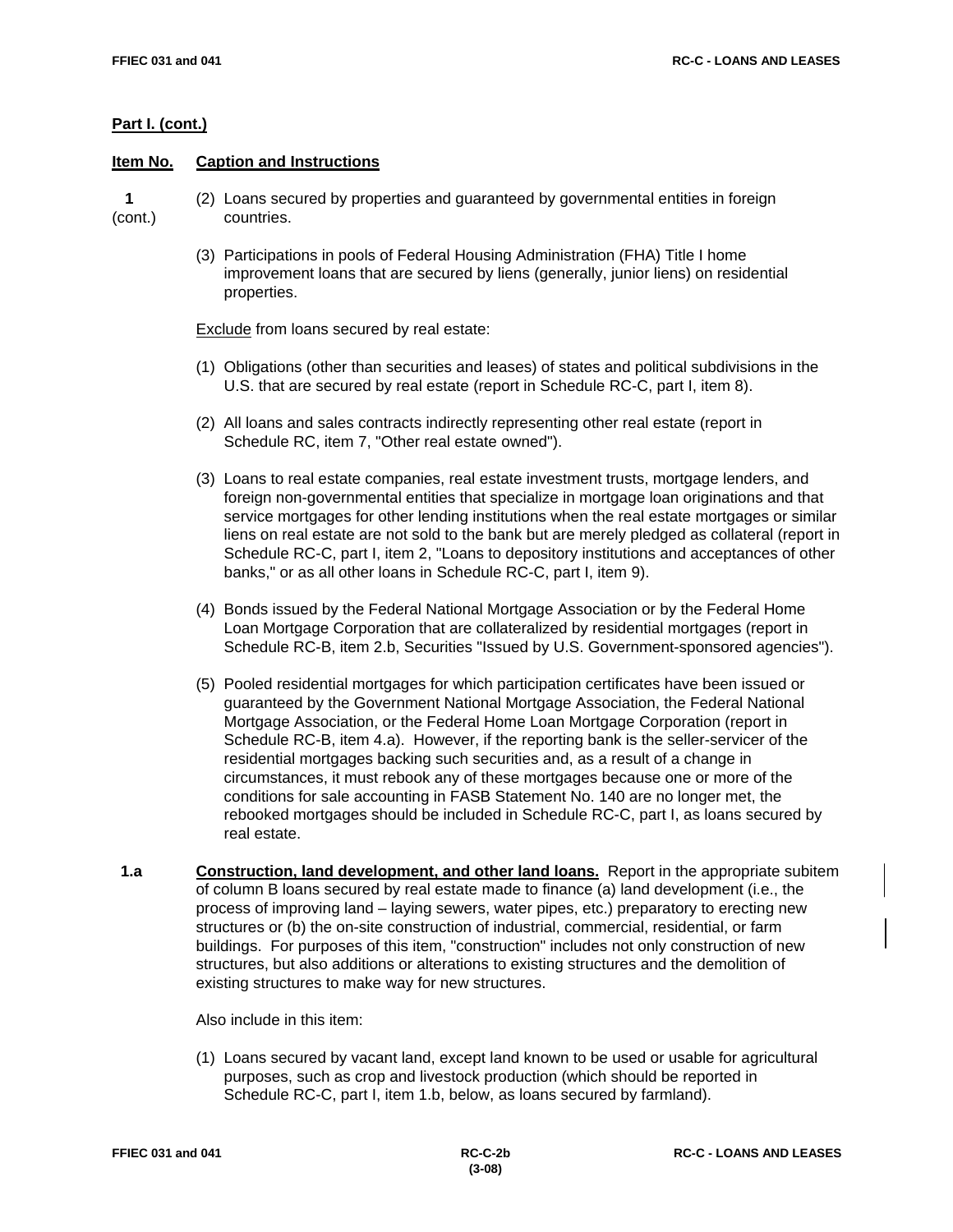**Part I. (cont.)**

| Item No. | Caption and Instructions |
|---|---|

**1** (cont.)

(2) Loans secured by properties and guaranteed by governmental entities in foreign countries.

(3) Participations in pools of Federal Housing Administration (FHA) Title I home improvement loans that are secured by liens (generally, junior liens) on residential properties.

Exclude from loans secured by real estate:

(1) Obligations (other than securities and leases) of states and political subdivisions in the U.S. that are secured by real estate (report in Schedule RC-C, part I, item 8).

(2) All loans and sales contracts indirectly representing other real estate (report in Schedule RC, item 7, "Other real estate owned").

(3) Loans to real estate companies, real estate investment trusts, mortgage lenders, and foreign non-governmental entities that specialize in mortgage loan originations and that service mortgages for other lending institutions when the real estate mortgages or similar liens on real estate are not sold to the bank but are merely pledged as collateral (report in Schedule RC-C, part I, item 2, "Loans to depository institutions and acceptances of other banks," or as all other loans in Schedule RC-C, part I, item 9).

(4) Bonds issued by the Federal National Mortgage Association or by the Federal Home Loan Mortgage Corporation that are collateralized by residential mortgages (report in Schedule RC-B, item 2.b, Securities "Issued by U.S. Government-sponsored agencies").

(5) Pooled residential mortgages for which participation certificates have been issued or guaranteed by the Government National Mortgage Association, the Federal National Mortgage Association, or the Federal Home Loan Mortgage Corporation (report in Schedule RC-B, item 4.a). However, if the reporting bank is the seller-servicer of the residential mortgages backing such securities and, as a result of a change in circumstances, it must rebook any of these mortgages because one or more of the conditions for sale accounting in FASB Statement No. 140 are no longer met, the rebooked mortgages should be included in Schedule RC-C, part I, as loans secured by real estate.

**1.a** **Construction, land development, and other land loans.** Report in the appropriate subitem of column B loans secured by real estate made to finance (a) land development (i.e., the process of improving land – laying sewers, water pipes, etc.) preparatory to erecting new structures or (b) the on-site construction of industrial, commercial, residential, or farm buildings. For purposes of this item, "construction" includes not only construction of new structures, but also additions or alterations to existing structures and the demolition of existing structures to make way for new structures.

Also include in this item:

(1) Loans secured by vacant land, except land known to be used or usable for agricultural purposes, such as crop and livestock production (which should be reported in Schedule RC-C, part I, item 1.b, below, as loans secured by farmland).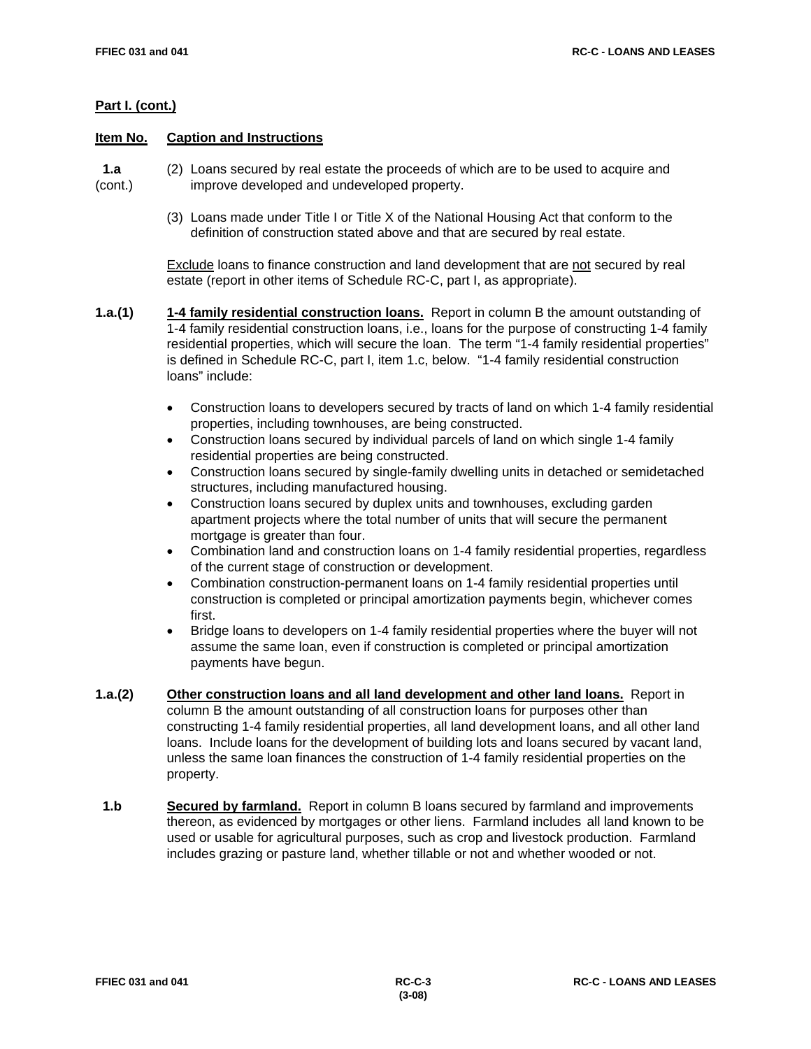**Part I. (cont.)**

**Item No.** **Caption and Instructions**

**1.a** (cont.)

(2) Loans secured by real estate the proceeds of which are to be used to acquire and improve developed and undeveloped property.

(3) Loans made under Title I or Title X of the National Housing Act that conform to the definition of construction stated above and that are secured by real estate.

Exclude loans to finance construction and land development that are not secured by real estate (report in other items of Schedule RC-C, part I, as appropriate).

**1.a.(1)** **1-4 family residential construction loans.** Report in column B the amount outstanding of 1-4 family residential construction loans, i.e., loans for the purpose of constructing 1-4 family residential properties, which will secure the loan. The term "1-4 family residential properties" is defined in Schedule RC-C, part I, item 1.c, below. "1-4 family residential construction loans" include:

- Construction loans to developers secured by tracts of land on which 1-4 family residential properties, including townhouses, are being constructed.
- Construction loans secured by individual parcels of land on which single 1-4 family residential properties are being constructed.
- Construction loans secured by single-family dwelling units in detached or semidetached structures, including manufactured housing.
- Construction loans secured by duplex units and townhouses, excluding garden apartment projects where the total number of units that will secure the permanent mortgage is greater than four.
- Combination land and construction loans on 1-4 family residential properties, regardless of the current stage of construction or development.
- Combination construction-permanent loans on 1-4 family residential properties until construction is completed or principal amortization payments begin, whichever comes first.
- Bridge loans to developers on 1-4 family residential properties where the buyer will not assume the same loan, even if construction is completed or principal amortization payments have begun.

**1.a.(2)** **Other construction loans and all land development and other land loans.** Report in column B the amount outstanding of all construction loans for purposes other than constructing 1-4 family residential properties, all land development loans, and all other land loans. Include loans for the development of building lots and loans secured by vacant land, unless the same loan finances the construction of 1-4 family residential properties on the property.

**1.b** **Secured by farmland.** Report in column B loans secured by farmland and improvements thereon, as evidenced by mortgages or other liens. Farmland includes all land known to be used or usable for agricultural purposes, such as crop and livestock production. Farmland includes grazing or pasture land, whether tillable or not and whether wooded or not.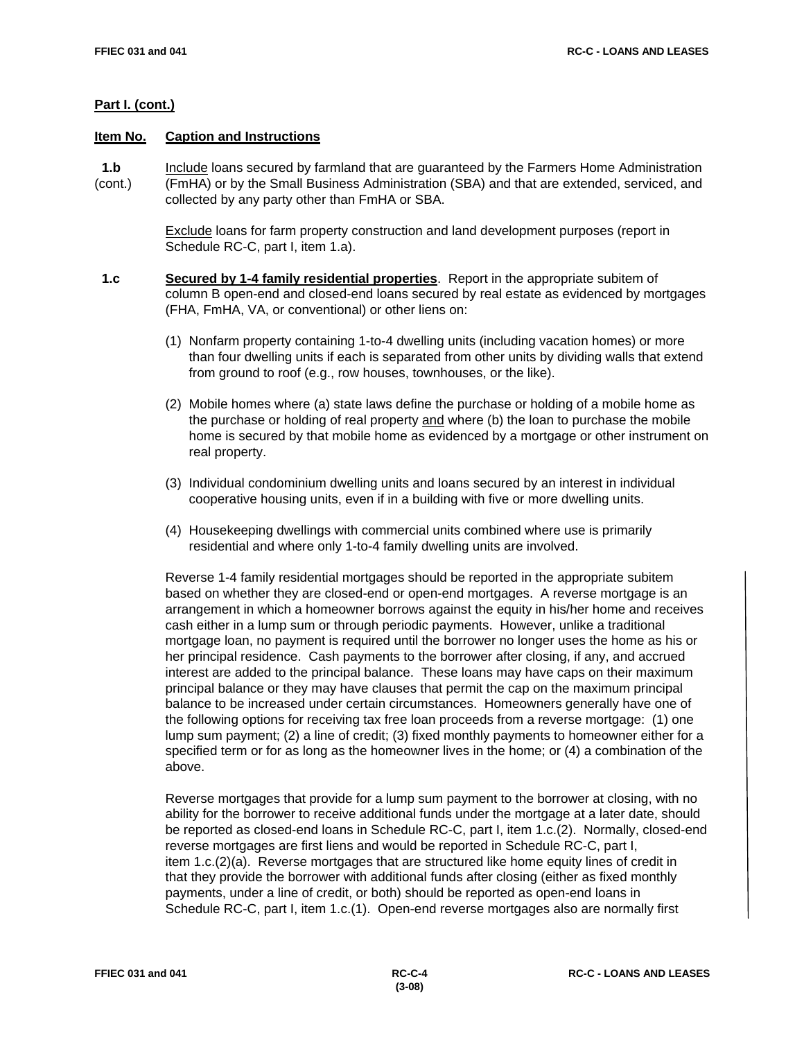**Part I. (cont.)**

**Item No.** **Caption and Instructions**

**1.b** (cont.) Include loans secured by farmland that are guaranteed by the Farmers Home Administration (FmHA) or by the Small Business Administration (SBA) and that are extended, serviced, and collected by any party other than FmHA or SBA.

Exclude loans for farm property construction and land development purposes (report in Schedule RC-C, part I, item 1.a).

**1.c** **Secured by 1-4 family residential properties**. Report in the appropriate subitem of column B open-end and closed-end loans secured by real estate as evidenced by mortgages (FHA, FmHA, VA, or conventional) or other liens on:

(1) Nonfarm property containing 1-to-4 dwelling units (including vacation homes) or more than four dwelling units if each is separated from other units by dividing walls that extend from ground to roof (e.g., row houses, townhouses, or the like).

(2) Mobile homes where (a) state laws define the purchase or holding of a mobile home as the purchase or holding of real property and where (b) the loan to purchase the mobile home is secured by that mobile home as evidenced by a mortgage or other instrument on real property.

(3) Individual condominium dwelling units and loans secured by an interest in individual cooperative housing units, even if in a building with five or more dwelling units.

(4) Housekeeping dwellings with commercial units combined where use is primarily residential and where only 1-to-4 family dwelling units are involved.

Reverse 1-4 family residential mortgages should be reported in the appropriate subitem based on whether they are closed-end or open-end mortgages. A reverse mortgage is an arrangement in which a homeowner borrows against the equity in his/her home and receives cash either in a lump sum or through periodic payments. However, unlike a traditional mortgage loan, no payment is required until the borrower no longer uses the home as his or her principal residence. Cash payments to the borrower after closing, if any, and accrued interest are added to the principal balance. These loans may have caps on their maximum principal balance or they may have clauses that permit the cap on the maximum principal balance to be increased under certain circumstances. Homeowners generally have one of the following options for receiving tax free loan proceeds from a reverse mortgage: (1) one lump sum payment; (2) a line of credit; (3) fixed monthly payments to homeowner either for a specified term or for as long as the homeowner lives in the home; or (4) a combination of the above.

Reverse mortgages that provide for a lump sum payment to the borrower at closing, with no ability for the borrower to receive additional funds under the mortgage at a later date, should be reported as closed-end loans in Schedule RC-C, part I, item 1.c.(2). Normally, closed-end reverse mortgages are first liens and would be reported in Schedule RC-C, part I, item 1.c.(2)(a). Reverse mortgages that are structured like home equity lines of credit in that they provide the borrower with additional funds after closing (either as fixed monthly payments, under a line of credit, or both) should be reported as open-end loans in Schedule RC-C, part I, item 1.c.(1). Open-end reverse mortgages also are normally first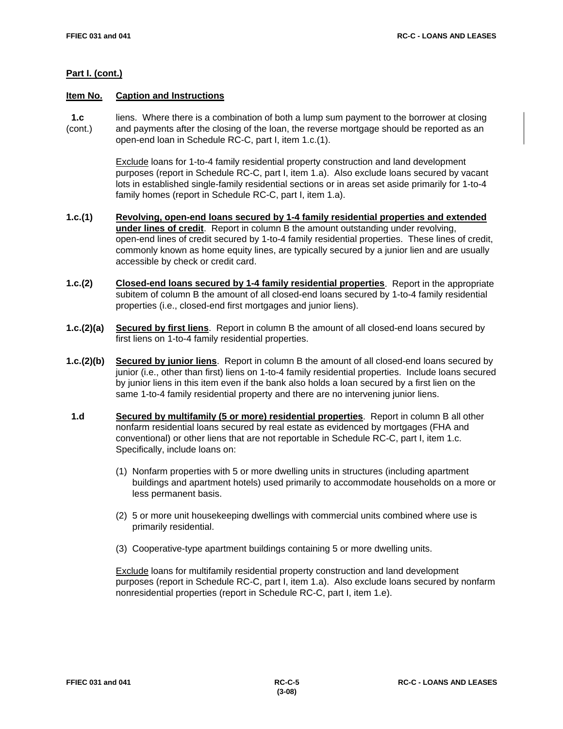**Part I. (cont.)**

**Item No.** **Caption and Instructions**

**1.c** (cont.) liens. Where there is a combination of both a lump sum payment to the borrower at closing and payments after the closing of the loan, the reverse mortgage should be reported as an open-end loan in Schedule RC-C, part I, item 1.c.(1).

Exclude loans for 1-to-4 family residential property construction and land development purposes (report in Schedule RC-C, part I, item 1.a). Also exclude loans secured by vacant lots in established single-family residential sections or in areas set aside primarily for 1-to-4 family homes (report in Schedule RC-C, part I, item 1.a).

**1.c.(1)** **Revolving, open-end loans secured by 1-4 family residential properties and extended under lines of credit**. Report in column B the amount outstanding under revolving, open-end lines of credit secured by 1-to-4 family residential properties. These lines of credit, commonly known as home equity lines, are typically secured by a junior lien and are usually accessible by check or credit card.

**1.c.(2)** **Closed-end loans secured by 1-4 family residential properties**. Report in the appropriate subitem of column B the amount of all closed-end loans secured by 1-to-4 family residential properties (i.e., closed-end first mortgages and junior liens).

**1.c.(2)(a)** **Secured by first liens**. Report in column B the amount of all closed-end loans secured by first liens on 1-to-4 family residential properties.

**1.c.(2)(b)** **Secured by junior liens**. Report in column B the amount of all closed-end loans secured by junior (i.e., other than first) liens on 1-to-4 family residential properties. Include loans secured by junior liens in this item even if the bank also holds a loan secured by a first lien on the same 1-to-4 family residential property and there are no intervening junior liens.

**1.d** **Secured by multifamily (5 or more) residential properties**. Report in column B all other nonfarm residential loans secured by real estate as evidenced by mortgages (FHA and conventional) or other liens that are not reportable in Schedule RC-C, part I, item 1.c. Specifically, include loans on:

(1) Nonfarm properties with 5 or more dwelling units in structures (including apartment buildings and apartment hotels) used primarily to accommodate households on a more or less permanent basis.

(2) 5 or more unit housekeeping dwellings with commercial units combined where use is primarily residential.

(3) Cooperative-type apartment buildings containing 5 or more dwelling units.

Exclude loans for multifamily residential property construction and land development purposes (report in Schedule RC-C, part I, item 1.a). Also exclude loans secured by nonfarm nonresidential properties (report in Schedule RC-C, part I, item 1.e).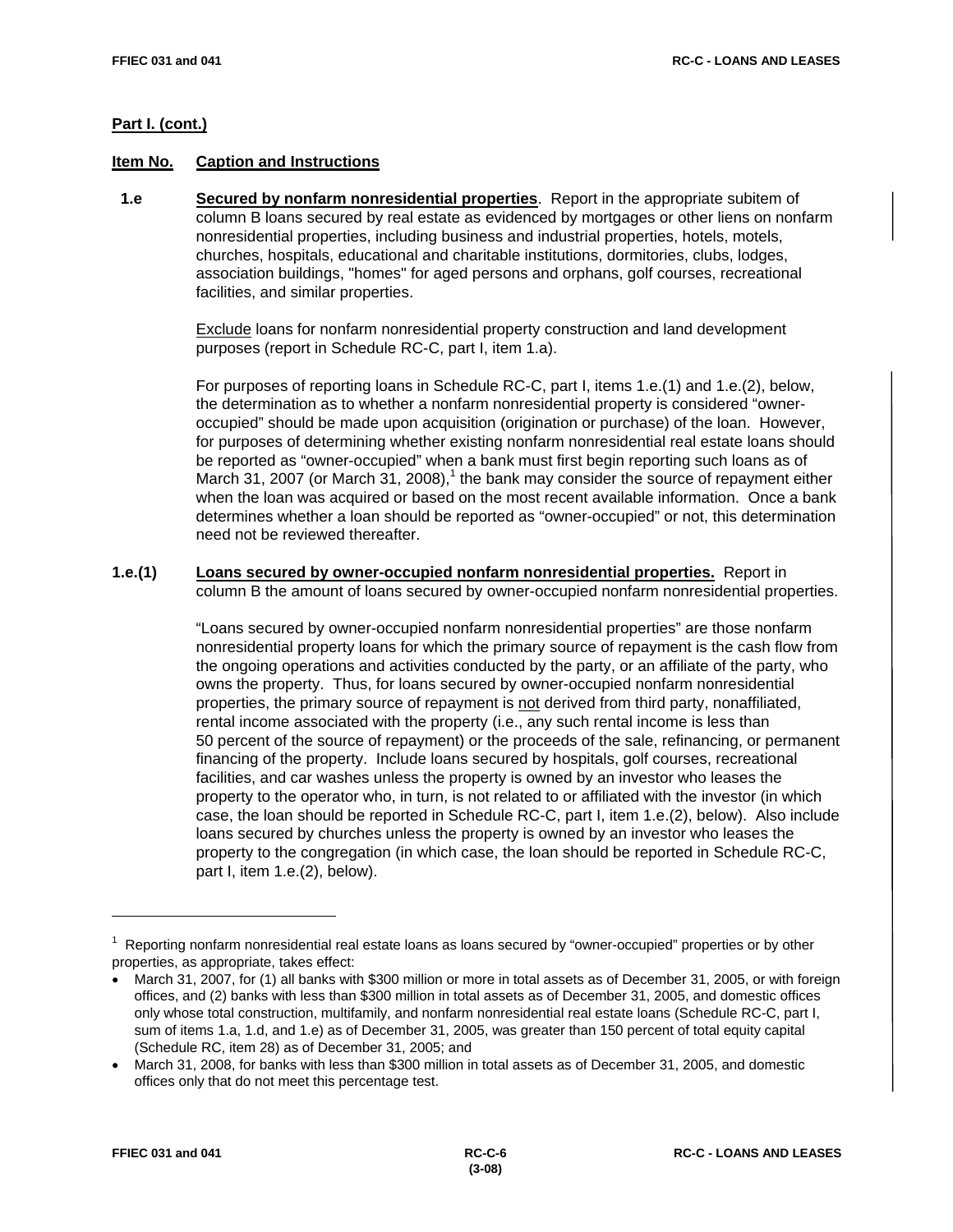**Part I. (cont.)**

**Item No.** **Caption and Instructions**

**1.e** **Secured by nonfarm nonresidential properties**. Report in the appropriate subitem of column B loans secured by real estate as evidenced by mortgages or other liens on nonfarm nonresidential properties, including business and industrial properties, hotels, motels, churches, hospitals, educational and charitable institutions, dormitories, clubs, lodges, association buildings, "homes" for aged persons and orphans, golf courses, recreational facilities, and similar properties.

Exclude loans for nonfarm nonresidential property construction and land development purposes (report in Schedule RC-C, part I, item 1.a).

For purposes of reporting loans in Schedule RC-C, part I, items 1.e.(1) and 1.e.(2), below, the determination as to whether a nonfarm nonresidential property is considered "owner-occupied" should be made upon acquisition (origination or purchase) of the loan. However, for purposes of determining whether existing nonfarm nonresidential real estate loans should be reported as "owner-occupied" when a bank must first begin reporting such loans as of March 31, 2007 (or March 31, 2008),[1] the bank may consider the source of repayment either when the loan was acquired or based on the most recent available information. Once a bank determines whether a loan should be reported as "owner-occupied" or not, this determination need not be reviewed thereafter.

**1.e.(1)** **Loans secured by owner-occupied nonfarm nonresidential properties.** Report in column B the amount of loans secured by owner-occupied nonfarm nonresidential properties.

"Loans secured by owner-occupied nonfarm nonresidential properties" are those nonfarm nonresidential property loans for which the primary source of repayment is the cash flow from the ongoing operations and activities conducted by the party, or an affiliate of the party, who owns the property. Thus, for loans secured by owner-occupied nonfarm nonresidential properties, the primary source of repayment is not derived from third party, nonaffiliated, rental income associated with the property (i.e., any such rental income is less than 50 percent of the source of repayment) or the proceeds of the sale, refinancing, or permanent financing of the property. Include loans secured by hospitals, golf courses, recreational facilities, and car washes unless the property is owned by an investor who leases the property to the operator who, in turn, is not related to or affiliated with the investor (in which case, the loan should be reported in Schedule RC-C, part I, item 1.e.(2), below). Also include loans secured by churches unless the property is owned by an investor who leases the property to the congregation (in which case, the loan should be reported in Schedule RC-C, part I, item 1.e.(2), below).

---

[1] Reporting nonfarm nonresidential real estate loans as loans secured by "owner-occupied" properties or by other properties, as appropriate, takes effect:

- March 31, 2007, for (1) all banks with $300 million or more in total assets as of December 31, 2005, or with foreign offices, and (2) banks with less than $300 million in total assets as of December 31, 2005, and domestic offices only whose total construction, multifamily, and nonfarm nonresidential real estate loans (Schedule RC-C, part I, sum of items 1.a, 1.d, and 1.e) as of December 31, 2005, was greater than 150 percent of total equity capital (Schedule RC, item 28) as of December 31, 2005; and
- March 31, 2008, for banks with less than $300 million in total assets as of December 31, 2005, and domestic offices only that do not meet this percentage test.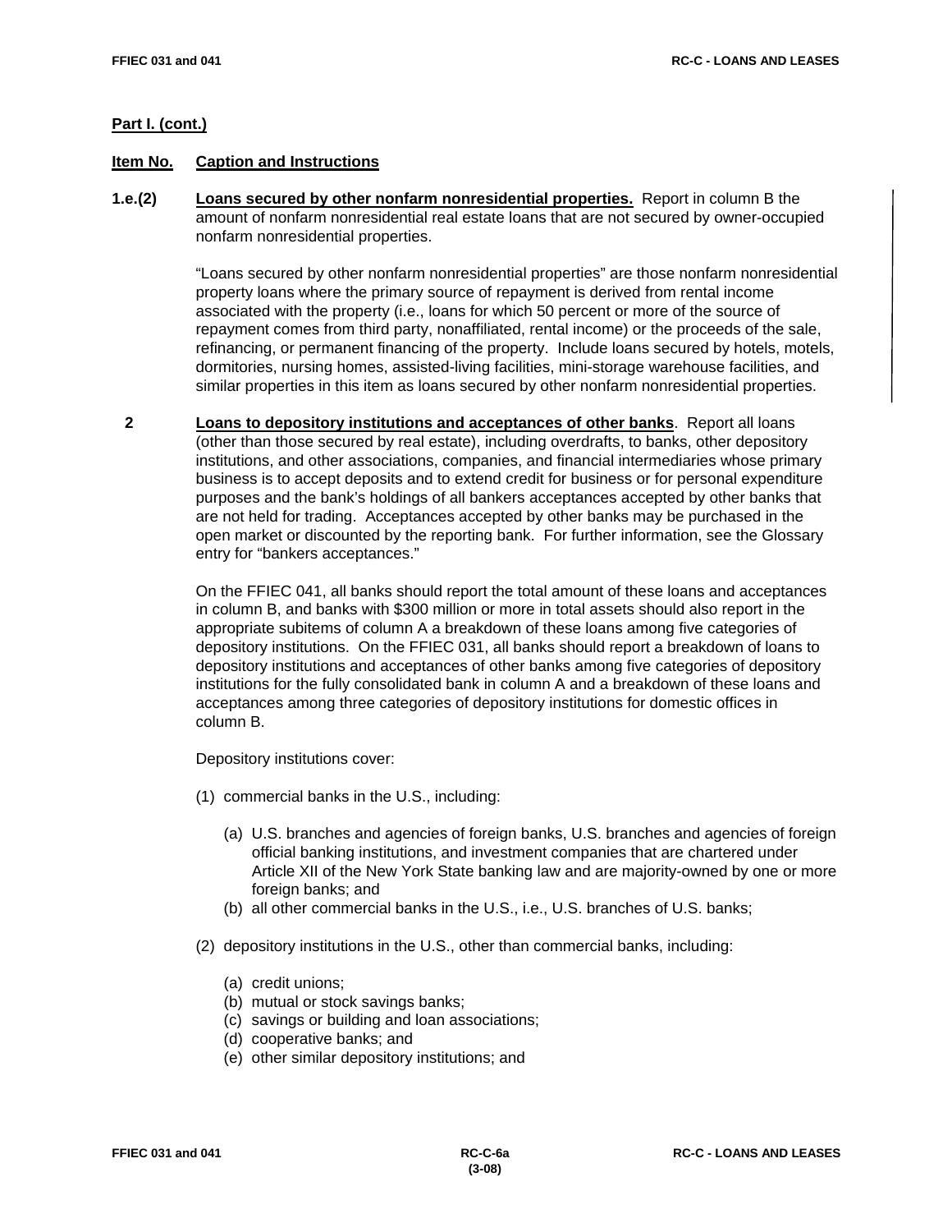**Part I. (cont.)**

**Item No.** **Caption and Instructions**

**1.e.(2)** **Loans secured by other nonfarm nonresidential properties.** Report in column B the amount of nonfarm nonresidential real estate loans that are not secured by owner-occupied nonfarm nonresidential properties.

"Loans secured by other nonfarm nonresidential properties" are those nonfarm nonresidential property loans where the primary source of repayment is derived from rental income associated with the property (i.e., loans for which 50 percent or more of the source of repayment comes from third party, nonaffiliated, rental income) or the proceeds of the sale, refinancing, or permanent financing of the property. Include loans secured by hotels, motels, dormitories, nursing homes, assisted-living facilities, mini-storage warehouse facilities, and similar properties in this item as loans secured by other nonfarm nonresidential properties.

**2** **Loans to depository institutions and acceptances of other banks**. Report all loans (other than those secured by real estate), including overdrafts, to banks, other depository institutions, and other associations, companies, and financial intermediaries whose primary business is to accept deposits and to extend credit for business or for personal expenditure purposes and the bank's holdings of all bankers acceptances accepted by other banks that are not held for trading. Acceptances accepted by other banks may be purchased in the open market or discounted by the reporting bank. For further information, see the Glossary entry for "bankers acceptances."

On the FFIEC 041, all banks should report the total amount of these loans and acceptances in column B, and banks with $300 million or more in total assets should also report in the appropriate subitems of column A a breakdown of these loans among five categories of depository institutions. On the FFIEC 031, all banks should report a breakdown of loans to depository institutions and acceptances of other banks among five categories of depository institutions for the fully consolidated bank in column A and a breakdown of these loans and acceptances among three categories of depository institutions for domestic offices in column B.

Depository institutions cover:

(1) commercial banks in the U.S., including:

- (a) U.S. branches and agencies of foreign banks, U.S. branches and agencies of foreign official banking institutions, and investment companies that are chartered under Article XII of the New York State banking law and are majority-owned by one or more foreign banks; and
- (b) all other commercial banks in the U.S., i.e., U.S. branches of U.S. banks;

(2) depository institutions in the U.S., other than commercial banks, including:

- (a) credit unions;
- (b) mutual or stock savings banks;
- (c) savings or building and loan associations;
- (d) cooperative banks; and
- (e) other similar depository institutions; and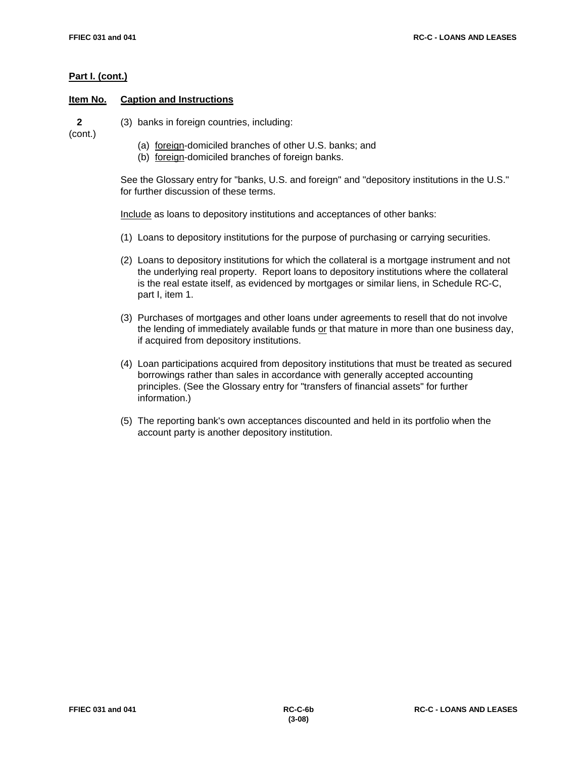**Part I. (cont.)**

| Item No. | Caption and Instructions |
|---|---|
| 2 (cont.) | (3) banks in foreign countries, including: |

(a) foreign-domiciled branches of other U.S. banks; and
(b) foreign-domiciled branches of foreign banks.

See the Glossary entry for "banks, U.S. and foreign" and "depository institutions in the U.S." for further discussion of these terms.

Include as loans to depository institutions and acceptances of other banks:

(1) Loans to depository institutions for the purpose of purchasing or carrying securities.

(2) Loans to depository institutions for which the collateral is a mortgage instrument and not the underlying real property. Report loans to depository institutions where the collateral is the real estate itself, as evidenced by mortgages or similar liens, in Schedule RC-C, part I, item 1.

(3) Purchases of mortgages and other loans under agreements to resell that do not involve the lending of immediately available funds or that mature in more than one business day, if acquired from depository institutions.

(4) Loan participations acquired from depository institutions that must be treated as secured borrowings rather than sales in accordance with generally accepted accounting principles. (See the Glossary entry for "transfers of financial assets" for further information.)

(5) The reporting bank's own acceptances discounted and held in its portfolio when the account party is another depository institution.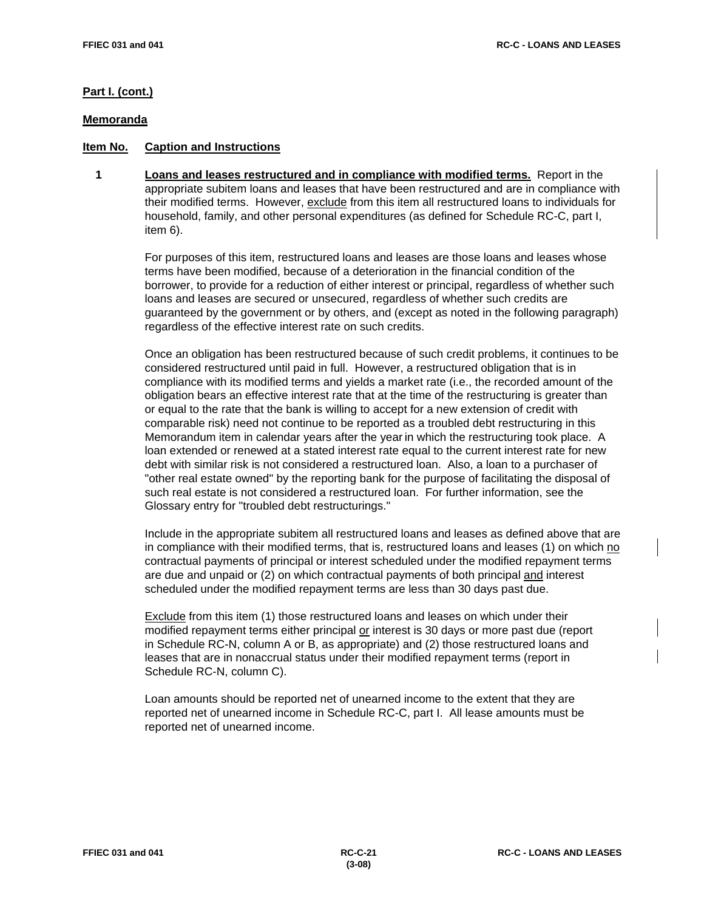**Part I. (cont.)**

**Memoranda**

**Item No.** **Caption and Instructions**

**1** **Loans and leases restructured and in compliance with modified terms.** Report in the appropriate subitem loans and leases that have been restructured and are in compliance with their modified terms. However, exclude from this item all restructured loans to individuals for household, family, and other personal expenditures (as defined for Schedule RC-C, part I, item 6).

For purposes of this item, restructured loans and leases are those loans and leases whose terms have been modified, because of a deterioration in the financial condition of the borrower, to provide for a reduction of either interest or principal, regardless of whether such loans and leases are secured or unsecured, regardless of whether such credits are guaranteed by the government or by others, and (except as noted in the following paragraph) regardless of the effective interest rate on such credits.

Once an obligation has been restructured because of such credit problems, it continues to be considered restructured until paid in full. However, a restructured obligation that is in compliance with its modified terms and yields a market rate (i.e., the recorded amount of the obligation bears an effective interest rate that at the time of the restructuring is greater than or equal to the rate that the bank is willing to accept for a new extension of credit with comparable risk) need not continue to be reported as a troubled debt restructuring in this Memorandum item in calendar years after the year in which the restructuring took place. A loan extended or renewed at a stated interest rate equal to the current interest rate for new debt with similar risk is not considered a restructured loan. Also, a loan to a purchaser of "other real estate owned" by the reporting bank for the purpose of facilitating the disposal of such real estate is not considered a restructured loan. For further information, see the Glossary entry for "troubled debt restructurings."

Include in the appropriate subitem all restructured loans and leases as defined above that are in compliance with their modified terms, that is, restructured loans and leases (1) on which no contractual payments of principal or interest scheduled under the modified repayment terms are due and unpaid or (2) on which contractual payments of both principal and interest scheduled under the modified repayment terms are less than 30 days past due.

Exclude from this item (1) those restructured loans and leases on which under their modified repayment terms either principal or interest is 30 days or more past due (report in Schedule RC-N, column A or B, as appropriate) and (2) those restructured loans and leases that are in nonaccrual status under their modified repayment terms (report in Schedule RC-N, column C).

Loan amounts should be reported net of unearned income to the extent that they are reported net of unearned income in Schedule RC-C, part I. All lease amounts must be reported net of unearned income.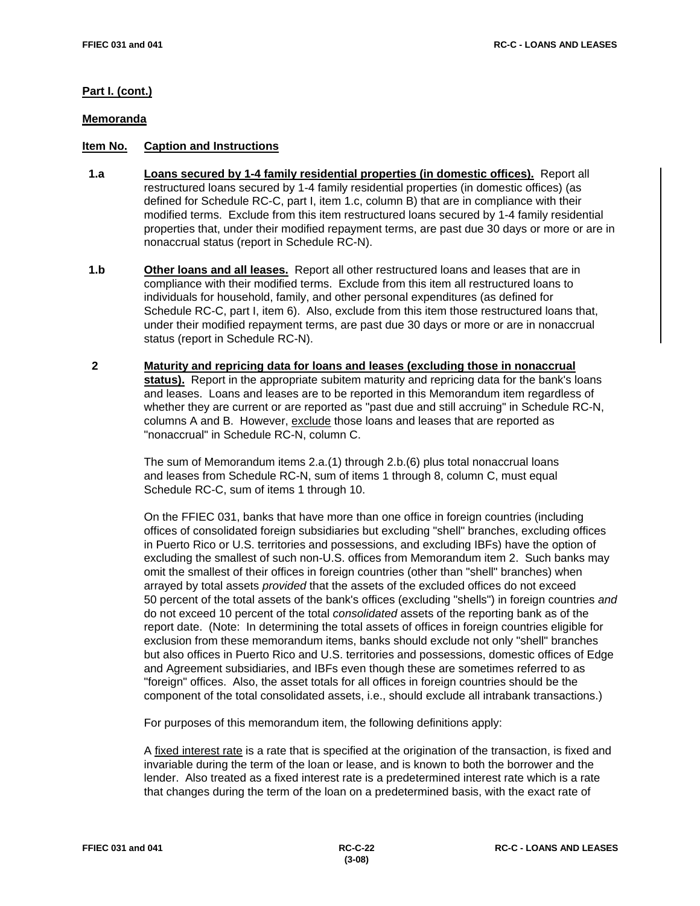**Part I. (cont.)**

**Memoranda**

| Item No. | Caption and Instructions |
|---|---|
| **1.a** | **Loans secured by 1-4 family residential properties (in domestic offices).** Report all restructured loans secured by 1-4 family residential properties (in domestic offices) (as defined for Schedule RC-C, part I, item 1.c, column B) that are in compliance with their modified terms. Exclude from this item restructured loans secured by 1-4 family residential properties that, under their modified repayment terms, are past due 30 days or more or are in nonaccrual status (report in Schedule RC-N). |
| **1.b** | **Other loans and all leases.** Report all other restructured loans and leases that are in compliance with their modified terms. Exclude from this item all restructured loans to individuals for household, family, and other personal expenditures (as defined for Schedule RC-C, part I, item 6). Also, exclude from this item those restructured loans that, under their modified repayment terms, are past due 30 days or more or are in nonaccrual status (report in Schedule RC-N). |
| **2** | **Maturity and repricing data for loans and leases (excluding those in nonaccrual status).** Report in the appropriate subitem maturity and repricing data for the bank's loans and leases. Loans and leases are to be reported in this Memorandum item regardless of whether they are current or are reported as "past due and still accruing" in Schedule RC-N, columns A and B. However, exclude those loans and leases that are reported as "nonaccrual" in Schedule RC-N, column C. |

The sum of Memorandum items 2.a.(1) through 2.b.(6) plus total nonaccrual loans and leases from Schedule RC-N, sum of items 1 through 8, column C, must equal Schedule RC-C, sum of items 1 through 10.

On the FFIEC 031, banks that have more than one office in foreign countries (including offices of consolidated foreign subsidiaries but excluding "shell" branches, excluding offices in Puerto Rico or U.S. territories and possessions, and excluding IBFs) have the option of excluding the smallest of such non-U.S. offices from Memorandum item 2. Such banks may omit the smallest of their offices in foreign countries (other than "shell" branches) when arrayed by total assets *provided* that the assets of the excluded offices do not exceed 50 percent of the total assets of the bank's offices (excluding "shells") in foreign countries *and* do not exceed 10 percent of the total *consolidated* assets of the reporting bank as of the report date. (Note: In determining the total assets of offices in foreign countries eligible for exclusion from these memorandum items, banks should exclude not only "shell" branches but also offices in Puerto Rico and U.S. territories and possessions, domestic offices of Edge and Agreement subsidiaries, and IBFs even though these are sometimes referred to as "foreign" offices. Also, the asset totals for all offices in foreign countries should be the component of the total consolidated assets, i.e., should exclude all intrabank transactions.)

For purposes of this memorandum item, the following definitions apply:

A fixed interest rate is a rate that is specified at the origination of the transaction, is fixed and invariable during the term of the loan or lease, and is known to both the borrower and the lender. Also treated as a fixed interest rate is a predetermined interest rate which is a rate that changes during the term of the loan on a predetermined basis, with the exact rate of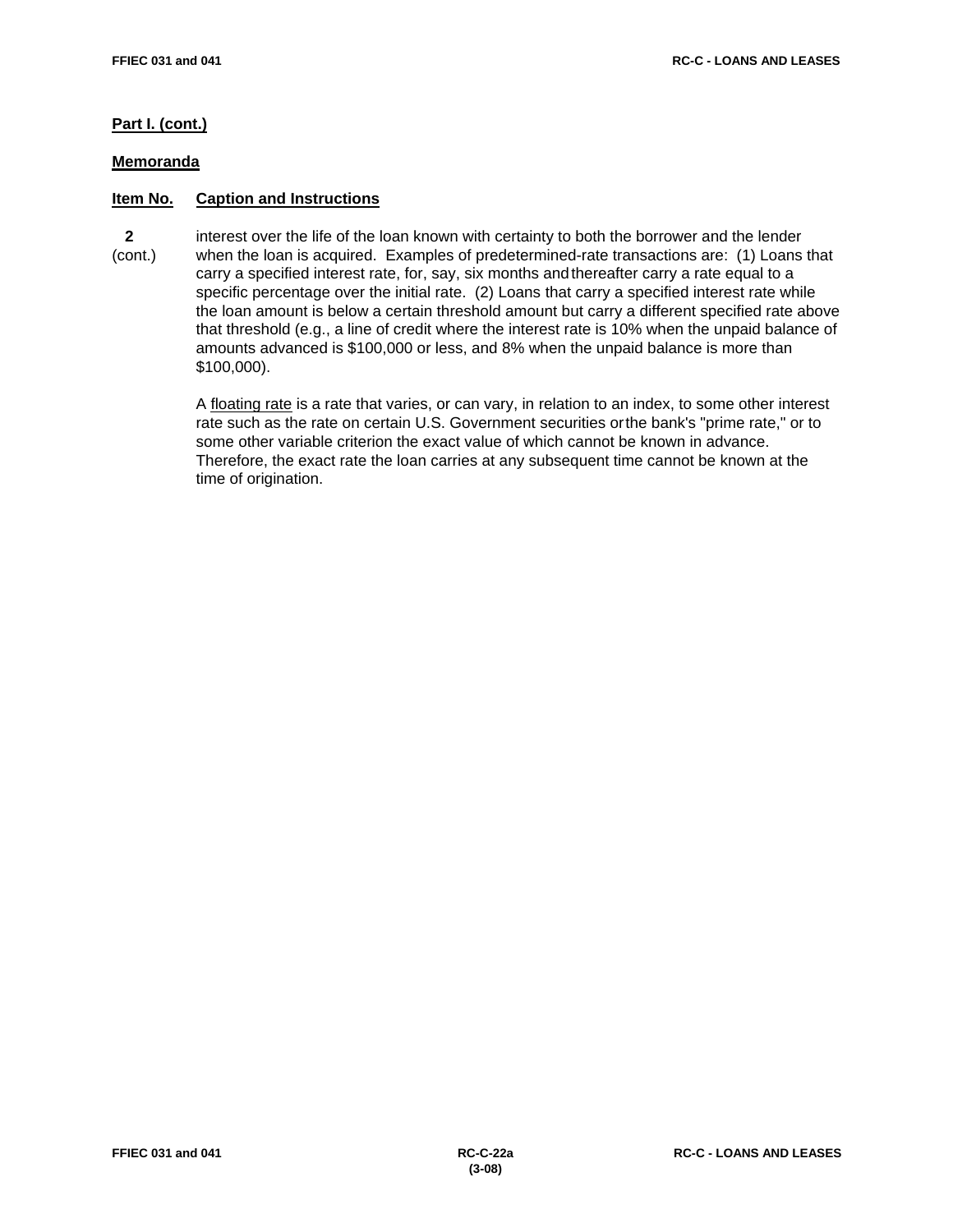**Part I. (cont.)**

**Memoranda**

**Item No.** **Caption and Instructions**

**2** (cont.) interest over the life of the loan known with certainty to both the borrower and the lender when the loan is acquired. Examples of predetermined-rate transactions are: (1) Loans that carry a specified interest rate, for, say, six months and thereafter carry a rate equal to a specific percentage over the initial rate. (2) Loans that carry a specified interest rate while the loan amount is below a certain threshold amount but carry a different specified rate above that threshold (e.g., a line of credit where the interest rate is 10% when the unpaid balance of amounts advanced is $100,000 or less, and 8% when the unpaid balance is more than $100,000).

A floating rate is a rate that varies, or can vary, in relation to an index, to some other interest rate such as the rate on certain U.S. Government securities or the bank's "prime rate," or to some other variable criterion the exact value of which cannot be known in advance. Therefore, the exact rate the loan carries at any subsequent time cannot be known at the time of origination.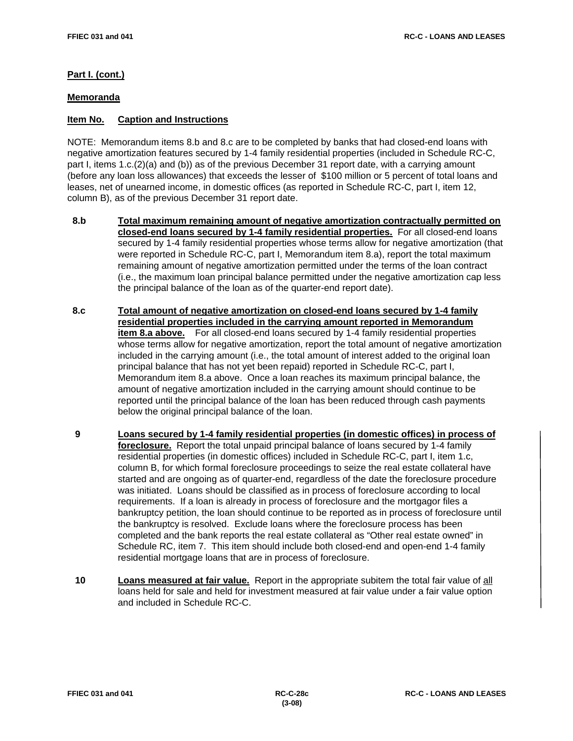**Part I. (cont.)**

**Memoranda**

**Item No. Caption and Instructions**

NOTE: Memorandum items 8.b and 8.c are to be completed by banks that had closed-end loans with negative amortization features secured by 1-4 family residential properties (included in Schedule RC-C, part I, items 1.c.(2)(a) and (b)) as of the previous December 31 report date, with a carrying amount (before any loan loss allowances) that exceeds the lesser of $100 million or 5 percent of total loans and leases, net of unearned income, in domestic offices (as reported in Schedule RC-C, part I, item 12, column B), as of the previous December 31 report date.

**8.b** **Total maximum remaining amount of negative amortization contractually permitted on closed-end loans secured by 1-4 family residential properties.** For all closed-end loans secured by 1-4 family residential properties whose terms allow for negative amortization (that were reported in Schedule RC-C, part I, Memorandum item 8.a), report the total maximum remaining amount of negative amortization permitted under the terms of the loan contract (i.e., the maximum loan principal balance permitted under the negative amortization cap less the principal balance of the loan as of the quarter-end report date).

**8.c** **Total amount of negative amortization on closed-end loans secured by 1-4 family residential properties included in the carrying amount reported in Memorandum item 8.a above.** For all closed-end loans secured by 1-4 family residential properties whose terms allow for negative amortization, report the total amount of negative amortization included in the carrying amount (i.e., the total amount of interest added to the original loan principal balance that has not yet been repaid) reported in Schedule RC-C, part I, Memorandum item 8.a above. Once a loan reaches its maximum principal balance, the amount of negative amortization included in the carrying amount should continue to be reported until the principal balance of the loan has been reduced through cash payments below the original principal balance of the loan.

**9** **Loans secured by 1-4 family residential properties (in domestic offices) in process of foreclosure.** Report the total unpaid principal balance of loans secured by 1-4 family residential properties (in domestic offices) included in Schedule RC-C, part I, item 1.c, column B, for which formal foreclosure proceedings to seize the real estate collateral have started and are ongoing as of quarter-end, regardless of the date the foreclosure procedure was initiated. Loans should be classified as in process of foreclosure according to local requirements. If a loan is already in process of foreclosure and the mortgagor files a bankruptcy petition, the loan should continue to be reported as in process of foreclosure until the bankruptcy is resolved. Exclude loans where the foreclosure process has been completed and the bank reports the real estate collateral as "Other real estate owned" in Schedule RC, item 7. This item should include both closed-end and open-end 1-4 family residential mortgage loans that are in process of foreclosure.

**10** **Loans measured at fair value.** Report in the appropriate subitem the total fair value of all loans held for sale and held for investment measured at fair value under a fair value option and included in Schedule RC-C.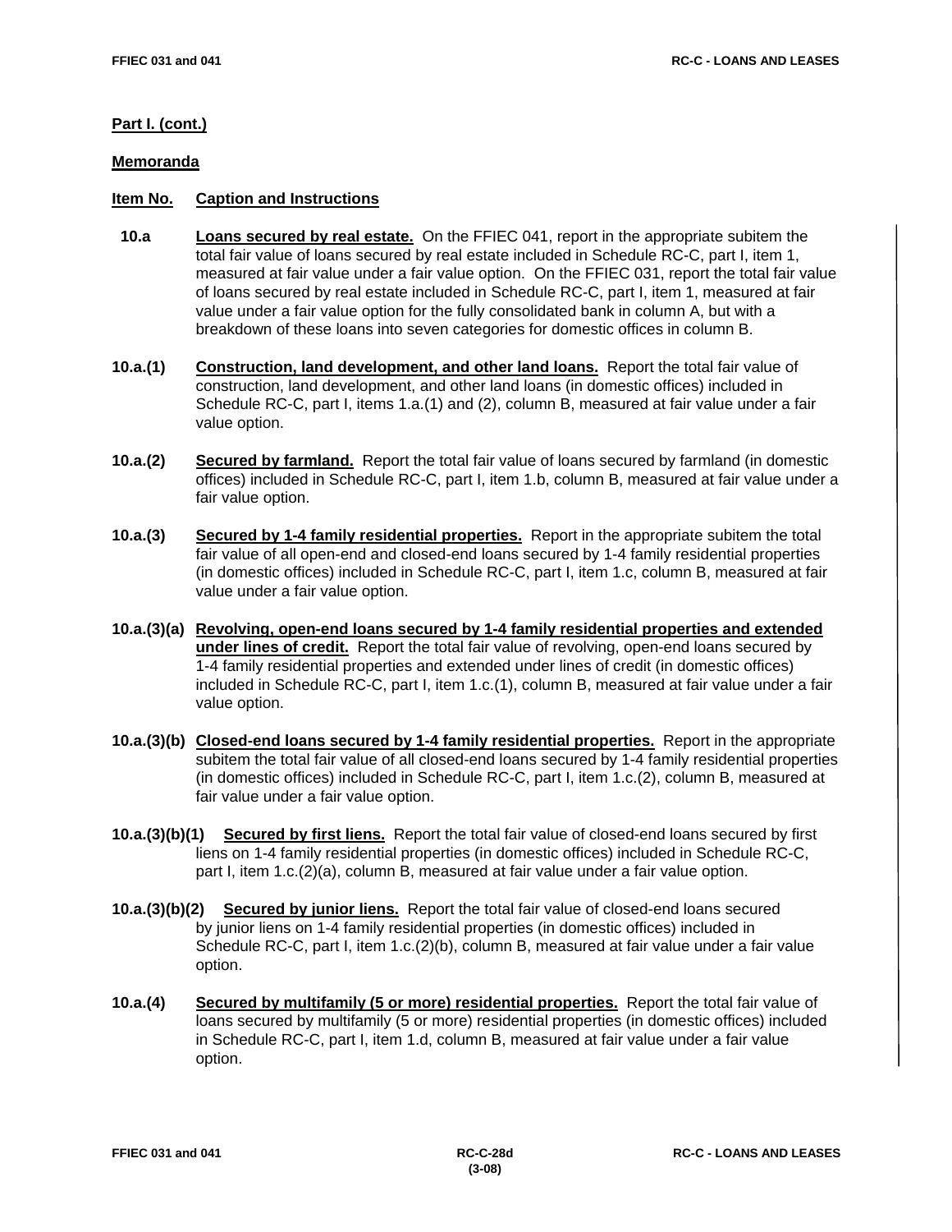**Part I. (cont.)**

**Memoranda**

**Item No. Caption and Instructions**

**10.a** **Loans secured by real estate.** On the FFIEC 041, report in the appropriate subitem the total fair value of loans secured by real estate included in Schedule RC-C, part I, item 1, measured at fair value under a fair value option. On the FFIEC 031, report the total fair value of loans secured by real estate included in Schedule RC-C, part I, item 1, measured at fair value under a fair value option for the fully consolidated bank in column A, but with a breakdown of these loans into seven categories for domestic offices in column B.

**10.a.(1)** **Construction, land development, and other land loans.** Report the total fair value of construction, land development, and other land loans (in domestic offices) included in Schedule RC-C, part I, items 1.a.(1) and (2), column B, measured at fair value under a fair value option.

**10.a.(2)** **Secured by farmland.** Report the total fair value of loans secured by farmland (in domestic offices) included in Schedule RC-C, part I, item 1.b, column B, measured at fair value under a fair value option.

**10.a.(3)** **Secured by 1-4 family residential properties.** Report in the appropriate subitem the total fair value of all open-end and closed-end loans secured by 1-4 family residential properties (in domestic offices) included in Schedule RC-C, part I, item 1.c, column B, measured at fair value under a fair value option.

**10.a.(3)(a)** **Revolving, open-end loans secured by 1-4 family residential properties and extended under lines of credit.** Report the total fair value of revolving, open-end loans secured by 1-4 family residential properties and extended under lines of credit (in domestic offices) included in Schedule RC-C, part I, item 1.c.(1), column B, measured at fair value under a fair value option.

**10.a.(3)(b)** **Closed-end loans secured by 1-4 family residential properties.** Report in the appropriate subitem the total fair value of all closed-end loans secured by 1-4 family residential properties (in domestic offices) included in Schedule RC-C, part I, item 1.c.(2), column B, measured at fair value under a fair value option.

**10.a.(3)(b)(1)** **Secured by first liens.** Report the total fair value of closed-end loans secured by first liens on 1-4 family residential properties (in domestic offices) included in Schedule RC-C, part I, item 1.c.(2)(a), column B, measured at fair value under a fair value option.

**10.a.(3)(b)(2)** **Secured by junior liens.** Report the total fair value of closed-end loans secured by junior liens on 1-4 family residential properties (in domestic offices) included in Schedule RC-C, part I, item 1.c.(2)(b), column B, measured at fair value under a fair value option.

**10.a.(4)** **Secured by multifamily (5 or more) residential properties.** Report the total fair value of loans secured by multifamily (5 or more) residential properties (in domestic offices) included in Schedule RC-C, part I, item 1.d, column B, measured at fair value under a fair value option.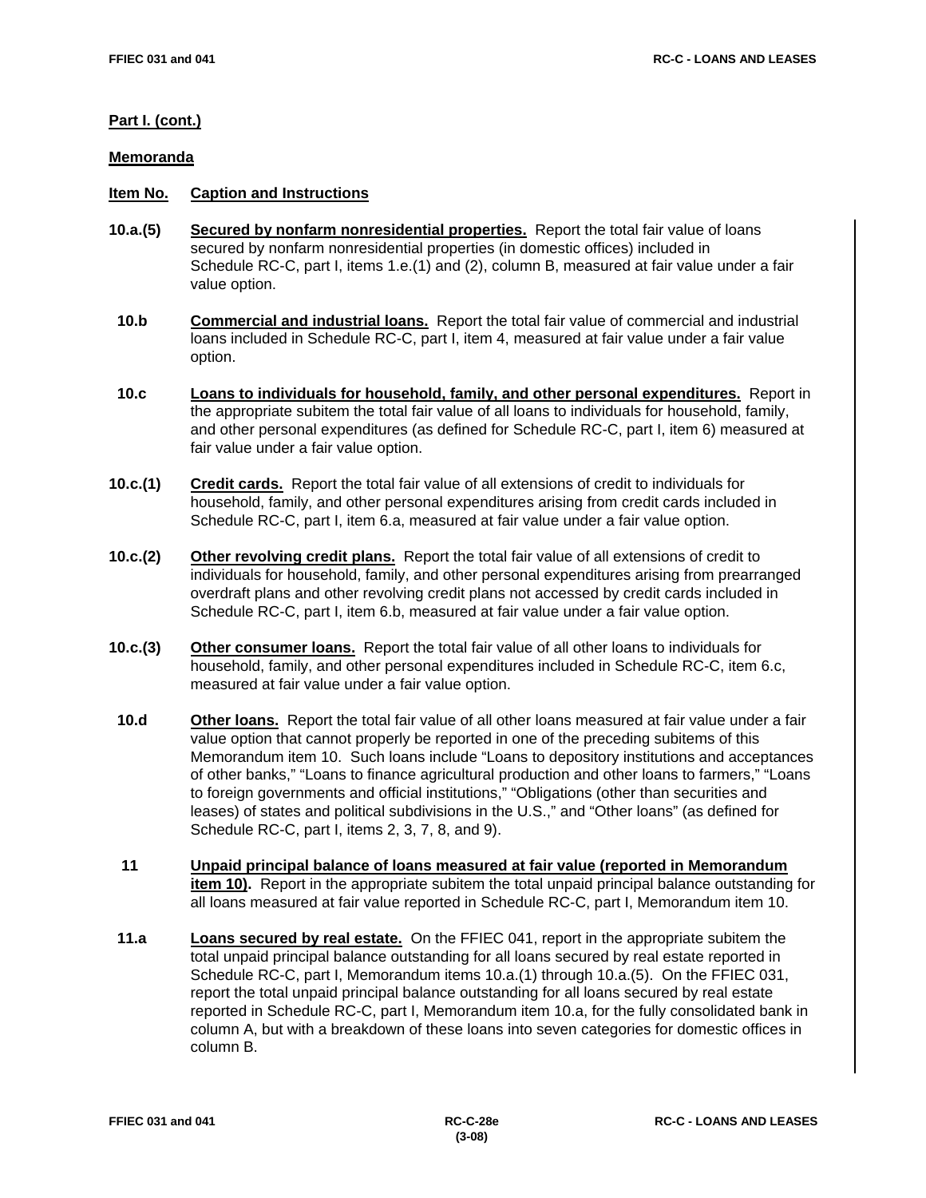**Part I. (cont.)**

**Memoranda**

**Item No. Caption and Instructions**

**10.a.(5)** **Secured by nonfarm nonresidential properties.** Report the total fair value of loans secured by nonfarm nonresidential properties (in domestic offices) included in Schedule RC-C, part I, items 1.e.(1) and (2), column B, measured at fair value under a fair value option.

**10.b** **Commercial and industrial loans.** Report the total fair value of commercial and industrial loans included in Schedule RC-C, part I, item 4, measured at fair value under a fair value option.

**10.c** **Loans to individuals for household, family, and other personal expenditures.** Report in the appropriate subitem the total fair value of all loans to individuals for household, family, and other personal expenditures (as defined for Schedule RC-C, part I, item 6) measured at fair value under a fair value option.

**10.c.(1)** **Credit cards.** Report the total fair value of all extensions of credit to individuals for household, family, and other personal expenditures arising from credit cards included in Schedule RC-C, part I, item 6.a, measured at fair value under a fair value option.

**10.c.(2)** **Other revolving credit plans.** Report the total fair value of all extensions of credit to individuals for household, family, and other personal expenditures arising from prearranged overdraft plans and other revolving credit plans not accessed by credit cards included in Schedule RC-C, part I, item 6.b, measured at fair value under a fair value option.

**10.c.(3)** **Other consumer loans.** Report the total fair value of all other loans to individuals for household, family, and other personal expenditures included in Schedule RC-C, item 6.c, measured at fair value under a fair value option.

**10.d** **Other loans.** Report the total fair value of all other loans measured at fair value under a fair value option that cannot properly be reported in one of the preceding subitems of this Memorandum item 10. Such loans include "Loans to depository institutions and acceptances of other banks," "Loans to finance agricultural production and other loans to farmers," "Loans to foreign governments and official institutions," "Obligations (other than securities and leases) of states and political subdivisions in the U.S.," and "Other loans" (as defined for Schedule RC-C, part I, items 2, 3, 7, 8, and 9).

**11** **Unpaid principal balance of loans measured at fair value (reported in Memorandum item 10).** Report in the appropriate subitem the total unpaid principal balance outstanding for all loans measured at fair value reported in Schedule RC-C, part I, Memorandum item 10.

**11.a** **Loans secured by real estate.** On the FFIEC 041, report in the appropriate subitem the total unpaid principal balance outstanding for all loans secured by real estate reported in Schedule RC-C, part I, Memorandum items 10.a.(1) through 10.a.(5). On the FFIEC 031, report the total unpaid principal balance outstanding for all loans secured by real estate reported in Schedule RC-C, part I, Memorandum item 10.a, for the fully consolidated bank in column A, but with a breakdown of these loans into seven categories for domestic offices in column B.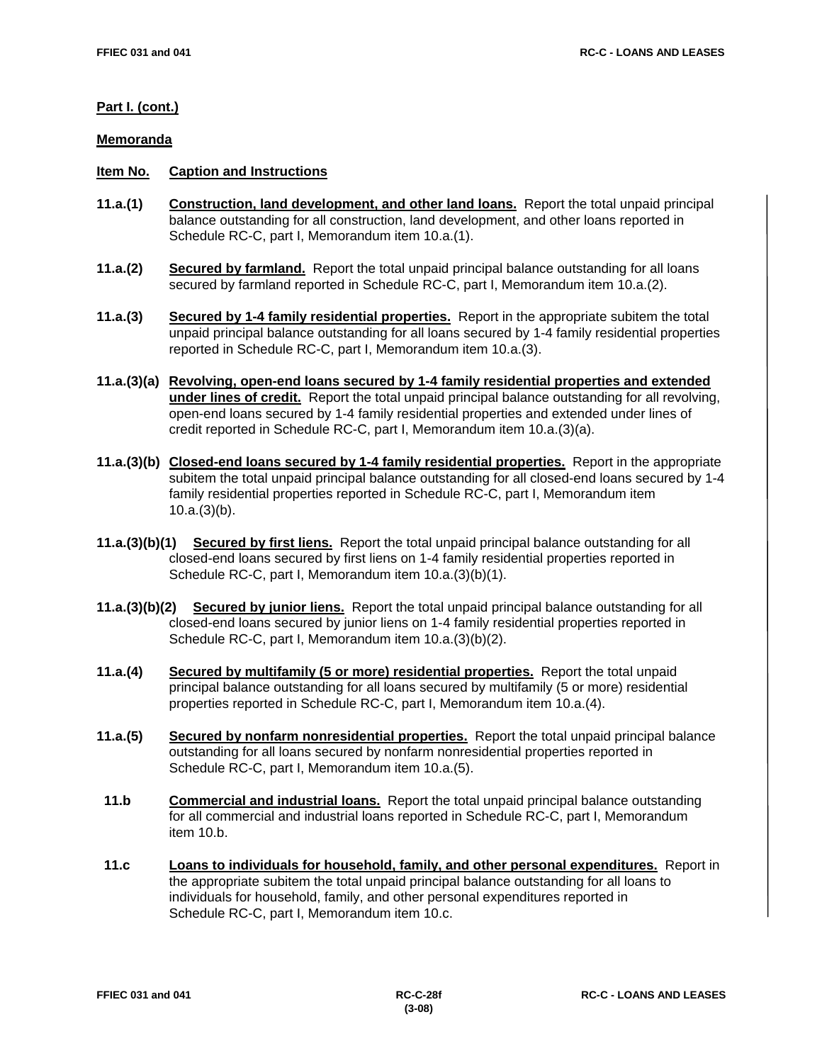**Part I. (cont.)**

**Memoranda**

**Item No.** **Caption and Instructions**

**11.a.(1)** **Construction, land development, and other land loans.** Report the total unpaid principal balance outstanding for all construction, land development, and other loans reported in Schedule RC-C, part I, Memorandum item 10.a.(1).

**11.a.(2)** **Secured by farmland.** Report the total unpaid principal balance outstanding for all loans secured by farmland reported in Schedule RC-C, part I, Memorandum item 10.a.(2).

**11.a.(3)** **Secured by 1-4 family residential properties.** Report in the appropriate subitem the total unpaid principal balance outstanding for all loans secured by 1-4 family residential properties reported in Schedule RC-C, part I, Memorandum item 10.a.(3).

**11.a.(3)(a)** **Revolving, open-end loans secured by 1-4 family residential properties and extended under lines of credit.** Report the total unpaid principal balance outstanding for all revolving, open-end loans secured by 1-4 family residential properties and extended under lines of credit reported in Schedule RC-C, part I, Memorandum item 10.a.(3)(a).

**11.a.(3)(b)** **Closed-end loans secured by 1-4 family residential properties.** Report in the appropriate subitem the total unpaid principal balance outstanding for all closed-end loans secured by 1-4 family residential properties reported in Schedule RC-C, part I, Memorandum item 10.a.(3)(b).

**11.a.(3)(b)(1)** **Secured by first liens.** Report the total unpaid principal balance outstanding for all closed-end loans secured by first liens on 1-4 family residential properties reported in Schedule RC-C, part I, Memorandum item 10.a.(3)(b)(1).

**11.a.(3)(b)(2)** **Secured by junior liens.** Report the total unpaid principal balance outstanding for all closed-end loans secured by junior liens on 1-4 family residential properties reported in Schedule RC-C, part I, Memorandum item 10.a.(3)(b)(2).

**11.a.(4)** **Secured by multifamily (5 or more) residential properties.** Report the total unpaid principal balance outstanding for all loans secured by multifamily (5 or more) residential properties reported in Schedule RC-C, part I, Memorandum item 10.a.(4).

**11.a.(5)** **Secured by nonfarm nonresidential properties.** Report the total unpaid principal balance outstanding for all loans secured by nonfarm nonresidential properties reported in Schedule RC-C, part I, Memorandum item 10.a.(5).

**11.b** **Commercial and industrial loans.** Report the total unpaid principal balance outstanding for all commercial and industrial loans reported in Schedule RC-C, part I, Memorandum item 10.b.

**11.c** **Loans to individuals for household, family, and other personal expenditures.** Report in the appropriate subitem the total unpaid principal balance outstanding for all loans to individuals for household, family, and other personal expenditures reported in Schedule RC-C, part I, Memorandum item 10.c.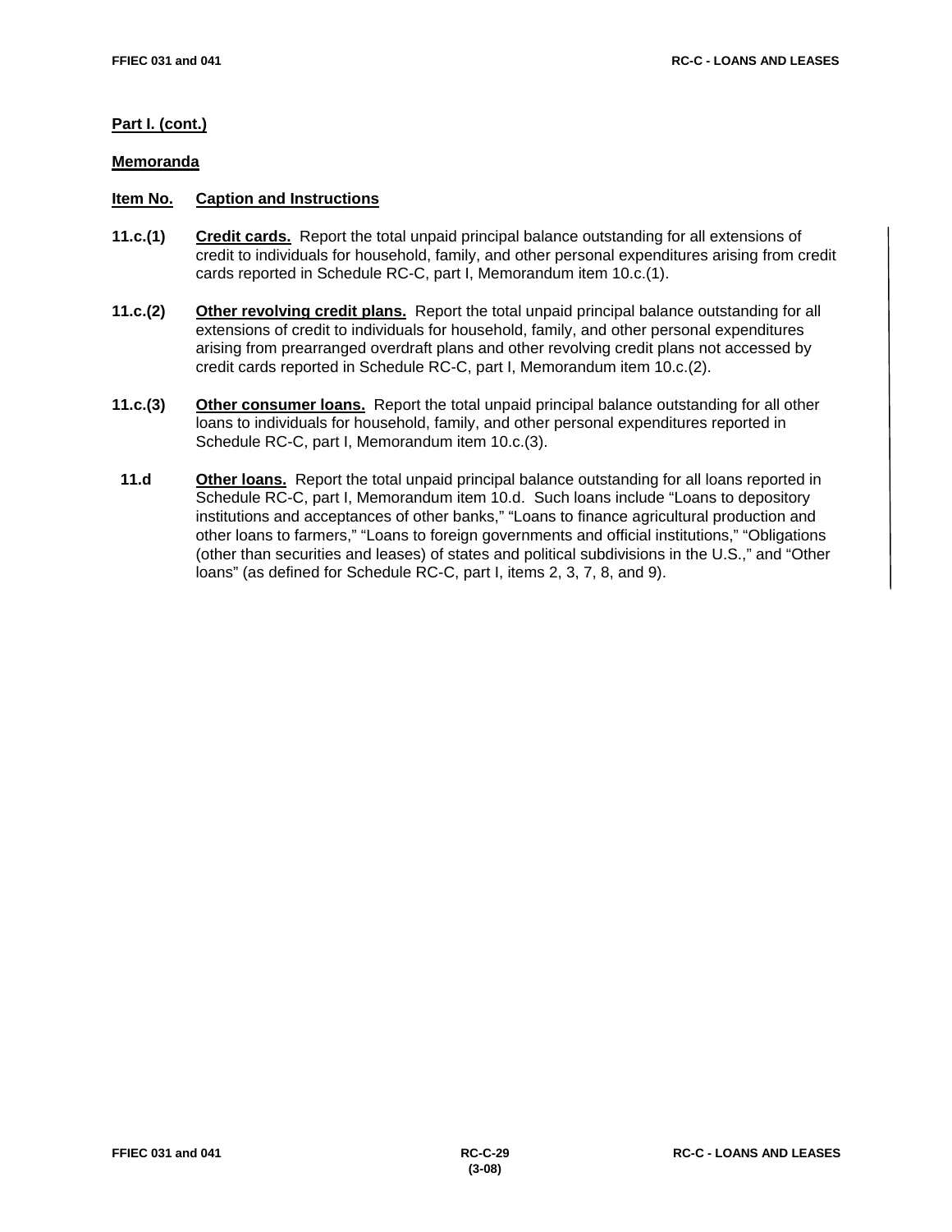**Part I. (cont.)**

**Memoranda**

**Item No. Caption and Instructions**

**11.c.(1)** **Credit cards.** Report the total unpaid principal balance outstanding for all extensions of credit to individuals for household, family, and other personal expenditures arising from credit cards reported in Schedule RC-C, part I, Memorandum item 10.c.(1).

**11.c.(2)** **Other revolving credit plans.** Report the total unpaid principal balance outstanding for all extensions of credit to individuals for household, family, and other personal expenditures arising from prearranged overdraft plans and other revolving credit plans not accessed by credit cards reported in Schedule RC-C, part I, Memorandum item 10.c.(2).

**11.c.(3)** **Other consumer loans.** Report the total unpaid principal balance outstanding for all other loans to individuals for household, family, and other personal expenditures reported in Schedule RC-C, part I, Memorandum item 10.c.(3).

**11.d** **Other loans.** Report the total unpaid principal balance outstanding for all loans reported in Schedule RC-C, part I, Memorandum item 10.d. Such loans include "Loans to depository institutions and acceptances of other banks," "Loans to finance agricultural production and other loans to farmers," "Loans to foreign governments and official institutions," "Obligations (other than securities and leases) of states and political subdivisions in the U.S.," and "Other loans" (as defined for Schedule RC-C, part I, items 2, 3, 7, 8, and 9).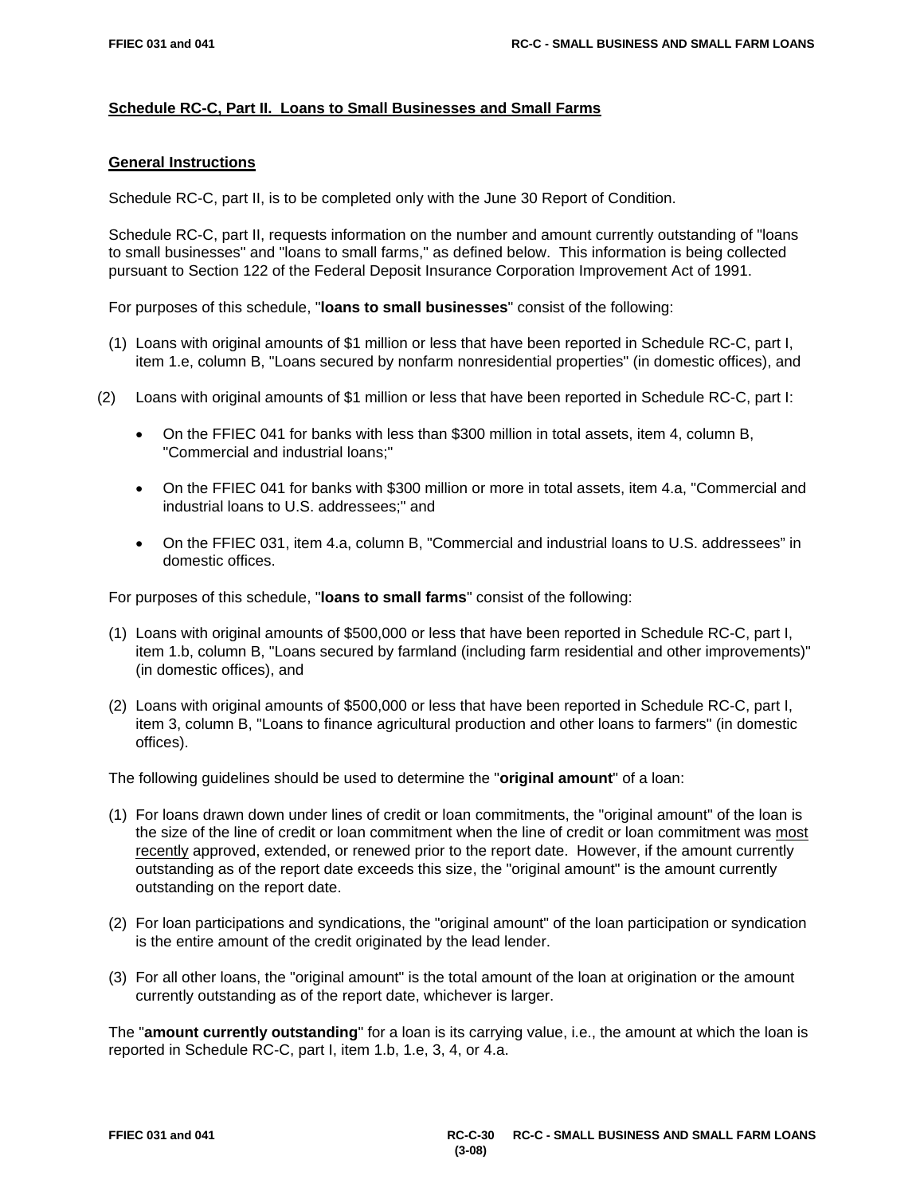## Schedule RC-C, Part II. Loans to Small Businesses and Small Farms

### General Instructions

Schedule RC-C, part II, is to be completed only with the June 30 Report of Condition.

Schedule RC-C, part II, requests information on the number and amount currently outstanding of "loans to small businesses" and "loans to small farms," as defined below. This information is being collected pursuant to Section 122 of the Federal Deposit Insurance Corporation Improvement Act of 1991.

For purposes of this schedule, "**loans to small businesses**" consist of the following:

(1) Loans with original amounts of $1 million or less that have been reported in Schedule RC-C, part I, item 1.e, column B, "Loans secured by nonfarm nonresidential properties" (in domestic offices), and

(2) Loans with original amounts of $1 million or less that have been reported in Schedule RC-C, part I:

- On the FFIEC 041 for banks with less than $300 million in total assets, item 4, column B, "Commercial and industrial loans;"
- On the FFIEC 041 for banks with $300 million or more in total assets, item 4.a, "Commercial and industrial loans to U.S. addressees;" and
- On the FFIEC 031, item 4.a, column B, "Commercial and industrial loans to U.S. addressees" in domestic offices.

For purposes of this schedule, "**loans to small farms**" consist of the following:

(1) Loans with original amounts of $500,000 or less that have been reported in Schedule RC-C, part I, item 1.b, column B, "Loans secured by farmland (including farm residential and other improvements)" (in domestic offices), and

(2) Loans with original amounts of $500,000 or less that have been reported in Schedule RC-C, part I, item 3, column B, "Loans to finance agricultural production and other loans to farmers" (in domestic offices).

The following guidelines should be used to determine the "**original amount**" of a loan:

(1) For loans drawn down under lines of credit or loan commitments, the "original amount" of the loan is the size of the line of credit or loan commitment when the line of credit or loan commitment was most recently approved, extended, or renewed prior to the report date. However, if the amount currently outstanding as of the report date exceeds this size, the "original amount" is the amount currently outstanding on the report date.

(2) For loan participations and syndications, the "original amount" of the loan participation or syndication is the entire amount of the credit originated by the lead lender.

(3) For all other loans, the "original amount" is the total amount of the loan at origination or the amount currently outstanding as of the report date, whichever is larger.

The "**amount currently outstanding**" for a loan is its carrying value, i.e., the amount at which the loan is reported in Schedule RC-C, part I, item 1.b, 1.e, 3, 4, or 4.a.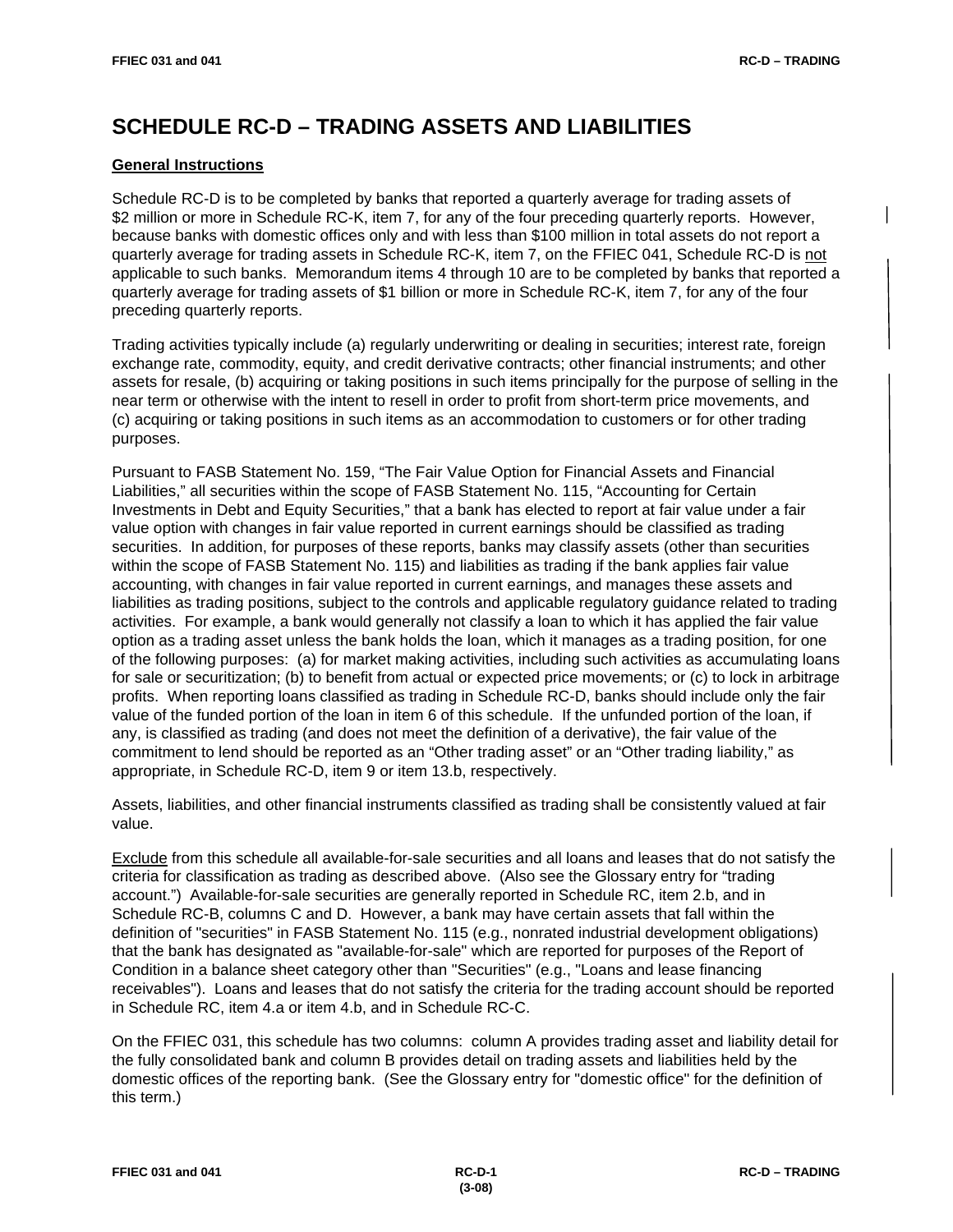# SCHEDULE RC-D – TRADING ASSETS AND LIABILITIES

## General Instructions

Schedule RC-D is to be completed by banks that reported a quarterly average for trading assets of $2 million or more in Schedule RC-K, item 7, for any of the four preceding quarterly reports. However, because banks with domestic offices only and with less than $100 million in total assets do not report a quarterly average for trading assets in Schedule RC-K, item 7, on the FFIEC 041, Schedule RC-D is not applicable to such banks. Memorandum items 4 through 10 are to be completed by banks that reported a quarterly average for trading assets of $1 billion or more in Schedule RC-K, item 7, for any of the four preceding quarterly reports.

Trading activities typically include (a) regularly underwriting or dealing in securities; interest rate, foreign exchange rate, commodity, equity, and credit derivative contracts; other financial instruments; and other assets for resale, (b) acquiring or taking positions in such items principally for the purpose of selling in the near term or otherwise with the intent to resell in order to profit from short-term price movements, and (c) acquiring or taking positions in such items as an accommodation to customers or for other trading purposes.

Pursuant to FASB Statement No. 159, "The Fair Value Option for Financial Assets and Financial Liabilities," all securities within the scope of FASB Statement No. 115, "Accounting for Certain Investments in Debt and Equity Securities," that a bank has elected to report at fair value under a fair value option with changes in fair value reported in current earnings should be classified as trading securities. In addition, for purposes of these reports, banks may classify assets (other than securities within the scope of FASB Statement No. 115) and liabilities as trading if the bank applies fair value accounting, with changes in fair value reported in current earnings, and manages these assets and liabilities as trading positions, subject to the controls and applicable regulatory guidance related to trading activities. For example, a bank would generally not classify a loan to which it has applied the fair value option as a trading asset unless the bank holds the loan, which it manages as a trading position, for one of the following purposes: (a) for market making activities, including such activities as accumulating loans for sale or securitization; (b) to benefit from actual or expected price movements; or (c) to lock in arbitrage profits. When reporting loans classified as trading in Schedule RC-D, banks should include only the fair value of the funded portion of the loan in item 6 of this schedule. If the unfunded portion of the loan, if any, is classified as trading (and does not meet the definition of a derivative), the fair value of the commitment to lend should be reported as an "Other trading asset" or an "Other trading liability," as appropriate, in Schedule RC-D, item 9 or item 13.b, respectively.

Assets, liabilities, and other financial instruments classified as trading shall be consistently valued at fair value.

Exclude from this schedule all available-for-sale securities and all loans and leases that do not satisfy the criteria for classification as trading as described above. (Also see the Glossary entry for "trading account.") Available-for-sale securities are generally reported in Schedule RC, item 2.b, and in Schedule RC-B, columns C and D. However, a bank may have certain assets that fall within the definition of "securities" in FASB Statement No. 115 (e.g., nonrated industrial development obligations) that the bank has designated as "available-for-sale" which are reported for purposes of the Report of Condition in a balance sheet category other than "Securities" (e.g., "Loans and lease financing receivables"). Loans and leases that do not satisfy the criteria for the trading account should be reported in Schedule RC, item 4.a or item 4.b, and in Schedule RC-C.

On the FFIEC 031, this schedule has two columns: column A provides trading asset and liability detail for the fully consolidated bank and column B provides detail on trading assets and liabilities held by the domestic offices of the reporting bank. (See the Glossary entry for "domestic office" for the definition of this term.)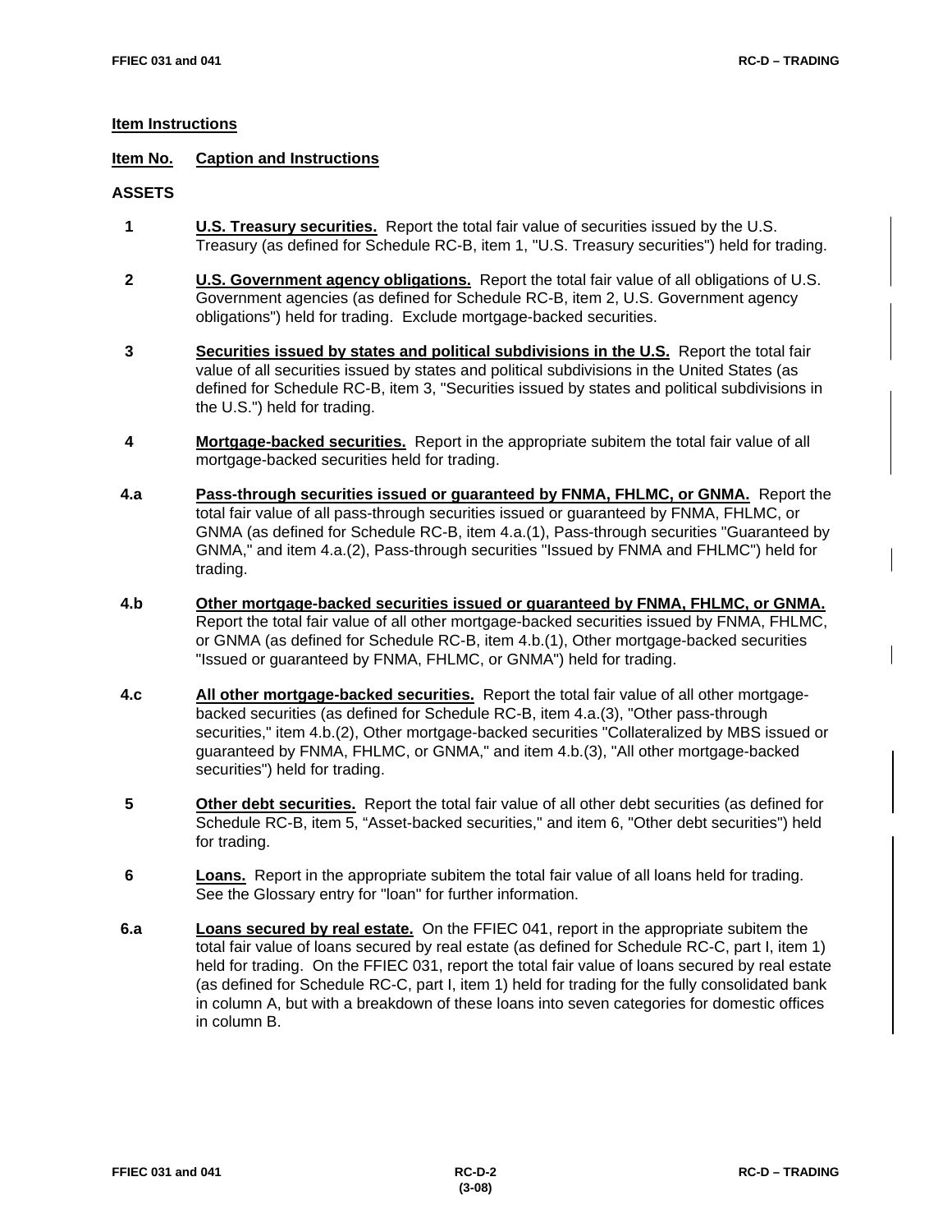## Item Instructions

**Item No.** **Caption and Instructions**

**ASSETS**

**1** **U.S. Treasury securities.** Report the total fair value of securities issued by the U.S. Treasury (as defined for Schedule RC-B, item 1, "U.S. Treasury securities") held for trading.

**2** **U.S. Government agency obligations.** Report the total fair value of all obligations of U.S. Government agencies (as defined for Schedule RC-B, item 2, U.S. Government agency obligations") held for trading. Exclude mortgage-backed securities.

**3** **Securities issued by states and political subdivisions in the U.S.** Report the total fair value of all securities issued by states and political subdivisions in the United States (as defined for Schedule RC-B, item 3, "Securities issued by states and political subdivisions in the U.S.") held for trading.

**4** **Mortgage-backed securities.** Report in the appropriate subitem the total fair value of all mortgage-backed securities held for trading.

**4.a** **Pass-through securities issued or guaranteed by FNMA, FHLMC, or GNMA.** Report the total fair value of all pass-through securities issued or guaranteed by FNMA, FHLMC, or GNMA (as defined for Schedule RC-B, item 4.a.(1), Pass-through securities "Guaranteed by GNMA," and item 4.a.(2), Pass-through securities "Issued by FNMA and FHLMC") held for trading.

**4.b** **Other mortgage-backed securities issued or guaranteed by FNMA, FHLMC, or GNMA.** Report the total fair value of all other mortgage-backed securities issued by FNMA, FHLMC, or GNMA (as defined for Schedule RC-B, item 4.b.(1), Other mortgage-backed securities "Issued or guaranteed by FNMA, FHLMC, or GNMA") held for trading.

**4.c** **All other mortgage-backed securities.** Report the total fair value of all other mortgage-backed securities (as defined for Schedule RC-B, item 4.a.(3), "Other pass-through securities," item 4.b.(2), Other mortgage-backed securities "Collateralized by MBS issued or guaranteed by FNMA, FHLMC, or GNMA," and item 4.b.(3), "All other mortgage-backed securities") held for trading.

**5** **Other debt securities.** Report the total fair value of all other debt securities (as defined for Schedule RC-B, item 5, "Asset-backed securities," and item 6, "Other debt securities") held for trading.

**6** **Loans.** Report in the appropriate subitem the total fair value of all loans held for trading. See the Glossary entry for "loan" for further information.

**6.a** **Loans secured by real estate.** On the FFIEC 041, report in the appropriate subitem the total fair value of loans secured by real estate (as defined for Schedule RC-C, part I, item 1) held for trading. On the FFIEC 031, report the total fair value of loans secured by real estate (as defined for Schedule RC-C, part I, item 1) held for trading for the fully consolidated bank in column A, but with a breakdown of these loans into seven categories for domestic offices in column B.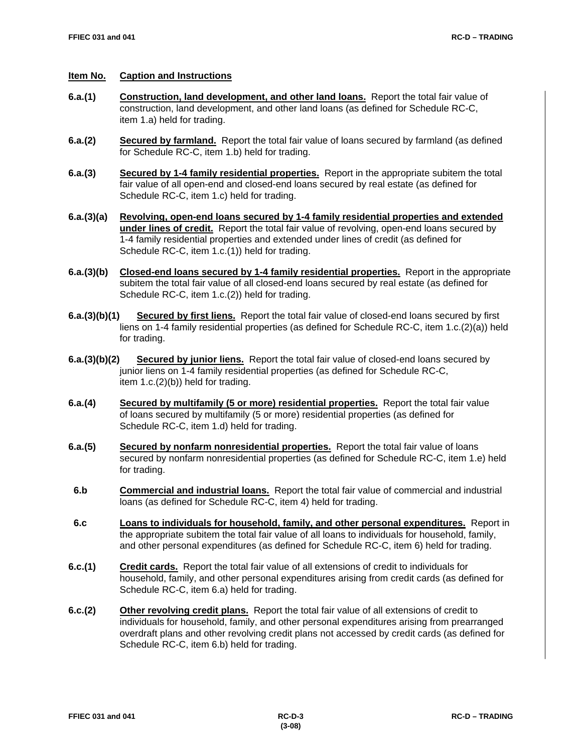**Item No.** **Caption and Instructions**

**6.a.(1)** **Construction, land development, and other land loans.** Report the total fair value of construction, land development, and other land loans (as defined for Schedule RC-C, item 1.a) held for trading.

**6.a.(2)** **Secured by farmland.** Report the total fair value of loans secured by farmland (as defined for Schedule RC-C, item 1.b) held for trading.

**6.a.(3)** **Secured by 1-4 family residential properties.** Report in the appropriate subitem the total fair value of all open-end and closed-end loans secured by real estate (as defined for Schedule RC-C, item 1.c) held for trading.

**6.a.(3)(a)** **Revolving, open-end loans secured by 1-4 family residential properties and extended under lines of credit.** Report the total fair value of revolving, open-end loans secured by 1-4 family residential properties and extended under lines of credit (as defined for Schedule RC-C, item 1.c.(1)) held for trading.

**6.a.(3)(b)** **Closed-end loans secured by 1-4 family residential properties.** Report in the appropriate subitem the total fair value of all closed-end loans secured by real estate (as defined for Schedule RC-C, item 1.c.(2)) held for trading.

**6.a.(3)(b)(1)** **Secured by first liens.** Report the total fair value of closed-end loans secured by first liens on 1-4 family residential properties (as defined for Schedule RC-C, item 1.c.(2)(a)) held for trading.

**6.a.(3)(b)(2)** **Secured by junior liens.** Report the total fair value of closed-end loans secured by junior liens on 1-4 family residential properties (as defined for Schedule RC-C, item 1.c.(2)(b)) held for trading.

**6.a.(4)** **Secured by multifamily (5 or more) residential properties.** Report the total fair value of loans secured by multifamily (5 or more) residential properties (as defined for Schedule RC-C, item 1.d) held for trading.

**6.a.(5)** **Secured by nonfarm nonresidential properties.** Report the total fair value of loans secured by nonfarm nonresidential properties (as defined for Schedule RC-C, item 1.e) held for trading.

**6.b** **Commercial and industrial loans.** Report the total fair value of commercial and industrial loans (as defined for Schedule RC-C, item 4) held for trading.

**6.c** **Loans to individuals for household, family, and other personal expenditures.** Report in the appropriate subitem the total fair value of all loans to individuals for household, family, and other personal expenditures (as defined for Schedule RC-C, item 6) held for trading.

**6.c.(1)** **Credit cards.** Report the total fair value of all extensions of credit to individuals for household, family, and other personal expenditures arising from credit cards (as defined for Schedule RC-C, item 6.a) held for trading.

**6.c.(2)** **Other revolving credit plans.** Report the total fair value of all extensions of credit to individuals for household, family, and other personal expenditures arising from prearranged overdraft plans and other revolving credit plans not accessed by credit cards (as defined for Schedule RC-C, item 6.b) held for trading.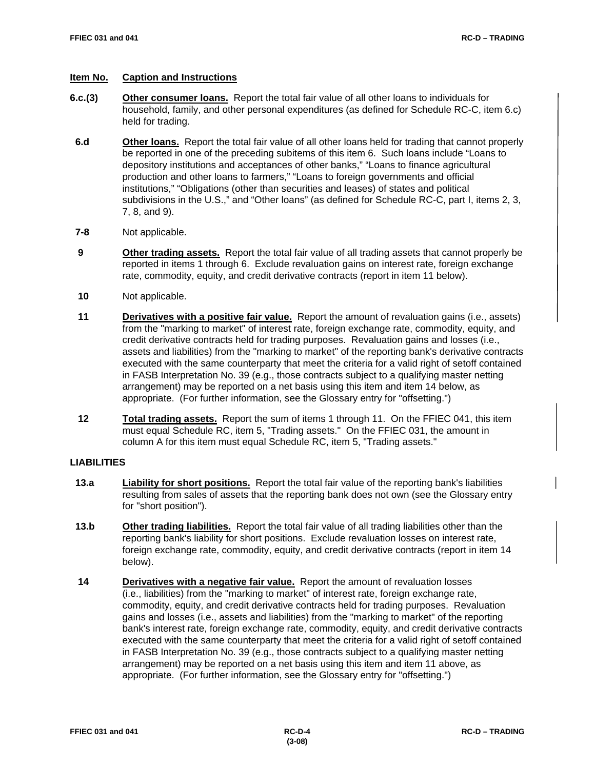**Item No.** **Caption and Instructions**

**6.c.(3)** **Other consumer loans.** Report the total fair value of all other loans to individuals for household, family, and other personal expenditures (as defined for Schedule RC-C, item 6.c) held for trading.

**6.d** **Other loans.** Report the total fair value of all other loans held for trading that cannot properly be reported in one of the preceding subitems of this item 6. Such loans include "Loans to depository institutions and acceptances of other banks," "Loans to finance agricultural production and other loans to farmers," "Loans to foreign governments and official institutions," "Obligations (other than securities and leases) of states and political subdivisions in the U.S.," and "Other loans" (as defined for Schedule RC-C, part I, items 2, 3, 7, 8, and 9).

**7-8** Not applicable.

**9** **Other trading assets.** Report the total fair value of all trading assets that cannot properly be reported in items 1 through 6. Exclude revaluation gains on interest rate, foreign exchange rate, commodity, equity, and credit derivative contracts (report in item 11 below).

**10** Not applicable.

**11** **Derivatives with a positive fair value.** Report the amount of revaluation gains (i.e., assets) from the "marking to market" of interest rate, foreign exchange rate, commodity, equity, and credit derivative contracts held for trading purposes. Revaluation gains and losses (i.e., assets and liabilities) from the "marking to market" of the reporting bank's derivative contracts executed with the same counterparty that meet the criteria for a valid right of setoff contained in FASB Interpretation No. 39 (e.g., those contracts subject to a qualifying master netting arrangement) may be reported on a net basis using this item and item 14 below, as appropriate. (For further information, see the Glossary entry for "offsetting.")

**12** **Total trading assets.** Report the sum of items 1 through 11. On the FFIEC 041, this item must equal Schedule RC, item 5, "Trading assets." On the FFIEC 031, the amount in column A for this item must equal Schedule RC, item 5, "Trading assets."

**LIABILITIES**

**13.a** **Liability for short positions.** Report the total fair value of the reporting bank's liabilities resulting from sales of assets that the reporting bank does not own (see the Glossary entry for "short position").

**13.b** **Other trading liabilities.** Report the total fair value of all trading liabilities other than the reporting bank's liability for short positions. Exclude revaluation losses on interest rate, foreign exchange rate, commodity, equity, and credit derivative contracts (report in item 14 below).

**14** **Derivatives with a negative fair value.** Report the amount of revaluation losses (i.e., liabilities) from the "marking to market" of interest rate, foreign exchange rate, commodity, equity, and credit derivative contracts held for trading purposes. Revaluation gains and losses (i.e., assets and liabilities) from the "marking to market" of the reporting bank's interest rate, foreign exchange rate, commodity, equity, and credit derivative contracts executed with the same counterparty that meet the criteria for a valid right of setoff contained in FASB Interpretation No. 39 (e.g., those contracts subject to a qualifying master netting arrangement) may be reported on a net basis using this item and item 11 above, as appropriate. (For further information, see the Glossary entry for "offsetting.")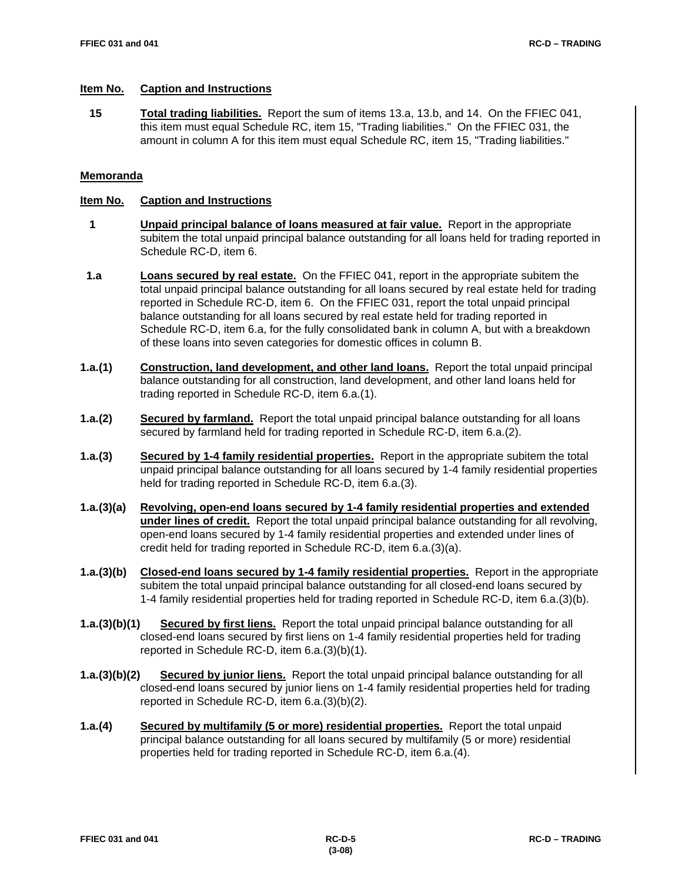**Item No.** **Caption and Instructions**

**15** **Total trading liabilities.** Report the sum of items 13.a, 13.b, and 14. On the FFIEC 041, this item must equal Schedule RC, item 15, "Trading liabilities." On the FFIEC 031, the amount in column A for this item must equal Schedule RC, item 15, "Trading liabilities."

## Memoranda

**Item No.** **Caption and Instructions**

**1** **Unpaid principal balance of loans measured at fair value.** Report in the appropriate subitem the total unpaid principal balance outstanding for all loans held for trading reported in Schedule RC-D, item 6.

**1.a** **Loans secured by real estate.** On the FFIEC 041, report in the appropriate subitem the total unpaid principal balance outstanding for all loans secured by real estate held for trading reported in Schedule RC-D, item 6. On the FFIEC 031, report the total unpaid principal balance outstanding for all loans secured by real estate held for trading reported in Schedule RC-D, item 6.a, for the fully consolidated bank in column A, but with a breakdown of these loans into seven categories for domestic offices in column B.

**1.a.(1)** **Construction, land development, and other land loans.** Report the total unpaid principal balance outstanding for all construction, land development, and other land loans held for trading reported in Schedule RC-D, item 6.a.(1).

**1.a.(2)** **Secured by farmland.** Report the total unpaid principal balance outstanding for all loans secured by farmland held for trading reported in Schedule RC-D, item 6.a.(2).

**1.a.(3)** **Secured by 1-4 family residential properties.** Report in the appropriate subitem the total unpaid principal balance outstanding for all loans secured by 1-4 family residential properties held for trading reported in Schedule RC-D, item 6.a.(3).

**1.a.(3)(a)** **Revolving, open-end loans secured by 1-4 family residential properties and extended under lines of credit.** Report the total unpaid principal balance outstanding for all revolving, open-end loans secured by 1-4 family residential properties and extended under lines of credit held for trading reported in Schedule RC-D, item 6.a.(3)(a).

**1.a.(3)(b)** **Closed-end loans secured by 1-4 family residential properties.** Report in the appropriate subitem the total unpaid principal balance outstanding for all closed-end loans secured by 1-4 family residential properties held for trading reported in Schedule RC-D, item 6.a.(3)(b).

**1.a.(3)(b)(1)** **Secured by first liens.** Report the total unpaid principal balance outstanding for all closed-end loans secured by first liens on 1-4 family residential properties held for trading reported in Schedule RC-D, item 6.a.(3)(b)(1).

**1.a.(3)(b)(2)** **Secured by junior liens.** Report the total unpaid principal balance outstanding for all closed-end loans secured by junior liens on 1-4 family residential properties held for trading reported in Schedule RC-D, item 6.a.(3)(b)(2).

**1.a.(4)** **Secured by multifamily (5 or more) residential properties.** Report the total unpaid principal balance outstanding for all loans secured by multifamily (5 or more) residential properties held for trading reported in Schedule RC-D, item 6.a.(4).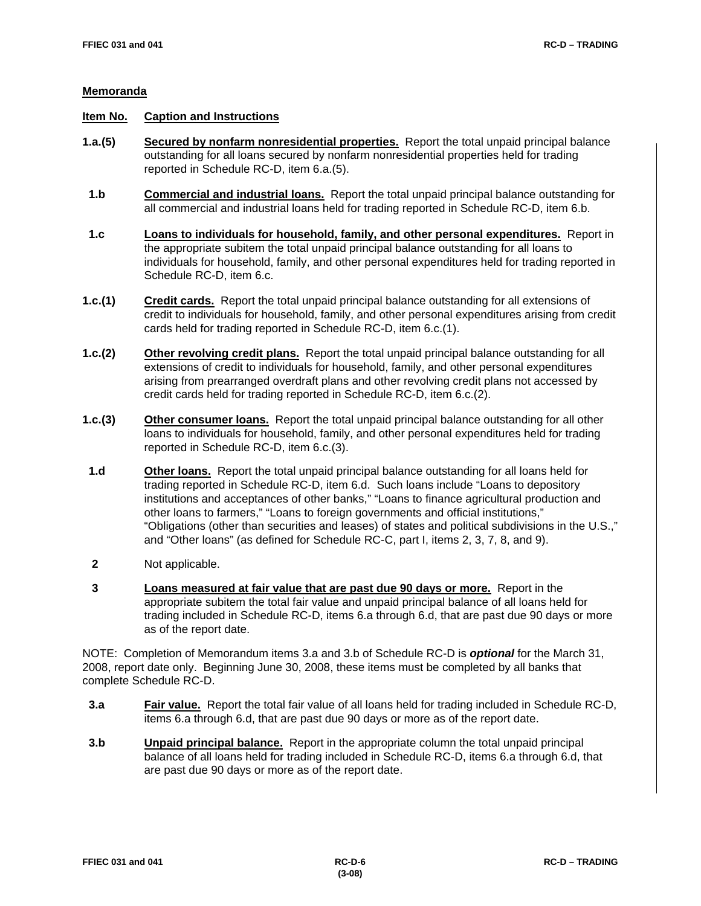## Memoranda

**Item No.** **Caption and Instructions**

**1.a.(5)** **Secured by nonfarm nonresidential properties.** Report the total unpaid principal balance outstanding for all loans secured by nonfarm nonresidential properties held for trading reported in Schedule RC-D, item 6.a.(5).

**1.b** **Commercial and industrial loans.** Report the total unpaid principal balance outstanding for all commercial and industrial loans held for trading reported in Schedule RC-D, item 6.b.

**1.c** **Loans to individuals for household, family, and other personal expenditures.** Report in the appropriate subitem the total unpaid principal balance outstanding for all loans to individuals for household, family, and other personal expenditures held for trading reported in Schedule RC-D, item 6.c.

**1.c.(1)** **Credit cards.** Report the total unpaid principal balance outstanding for all extensions of credit to individuals for household, family, and other personal expenditures arising from credit cards held for trading reported in Schedule RC-D, item 6.c.(1).

**1.c.(2)** **Other revolving credit plans.** Report the total unpaid principal balance outstanding for all extensions of credit to individuals for household, family, and other personal expenditures arising from prearranged overdraft plans and other revolving credit plans not accessed by credit cards held for trading reported in Schedule RC-D, item 6.c.(2).

**1.c.(3)** **Other consumer loans.** Report the total unpaid principal balance outstanding for all other loans to individuals for household, family, and other personal expenditures held for trading reported in Schedule RC-D, item 6.c.(3).

**1.d** **Other loans.** Report the total unpaid principal balance outstanding for all loans held for trading reported in Schedule RC-D, item 6.d. Such loans include "Loans to depository institutions and acceptances of other banks," "Loans to finance agricultural production and other loans to farmers," "Loans to foreign governments and official institutions," "Obligations (other than securities and leases) of states and political subdivisions in the U.S.," and "Other loans" (as defined for Schedule RC-C, part I, items 2, 3, 7, 8, and 9).

**2** Not applicable.

**3** **Loans measured at fair value that are past due 90 days or more.** Report in the appropriate subitem the total fair value and unpaid principal balance of all loans held for trading included in Schedule RC-D, items 6.a through 6.d, that are past due 90 days or more as of the report date.

NOTE: Completion of Memorandum items 3.a and 3.b of Schedule RC-D is ***optional*** for the March 31, 2008, report date only. Beginning June 30, 2008, these items must be completed by all banks that complete Schedule RC-D.

**3.a** **Fair value.** Report the total fair value of all loans held for trading included in Schedule RC-D, items 6.a through 6.d, that are past due 90 days or more as of the report date.

**3.b** **Unpaid principal balance.** Report in the appropriate column the total unpaid principal balance of all loans held for trading included in Schedule RC-D, items 6.a through 6.d, that are past due 90 days or more as of the report date.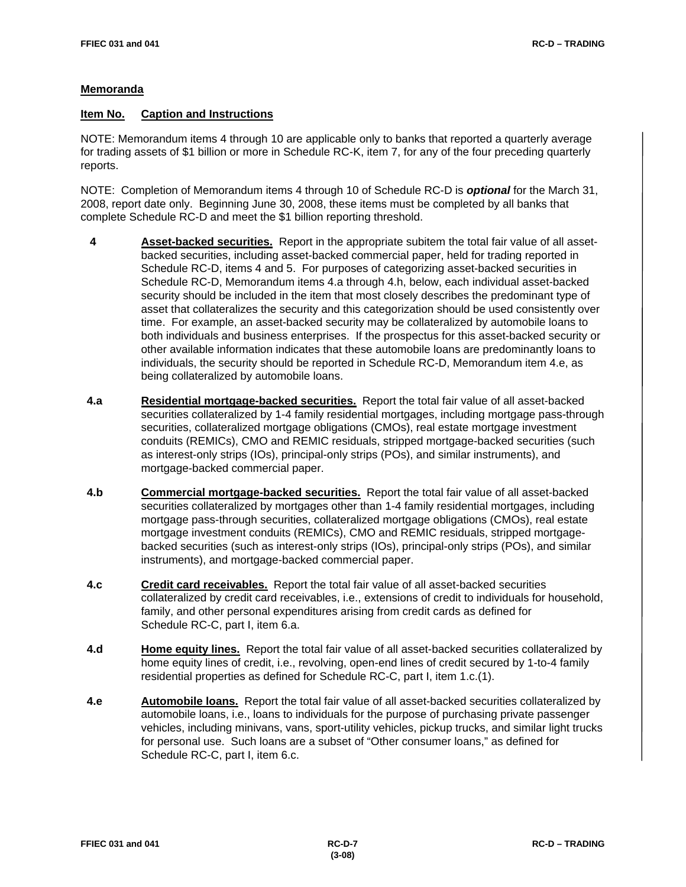## Memoranda

**Item No. Caption and Instructions**

NOTE: Memorandum items 4 through 10 are applicable only to banks that reported a quarterly average for trading assets of $1 billion or more in Schedule RC-K, item 7, for any of the four preceding quarterly reports.

NOTE: Completion of Memorandum items 4 through 10 of Schedule RC-D is ***optional*** for the March 31, 2008, report date only. Beginning June 30, 2008, these items must be completed by all banks that complete Schedule RC-D and meet the $1 billion reporting threshold.

**4** **Asset-backed securities.** Report in the appropriate subitem the total fair value of all asset-backed securities, including asset-backed commercial paper, held for trading reported in Schedule RC-D, items 4 and 5. For purposes of categorizing asset-backed securities in Schedule RC-D, Memorandum items 4.a through 4.h, below, each individual asset-backed security should be included in the item that most closely describes the predominant type of asset that collateralizes the security and this categorization should be used consistently over time. For example, an asset-backed security may be collateralized by automobile loans to both individuals and business enterprises. If the prospectus for this asset-backed security or other available information indicates that these automobile loans are predominantly loans to individuals, the security should be reported in Schedule RC-D, Memorandum item 4.e, as being collateralized by automobile loans.

**4.a** **Residential mortgage-backed securities.** Report the total fair value of all asset-backed securities collateralized by 1-4 family residential mortgages, including mortgage pass-through securities, collateralized mortgage obligations (CMOs), real estate mortgage investment conduits (REMICs), CMO and REMIC residuals, stripped mortgage-backed securities (such as interest-only strips (IOs), principal-only strips (POs), and similar instruments), and mortgage-backed commercial paper.

**4.b** **Commercial mortgage-backed securities.** Report the total fair value of all asset-backed securities collateralized by mortgages other than 1-4 family residential mortgages, including mortgage pass-through securities, collateralized mortgage obligations (CMOs), real estate mortgage investment conduits (REMICs), CMO and REMIC residuals, stripped mortgage-backed securities (such as interest-only strips (IOs), principal-only strips (POs), and similar instruments), and mortgage-backed commercial paper.

**4.c** **Credit card receivables.** Report the total fair value of all asset-backed securities collateralized by credit card receivables, i.e., extensions of credit to individuals for household, family, and other personal expenditures arising from credit cards as defined for Schedule RC-C, part I, item 6.a.

**4.d** **Home equity lines.** Report the total fair value of all asset-backed securities collateralized by home equity lines of credit, i.e., revolving, open-end lines of credit secured by 1-to-4 family residential properties as defined for Schedule RC-C, part I, item 1.c.(1).

**4.e** **Automobile loans.** Report the total fair value of all asset-backed securities collateralized by automobile loans, i.e., loans to individuals for the purpose of purchasing private passenger vehicles, including minivans, vans, sport-utility vehicles, pickup trucks, and similar light trucks for personal use. Such loans are a subset of "Other consumer loans," as defined for Schedule RC-C, part I, item 6.c.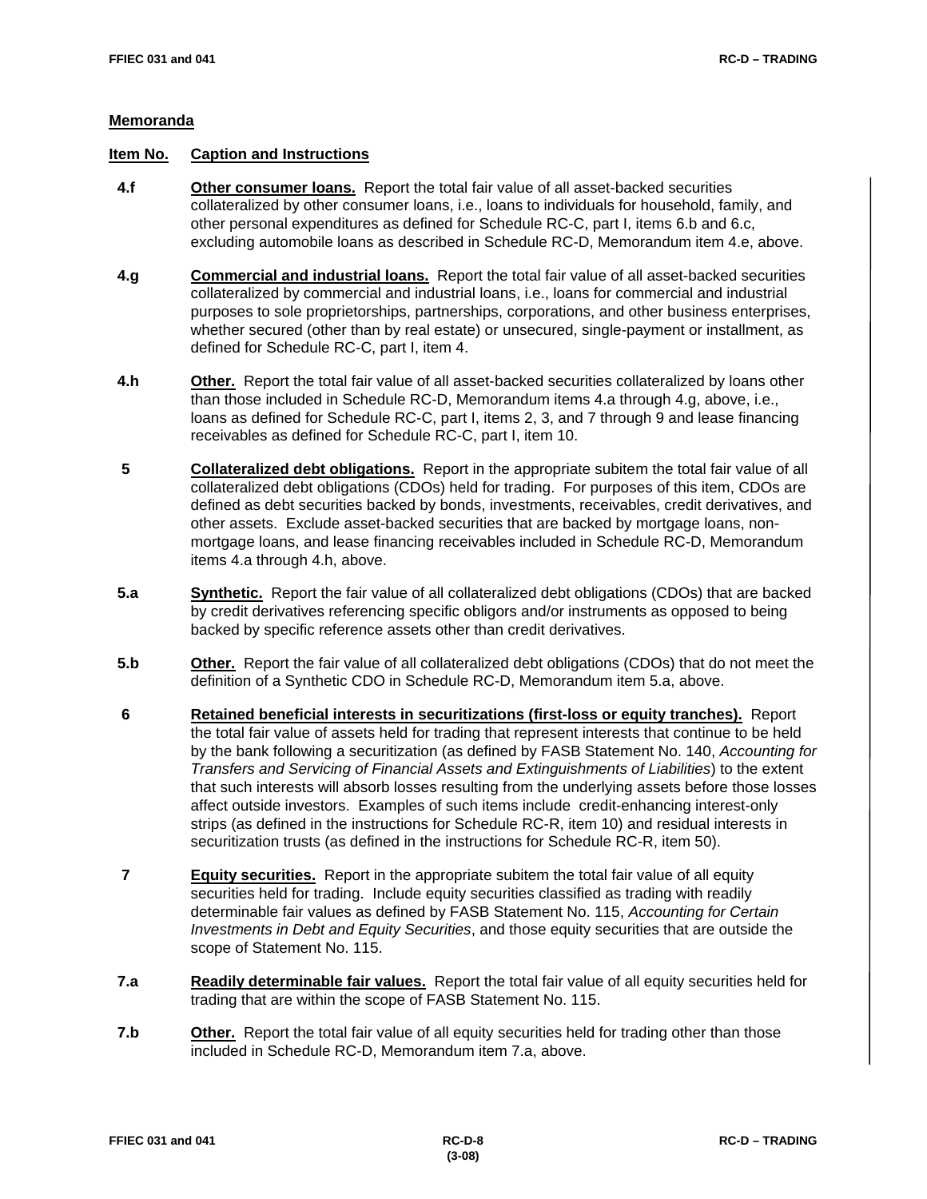## Memoranda

| Item No. | Caption and Instructions |
|---|---|
| 4.f | **Other consumer loans.** Report the total fair value of all asset-backed securities collateralized by other consumer loans, i.e., loans to individuals for household, family, and other personal expenditures as defined for Schedule RC-C, part I, items 6.b and 6.c, excluding automobile loans as described in Schedule RC-D, Memorandum item 4.e, above. |
| 4.g | **Commercial and industrial loans.** Report the total fair value of all asset-backed securities collateralized by commercial and industrial loans, i.e., loans for commercial and industrial purposes to sole proprietorships, partnerships, corporations, and other business enterprises, whether secured (other than by real estate) or unsecured, single-payment or installment, as defined for Schedule RC-C, part I, item 4. |
| 4.h | **Other.** Report the total fair value of all asset-backed securities collateralized by loans other than those included in Schedule RC-D, Memorandum items 4.a through 4.g, above, i.e., loans as defined for Schedule RC-C, part I, items 2, 3, and 7 through 9 and lease financing receivables as defined for Schedule RC-C, part I, item 10. |
| 5 | **Collateralized debt obligations.** Report in the appropriate subitem the total fair value of all collateralized debt obligations (CDOs) held for trading. For purposes of this item, CDOs are defined as debt securities backed by bonds, investments, receivables, credit derivatives, and other assets. Exclude asset-backed securities that are backed by mortgage loans, non-mortgage loans, and lease financing receivables included in Schedule RC-D, Memorandum items 4.a through 4.h, above. |
| 5.a | **Synthetic.** Report the fair value of all collateralized debt obligations (CDOs) that are backed by credit derivatives referencing specific obligors and/or instruments as opposed to being backed by specific reference assets other than credit derivatives. |
| 5.b | **Other.** Report the fair value of all collateralized debt obligations (CDOs) that do not meet the definition of a Synthetic CDO in Schedule RC-D, Memorandum item 5.a, above. |
| 6 | **Retained beneficial interests in securitizations (first-loss or equity tranches).** Report the total fair value of assets held for trading that represent interests that continue to be held by the bank following a securitization (as defined by FASB Statement No. 140, *Accounting for Transfers and Servicing of Financial Assets and Extinguishments of Liabilities*) to the extent that such interests will absorb losses resulting from the underlying assets before those losses affect outside investors. Examples of such items include credit-enhancing interest-only strips (as defined in the instructions for Schedule RC-R, item 10) and residual interests in securitization trusts (as defined in the instructions for Schedule RC-R, item 50). |
| 7 | **Equity securities.** Report in the appropriate subitem the total fair value of all equity securities held for trading. Include equity securities classified as trading with readily determinable fair values as defined by FASB Statement No. 115, *Accounting for Certain Investments in Debt and Equity Securities*, and those equity securities that are outside the scope of Statement No. 115. |
| 7.a | **Readily determinable fair values.** Report the total fair value of all equity securities held for trading that are within the scope of FASB Statement No. 115. |
| 7.b | **Other.** Report the total fair value of all equity securities held for trading other than those included in Schedule RC-D, Memorandum item 7.a, above. |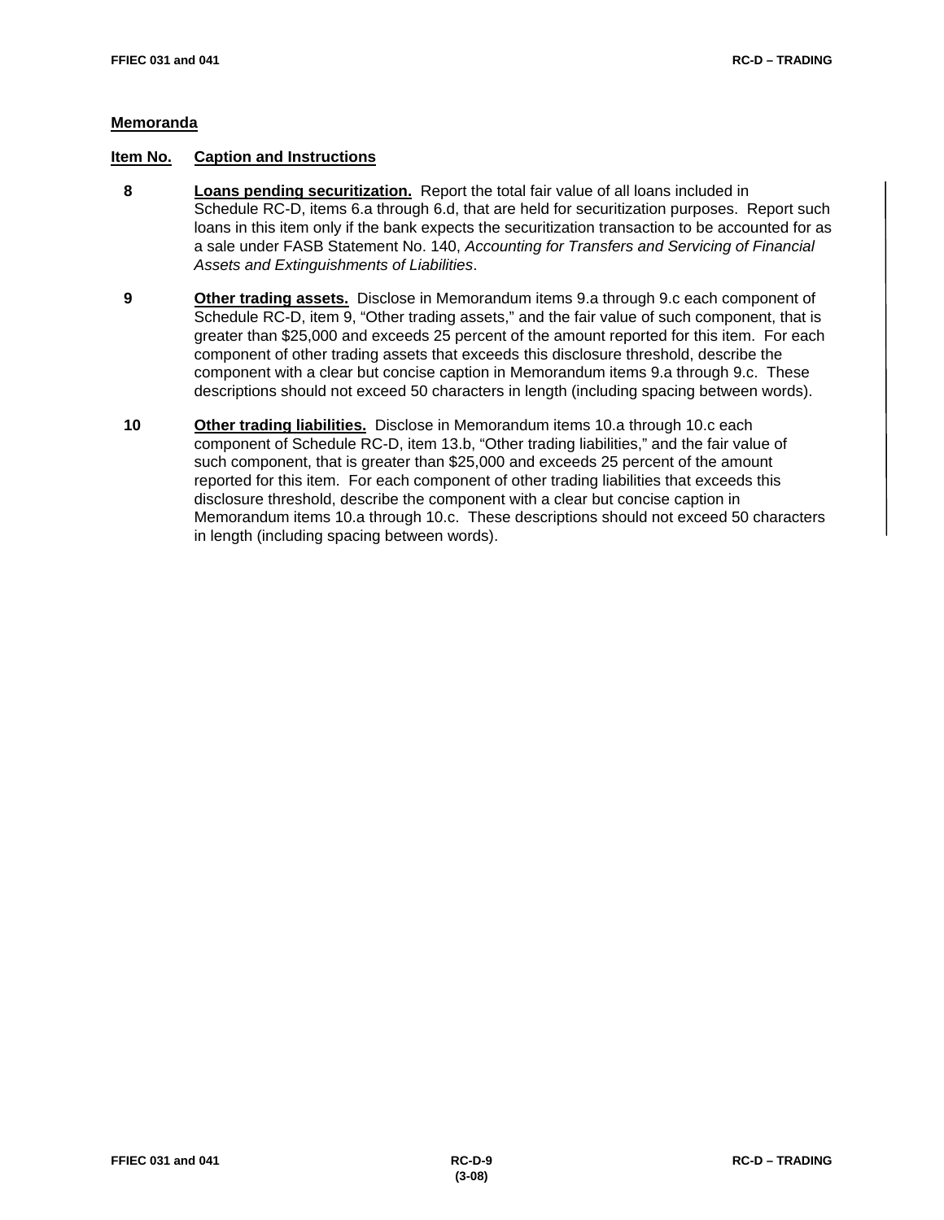## Memoranda

| Item No. | Caption and Instructions |
|---|---|
| 8 | **Loans pending securitization.** Report the total fair value of all loans included in Schedule RC-D, items 6.a through 6.d, that are held for securitization purposes. Report such loans in this item only if the bank expects the securitization transaction to be accounted for as a sale under FASB Statement No. 140, *Accounting for Transfers and Servicing of Financial Assets and Extinguishments of Liabilities*. |
| 9 | **Other trading assets.** Disclose in Memorandum items 9.a through 9.c each component of Schedule RC-D, item 9, "Other trading assets," and the fair value of such component, that is greater than $25,000 and exceeds 25 percent of the amount reported for this item. For each component of other trading assets that exceeds this disclosure threshold, describe the component with a clear but concise caption in Memorandum items 9.a through 9.c. These descriptions should not exceed 50 characters in length (including spacing between words). |
| 10 | **Other trading liabilities.** Disclose in Memorandum items 10.a through 10.c each component of Schedule RC-D, item 13.b, "Other trading liabilities," and the fair value of such component, that is greater than $25,000 and exceeds 25 percent of the amount reported for this item. For each component of other trading liabilities that exceeds this disclosure threshold, describe the component with a clear but concise caption in Memorandum items 10.a through 10.c. These descriptions should not exceed 50 characters in length (including spacing between words). |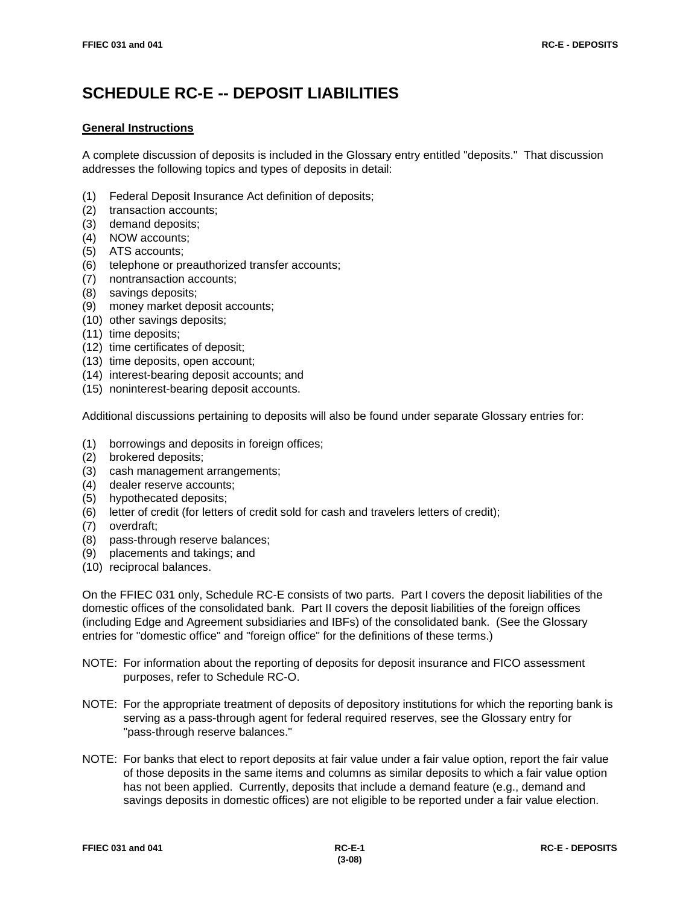# SCHEDULE RC-E -- DEPOSIT LIABILITIES

## General Instructions

A complete discussion of deposits is included in the Glossary entry entitled "deposits." That discussion addresses the following topics and types of deposits in detail:

(1) Federal Deposit Insurance Act definition of deposits;
(2) transaction accounts;
(3) demand deposits;
(4) NOW accounts;
(5) ATS accounts;
(6) telephone or preauthorized transfer accounts;
(7) nontransaction accounts;
(8) savings deposits;
(9) money market deposit accounts;
(10) other savings deposits;
(11) time deposits;
(12) time certificates of deposit;
(13) time deposits, open account;
(14) interest-bearing deposit accounts; and
(15) noninterest-bearing deposit accounts.

Additional discussions pertaining to deposits will also be found under separate Glossary entries for:

(1) borrowings and deposits in foreign offices;
(2) brokered deposits;
(3) cash management arrangements;
(4) dealer reserve accounts;
(5) hypothecated deposits;
(6) letter of credit (for letters of credit sold for cash and travelers letters of credit);
(7) overdraft;
(8) pass-through reserve balances;
(9) placements and takings; and
(10) reciprocal balances.

On the FFIEC 031 only, Schedule RC-E consists of two parts. Part I covers the deposit liabilities of the domestic offices of the consolidated bank. Part II covers the deposit liabilities of the foreign offices (including Edge and Agreement subsidiaries and IBFs) of the consolidated bank. (See the Glossary entries for "domestic office" and "foreign office" for the definitions of these terms.)

NOTE: For information about the reporting of deposits for deposit insurance and FICO assessment purposes, refer to Schedule RC-O.

NOTE: For the appropriate treatment of deposits of depository institutions for which the reporting bank is serving as a pass-through agent for federal required reserves, see the Glossary entry for "pass-through reserve balances."

NOTE: For banks that elect to report deposits at fair value under a fair value option, report the fair value of those deposits in the same items and columns as similar deposits to which a fair value option has not been applied. Currently, deposits that include a demand feature (e.g., demand and savings deposits in domestic offices) are not eligible to be reported under a fair value election.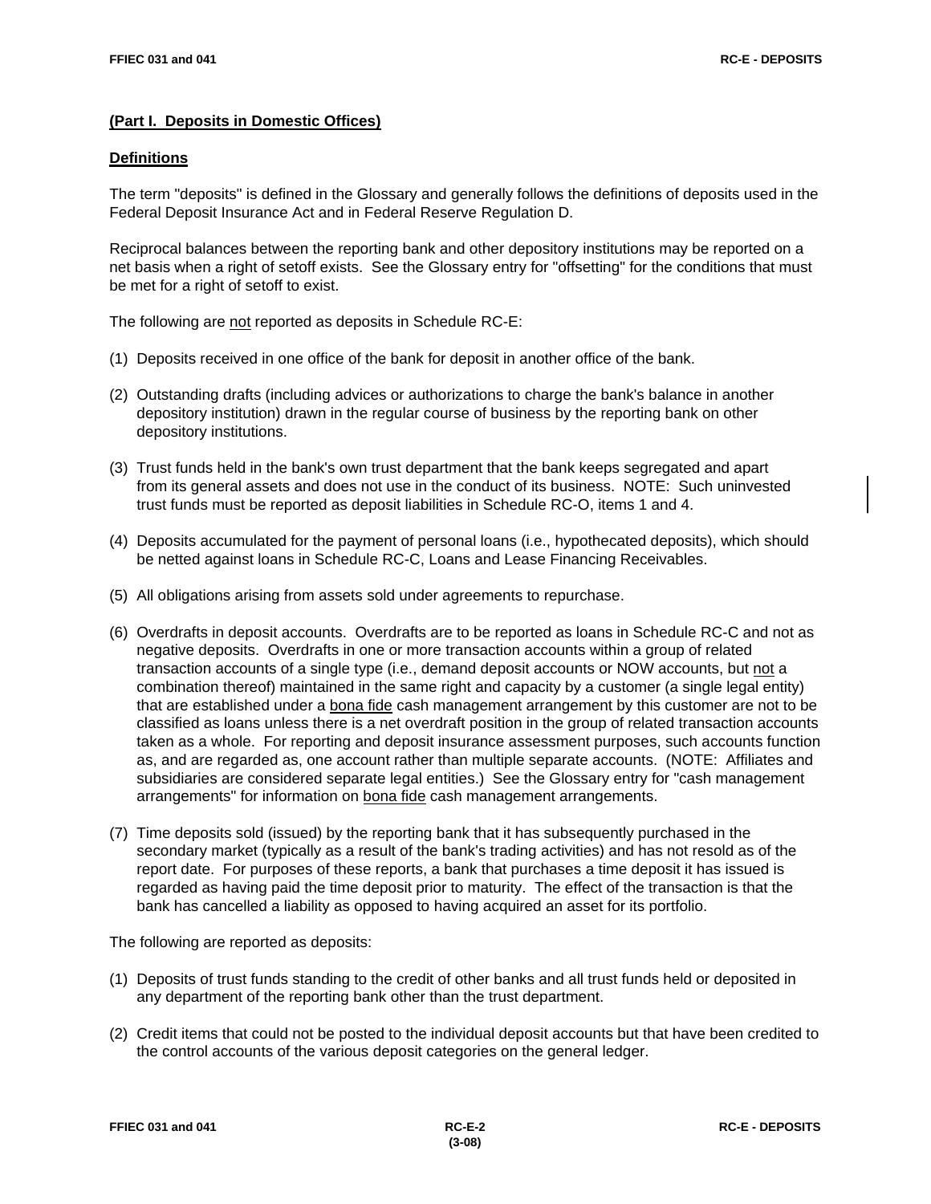## (Part I. Deposits in Domestic Offices)

### Definitions

The term "deposits" is defined in the Glossary and generally follows the definitions of deposits used in the Federal Deposit Insurance Act and in Federal Reserve Regulation D.

Reciprocal balances between the reporting bank and other depository institutions may be reported on a net basis when a right of setoff exists. See the Glossary entry for "offsetting" for the conditions that must be met for a right of setoff to exist.

The following are not reported as deposits in Schedule RC-E:

(1) Deposits received in one office of the bank for deposit in another office of the bank.

(2) Outstanding drafts (including advices or authorizations to charge the bank's balance in another depository institution) drawn in the regular course of business by the reporting bank on other depository institutions.

(3) Trust funds held in the bank's own trust department that the bank keeps segregated and apart from its general assets and does not use in the conduct of its business. NOTE: Such uninvested trust funds must be reported as deposit liabilities in Schedule RC-O, items 1 and 4.

(4) Deposits accumulated for the payment of personal loans (i.e., hypothecated deposits), which should be netted against loans in Schedule RC-C, Loans and Lease Financing Receivables.

(5) All obligations arising from assets sold under agreements to repurchase.

(6) Overdrafts in deposit accounts. Overdrafts are to be reported as loans in Schedule RC-C and not as negative deposits. Overdrafts in one or more transaction accounts within a group of related transaction accounts of a single type (i.e., demand deposit accounts or NOW accounts, but not a combination thereof) maintained in the same right and capacity by a customer (a single legal entity) that are established under a bona fide cash management arrangement by this customer are not to be classified as loans unless there is a net overdraft position in the group of related transaction accounts taken as a whole. For reporting and deposit insurance assessment purposes, such accounts function as, and are regarded as, one account rather than multiple separate accounts. (NOTE: Affiliates and subsidiaries are considered separate legal entities.) See the Glossary entry for "cash management arrangements" for information on bona fide cash management arrangements.

(7) Time deposits sold (issued) by the reporting bank that it has subsequently purchased in the secondary market (typically as a result of the bank's trading activities) and has not resold as of the report date. For purposes of these reports, a bank that purchases a time deposit it has issued is regarded as having paid the time deposit prior to maturity. The effect of the transaction is that the bank has cancelled a liability as opposed to having acquired an asset for its portfolio.

The following are reported as deposits:

(1) Deposits of trust funds standing to the credit of other banks and all trust funds held or deposited in any department of the reporting bank other than the trust department.

(2) Credit items that could not be posted to the individual deposit accounts but that have been credited to the control accounts of the various deposit categories on the general ledger.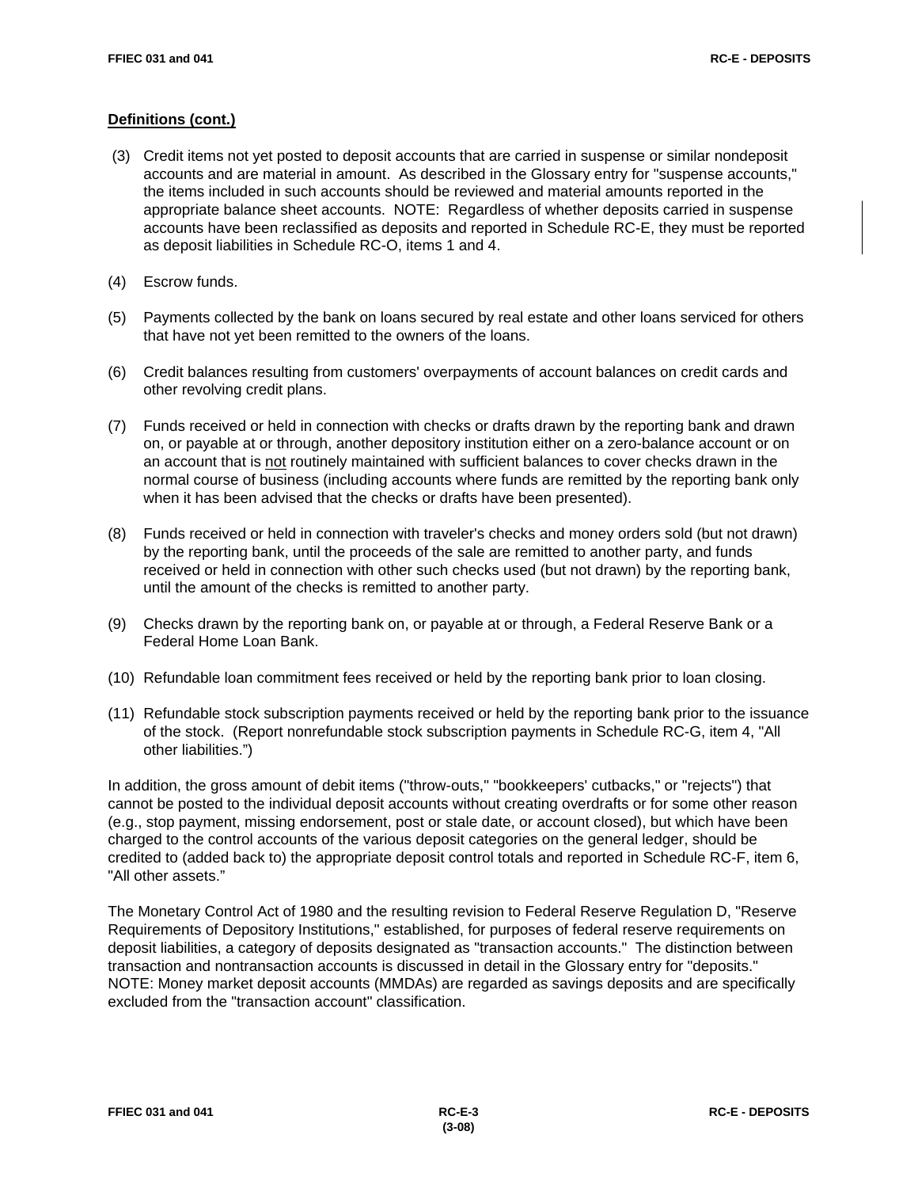**Definitions (cont.)**

(3) Credit items not yet posted to deposit accounts that are carried in suspense or similar nondeposit accounts and are material in amount. As described in the Glossary entry for "suspense accounts," the items included in such accounts should be reviewed and material amounts reported in the appropriate balance sheet accounts. NOTE: Regardless of whether deposits carried in suspense accounts have been reclassified as deposits and reported in Schedule RC-E, they must be reported as deposit liabilities in Schedule RC-O, items 1 and 4.

(4) Escrow funds.

(5) Payments collected by the bank on loans secured by real estate and other loans serviced for others that have not yet been remitted to the owners of the loans.

(6) Credit balances resulting from customers' overpayments of account balances on credit cards and other revolving credit plans.

(7) Funds received or held in connection with checks or drafts drawn by the reporting bank and drawn on, or payable at or through, another depository institution either on a zero-balance account or on an account that is not routinely maintained with sufficient balances to cover checks drawn in the normal course of business (including accounts where funds are remitted by the reporting bank only when it has been advised that the checks or drafts have been presented).

(8) Funds received or held in connection with traveler's checks and money orders sold (but not drawn) by the reporting bank, until the proceeds of the sale are remitted to another party, and funds received or held in connection with other such checks used (but not drawn) by the reporting bank, until the amount of the checks is remitted to another party.

(9) Checks drawn by the reporting bank on, or payable at or through, a Federal Reserve Bank or a Federal Home Loan Bank.

(10) Refundable loan commitment fees received or held by the reporting bank prior to loan closing.

(11) Refundable stock subscription payments received or held by the reporting bank prior to the issuance of the stock. (Report nonrefundable stock subscription payments in Schedule RC-G, item 4, "All other liabilities.")

In addition, the gross amount of debit items ("throw-outs," "bookkeepers' cutbacks," or "rejects") that cannot be posted to the individual deposit accounts without creating overdrafts or for some other reason (e.g., stop payment, missing endorsement, post or stale date, or account closed), but which have been charged to the control accounts of the various deposit categories on the general ledger, should be credited to (added back to) the appropriate deposit control totals and reported in Schedule RC-F, item 6, "All other assets."

The Monetary Control Act of 1980 and the resulting revision to Federal Reserve Regulation D, "Reserve Requirements of Depository Institutions," established, for purposes of federal reserve requirements on deposit liabilities, a category of deposits designated as "transaction accounts." The distinction between transaction and nontransaction accounts is discussed in detail in the Glossary entry for "deposits." NOTE: Money market deposit accounts (MMDAs) are regarded as savings deposits and are specifically excluded from the "transaction account" classification.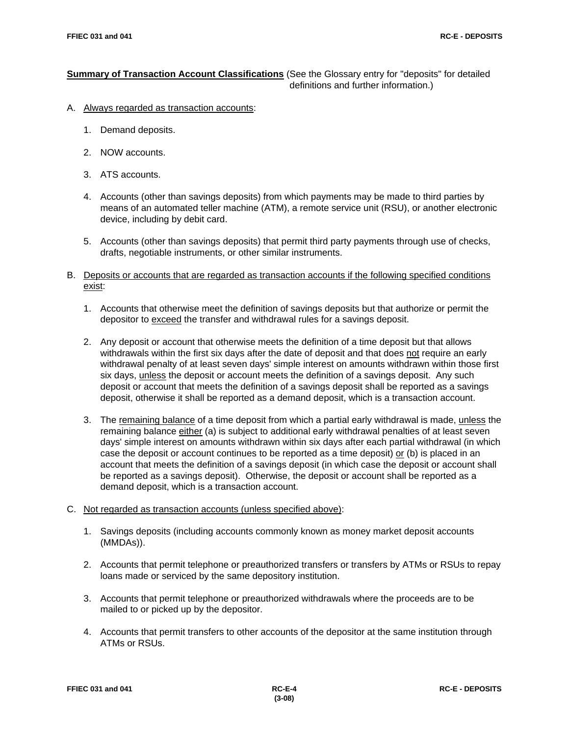**<u>Summary of Transaction Account Classifications</u>** (See the Glossary entry for "deposits" for detailed definitions and further information.)

A. <u>Always regarded as transaction accounts</u>:

1. Demand deposits.

2. NOW accounts.

3. ATS accounts.

4. Accounts (other than savings deposits) from which payments may be made to third parties by means of an automated teller machine (ATM), a remote service unit (RSU), or another electronic device, including by debit card.

5. Accounts (other than savings deposits) that permit third party payments through use of checks, drafts, negotiable instruments, or other similar instruments.

B. <u>Deposits or accounts that are regarded as transaction accounts if the following specified conditions exist</u>:

1. Accounts that otherwise meet the definition of savings deposits but that authorize or permit the depositor to <u>exceed</u> the transfer and withdrawal rules for a savings deposit.

2. Any deposit or account that otherwise meets the definition of a time deposit but that allows withdrawals within the first six days after the date of deposit and that does <u>not</u> require an early withdrawal penalty of at least seven days' simple interest on amounts withdrawn within those first six days, <u>unless</u> the deposit or account meets the definition of a savings deposit. Any such deposit or account that meets the definition of a savings deposit shall be reported as a savings deposit, otherwise it shall be reported as a demand deposit, which is a transaction account.

3. The <u>remaining balance</u> of a time deposit from which a partial early withdrawal is made, <u>unless</u> the remaining balance <u>either</u> (a) is subject to additional early withdrawal penalties of at least seven days' simple interest on amounts withdrawn within six days after each partial withdrawal (in which case the deposit or account continues to be reported as a time deposit) <u>or</u> (b) is placed in an account that meets the definition of a savings deposit (in which case the deposit or account shall be reported as a savings deposit). Otherwise, the deposit or account shall be reported as a demand deposit, which is a transaction account.

C. <u>Not regarded as transaction accounts (unless specified above)</u>:

1. Savings deposits (including accounts commonly known as money market deposit accounts (MMDAs)).

2. Accounts that permit telephone or preauthorized transfers or transfers by ATMs or RSUs to repay loans made or serviced by the same depository institution.

3. Accounts that permit telephone or preauthorized withdrawals where the proceeds are to be mailed to or picked up by the depositor.

4. Accounts that permit transfers to other accounts of the depositor at the same institution through ATMs or RSUs.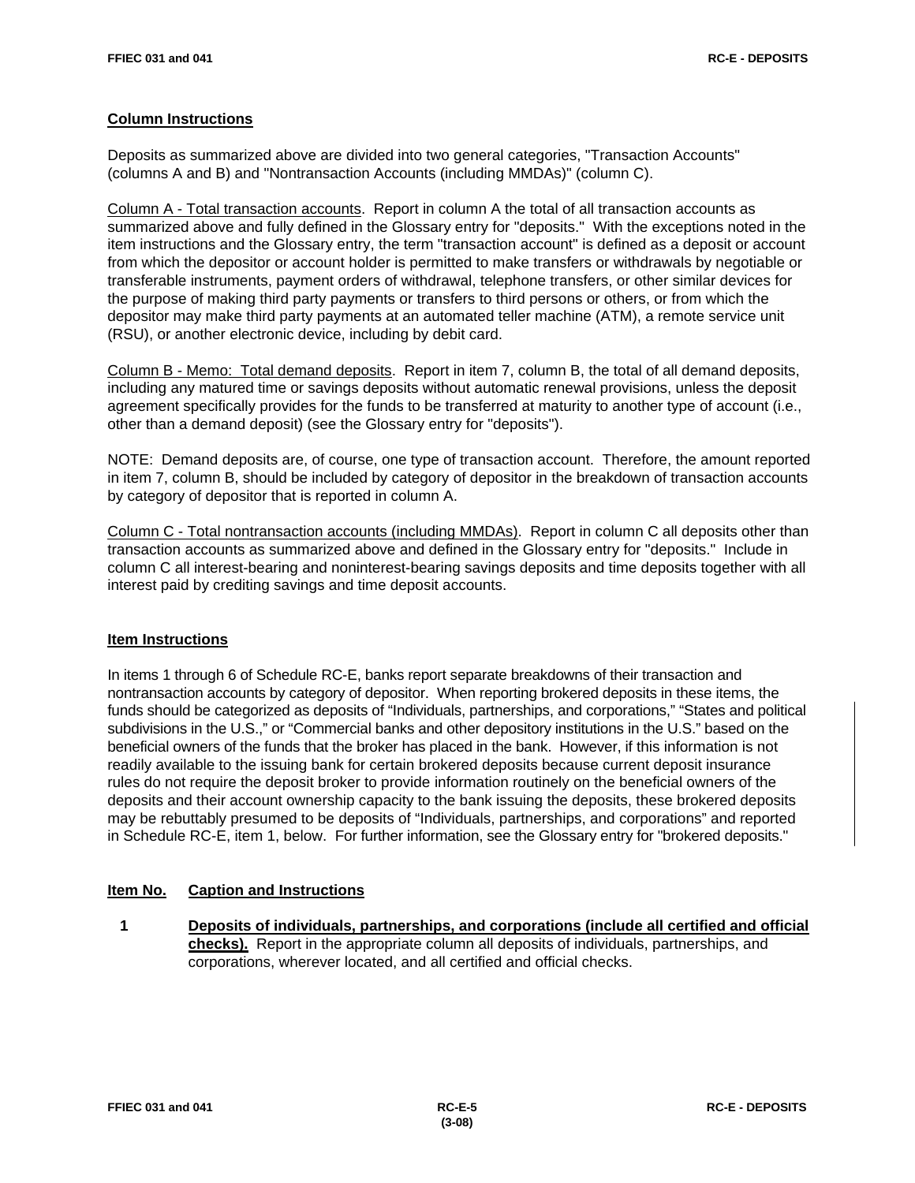## Column Instructions

Deposits as summarized above are divided into two general categories, "Transaction Accounts" (columns A and B) and "Nontransaction Accounts (including MMDAs)" (column C).

Column A - Total transaction accounts. Report in column A the total of all transaction accounts as summarized above and fully defined in the Glossary entry for "deposits." With the exceptions noted in the item instructions and the Glossary entry, the term "transaction account" is defined as a deposit or account from which the depositor or account holder is permitted to make transfers or withdrawals by negotiable or transferable instruments, payment orders of withdrawal, telephone transfers, or other similar devices for the purpose of making third party payments or transfers to third persons or others, or from which the depositor may make third party payments at an automated teller machine (ATM), a remote service unit (RSU), or another electronic device, including by debit card.

Column B - Memo: Total demand deposits. Report in item 7, column B, the total of all demand deposits, including any matured time or savings deposits without automatic renewal provisions, unless the deposit agreement specifically provides for the funds to be transferred at maturity to another type of account (i.e., other than a demand deposit) (see the Glossary entry for "deposits").

NOTE: Demand deposits are, of course, one type of transaction account. Therefore, the amount reported in item 7, column B, should be included by category of depositor in the breakdown of transaction accounts by category of depositor that is reported in column A.

Column C - Total nontransaction accounts (including MMDAs). Report in column C all deposits other than transaction accounts as summarized above and defined in the Glossary entry for "deposits." Include in column C all interest-bearing and noninterest-bearing savings deposits and time deposits together with all interest paid by crediting savings and time deposit accounts.

## Item Instructions

In items 1 through 6 of Schedule RC-E, banks report separate breakdowns of their transaction and nontransaction accounts by category of depositor. When reporting brokered deposits in these items, the funds should be categorized as deposits of "Individuals, partnerships, and corporations," "States and political subdivisions in the U.S.," or "Commercial banks and other depository institutions in the U.S." based on the beneficial owners of the funds that the broker has placed in the bank. However, if this information is not readily available to the issuing bank for certain brokered deposits because current deposit insurance rules do not require the deposit broker to provide information routinely on the beneficial owners of the deposits and their account ownership capacity to the bank issuing the deposits, these brokered deposits may be rebuttably presumed to be deposits of "Individuals, partnerships, and corporations" and reported in Schedule RC-E, item 1, below. For further information, see the Glossary entry for "brokered deposits."

**Item No.** **Caption and Instructions**

**1** **Deposits of individuals, partnerships, and corporations (include all certified and official checks).** Report in the appropriate column all deposits of individuals, partnerships, and corporations, wherever located, and all certified and official checks.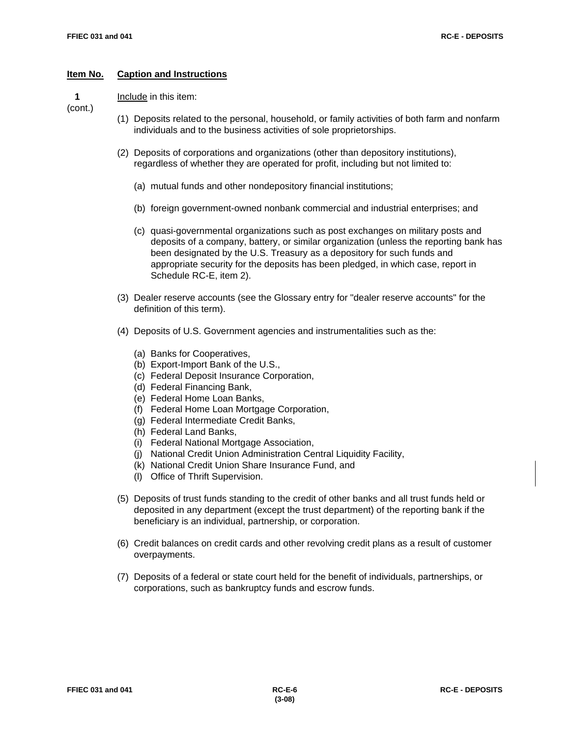| Item No. | Caption and Instructions |
|---|---|

**1** (cont.)

Include in this item:

(1) Deposits related to the personal, household, or family activities of both farm and nonfarm individuals and to the business activities of sole proprietorships.

(2) Deposits of corporations and organizations (other than depository institutions), regardless of whether they are operated for profit, including but not limited to:

   (a) mutual funds and other nondepository financial institutions;

   (b) foreign government-owned nonbank commercial and industrial enterprises; and

   (c) quasi-governmental organizations such as post exchanges on military posts and deposits of a company, battery, or similar organization (unless the reporting bank has been designated by the U.S. Treasury as a depository for such funds and appropriate security for the deposits has been pledged, in which case, report in Schedule RC-E, item 2).

(3) Dealer reserve accounts (see the Glossary entry for "dealer reserve accounts" for the definition of this term).

(4) Deposits of U.S. Government agencies and instrumentalities such as the:

   (a) Banks for Cooperatives,
   (b) Export-Import Bank of the U.S.,
   (c) Federal Deposit Insurance Corporation,
   (d) Federal Financing Bank,
   (e) Federal Home Loan Banks,
   (f) Federal Home Loan Mortgage Corporation,
   (g) Federal Intermediate Credit Banks,
   (h) Federal Land Banks,
   (i) Federal National Mortgage Association,
   (j) National Credit Union Administration Central Liquidity Facility,
   (k) National Credit Union Share Insurance Fund, and
   (l) Office of Thrift Supervision.

(5) Deposits of trust funds standing to the credit of other banks and all trust funds held or deposited in any department (except the trust department) of the reporting bank if the beneficiary is an individual, partnership, or corporation.

(6) Credit balances on credit cards and other revolving credit plans as a result of customer overpayments.

(7) Deposits of a federal or state court held for the benefit of individuals, partnerships, or corporations, such as bankruptcy funds and escrow funds.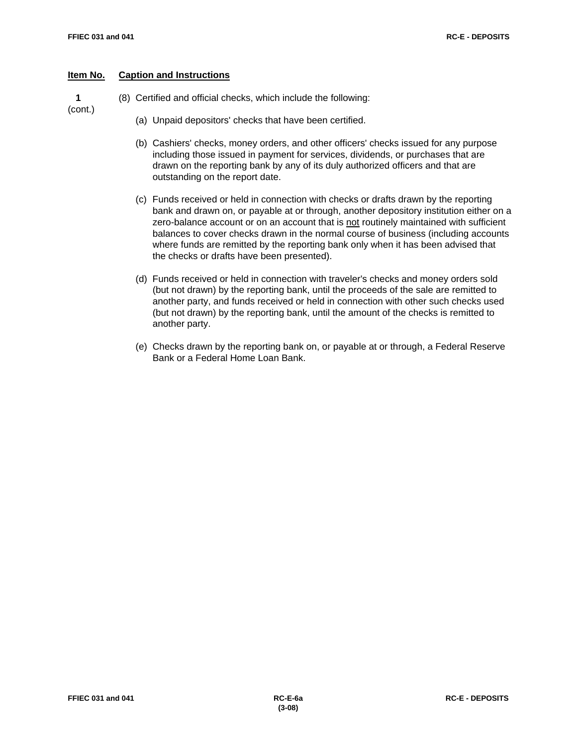**Item No.** **Caption and Instructions**

**1** (cont.)

(8) Certified and official checks, which include the following:

(a) Unpaid depositors' checks that have been certified.

(b) Cashiers' checks, money orders, and other officers' checks issued for any purpose including those issued in payment for services, dividends, or purchases that are drawn on the reporting bank by any of its duly authorized officers and that are outstanding on the report date.

(c) Funds received or held in connection with checks or drafts drawn by the reporting bank and drawn on, or payable at or through, another depository institution either on a zero-balance account or on an account that is <u>not</u> routinely maintained with sufficient balances to cover checks drawn in the normal course of business (including accounts where funds are remitted by the reporting bank only when it has been advised that the checks or drafts have been presented).

(d) Funds received or held in connection with traveler's checks and money orders sold (but not drawn) by the reporting bank, until the proceeds of the sale are remitted to another party, and funds received or held in connection with other such checks used (but not drawn) by the reporting bank, until the amount of the checks is remitted to another party.

(e) Checks drawn by the reporting bank on, or payable at or through, a Federal Reserve Bank or a Federal Home Loan Bank.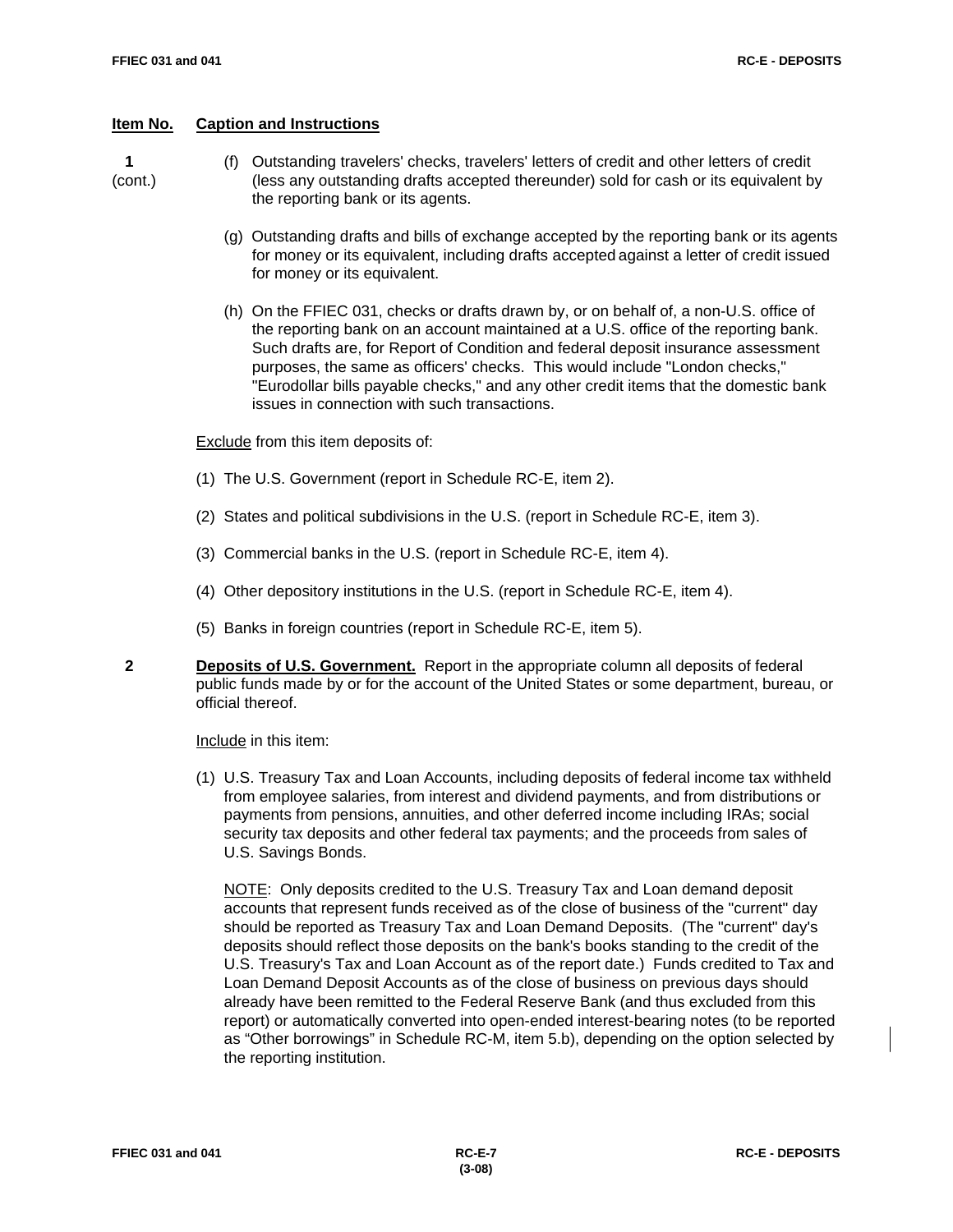| Item No. | Caption and Instructions |
|---|---|

**1** (cont.)

(f) Outstanding travelers' checks, travelers' letters of credit and other letters of credit (less any outstanding drafts accepted thereunder) sold for cash or its equivalent by the reporting bank or its agents.

(g) Outstanding drafts and bills of exchange accepted by the reporting bank or its agents for money or its equivalent, including drafts accepted against a letter of credit issued for money or its equivalent.

(h) On the FFIEC 031, checks or drafts drawn by, or on behalf of, a non-U.S. office of the reporting bank on an account maintained at a U.S. office of the reporting bank. Such drafts are, for Report of Condition and federal deposit insurance assessment purposes, the same as officers' checks. This would include "London checks," "Eurodollar bills payable checks," and any other credit items that the domestic bank issues in connection with such transactions.

Exclude from this item deposits of:

(1) The U.S. Government (report in Schedule RC-E, item 2).

(2) States and political subdivisions in the U.S. (report in Schedule RC-E, item 3).

(3) Commercial banks in the U.S. (report in Schedule RC-E, item 4).

(4) Other depository institutions in the U.S. (report in Schedule RC-E, item 4).

(5) Banks in foreign countries (report in Schedule RC-E, item 5).

**2** **Deposits of U.S. Government.** Report in the appropriate column all deposits of federal public funds made by or for the account of the United States or some department, bureau, or official thereof.

Include in this item:

(1) U.S. Treasury Tax and Loan Accounts, including deposits of federal income tax withheld from employee salaries, from interest and dividend payments, and from distributions or payments from pensions, annuities, and other deferred income including IRAs; social security tax deposits and other federal tax payments; and the proceeds from sales of U.S. Savings Bonds.

NOTE: Only deposits credited to the U.S. Treasury Tax and Loan demand deposit accounts that represent funds received as of the close of business of the "current" day should be reported as Treasury Tax and Loan Demand Deposits. (The "current" day's deposits should reflect those deposits on the bank's books standing to the credit of the U.S. Treasury's Tax and Loan Account as of the report date.) Funds credited to Tax and Loan Demand Deposit Accounts as of the close of business on previous days should already have been remitted to the Federal Reserve Bank (and thus excluded from this report) or automatically converted into open-ended interest-bearing notes (to be reported as "Other borrowings" in Schedule RC-M, item 5.b), depending on the option selected by the reporting institution.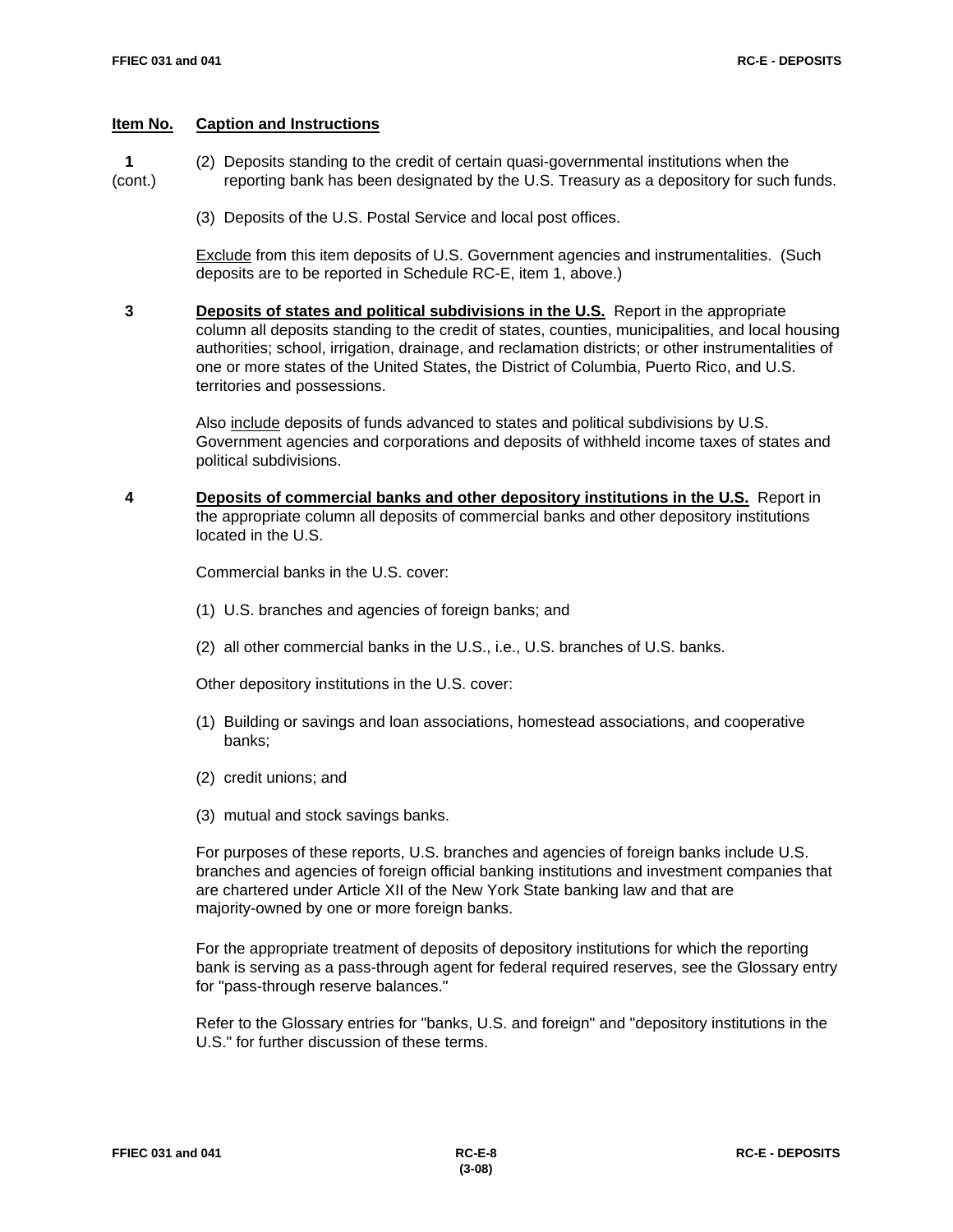**Item No.** **Caption and Instructions**

**1 (cont.)**

(2) Deposits standing to the credit of certain quasi-governmental institutions when the reporting bank has been designated by the U.S. Treasury as a depository for such funds.

(3) Deposits of the U.S. Postal Service and local post offices.

Exclude from this item deposits of U.S. Government agencies and instrumentalities. (Such deposits are to be reported in Schedule RC-E, item 1, above.)

**3** **Deposits of states and political subdivisions in the U.S.** Report in the appropriate column all deposits standing to the credit of states, counties, municipalities, and local housing authorities; school, irrigation, drainage, and reclamation districts; or other instrumentalities of one or more states of the United States, the District of Columbia, Puerto Rico, and U.S. territories and possessions.

Also include deposits of funds advanced to states and political subdivisions by U.S. Government agencies and corporations and deposits of withheld income taxes of states and political subdivisions.

**4** **Deposits of commercial banks and other depository institutions in the U.S.** Report in the appropriate column all deposits of commercial banks and other depository institutions located in the U.S.

Commercial banks in the U.S. cover:

(1) U.S. branches and agencies of foreign banks; and

(2) all other commercial banks in the U.S., i.e., U.S. branches of U.S. banks.

Other depository institutions in the U.S. cover:

(1) Building or savings and loan associations, homestead associations, and cooperative banks;

(2) credit unions; and

(3) mutual and stock savings banks.

For purposes of these reports, U.S. branches and agencies of foreign banks include U.S. branches and agencies of foreign official banking institutions and investment companies that are chartered under Article XII of the New York State banking law and that are majority-owned by one or more foreign banks.

For the appropriate treatment of deposits of depository institutions for which the reporting bank is serving as a pass-through agent for federal required reserves, see the Glossary entry for "pass-through reserve balances."

Refer to the Glossary entries for "banks, U.S. and foreign" and "depository institutions in the U.S." for further discussion of these terms.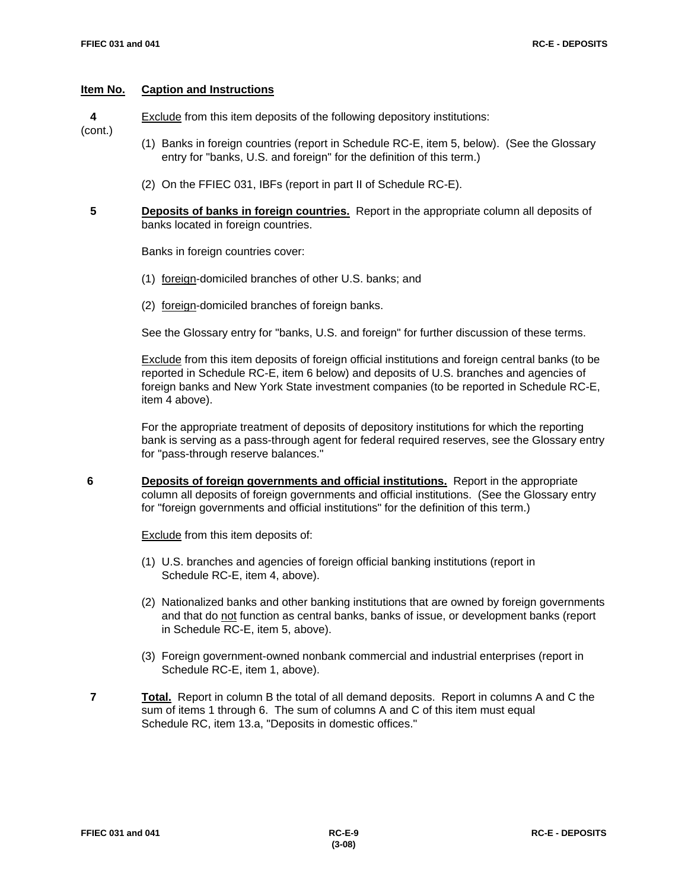**Item No.** **Caption and Instructions**

**4** (cont.)

Exclude from this item deposits of the following depository institutions:

(1) Banks in foreign countries (report in Schedule RC-E, item 5, below). (See the Glossary entry for "banks, U.S. and foreign" for the definition of this term.)

(2) On the FFIEC 031, IBFs (report in part II of Schedule RC-E).

**5** **Deposits of banks in foreign countries.** Report in the appropriate column all deposits of banks located in foreign countries.

Banks in foreign countries cover:

(1) foreign-domiciled branches of other U.S. banks; and

(2) foreign-domiciled branches of foreign banks.

See the Glossary entry for "banks, U.S. and foreign" for further discussion of these terms.

Exclude from this item deposits of foreign official institutions and foreign central banks (to be reported in Schedule RC-E, item 6 below) and deposits of U.S. branches and agencies of foreign banks and New York State investment companies (to be reported in Schedule RC-E, item 4 above).

For the appropriate treatment of deposits of depository institutions for which the reporting bank is serving as a pass-through agent for federal required reserves, see the Glossary entry for "pass-through reserve balances."

**6** **Deposits of foreign governments and official institutions.** Report in the appropriate column all deposits of foreign governments and official institutions. (See the Glossary entry for "foreign governments and official institutions" for the definition of this term.)

Exclude from this item deposits of:

(1) U.S. branches and agencies of foreign official banking institutions (report in Schedule RC-E, item 4, above).

(2) Nationalized banks and other banking institutions that are owned by foreign governments and that do not function as central banks, banks of issue, or development banks (report in Schedule RC-E, item 5, above).

(3) Foreign government-owned nonbank commercial and industrial enterprises (report in Schedule RC-E, item 1, above).

**7** **Total.** Report in column B the total of all demand deposits. Report in columns A and C the sum of items 1 through 6. The sum of columns A and C of this item must equal Schedule RC, item 13.a, "Deposits in domestic offices."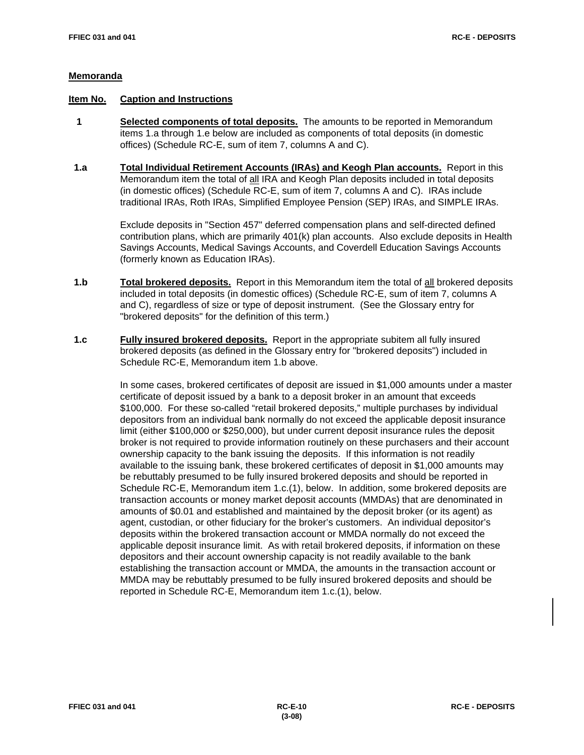## Memoranda

**Item No.** **Caption and Instructions**

**1** **Selected components of total deposits.** The amounts to be reported in Memorandum items 1.a through 1.e below are included as components of total deposits (in domestic offices) (Schedule RC-E, sum of item 7, columns A and C).

**1.a** **Total Individual Retirement Accounts (IRAs) and Keogh Plan accounts.** Report in this Memorandum item the total of all IRA and Keogh Plan deposits included in total deposits (in domestic offices) (Schedule RC-E, sum of item 7, columns A and C). IRAs include traditional IRAs, Roth IRAs, Simplified Employee Pension (SEP) IRAs, and SIMPLE IRAs.

Exclude deposits in "Section 457" deferred compensation plans and self-directed defined contribution plans, which are primarily 401(k) plan accounts. Also exclude deposits in Health Savings Accounts, Medical Savings Accounts, and Coverdell Education Savings Accounts (formerly known as Education IRAs).

**1.b** **Total brokered deposits.** Report in this Memorandum item the total of all brokered deposits included in total deposits (in domestic offices) (Schedule RC-E, sum of item 7, columns A and C), regardless of size or type of deposit instrument. (See the Glossary entry for "brokered deposits" for the definition of this term.)

**1.c** **Fully insured brokered deposits.** Report in the appropriate subitem all fully insured brokered deposits (as defined in the Glossary entry for "brokered deposits") included in Schedule RC-E, Memorandum item 1.b above.

In some cases, brokered certificates of deposit are issued in $1,000 amounts under a master certificate of deposit issued by a bank to a deposit broker in an amount that exceeds $100,000. For these so-called “retail brokered deposits,” multiple purchases by individual depositors from an individual bank normally do not exceed the applicable deposit insurance limit (either $100,000 or $250,000), but under current deposit insurance rules the deposit broker is not required to provide information routinely on these purchasers and their account ownership capacity to the bank issuing the deposits. If this information is not readily available to the issuing bank, these brokered certificates of deposit in $1,000 amounts may be rebuttably presumed to be fully insured brokered deposits and should be reported in Schedule RC-E, Memorandum item 1.c.(1), below. In addition, some brokered deposits are transaction accounts or money market deposit accounts (MMDAs) that are denominated in amounts of $0.01 and established and maintained by the deposit broker (or its agent) as agent, custodian, or other fiduciary for the broker’s customers. An individual depositor’s deposits within the brokered transaction account or MMDA normally do not exceed the applicable deposit insurance limit. As with retail brokered deposits, if information on these depositors and their account ownership capacity is not readily available to the bank establishing the transaction account or MMDA, the amounts in the transaction account or MMDA may be rebuttably presumed to be fully insured brokered deposits and should be reported in Schedule RC-E, Memorandum item 1.c.(1), below.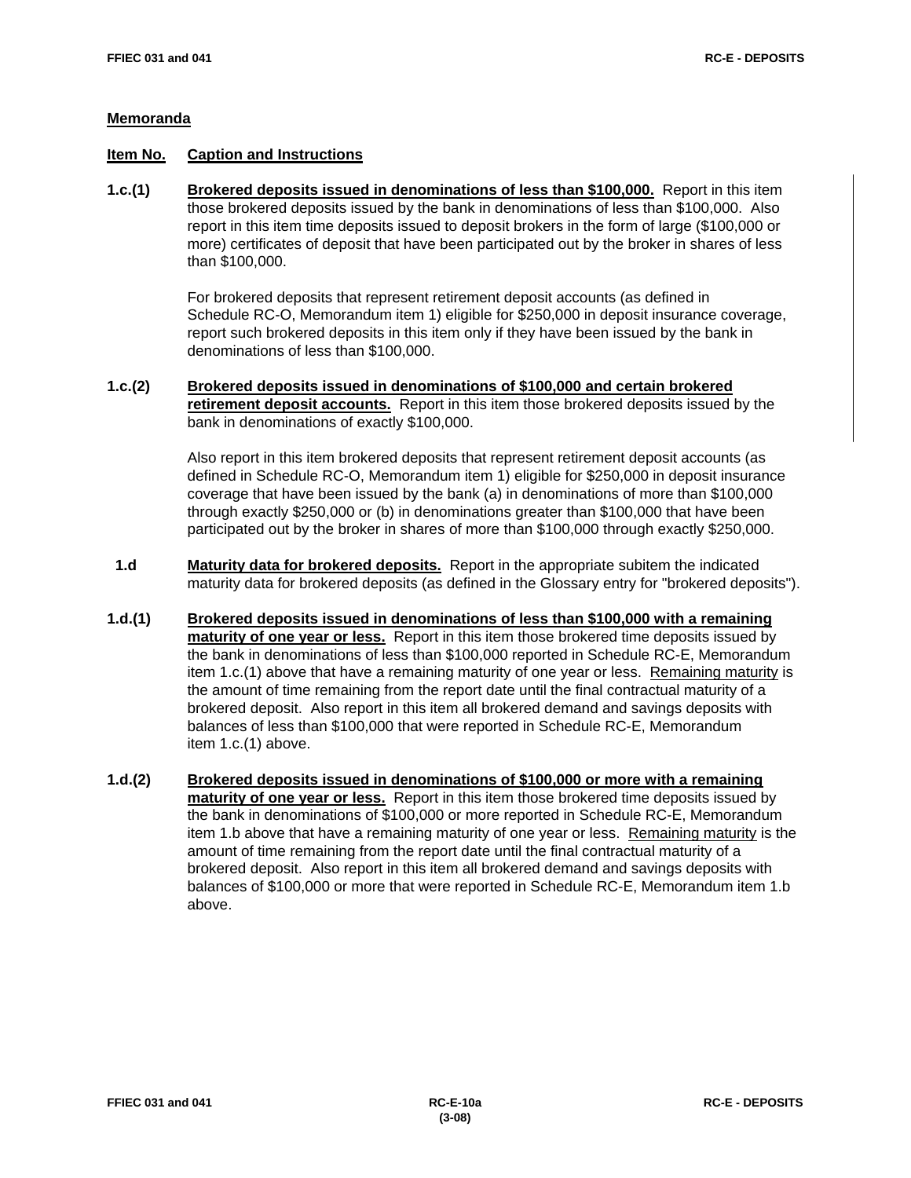## Memoranda

**Item No.** **Caption and Instructions**

**1.c.(1)** **Brokered deposits issued in denominations of less than $100,000.** Report in this item those brokered deposits issued by the bank in denominations of less than $100,000. Also report in this item time deposits issued to deposit brokers in the form of large ($100,000 or more) certificates of deposit that have been participated out by the broker in shares of less than $100,000.

For brokered deposits that represent retirement deposit accounts (as defined in Schedule RC-O, Memorandum item 1) eligible for $250,000 in deposit insurance coverage, report such brokered deposits in this item only if they have been issued by the bank in denominations of less than $100,000.

**1.c.(2)** **Brokered deposits issued in denominations of $100,000 and certain brokered retirement deposit accounts.** Report in this item those brokered deposits issued by the bank in denominations of exactly $100,000.

Also report in this item brokered deposits that represent retirement deposit accounts (as defined in Schedule RC-O, Memorandum item 1) eligible for $250,000 in deposit insurance coverage that have been issued by the bank (a) in denominations of more than $100,000 through exactly $250,000 or (b) in denominations greater than $100,000 that have been participated out by the broker in shares of more than $100,000 through exactly $250,000.

**1.d** **Maturity data for brokered deposits.** Report in the appropriate subitem the indicated maturity data for brokered deposits (as defined in the Glossary entry for "brokered deposits").

**1.d.(1)** **Brokered deposits issued in denominations of less than $100,000 with a remaining maturity of one year or less.** Report in this item those brokered time deposits issued by the bank in denominations of less than $100,000 reported in Schedule RC-E, Memorandum item 1.c.(1) above that have a remaining maturity of one year or less. Remaining maturity is the amount of time remaining from the report date until the final contractual maturity of a brokered deposit. Also report in this item all brokered demand and savings deposits with balances of less than $100,000 that were reported in Schedule RC-E, Memorandum item 1.c.(1) above.

**1.d.(2)** **Brokered deposits issued in denominations of $100,000 or more with a remaining maturity of one year or less.** Report in this item those brokered time deposits issued by the bank in denominations of $100,000 or more reported in Schedule RC-E, Memorandum item 1.b above that have a remaining maturity of one year or less. Remaining maturity is the amount of time remaining from the report date until the final contractual maturity of a brokered deposit. Also report in this item all brokered demand and savings deposits with balances of $100,000 or more that were reported in Schedule RC-E, Memorandum item 1.b above.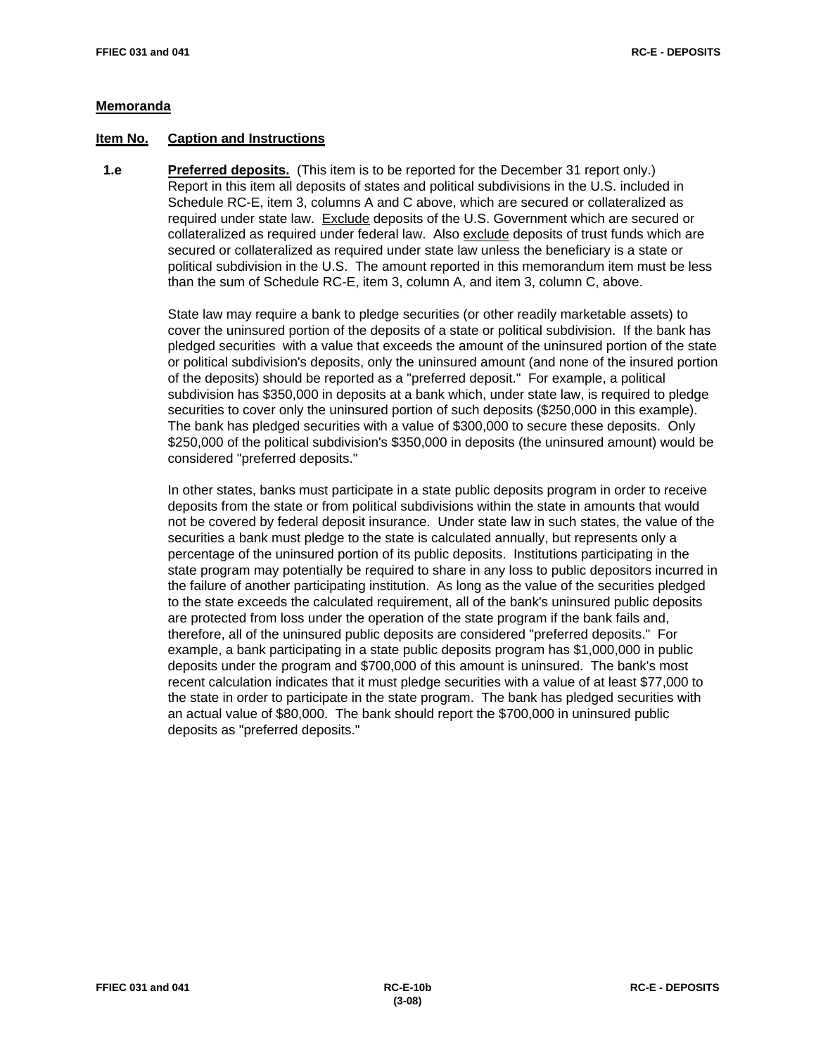## Memoranda

**Item No.** **Caption and Instructions**

**1.e** **Preferred deposits.** (This item is to be reported for the December 31 report only.) Report in this item all deposits of states and political subdivisions in the U.S. included in Schedule RC-E, item 3, columns A and C above, which are secured or collateralized as required under state law. Exclude deposits of the U.S. Government which are secured or collateralized as required under federal law. Also exclude deposits of trust funds which are secured or collateralized as required under state law unless the beneficiary is a state or political subdivision in the U.S. The amount reported in this memorandum item must be less than the sum of Schedule RC-E, item 3, column A, and item 3, column C, above.

State law may require a bank to pledge securities (or other readily marketable assets) to cover the uninsured portion of the deposits of a state or political subdivision. If the bank has pledged securities with a value that exceeds the amount of the uninsured portion of the state or political subdivision's deposits, only the uninsured amount (and none of the insured portion of the deposits) should be reported as a "preferred deposit." For example, a political subdivision has $350,000 in deposits at a bank which, under state law, is required to pledge securities to cover only the uninsured portion of such deposits ($250,000 in this example). The bank has pledged securities with a value of $300,000 to secure these deposits. Only $250,000 of the political subdivision's $350,000 in deposits (the uninsured amount) would be considered "preferred deposits."

In other states, banks must participate in a state public deposits program in order to receive deposits from the state or from political subdivisions within the state in amounts that would not be covered by federal deposit insurance. Under state law in such states, the value of the securities a bank must pledge to the state is calculated annually, but represents only a percentage of the uninsured portion of its public deposits. Institutions participating in the state program may potentially be required to share in any loss to public depositors incurred in the failure of another participating institution. As long as the value of the securities pledged to the state exceeds the calculated requirement, all of the bank's uninsured public deposits are protected from loss under the operation of the state program if the bank fails and, therefore, all of the uninsured public deposits are considered "preferred deposits." For example, a bank participating in a state public deposits program has $1,000,000 in public deposits under the program and $700,000 of this amount is uninsured. The bank's most recent calculation indicates that it must pledge securities with a value of at least $77,000 to the state in order to participate in the state program. The bank has pledged securities with an actual value of $80,000. The bank should report the $700,000 in uninsured public deposits as "preferred deposits."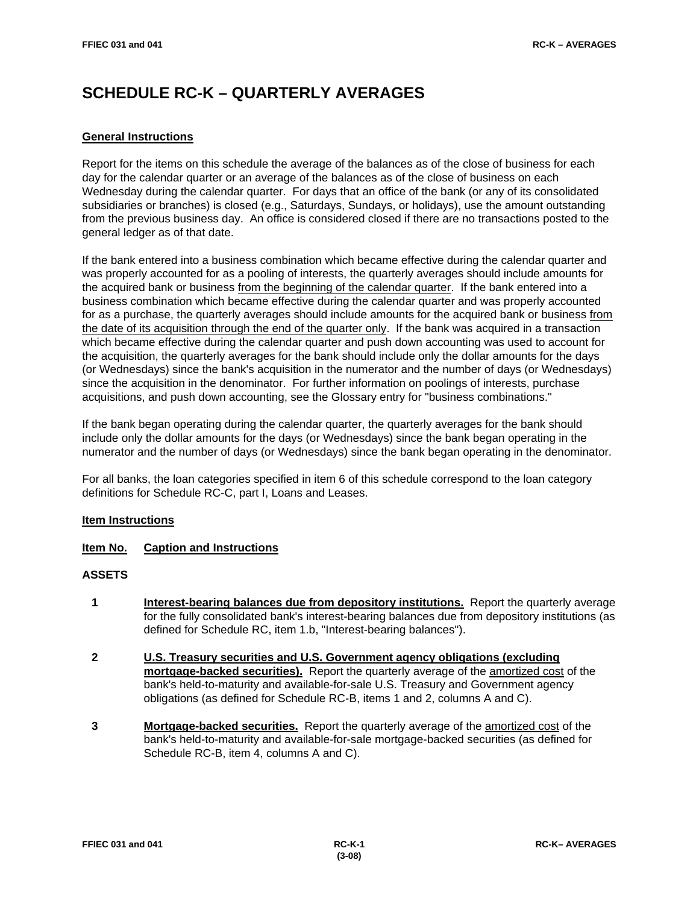# SCHEDULE RC-K – QUARTERLY AVERAGES

## General Instructions

Report for the items on this schedule the average of the balances as of the close of business for each day for the calendar quarter or an average of the balances as of the close of business on each Wednesday during the calendar quarter. For days that an office of the bank (or any of its consolidated subsidiaries or branches) is closed (e.g., Saturdays, Sundays, or holidays), use the amount outstanding from the previous business day. An office is considered closed if there are no transactions posted to the general ledger as of that date.

If the bank entered into a business combination which became effective during the calendar quarter and was properly accounted for as a pooling of interests, the quarterly averages should include amounts for the acquired bank or business from the beginning of the calendar quarter. If the bank entered into a business combination which became effective during the calendar quarter and was properly accounted for as a purchase, the quarterly averages should include amounts for the acquired bank or business from the date of its acquisition through the end of the quarter only. If the bank was acquired in a transaction which became effective during the calendar quarter and push down accounting was used to account for the acquisition, the quarterly averages for the bank should include only the dollar amounts for the days (or Wednesdays) since the bank's acquisition in the numerator and the number of days (or Wednesdays) since the acquisition in the denominator. For further information on poolings of interests, purchase acquisitions, and push down accounting, see the Glossary entry for "business combinations."

If the bank began operating during the calendar quarter, the quarterly averages for the bank should include only the dollar amounts for the days (or Wednesdays) since the bank began operating in the numerator and the number of days (or Wednesdays) since the bank began operating in the denominator.

For all banks, the loan categories specified in item 6 of this schedule correspond to the loan category definitions for Schedule RC-C, part I, Loans and Leases.

## Item Instructions

**Item No. Caption and Instructions**

### ASSETS

**1** **Interest-bearing balances due from depository institutions.** Report the quarterly average for the fully consolidated bank's interest-bearing balances due from depository institutions (as defined for Schedule RC, item 1.b, "Interest-bearing balances").

**2** **U.S. Treasury securities and U.S. Government agency obligations (excluding mortgage-backed securities).** Report the quarterly average of the amortized cost of the bank's held-to-maturity and available-for-sale U.S. Treasury and Government agency obligations (as defined for Schedule RC-B, items 1 and 2, columns A and C).

**3** **Mortgage-backed securities.** Report the quarterly average of the amortized cost of the bank's held-to-maturity and available-for-sale mortgage-backed securities (as defined for Schedule RC-B, item 4, columns A and C).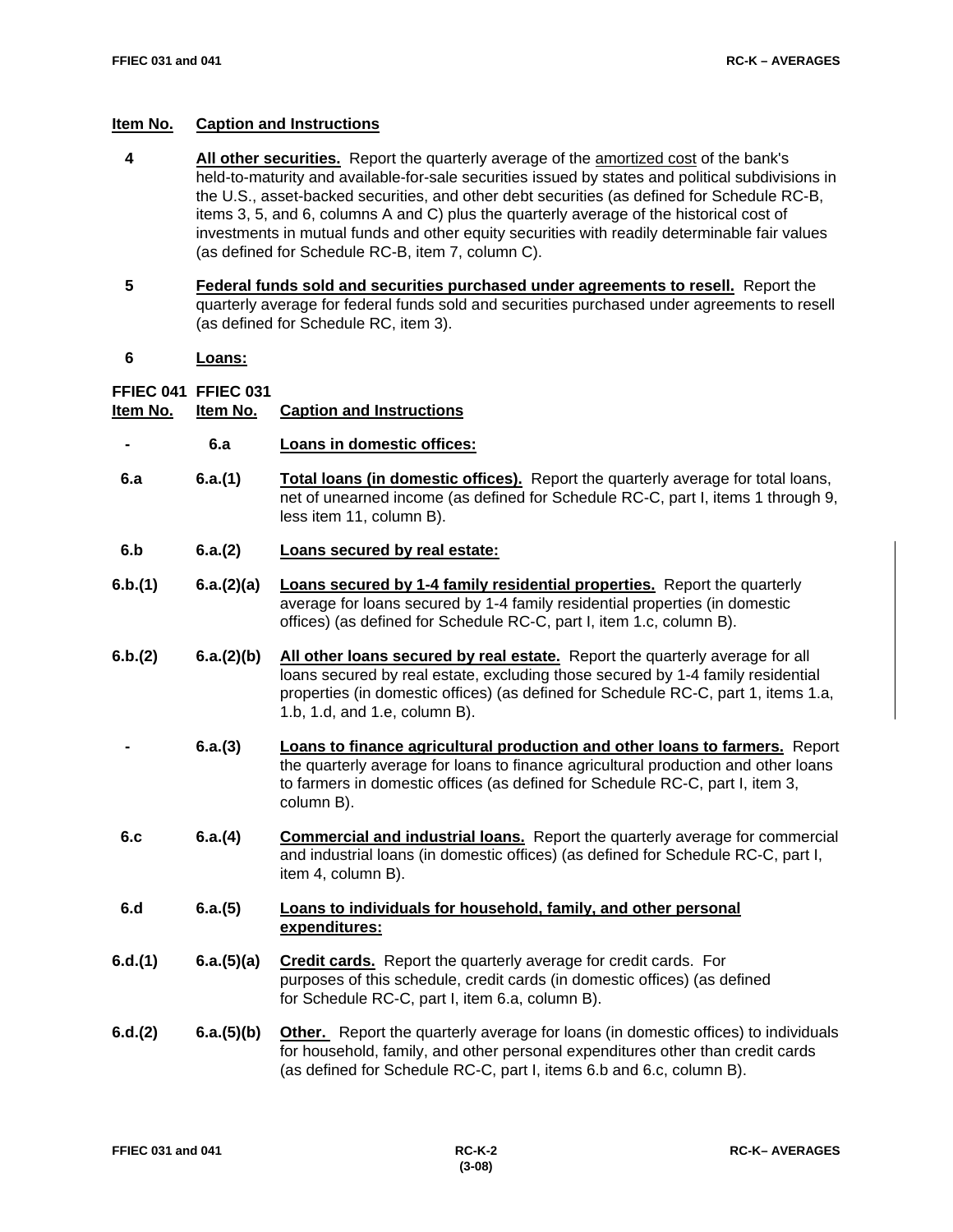| Item No. | Caption and Instructions |
|---|---|
| 4 | **All other securities.** Report the quarterly average of the amortized cost of the bank's held-to-maturity and available-for-sale securities issued by states and political subdivisions in the U.S., asset-backed securities, and other debt securities (as defined for Schedule RC-B, items 3, 5, and 6, columns A and C) plus the quarterly average of the historical cost of investments in mutual funds and other equity securities with readily determinable fair values (as defined for Schedule RC-B, item 7, column C). |
| 5 | **Federal funds sold and securities purchased under agreements to resell.** Report the quarterly average for federal funds sold and securities purchased under agreements to resell (as defined for Schedule RC, item 3). |
| 6 | **Loans:** |

| FFIEC 041 Item No. | FFIEC 031 Item No. | Caption and Instructions |
|---|---|---|
| - | 6.a | **Loans in domestic offices:** |
| 6.a | 6.a.(1) | **Total loans (in domestic offices).** Report the quarterly average for total loans, net of unearned income (as defined for Schedule RC-C, part I, items 1 through 9, less item 11, column B). |
| 6.b | 6.a.(2) | **Loans secured by real estate:** |
| 6.b.(1) | 6.a.(2)(a) | **Loans secured by 1-4 family residential properties.** Report the quarterly average for loans secured by 1-4 family residential properties (in domestic offices) (as defined for Schedule RC-C, part I, item 1.c, column B). |
| 6.b.(2) | 6.a.(2)(b) | **All other loans secured by real estate.** Report the quarterly average for all loans secured by real estate, excluding those secured by 1-4 family residential properties (in domestic offices) (as defined for Schedule RC-C, part 1, items 1.a, 1.b, 1.d, and 1.e, column B). |
| - | 6.a.(3) | **Loans to finance agricultural production and other loans to farmers.** Report the quarterly average for loans to finance agricultural production and other loans to farmers in domestic offices (as defined for Schedule RC-C, part I, item 3, column B). |
| 6.c | 6.a.(4) | **Commercial and industrial loans.** Report the quarterly average for commercial and industrial loans (in domestic offices) (as defined for Schedule RC-C, part I, item 4, column B). |
| 6.d | 6.a.(5) | **Loans to individuals for household, family, and other personal expenditures:** |
| 6.d.(1) | 6.a.(5)(a) | **Credit cards.** Report the quarterly average for credit cards. For purposes of this schedule, credit cards (in domestic offices) (as defined for Schedule RC-C, part I, item 6.a, column B). |
| 6.d.(2) | 6.a.(5)(b) | **Other.** Report the quarterly average for loans (in domestic offices) to individuals for household, family, and other personal expenditures other than credit cards (as defined for Schedule RC-C, part I, items 6.b and 6.c, column B). |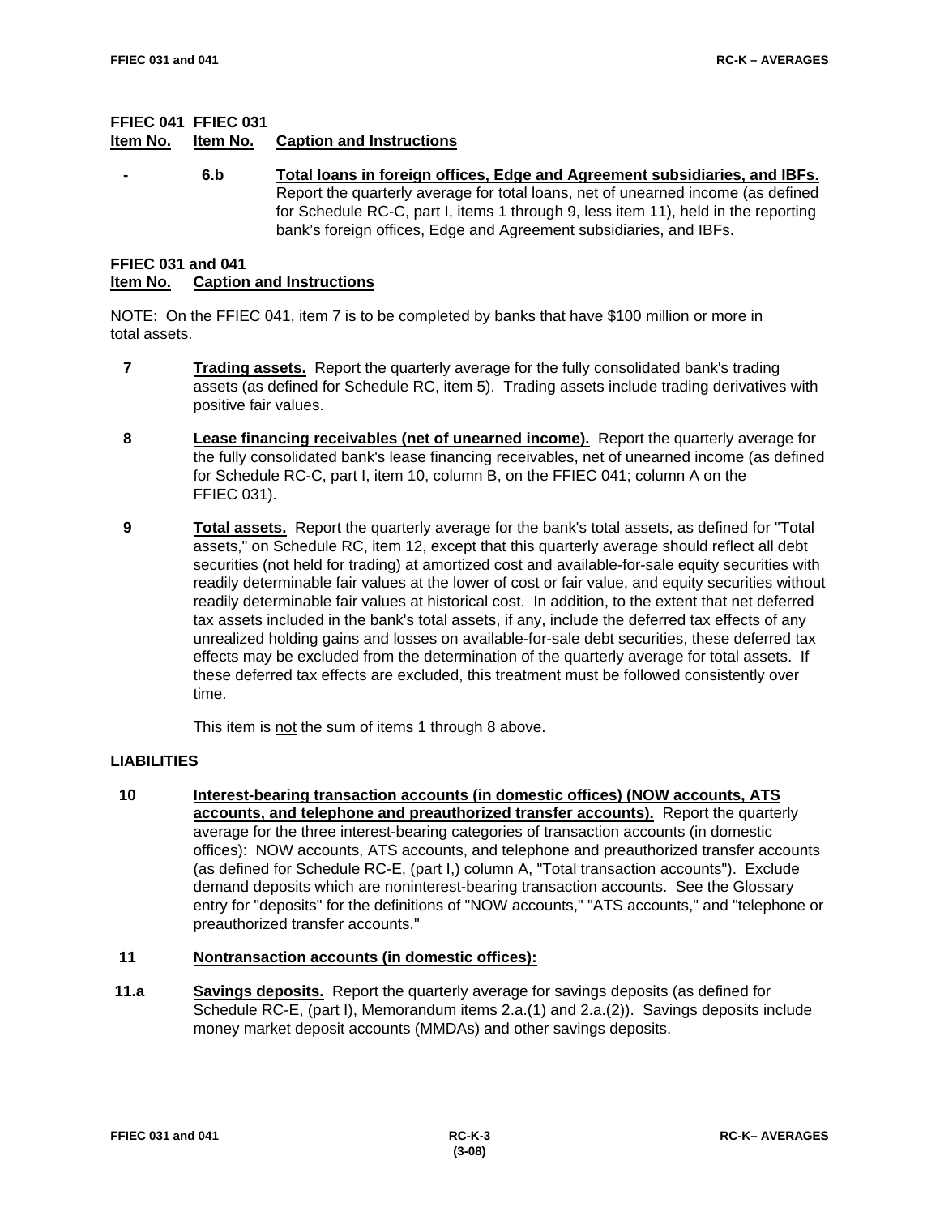**FFIEC 041 FFIEC 031**

| Item No. | Item No. | Caption and Instructions |
|---|---|---|
| - | 6.b | **Total loans in foreign offices, Edge and Agreement subsidiaries, and IBFs.** Report the quarterly average for total loans, net of unearned income (as defined for Schedule RC-C, part I, items 1 through 9, less item 11), held in the reporting bank's foreign offices, Edge and Agreement subsidiaries, and IBFs. |

**FFIEC 031 and 041**

| Item No. | Caption and Instructions |
|---|---|

NOTE: On the FFIEC 041, item 7 is to be completed by banks that have $100 million or more in total assets.

**7** **Trading assets.** Report the quarterly average for the fully consolidated bank's trading assets (as defined for Schedule RC, item 5). Trading assets include trading derivatives with positive fair values.

**8** **Lease financing receivables (net of unearned income).** Report the quarterly average for the fully consolidated bank's lease financing receivables, net of unearned income (as defined for Schedule RC-C, part I, item 10, column B, on the FFIEC 041; column A on the FFIEC 031).

**9** **Total assets.** Report the quarterly average for the bank's total assets, as defined for "Total assets," on Schedule RC, item 12, except that this quarterly average should reflect all debt securities (not held for trading) at amortized cost and available-for-sale equity securities with readily determinable fair values at the lower of cost or fair value, and equity securities without readily determinable fair values at historical cost. In addition, to the extent that net deferred tax assets included in the bank's total assets, if any, include the deferred tax effects of any unrealized holding gains and losses on available-for-sale debt securities, these deferred tax effects may be excluded from the determination of the quarterly average for total assets. If these deferred tax effects are excluded, this treatment must be followed consistently over time.

This item is not the sum of items 1 through 8 above.

**LIABILITIES**

**10** **Interest-bearing transaction accounts (in domestic offices) (NOW accounts, ATS accounts, and telephone and preauthorized transfer accounts).** Report the quarterly average for the three interest-bearing categories of transaction accounts (in domestic offices): NOW accounts, ATS accounts, and telephone and preauthorized transfer accounts (as defined for Schedule RC-E, (part I,) column A, "Total transaction accounts"). Exclude demand deposits which are noninterest-bearing transaction accounts. See the Glossary entry for "deposits" for the definitions of "NOW accounts," "ATS accounts," and "telephone or preauthorized transfer accounts."

**11** **Nontransaction accounts (in domestic offices):**

**11.a** **Savings deposits.** Report the quarterly average for savings deposits (as defined for Schedule RC-E, (part I), Memorandum items 2.a.(1) and 2.a.(2)). Savings deposits include money market deposit accounts (MMDAs) and other savings deposits.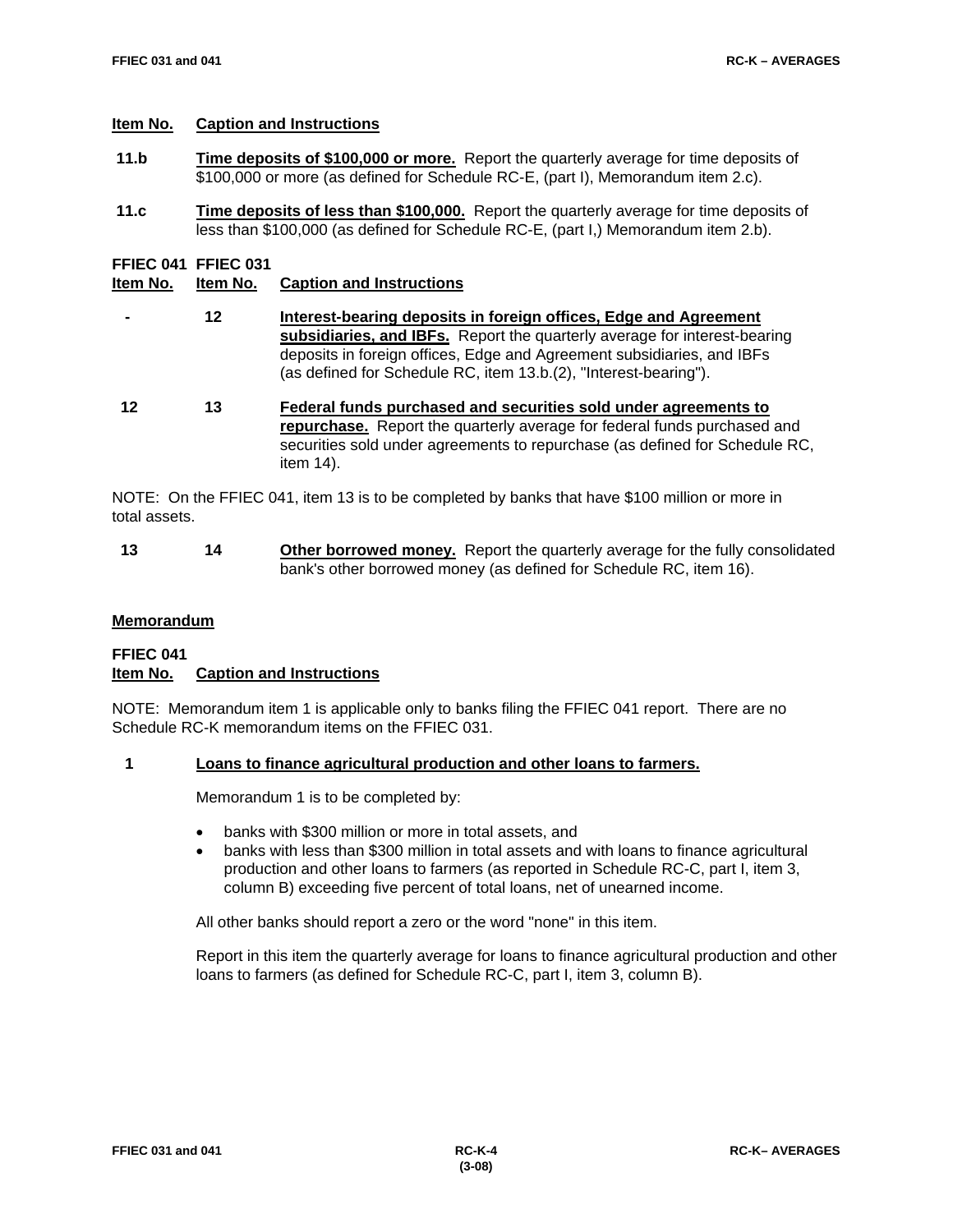| Item No. | Caption and Instructions |
|---|---|
| 11.b | **Time deposits of $100,000 or more.** Report the quarterly average for time deposits of $100,000 or more (as defined for Schedule RC-E, (part I), Memorandum item 2.c). |
| 11.c | **Time deposits of less than $100,000.** Report the quarterly average for time deposits of less than $100,000 (as defined for Schedule RC-E, (part I,) Memorandum item 2.b). |

| FFIEC 041 Item No. | FFIEC 031 Item No. | Caption and Instructions |
|---|---|---|
| - | 12 | **Interest-bearing deposits in foreign offices, Edge and Agreement subsidiaries, and IBFs.** Report the quarterly average for interest-bearing deposits in foreign offices, Edge and Agreement subsidiaries, and IBFs (as defined for Schedule RC, item 13.b.(2), "Interest-bearing"). |
| 12 | 13 | **Federal funds purchased and securities sold under agreements to repurchase.** Report the quarterly average for federal funds purchased and securities sold under agreements to repurchase (as defined for Schedule RC, item 14). |

NOTE: On the FFIEC 041, item 13 is to be completed by banks that have $100 million or more in total assets.

| FFIEC 041 Item No. | FFIEC 031 Item No. | Caption and Instructions |
|---|---|---|
| 13 | 14 | **Other borrowed money.** Report the quarterly average for the fully consolidated bank's other borrowed money (as defined for Schedule RC, item 16). |

## Memorandum

**FFIEC 041**
**Item No.** **Caption and Instructions**

NOTE: Memorandum item 1 is applicable only to banks filing the FFIEC 041 report. There are no Schedule RC-K memorandum items on the FFIEC 031.

**1** **Loans to finance agricultural production and other loans to farmers.**

Memorandum 1 is to be completed by:

- banks with $300 million or more in total assets, and
- banks with less than $300 million in total assets and with loans to finance agricultural production and other loans to farmers (as reported in Schedule RC-C, part I, item 3, column B) exceeding five percent of total loans, net of unearned income.

All other banks should report a zero or the word "none" in this item.

Report in this item the quarterly average for loans to finance agricultural production and other loans to farmers (as defined for Schedule RC-C, part I, item 3, column B).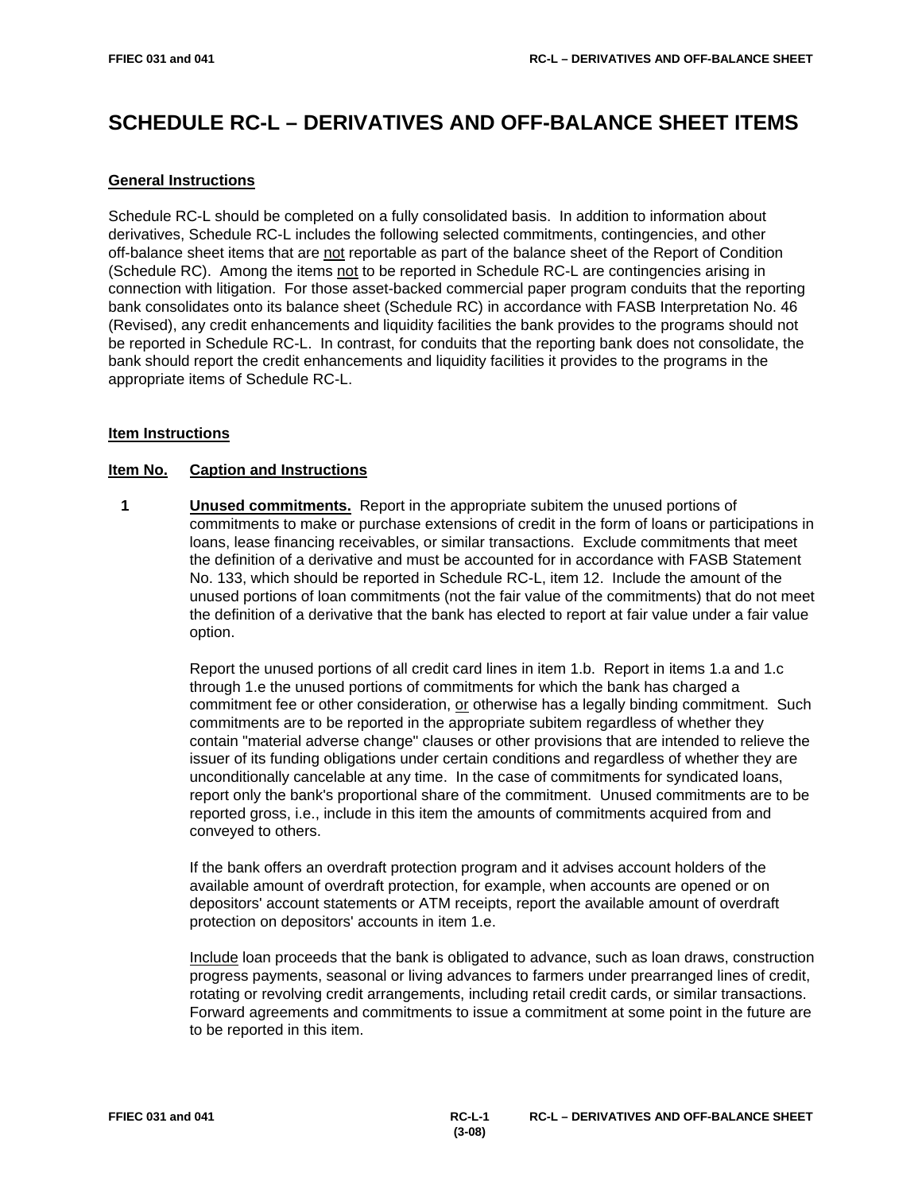# SCHEDULE RC-L – DERIVATIVES AND OFF-BALANCE SHEET ITEMS

## General Instructions

Schedule RC-L should be completed on a fully consolidated basis. In addition to information about derivatives, Schedule RC-L includes the following selected commitments, contingencies, and other off-balance sheet items that are not reportable as part of the balance sheet of the Report of Condition (Schedule RC). Among the items not to be reported in Schedule RC-L are contingencies arising in connection with litigation. For those asset-backed commercial paper program conduits that the reporting bank consolidates onto its balance sheet (Schedule RC) in accordance with FASB Interpretation No. 46 (Revised), any credit enhancements and liquidity facilities the bank provides to the programs should not be reported in Schedule RC-L. In contrast, for conduits that the reporting bank does not consolidate, the bank should report the credit enhancements and liquidity facilities it provides to the programs in the appropriate items of Schedule RC-L.

## Item Instructions

**Item No.** **Caption and Instructions**

**1** **Unused commitments.** Report in the appropriate subitem the unused portions of commitments to make or purchase extensions of credit in the form of loans or participations in loans, lease financing receivables, or similar transactions. Exclude commitments that meet the definition of a derivative and must be accounted for in accordance with FASB Statement No. 133, which should be reported in Schedule RC-L, item 12. Include the amount of the unused portions of loan commitments (not the fair value of the commitments) that do not meet the definition of a derivative that the bank has elected to report at fair value under a fair value option.

Report the unused portions of all credit card lines in item 1.b. Report in items 1.a and 1.c through 1.e the unused portions of commitments for which the bank has charged a commitment fee or other consideration, or otherwise has a legally binding commitment. Such commitments are to be reported in the appropriate subitem regardless of whether they contain "material adverse change" clauses or other provisions that are intended to relieve the issuer of its funding obligations under certain conditions and regardless of whether they are unconditionally cancelable at any time. In the case of commitments for syndicated loans, report only the bank's proportional share of the commitment. Unused commitments are to be reported gross, i.e., include in this item the amounts of commitments acquired from and conveyed to others.

If the bank offers an overdraft protection program and it advises account holders of the available amount of overdraft protection, for example, when accounts are opened or on depositors' account statements or ATM receipts, report the available amount of overdraft protection on depositors' accounts in item 1.e.

Include loan proceeds that the bank is obligated to advance, such as loan draws, construction progress payments, seasonal or living advances to farmers under prearranged lines of credit, rotating or revolving credit arrangements, including retail credit cards, or similar transactions. Forward agreements and commitments to issue a commitment at some point in the future are to be reported in this item.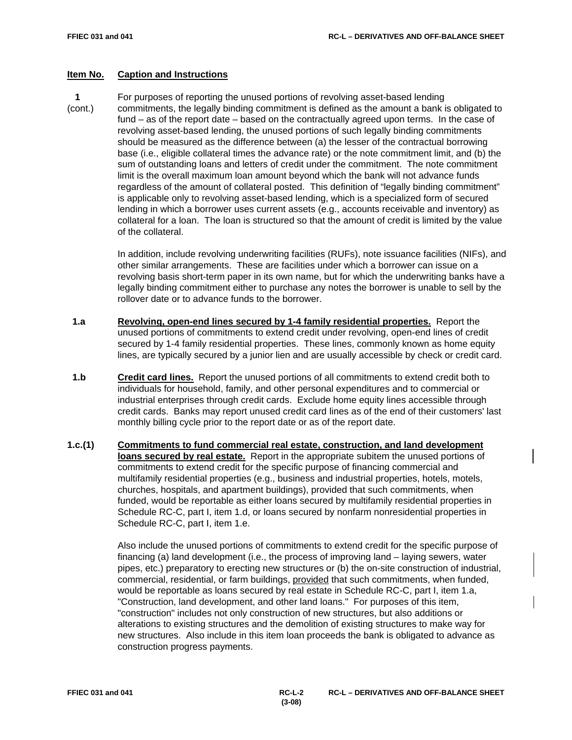**Item No.** **Caption and Instructions**

**1** (cont.) For purposes of reporting the unused portions of revolving asset-based lending commitments, the legally binding commitment is defined as the amount a bank is obligated to fund – as of the report date – based on the contractually agreed upon terms. In the case of revolving asset-based lending, the unused portions of such legally binding commitments should be measured as the difference between (a) the lesser of the contractual borrowing base (i.e., eligible collateral times the advance rate) or the note commitment limit, and (b) the sum of outstanding loans and letters of credit under the commitment. The note commitment limit is the overall maximum loan amount beyond which the bank will not advance funds regardless of the amount of collateral posted. This definition of "legally binding commitment" is applicable only to revolving asset-based lending, which is a specialized form of secured lending in which a borrower uses current assets (e.g., accounts receivable and inventory) as collateral for a loan. The loan is structured so that the amount of credit is limited by the value of the collateral.

In addition, include revolving underwriting facilities (RUFs), note issuance facilities (NIFs), and other similar arrangements. These are facilities under which a borrower can issue on a revolving basis short-term paper in its own name, but for which the underwriting banks have a legally binding commitment either to purchase any notes the borrower is unable to sell by the rollover date or to advance funds to the borrower.

**1.a** **Revolving, open-end lines secured by 1-4 family residential properties.** Report the unused portions of commitments to extend credit under revolving, open-end lines of credit secured by 1-4 family residential properties. These lines, commonly known as home equity lines, are typically secured by a junior lien and are usually accessible by check or credit card.

**1.b** **Credit card lines.** Report the unused portions of all commitments to extend credit both to individuals for household, family, and other personal expenditures and to commercial or industrial enterprises through credit cards. Exclude home equity lines accessible through credit cards. Banks may report unused credit card lines as of the end of their customers' last monthly billing cycle prior to the report date or as of the report date.

**1.c.(1)** **Commitments to fund commercial real estate, construction, and land development loans secured by real estate.** Report in the appropriate subitem the unused portions of commitments to extend credit for the specific purpose of financing commercial and multifamily residential properties (e.g., business and industrial properties, hotels, motels, churches, hospitals, and apartment buildings), provided that such commitments, when funded, would be reportable as either loans secured by multifamily residential properties in Schedule RC-C, part I, item 1.d, or loans secured by nonfarm nonresidential properties in Schedule RC-C, part I, item 1.e.

Also include the unused portions of commitments to extend credit for the specific purpose of financing (a) land development (i.e., the process of improving land – laying sewers, water pipes, etc.) preparatory to erecting new structures or (b) the on-site construction of industrial, commercial, residential, or farm buildings, provided that such commitments, when funded, would be reportable as loans secured by real estate in Schedule RC-C, part I, item 1.a, "Construction, land development, and other land loans." For purposes of this item, "construction" includes not only construction of new structures, but also additions or alterations to existing structures and the demolition of existing structures to make way for new structures. Also include in this item loan proceeds the bank is obligated to advance as construction progress payments.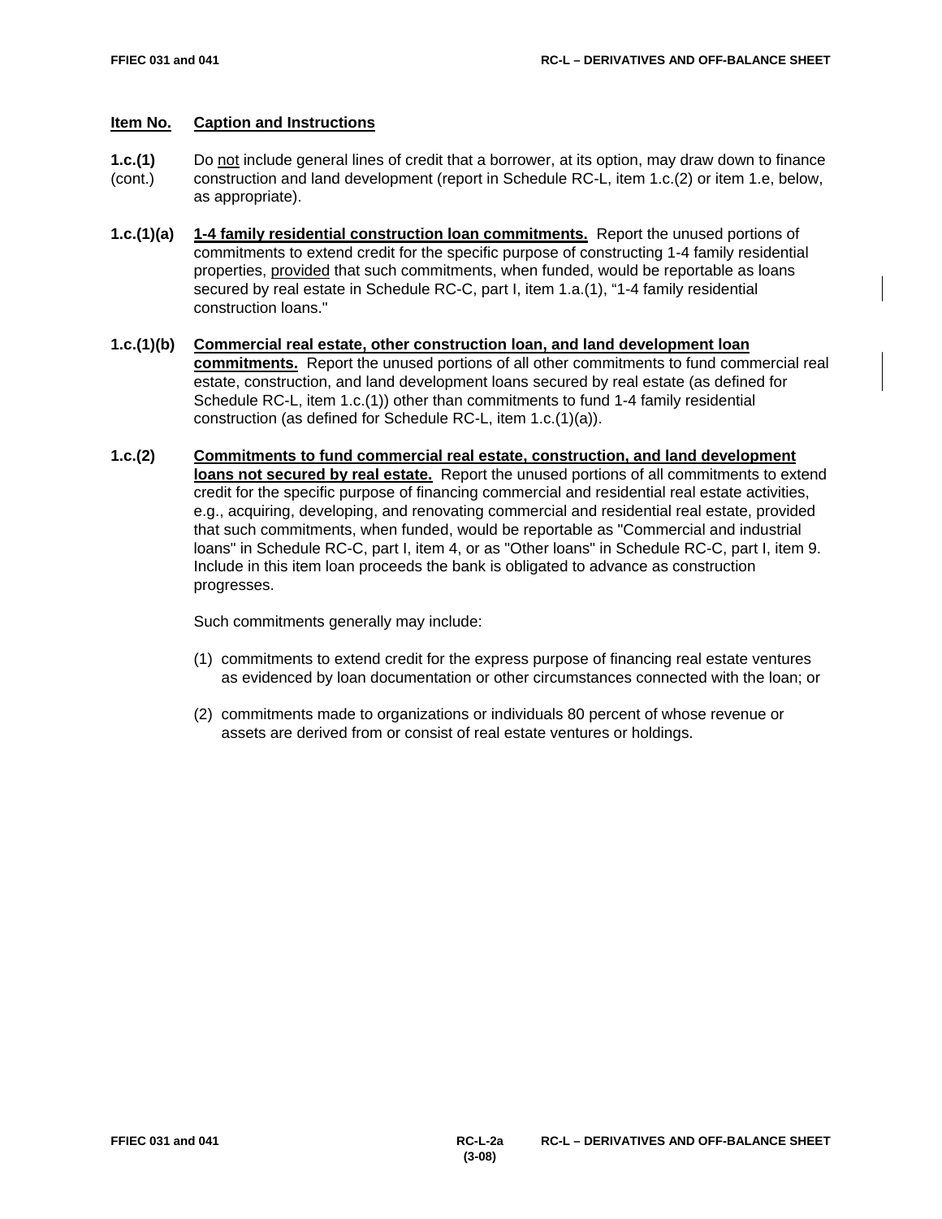**Item No.** **Caption and Instructions**

**1.c.(1)** (cont.) Do not include general lines of credit that a borrower, at its option, may draw down to finance construction and land development (report in Schedule RC-L, item 1.c.(2) or item 1.e, below, as appropriate).

**1.c.(1)(a)** **1-4 family residential construction loan commitments.** Report the unused portions of commitments to extend credit for the specific purpose of constructing 1-4 family residential properties, provided that such commitments, when funded, would be reportable as loans secured by real estate in Schedule RC-C, part I, item 1.a.(1), "1-4 family residential construction loans."

**1.c.(1)(b)** **Commercial real estate, other construction loan, and land development loan commitments.** Report the unused portions of all other commitments to fund commercial real estate, construction, and land development loans secured by real estate (as defined for Schedule RC-L, item 1.c.(1)) other than commitments to fund 1-4 family residential construction (as defined for Schedule RC-L, item 1.c.(1)(a)).

**1.c.(2)** **Commitments to fund commercial real estate, construction, and land development loans not secured by real estate.** Report the unused portions of all commitments to extend credit for the specific purpose of financing commercial and residential real estate activities, e.g., acquiring, developing, and renovating commercial and residential real estate, provided that such commitments, when funded, would be reportable as "Commercial and industrial loans" in Schedule RC-C, part I, item 4, or as "Other loans" in Schedule RC-C, part I, item 9. Include in this item loan proceeds the bank is obligated to advance as construction progresses.

Such commitments generally may include:

(1) commitments to extend credit for the express purpose of financing real estate ventures as evidenced by loan documentation or other circumstances connected with the loan; or

(2) commitments made to organizations or individuals 80 percent of whose revenue or assets are derived from or consist of real estate ventures or holdings.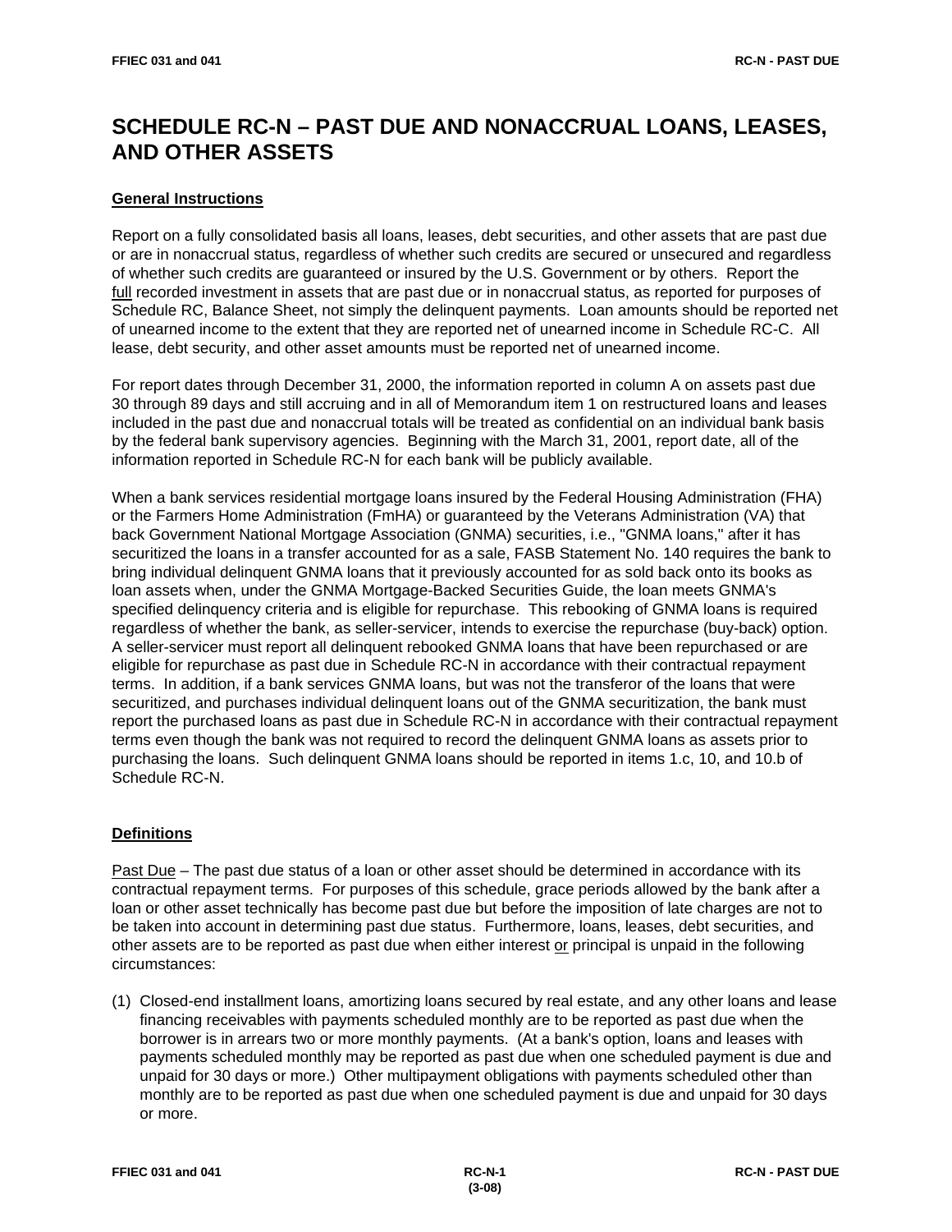# SCHEDULE RC-N – PAST DUE AND NONACCRUAL LOANS, LEASES, AND OTHER ASSETS

## General Instructions

Report on a fully consolidated basis all loans, leases, debt securities, and other assets that are past due or are in nonaccrual status, regardless of whether such credits are secured or unsecured and regardless of whether such credits are guaranteed or insured by the U.S. Government or by others. Report the full recorded investment in assets that are past due or in nonaccrual status, as reported for purposes of Schedule RC, Balance Sheet, not simply the delinquent payments. Loan amounts should be reported net of unearned income to the extent that they are reported net of unearned income in Schedule RC-C. All lease, debt security, and other asset amounts must be reported net of unearned income.

For report dates through December 31, 2000, the information reported in column A on assets past due 30 through 89 days and still accruing and in all of Memorandum item 1 on restructured loans and leases included in the past due and nonaccrual totals will be treated as confidential on an individual bank basis by the federal bank supervisory agencies. Beginning with the March 31, 2001, report date, all of the information reported in Schedule RC-N for each bank will be publicly available.

When a bank services residential mortgage loans insured by the Federal Housing Administration (FHA) or the Farmers Home Administration (FmHA) or guaranteed by the Veterans Administration (VA) that back Government National Mortgage Association (GNMA) securities, i.e., "GNMA loans," after it has securitized the loans in a transfer accounted for as a sale, FASB Statement No. 140 requires the bank to bring individual delinquent GNMA loans that it previously accounted for as sold back onto its books as loan assets when, under the GNMA Mortgage-Backed Securities Guide, the loan meets GNMA's specified delinquency criteria and is eligible for repurchase. This rebooking of GNMA loans is required regardless of whether the bank, as seller-servicer, intends to exercise the repurchase (buy-back) option. A seller-servicer must report all delinquent rebooked GNMA loans that have been repurchased or are eligible for repurchase as past due in Schedule RC-N in accordance with their contractual repayment terms. In addition, if a bank services GNMA loans, but was not the transferor of the loans that were securitized, and purchases individual delinquent loans out of the GNMA securitization, the bank must report the purchased loans as past due in Schedule RC-N in accordance with their contractual repayment terms even though the bank was not required to record the delinquent GNMA loans as assets prior to purchasing the loans. Such delinquent GNMA loans should be reported in items 1.c, 10, and 10.b of Schedule RC-N.

## Definitions

Past Due – The past due status of a loan or other asset should be determined in accordance with its contractual repayment terms. For purposes of this schedule, grace periods allowed by the bank after a loan or other asset technically has become past due but before the imposition of late charges are not to be taken into account in determining past due status. Furthermore, loans, leases, debt securities, and other assets are to be reported as past due when either interest or principal is unpaid in the following circumstances:

(1) Closed-end installment loans, amortizing loans secured by real estate, and any other loans and lease financing receivables with payments scheduled monthly are to be reported as past due when the borrower is in arrears two or more monthly payments. (At a bank's option, loans and leases with payments scheduled monthly may be reported as past due when one scheduled payment is due and unpaid for 30 days or more.) Other multipayment obligations with payments scheduled other than monthly are to be reported as past due when one scheduled payment is due and unpaid for 30 days or more.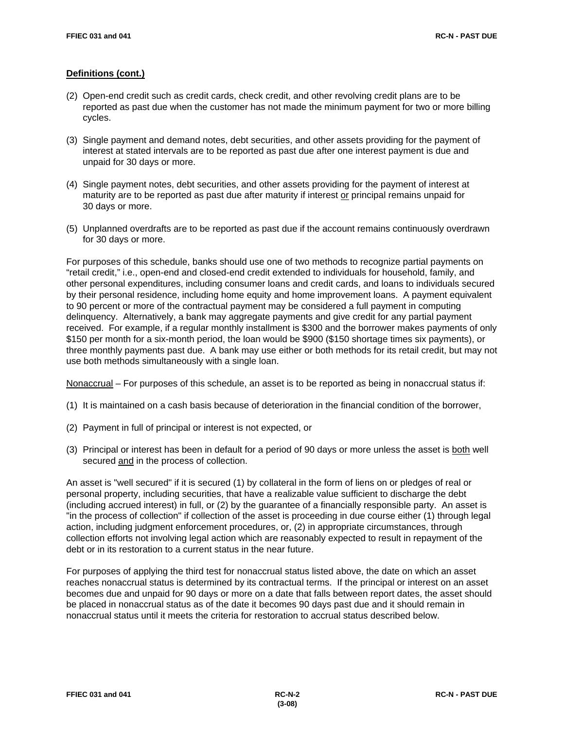**Definitions (cont.)**

(2) Open-end credit such as credit cards, check credit, and other revolving credit plans are to be reported as past due when the customer has not made the minimum payment for two or more billing cycles.

(3) Single payment and demand notes, debt securities, and other assets providing for the payment of interest at stated intervals are to be reported as past due after one interest payment is due and unpaid for 30 days or more.

(4) Single payment notes, debt securities, and other assets providing for the payment of interest at maturity are to be reported as past due after maturity if interest or principal remains unpaid for 30 days or more.

(5) Unplanned overdrafts are to be reported as past due if the account remains continuously overdrawn for 30 days or more.

For purposes of this schedule, banks should use one of two methods to recognize partial payments on "retail credit," i.e., open-end and closed-end credit extended to individuals for household, family, and other personal expenditures, including consumer loans and credit cards, and loans to individuals secured by their personal residence, including home equity and home improvement loans. A payment equivalent to 90 percent or more of the contractual payment may be considered a full payment in computing delinquency. Alternatively, a bank may aggregate payments and give credit for any partial payment received. For example, if a regular monthly installment is $300 and the borrower makes payments of only $150 per month for a six-month period, the loan would be $900 ($150 shortage times six payments), or three monthly payments past due. A bank may use either or both methods for its retail credit, but may not use both methods simultaneously with a single loan.

Nonaccrual – For purposes of this schedule, an asset is to be reported as being in nonaccrual status if:

(1) It is maintained on a cash basis because of deterioration in the financial condition of the borrower,

(2) Payment in full of principal or interest is not expected, or

(3) Principal or interest has been in default for a period of 90 days or more unless the asset is both well secured and in the process of collection.

An asset is "well secured" if it is secured (1) by collateral in the form of liens on or pledges of real or personal property, including securities, that have a realizable value sufficient to discharge the debt (including accrued interest) in full, or (2) by the guarantee of a financially responsible party. An asset is "in the process of collection" if collection of the asset is proceeding in due course either (1) through legal action, including judgment enforcement procedures, or, (2) in appropriate circumstances, through collection efforts not involving legal action which are reasonably expected to result in repayment of the debt or in its restoration to a current status in the near future.

For purposes of applying the third test for nonaccrual status listed above, the date on which an asset reaches nonaccrual status is determined by its contractual terms. If the principal or interest on an asset becomes due and unpaid for 90 days or more on a date that falls between report dates, the asset should be placed in nonaccrual status as of the date it becomes 90 days past due and it should remain in nonaccrual status until it meets the criteria for restoration to accrual status described below.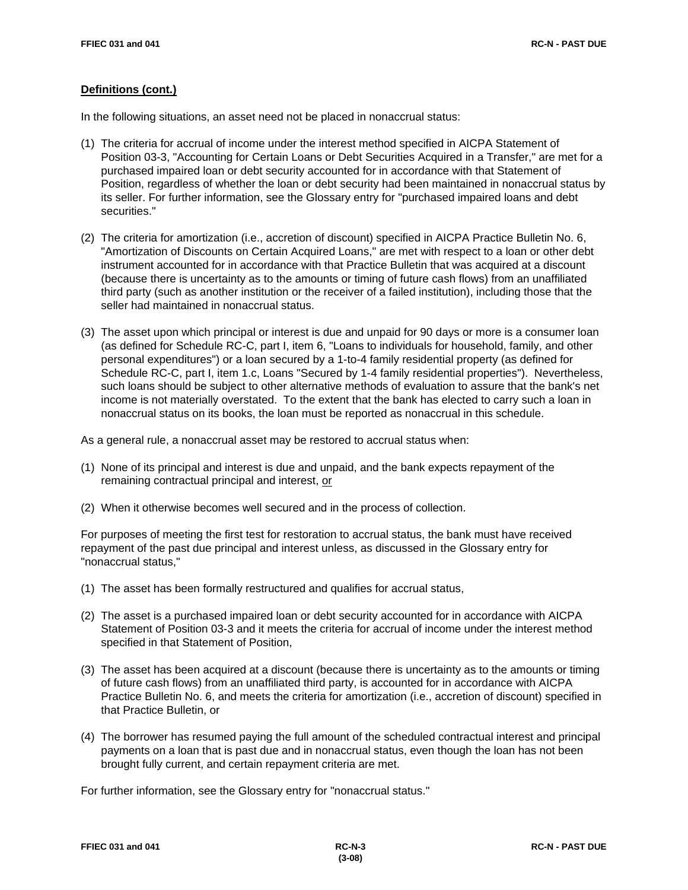**Definitions (cont.)**

In the following situations, an asset need not be placed in nonaccrual status:

(1) The criteria for accrual of income under the interest method specified in AICPA Statement of Position 03-3, "Accounting for Certain Loans or Debt Securities Acquired in a Transfer," are met for a purchased impaired loan or debt security accounted for in accordance with that Statement of Position, regardless of whether the loan or debt security had been maintained in nonaccrual status by its seller. For further information, see the Glossary entry for "purchased impaired loans and debt securities."

(2) The criteria for amortization (i.e., accretion of discount) specified in AICPA Practice Bulletin No. 6, "Amortization of Discounts on Certain Acquired Loans," are met with respect to a loan or other debt instrument accounted for in accordance with that Practice Bulletin that was acquired at a discount (because there is uncertainty as to the amounts or timing of future cash flows) from an unaffiliated third party (such as another institution or the receiver of a failed institution), including those that the seller had maintained in nonaccrual status.

(3) The asset upon which principal or interest is due and unpaid for 90 days or more is a consumer loan (as defined for Schedule RC-C, part I, item 6, "Loans to individuals for household, family, and other personal expenditures") or a loan secured by a 1-to-4 family residential property (as defined for Schedule RC-C, part I, item 1.c, Loans "Secured by 1-4 family residential properties"). Nevertheless, such loans should be subject to other alternative methods of evaluation to assure that the bank's net income is not materially overstated. To the extent that the bank has elected to carry such a loan in nonaccrual status on its books, the loan must be reported as nonaccrual in this schedule.

As a general rule, a nonaccrual asset may be restored to accrual status when:

(1) None of its principal and interest is due and unpaid, and the bank expects repayment of the remaining contractual principal and interest, or

(2) When it otherwise becomes well secured and in the process of collection.

For purposes of meeting the first test for restoration to accrual status, the bank must have received repayment of the past due principal and interest unless, as discussed in the Glossary entry for "nonaccrual status,"

(1) The asset has been formally restructured and qualifies for accrual status,

(2) The asset is a purchased impaired loan or debt security accounted for in accordance with AICPA Statement of Position 03-3 and it meets the criteria for accrual of income under the interest method specified in that Statement of Position,

(3) The asset has been acquired at a discount (because there is uncertainty as to the amounts or timing of future cash flows) from an unaffiliated third party, is accounted for in accordance with AICPA Practice Bulletin No. 6, and meets the criteria for amortization (i.e., accretion of discount) specified in that Practice Bulletin, or

(4) The borrower has resumed paying the full amount of the scheduled contractual interest and principal payments on a loan that is past due and in nonaccrual status, even though the loan has not been brought fully current, and certain repayment criteria are met.

For further information, see the Glossary entry for "nonaccrual status."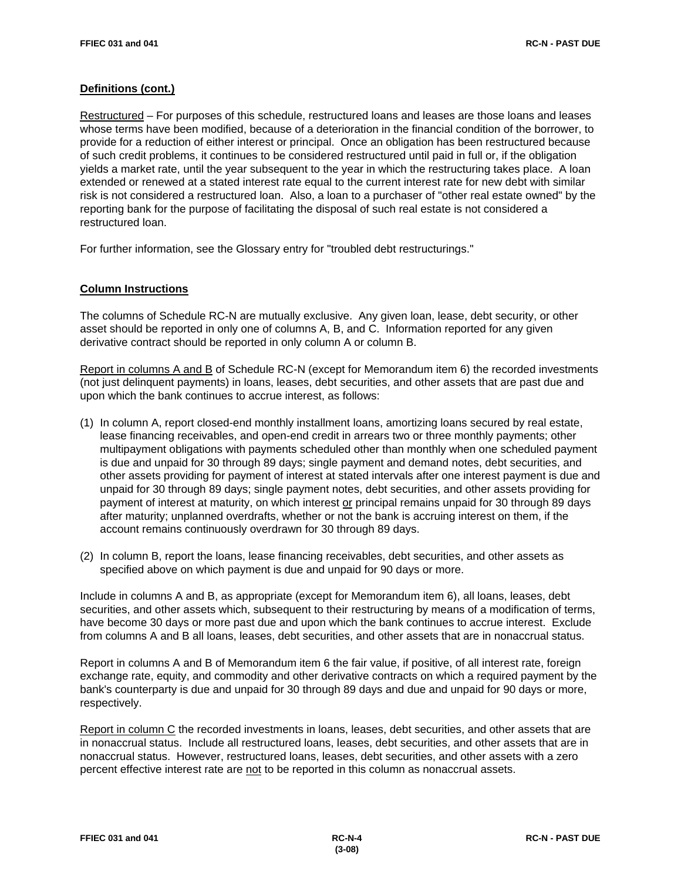## Definitions (cont.)

Restructured – For purposes of this schedule, restructured loans and leases are those loans and leases whose terms have been modified, because of a deterioration in the financial condition of the borrower, to provide for a reduction of either interest or principal. Once an obligation has been restructured because of such credit problems, it continues to be considered restructured until paid in full or, if the obligation yields a market rate, until the year subsequent to the year in which the restructuring takes place. A loan extended or renewed at a stated interest rate equal to the current interest rate for new debt with similar risk is not considered a restructured loan. Also, a loan to a purchaser of "other real estate owned" by the reporting bank for the purpose of facilitating the disposal of such real estate is not considered a restructured loan.

For further information, see the Glossary entry for "troubled debt restructurings."

## Column Instructions

The columns of Schedule RC-N are mutually exclusive. Any given loan, lease, debt security, or other asset should be reported in only one of columns A, B, and C. Information reported for any given derivative contract should be reported in only column A or column B.

Report in columns A and B of Schedule RC-N (except for Memorandum item 6) the recorded investments (not just delinquent payments) in loans, leases, debt securities, and other assets that are past due and upon which the bank continues to accrue interest, as follows:

(1) In column A, report closed-end monthly installment loans, amortizing loans secured by real estate, lease financing receivables, and open-end credit in arrears two or three monthly payments; other multipayment obligations with payments scheduled other than monthly when one scheduled payment is due and unpaid for 30 through 89 days; single payment and demand notes, debt securities, and other assets providing for payment of interest at stated intervals after one interest payment is due and unpaid for 30 through 89 days; single payment notes, debt securities, and other assets providing for payment of interest at maturity, on which interest or principal remains unpaid for 30 through 89 days after maturity; unplanned overdrafts, whether or not the bank is accruing interest on them, if the account remains continuously overdrawn for 30 through 89 days.

(2) In column B, report the loans, lease financing receivables, debt securities, and other assets as specified above on which payment is due and unpaid for 90 days or more.

Include in columns A and B, as appropriate (except for Memorandum item 6), all loans, leases, debt securities, and other assets which, subsequent to their restructuring by means of a modification of terms, have become 30 days or more past due and upon which the bank continues to accrue interest. Exclude from columns A and B all loans, leases, debt securities, and other assets that are in nonaccrual status.

Report in columns A and B of Memorandum item 6 the fair value, if positive, of all interest rate, foreign exchange rate, equity, and commodity and other derivative contracts on which a required payment by the bank's counterparty is due and unpaid for 30 through 89 days and due and unpaid for 90 days or more, respectively.

Report in column C the recorded investments in loans, leases, debt securities, and other assets that are in nonaccrual status. Include all restructured loans, leases, debt securities, and other assets that are in nonaccrual status. However, restructured loans, leases, debt securities, and other assets with a zero percent effective interest rate are not to be reported in this column as nonaccrual assets.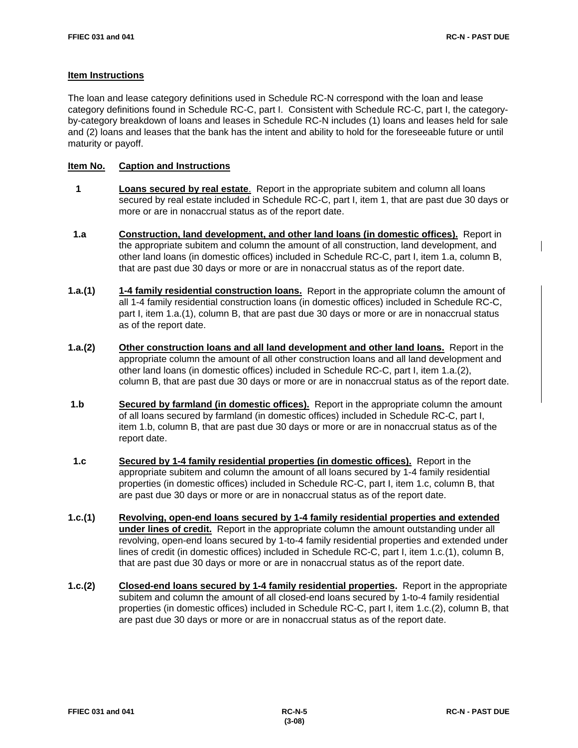**Item Instructions**

The loan and lease category definitions used in Schedule RC-N correspond with the loan and lease category definitions found in Schedule RC-C, part I. Consistent with Schedule RC-C, part I, the category-by-category breakdown of loans and leases in Schedule RC-N includes (1) loans and leases held for sale and (2) loans and leases that the bank has the intent and ability to hold for the foreseeable future or until maturity or payoff.

| Item No. | Caption and Instructions |
|---|---|
| 1 | **Loans secured by real estate**. Report in the appropriate subitem and column all loans secured by real estate included in Schedule RC-C, part I, item 1, that are past due 30 days or more or are in nonaccrual status as of the report date. |
| 1.a | **Construction, land development, and other land loans (in domestic offices).** Report in the appropriate subitem and column the amount of all construction, land development, and other land loans (in domestic offices) included in Schedule RC-C, part I, item 1.a, column B, that are past due 30 days or more or are in nonaccrual status as of the report date. |
| 1.a.(1) | **1-4 family residential construction loans.** Report in the appropriate column the amount of all 1-4 family residential construction loans (in domestic offices) included in Schedule RC-C, part I, item 1.a.(1), column B, that are past due 30 days or more or are in nonaccrual status as of the report date. |
| 1.a.(2) | **Other construction loans and all land development and other land loans.** Report in the appropriate column the amount of all other construction loans and all land development and other land loans (in domestic offices) included in Schedule RC-C, part I, item 1.a.(2), column B, that are past due 30 days or more or are in nonaccrual status as of the report date. |
| 1.b | **Secured by farmland (in domestic offices).** Report in the appropriate column the amount of all loans secured by farmland (in domestic offices) included in Schedule RC-C, part I, item 1.b, column B, that are past due 30 days or more or are in nonaccrual status as of the report date. |
| 1.c | **Secured by 1-4 family residential properties (in domestic offices).** Report in the appropriate subitem and column the amount of all loans secured by 1-4 family residential properties (in domestic offices) included in Schedule RC-C, part I, item 1.c, column B, that are past due 30 days or more or are in nonaccrual status as of the report date. |
| 1.c.(1) | **Revolving, open-end loans secured by 1-4 family residential properties and extended under lines of credit.** Report in the appropriate column the amount outstanding under all revolving, open-end loans secured by 1-to-4 family residential properties and extended under lines of credit (in domestic offices) included in Schedule RC-C, part I, item 1.c.(1), column B, that are past due 30 days or more or are in nonaccrual status as of the report date. |
| 1.c.(2) | **Closed-end loans secured by 1-4 family residential properties.** Report in the appropriate subitem and column the amount of all closed-end loans secured by 1-to-4 family residential properties (in domestic offices) included in Schedule RC-C, part I, item 1.c.(2), column B, that are past due 30 days or more or are in nonaccrual status as of the report date. |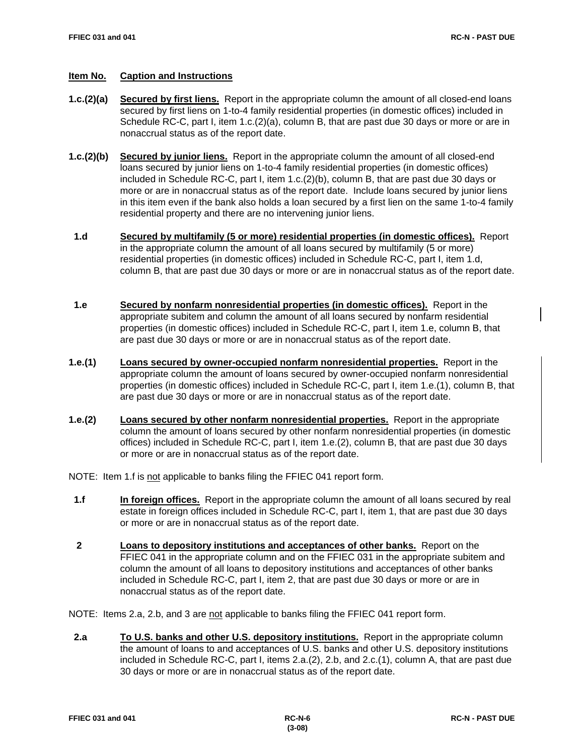**Item No.** **Caption and Instructions**

**1.c.(2)(a)** **Secured by first liens.** Report in the appropriate column the amount of all closed-end loans secured by first liens on 1-to-4 family residential properties (in domestic offices) included in Schedule RC-C, part I, item 1.c.(2)(a), column B, that are past due 30 days or more or are in nonaccrual status as of the report date.

**1.c.(2)(b)** **Secured by junior liens.** Report in the appropriate column the amount of all closed-end loans secured by junior liens on 1-to-4 family residential properties (in domestic offices) included in Schedule RC-C, part I, item 1.c.(2)(b), column B, that are past due 30 days or more or are in nonaccrual status as of the report date. Include loans secured by junior liens in this item even if the bank also holds a loan secured by a first lien on the same 1-to-4 family residential property and there are no intervening junior liens.

**1.d** **Secured by multifamily (5 or more) residential properties (in domestic offices).** Report in the appropriate column the amount of all loans secured by multifamily (5 or more) residential properties (in domestic offices) included in Schedule RC-C, part I, item 1.d, column B, that are past due 30 days or more or are in nonaccrual status as of the report date.

**1.e** **Secured by nonfarm nonresidential properties (in domestic offices).** Report in the appropriate subitem and column the amount of all loans secured by nonfarm residential properties (in domestic offices) included in Schedule RC-C, part I, item 1.e, column B, that are past due 30 days or more or are in nonaccrual status as of the report date.

**1.e.(1)** **Loans secured by owner-occupied nonfarm nonresidential properties.** Report in the appropriate column the amount of loans secured by owner-occupied nonfarm nonresidential properties (in domestic offices) included in Schedule RC-C, part I, item 1.e.(1), column B, that are past due 30 days or more or are in nonaccrual status as of the report date.

**1.e.(2)** **Loans secured by other nonfarm nonresidential properties.** Report in the appropriate column the amount of loans secured by other nonfarm nonresidential properties (in domestic offices) included in Schedule RC-C, part I, item 1.e.(2), column B, that are past due 30 days or more or are in nonaccrual status as of the report date.

NOTE: Item 1.f is not applicable to banks filing the FFIEC 041 report form.

**1.f** **In foreign offices.** Report in the appropriate column the amount of all loans secured by real estate in foreign offices included in Schedule RC-C, part I, item 1, that are past due 30 days or more or are in nonaccrual status as of the report date.

**2** **Loans to depository institutions and acceptances of other banks.** Report on the FFIEC 041 in the appropriate column and on the FFIEC 031 in the appropriate subitem and column the amount of all loans to depository institutions and acceptances of other banks included in Schedule RC-C, part I, item 2, that are past due 30 days or more or are in nonaccrual status as of the report date.

NOTE: Items 2.a, 2.b, and 3 are not applicable to banks filing the FFIEC 041 report form.

**2.a** **To U.S. banks and other U.S. depository institutions.** Report in the appropriate column the amount of loans to and acceptances of U.S. banks and other U.S. depository institutions included in Schedule RC-C, part I, items 2.a.(2), 2.b, and 2.c.(1), column A, that are past due 30 days or more or are in nonaccrual status as of the report date.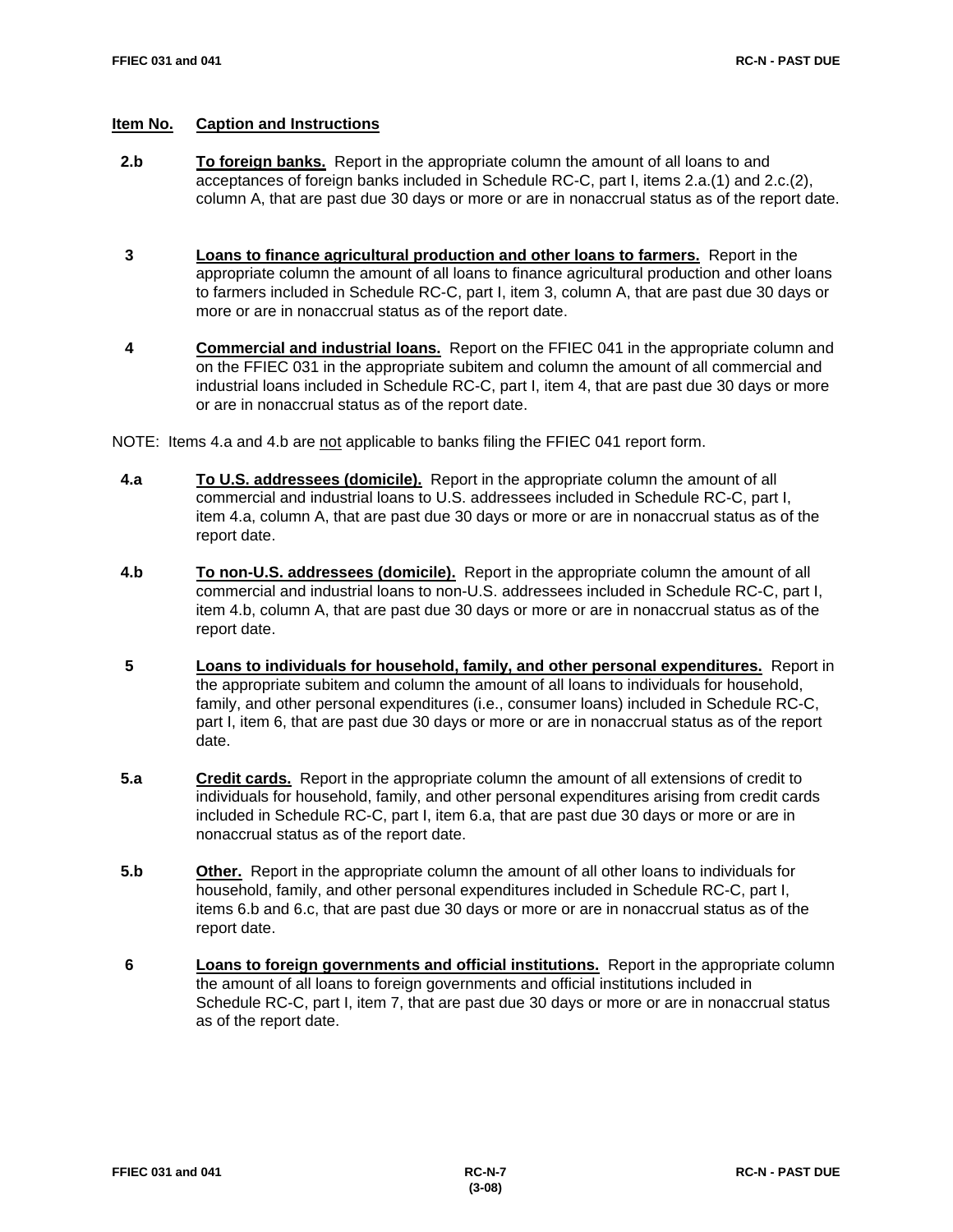| Item No. | Caption and Instructions |
|---|---|
| 2.b | **To foreign banks.** Report in the appropriate column the amount of all loans to and acceptances of foreign banks included in Schedule RC-C, part I, items 2.a.(1) and 2.c.(2), column A, that are past due 30 days or more or are in nonaccrual status as of the report date. |
| 3 | **Loans to finance agricultural production and other loans to farmers.** Report in the appropriate column the amount of all loans to finance agricultural production and other loans to farmers included in Schedule RC-C, part I, item 3, column A, that are past due 30 days or more or are in nonaccrual status as of the report date. |
| 4 | **Commercial and industrial loans.** Report on the FFIEC 041 in the appropriate column and on the FFIEC 031 in the appropriate subitem and column the amount of all commercial and industrial loans included in Schedule RC-C, part I, item 4, that are past due 30 days or more or are in nonaccrual status as of the report date. |

NOTE: Items 4.a and 4.b are not applicable to banks filing the FFIEC 041 report form.

| Item No. | Caption and Instructions |
|---|---|
| 4.a | **To U.S. addressees (domicile).** Report in the appropriate column the amount of all commercial and industrial loans to U.S. addressees included in Schedule RC-C, part I, item 4.a, column A, that are past due 30 days or more or are in nonaccrual status as of the report date. |
| 4.b | **To non-U.S. addressees (domicile).** Report in the appropriate column the amount of all commercial and industrial loans to non-U.S. addressees included in Schedule RC-C, part I, item 4.b, column A, that are past due 30 days or more or are in nonaccrual status as of the report date. |
| 5 | **Loans to individuals for household, family, and other personal expenditures.** Report in the appropriate subitem and column the amount of all loans to individuals for household, family, and other personal expenditures (i.e., consumer loans) included in Schedule RC-C, part I, item 6, that are past due 30 days or more or are in nonaccrual status as of the report date. |
| 5.a | **Credit cards.** Report in the appropriate column the amount of all extensions of credit to individuals for household, family, and other personal expenditures arising from credit cards included in Schedule RC-C, part I, item 6.a, that are past due 30 days or more or are in nonaccrual status as of the report date. |
| 5.b | **Other.** Report in the appropriate column the amount of all other loans to individuals for household, family, and other personal expenditures included in Schedule RC-C, part I, items 6.b and 6.c, that are past due 30 days or more or are in nonaccrual status as of the report date. |
| 6 | **Loans to foreign governments and official institutions.** Report in the appropriate column the amount of all loans to foreign governments and official institutions included in Schedule RC-C, part I, item 7, that are past due 30 days or more or are in nonaccrual status as of the report date. |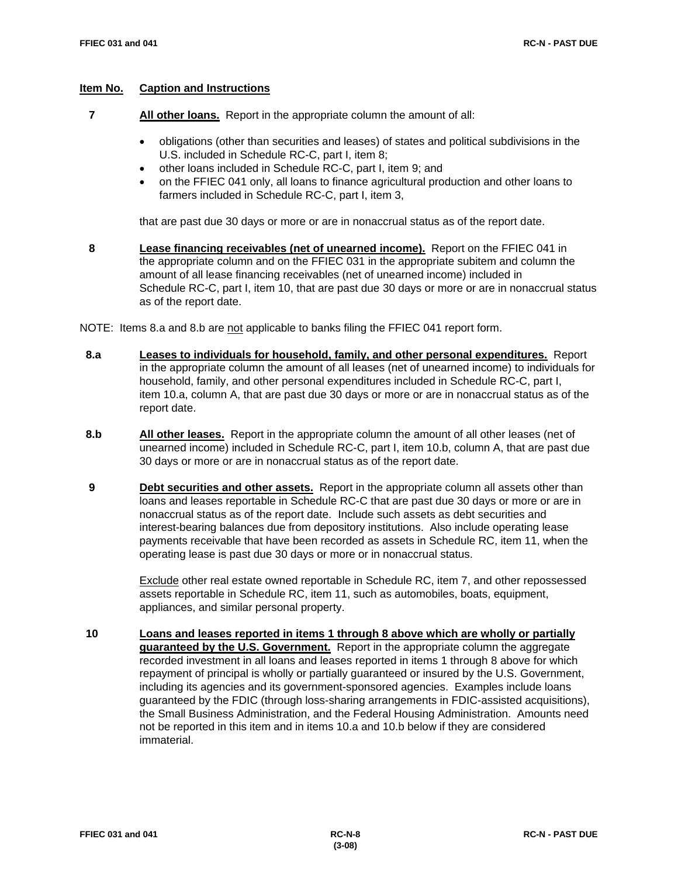**Item No.** **Caption and Instructions**

**7** **All other loans.** Report in the appropriate column the amount of all:

- obligations (other than securities and leases) of states and political subdivisions in the U.S. included in Schedule RC-C, part I, item 8;
- other loans included in Schedule RC-C, part I, item 9; and
- on the FFIEC 041 only, all loans to finance agricultural production and other loans to farmers included in Schedule RC-C, part I, item 3,

that are past due 30 days or more or are in nonaccrual status as of the report date.

**8** **Lease financing receivables (net of unearned income).** Report on the FFIEC 041 in the appropriate column and on the FFIEC 031 in the appropriate subitem and column the amount of all lease financing receivables (net of unearned income) included in Schedule RC-C, part I, item 10, that are past due 30 days or more or are in nonaccrual status as of the report date.

NOTE: Items 8.a and 8.b are not applicable to banks filing the FFIEC 041 report form.

**8.a** **Leases to individuals for household, family, and other personal expenditures.** Report in the appropriate column the amount of all leases (net of unearned income) to individuals for household, family, and other personal expenditures included in Schedule RC-C, part I, item 10.a, column A, that are past due 30 days or more or are in nonaccrual status as of the report date.

**8.b** **All other leases.** Report in the appropriate column the amount of all other leases (net of unearned income) included in Schedule RC-C, part I, item 10.b, column A, that are past due 30 days or more or are in nonaccrual status as of the report date.

**9** **Debt securities and other assets.** Report in the appropriate column all assets other than loans and leases reportable in Schedule RC-C that are past due 30 days or more or are in nonaccrual status as of the report date. Include such assets as debt securities and interest-bearing balances due from depository institutions. Also include operating lease payments receivable that have been recorded as assets in Schedule RC, item 11, when the operating lease is past due 30 days or more or in nonaccrual status.

Exclude other real estate owned reportable in Schedule RC, item 7, and other repossessed assets reportable in Schedule RC, item 11, such as automobiles, boats, equipment, appliances, and similar personal property.

**10** **Loans and leases reported in items 1 through 8 above which are wholly or partially guaranteed by the U.S. Government.** Report in the appropriate column the aggregate recorded investment in all loans and leases reported in items 1 through 8 above for which repayment of principal is wholly or partially guaranteed or insured by the U.S. Government, including its agencies and its government-sponsored agencies. Examples include loans guaranteed by the FDIC (through loss-sharing arrangements in FDIC-assisted acquisitions), the Small Business Administration, and the Federal Housing Administration. Amounts need not be reported in this item and in items 10.a and 10.b below if they are considered immaterial.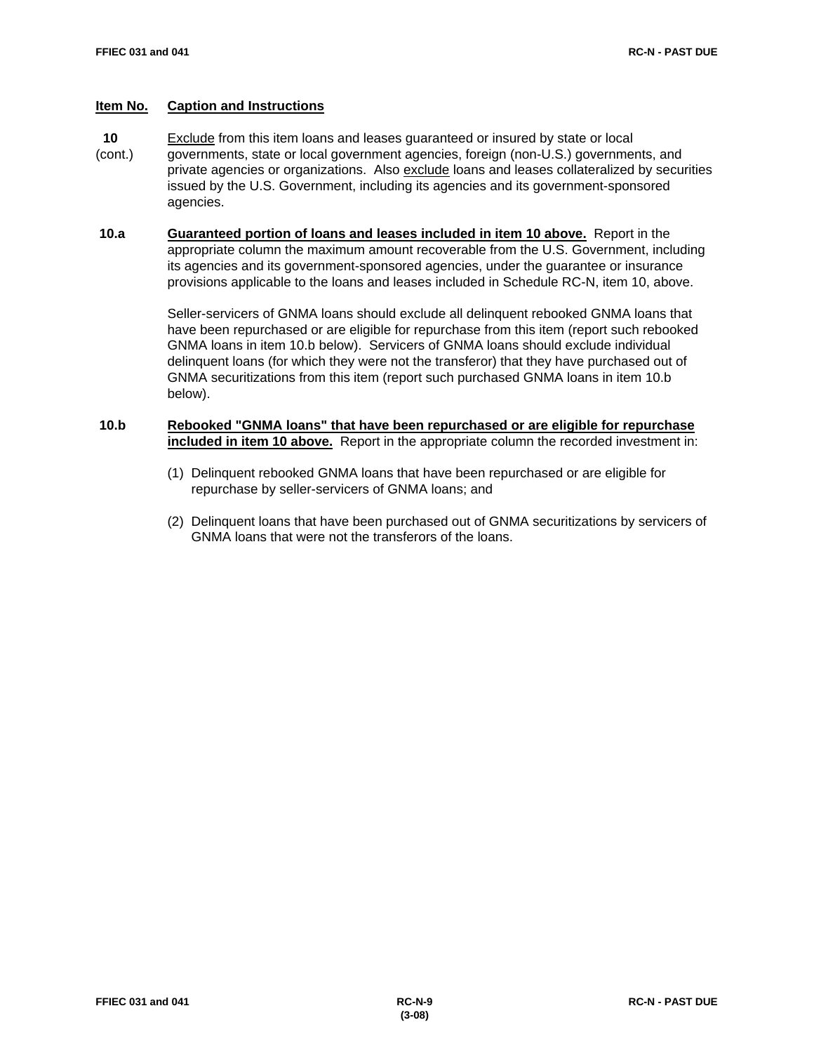**Item No.** **Caption and Instructions**

**10** (cont.) Exclude from this item loans and leases guaranteed or insured by state or local governments, state or local government agencies, foreign (non-U.S.) governments, and private agencies or organizations. Also exclude loans and leases collateralized by securities issued by the U.S. Government, including its agencies and its government-sponsored agencies.

**10.a** **Guaranteed portion of loans and leases included in item 10 above.** Report in the appropriate column the maximum amount recoverable from the U.S. Government, including its agencies and its government-sponsored agencies, under the guarantee or insurance provisions applicable to the loans and leases included in Schedule RC-N, item 10, above.

Seller-servicers of GNMA loans should exclude all delinquent rebooked GNMA loans that have been repurchased or are eligible for repurchase from this item (report such rebooked GNMA loans in item 10.b below). Servicers of GNMA loans should exclude individual delinquent loans (for which they were not the transferor) that they have purchased out of GNMA securitizations from this item (report such purchased GNMA loans in item 10.b below).

**10.b** **Rebooked "GNMA loans" that have been repurchased or are eligible for repurchase included in item 10 above.** Report in the appropriate column the recorded investment in:

(1) Delinquent rebooked GNMA loans that have been repurchased or are eligible for repurchase by seller-servicers of GNMA loans; and

(2) Delinquent loans that have been purchased out of GNMA securitizations by servicers of GNMA loans that were not the transferors of the loans.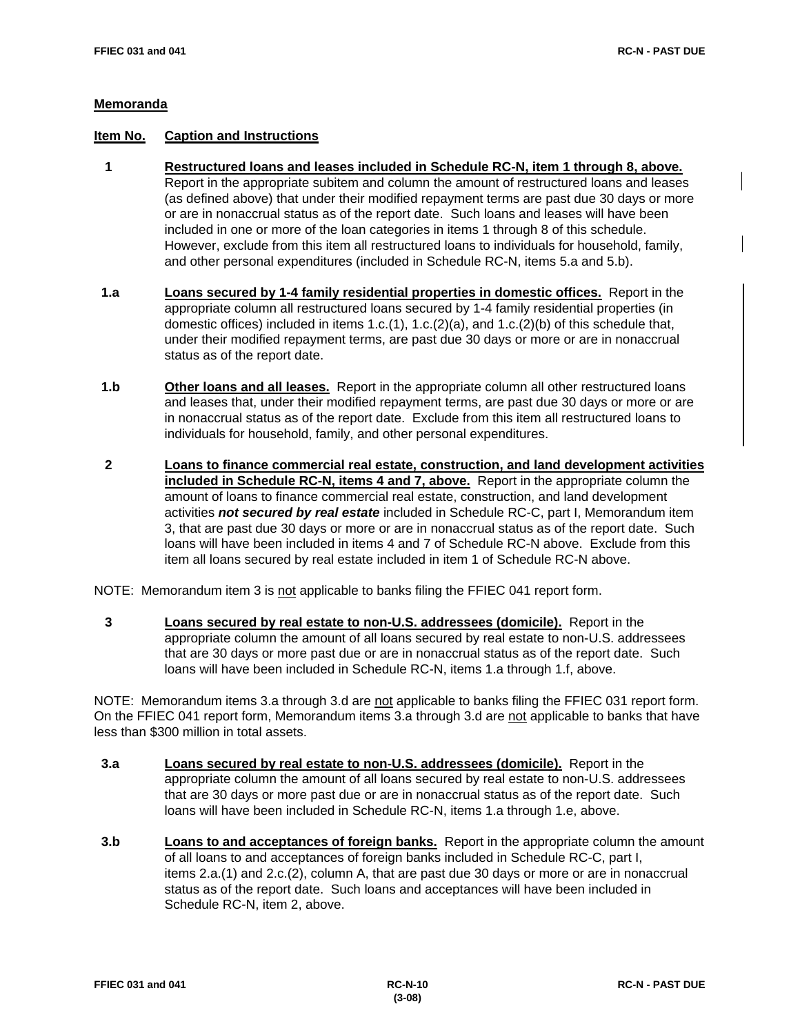## Memoranda

**Item No.** **Caption and Instructions**

**1** **Restructured loans and leases included in Schedule RC-N, item 1 through 8, above.** Report in the appropriate subitem and column the amount of restructured loans and leases (as defined above) that under their modified repayment terms are past due 30 days or more or are in nonaccrual status as of the report date. Such loans and leases will have been included in one or more of the loan categories in items 1 through 8 of this schedule. However, exclude from this item all restructured loans to individuals for household, family, and other personal expenditures (included in Schedule RC-N, items 5.a and 5.b).

**1.a** **Loans secured by 1-4 family residential properties in domestic offices.** Report in the appropriate column all restructured loans secured by 1-4 family residential properties (in domestic offices) included in items 1.c.(1), 1.c.(2)(a), and 1.c.(2)(b) of this schedule that, under their modified repayment terms, are past due 30 days or more or are in nonaccrual status as of the report date.

**1.b** **Other loans and all leases.** Report in the appropriate column all other restructured loans and leases that, under their modified repayment terms, are past due 30 days or more or are in nonaccrual status as of the report date. Exclude from this item all restructured loans to individuals for household, family, and other personal expenditures.

**2** **Loans to finance commercial real estate, construction, and land development activities included in Schedule RC-N, items 4 and 7, above.** Report in the appropriate column the amount of loans to finance commercial real estate, construction, and land development activities ***not secured by real estate*** included in Schedule RC-C, part I, Memorandum item 3, that are past due 30 days or more or are in nonaccrual status as of the report date. Such loans will have been included in items 4 and 7 of Schedule RC-N above. Exclude from this item all loans secured by real estate included in item 1 of Schedule RC-N above.

NOTE: Memorandum item 3 is not applicable to banks filing the FFIEC 041 report form.

**3** **Loans secured by real estate to non-U.S. addressees (domicile).** Report in the appropriate column the amount of all loans secured by real estate to non-U.S. addressees that are 30 days or more past due or are in nonaccrual status as of the report date. Such loans will have been included in Schedule RC-N, items 1.a through 1.f, above.

NOTE: Memorandum items 3.a through 3.d are not applicable to banks filing the FFIEC 031 report form. On the FFIEC 041 report form, Memorandum items 3.a through 3.d are not applicable to banks that have less than $300 million in total assets.

**3.a** **Loans secured by real estate to non-U.S. addressees (domicile).** Report in the appropriate column the amount of all loans secured by real estate to non-U.S. addressees that are 30 days or more past due or are in nonaccrual status as of the report date. Such loans will have been included in Schedule RC-N, items 1.a through 1.e, above.

**3.b** **Loans to and acceptances of foreign banks.** Report in the appropriate column the amount of all loans to and acceptances of foreign banks included in Schedule RC-C, part I, items 2.a.(1) and 2.c.(2), column A, that are past due 30 days or more or are in nonaccrual status as of the report date. Such loans and acceptances will have been included in Schedule RC-N, item 2, above.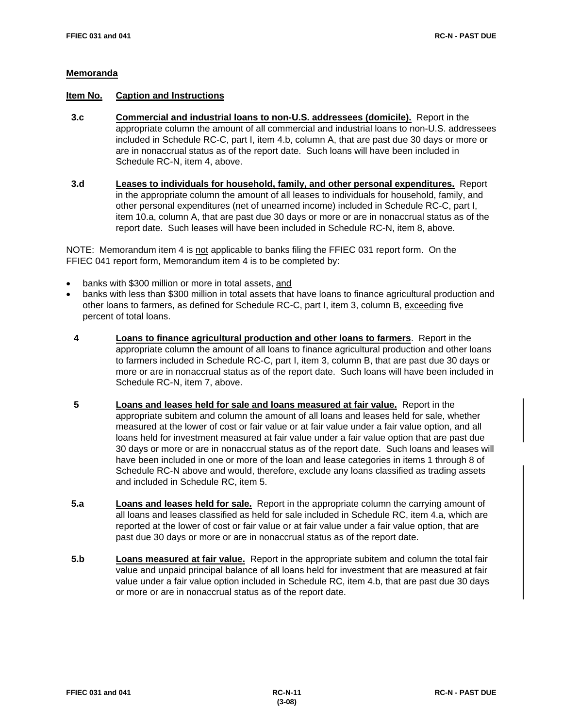**Memoranda**

**Item No.** **Caption and Instructions**

**3.c** **Commercial and industrial loans to non-U.S. addressees (domicile).** Report in the appropriate column the amount of all commercial and industrial loans to non-U.S. addressees included in Schedule RC-C, part I, item 4.b, column A, that are past due 30 days or more or are in nonaccrual status as of the report date. Such loans will have been included in Schedule RC-N, item 4, above.

**3.d** **Leases to individuals for household, family, and other personal expenditures.** Report in the appropriate column the amount of all leases to individuals for household, family, and other personal expenditures (net of unearned income) included in Schedule RC-C, part I, item 10.a, column A, that are past due 30 days or more or are in nonaccrual status as of the report date. Such leases will have been included in Schedule RC-N, item 8, above.

NOTE: Memorandum item 4 is not applicable to banks filing the FFIEC 031 report form. On the FFIEC 041 report form, Memorandum item 4 is to be completed by:

- banks with $300 million or more in total assets, and
- banks with less than $300 million in total assets that have loans to finance agricultural production and other loans to farmers, as defined for Schedule RC-C, part I, item 3, column B, exceeding five percent of total loans.

**4** **Loans to finance agricultural production and other loans to farmers**. Report in the appropriate column the amount of all loans to finance agricultural production and other loans to farmers included in Schedule RC-C, part I, item 3, column B, that are past due 30 days or more or are in nonaccrual status as of the report date. Such loans will have been included in Schedule RC-N, item 7, above.

**5** **Loans and leases held for sale and loans measured at fair value.** Report in the appropriate subitem and column the amount of all loans and leases held for sale, whether measured at the lower of cost or fair value or at fair value under a fair value option, and all loans held for investment measured at fair value under a fair value option that are past due 30 days or more or are in nonaccrual status as of the report date. Such loans and leases will have been included in one or more of the loan and lease categories in items 1 through 8 of Schedule RC-N above and would, therefore, exclude any loans classified as trading assets and included in Schedule RC, item 5.

**5.a** **Loans and leases held for sale.** Report in the appropriate column the carrying amount of all loans and leases classified as held for sale included in Schedule RC, item 4.a, which are reported at the lower of cost or fair value or at fair value under a fair value option, that are past due 30 days or more or are in nonaccrual status as of the report date.

**5.b** **Loans measured at fair value.** Report in the appropriate subitem and column the total fair value and unpaid principal balance of all loans held for investment that are measured at fair value under a fair value option included in Schedule RC, item 4.b, that are past due 30 days or more or are in nonaccrual status as of the report date.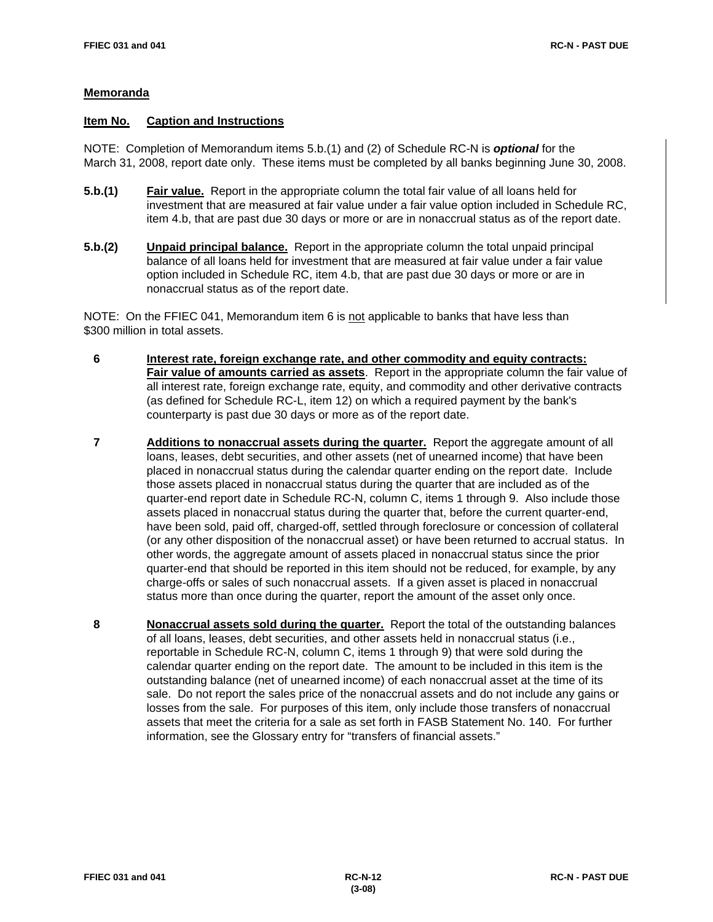**Memoranda**

**Item No.** **Caption and Instructions**

NOTE: Completion of Memorandum items 5.b.(1) and (2) of Schedule RC-N is ***optional*** for the March 31, 2008, report date only. These items must be completed by all banks beginning June 30, 2008.

**5.b.(1)** **Fair value.** Report in the appropriate column the total fair value of all loans held for investment that are measured at fair value under a fair value option included in Schedule RC, item 4.b, that are past due 30 days or more or are in nonaccrual status as of the report date.

**5.b.(2)** **Unpaid principal balance.** Report in the appropriate column the total unpaid principal balance of all loans held for investment that are measured at fair value under a fair value option included in Schedule RC, item 4.b, that are past due 30 days or more or are in nonaccrual status as of the report date.

NOTE: On the FFIEC 041, Memorandum item 6 is not applicable to banks that have less than $300 million in total assets.

**6** **Interest rate, foreign exchange rate, and other commodity and equity contracts: Fair value of amounts carried as assets**. Report in the appropriate column the fair value of all interest rate, foreign exchange rate, equity, and commodity and other derivative contracts (as defined for Schedule RC-L, item 12) on which a required payment by the bank's counterparty is past due 30 days or more as of the report date.

**7** **Additions to nonaccrual assets during the quarter.** Report the aggregate amount of all loans, leases, debt securities, and other assets (net of unearned income) that have been placed in nonaccrual status during the calendar quarter ending on the report date. Include those assets placed in nonaccrual status during the quarter that are included as of the quarter-end report date in Schedule RC-N, column C, items 1 through 9. Also include those assets placed in nonaccrual status during the quarter that, before the current quarter-end, have been sold, paid off, charged-off, settled through foreclosure or concession of collateral (or any other disposition of the nonaccrual asset) or have been returned to accrual status. In other words, the aggregate amount of assets placed in nonaccrual status since the prior quarter-end that should be reported in this item should not be reduced, for example, by any charge-offs or sales of such nonaccrual assets. If a given asset is placed in nonaccrual status more than once during the quarter, report the amount of the asset only once.

**8** **Nonaccrual assets sold during the quarter.** Report the total of the outstanding balances of all loans, leases, debt securities, and other assets held in nonaccrual status (i.e., reportable in Schedule RC-N, column C, items 1 through 9) that were sold during the calendar quarter ending on the report date. The amount to be included in this item is the outstanding balance (net of unearned income) of each nonaccrual asset at the time of its sale. Do not report the sales price of the nonaccrual assets and do not include any gains or losses from the sale. For purposes of this item, only include those transfers of nonaccrual assets that meet the criteria for a sale as set forth in FASB Statement No. 140. For further information, see the Glossary entry for "transfers of financial assets."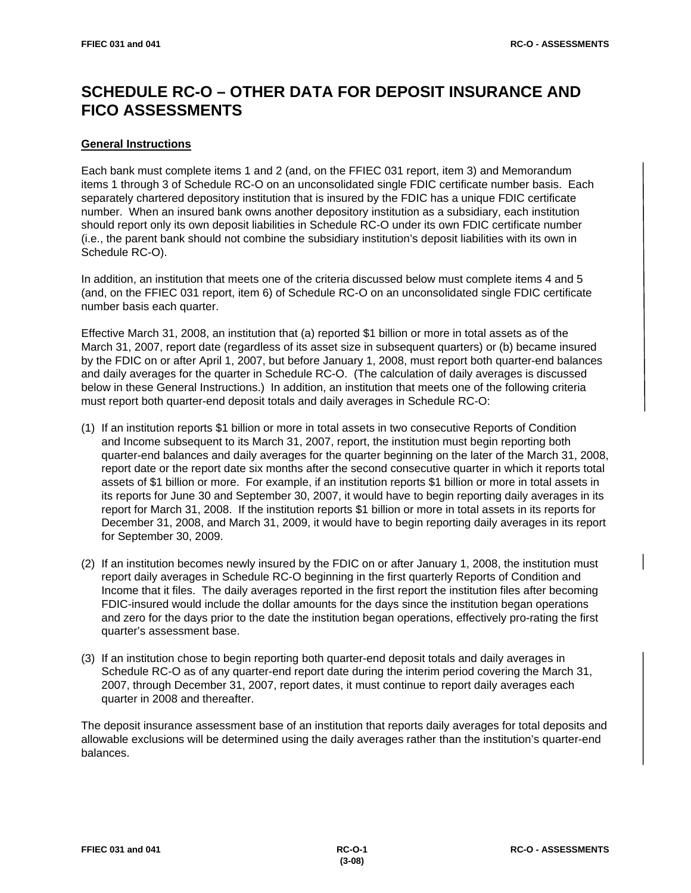# SCHEDULE RC-O – OTHER DATA FOR DEPOSIT INSURANCE AND FICO ASSESSMENTS

**General Instructions**

Each bank must complete items 1 and 2 (and, on the FFIEC 031 report, item 3) and Memorandum items 1 through 3 of Schedule RC-O on an unconsolidated single FDIC certificate number basis. Each separately chartered depository institution that is insured by the FDIC has a unique FDIC certificate number. When an insured bank owns another depository institution as a subsidiary, each institution should report only its own deposit liabilities in Schedule RC-O under its own FDIC certificate number (i.e., the parent bank should not combine the subsidiary institution's deposit liabilities with its own in Schedule RC-O).

In addition, an institution that meets one of the criteria discussed below must complete items 4 and 5 (and, on the FFIEC 031 report, item 6) of Schedule RC-O on an unconsolidated single FDIC certificate number basis each quarter.

Effective March 31, 2008, an institution that (a) reported $1 billion or more in total assets as of the March 31, 2007, report date (regardless of its asset size in subsequent quarters) or (b) became insured by the FDIC on or after April 1, 2007, but before January 1, 2008, must report both quarter-end balances and daily averages for the quarter in Schedule RC-O. (The calculation of daily averages is discussed below in these General Instructions.) In addition, an institution that meets one of the following criteria must report both quarter-end deposit totals and daily averages in Schedule RC-O:

(1) If an institution reports $1 billion or more in total assets in two consecutive Reports of Condition and Income subsequent to its March 31, 2007, report, the institution must begin reporting both quarter-end balances and daily averages for the quarter beginning on the later of the March 31, 2008, report date or the report date six months after the second consecutive quarter in which it reports total assets of $1 billion or more. For example, if an institution reports $1 billion or more in total assets in its reports for June 30 and September 30, 2007, it would have to begin reporting daily averages in its report for March 31, 2008. If the institution reports $1 billion or more in total assets in its reports for December 31, 2008, and March 31, 2009, it would have to begin reporting daily averages in its report for September 30, 2009.

(2) If an institution becomes newly insured by the FDIC on or after January 1, 2008, the institution must report daily averages in Schedule RC-O beginning in the first quarterly Reports of Condition and Income that it files. The daily averages reported in the first report the institution files after becoming FDIC-insured would include the dollar amounts for the days since the institution began operations and zero for the days prior to the date the institution began operations, effectively pro-rating the first quarter's assessment base.

(3) If an institution chose to begin reporting both quarter-end deposit totals and daily averages in Schedule RC-O as of any quarter-end report date during the interim period covering the March 31, 2007, through December 31, 2007, report dates, it must continue to report daily averages each quarter in 2008 and thereafter.

The deposit insurance assessment base of an institution that reports daily averages for total deposits and allowable exclusions will be determined using the daily averages rather than the institution's quarter-end balances.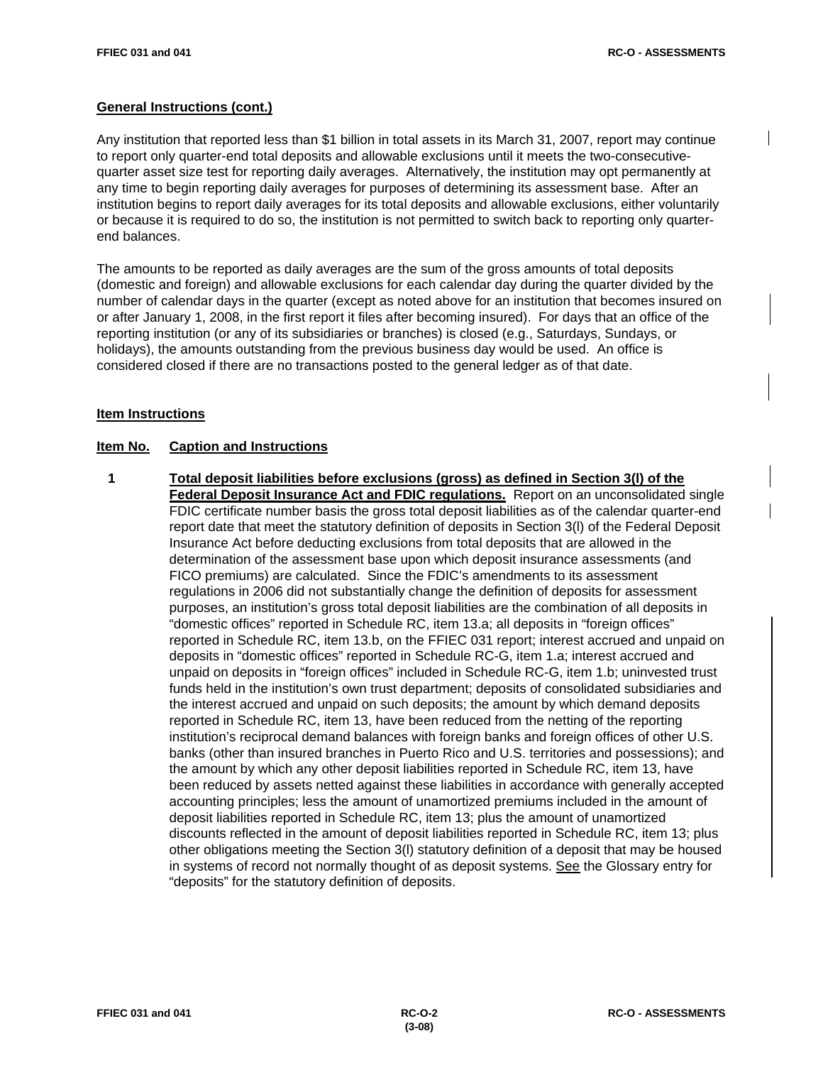## General Instructions (cont.)

Any institution that reported less than $1 billion in total assets in its March 31, 2007, report may continue to report only quarter-end total deposits and allowable exclusions until it meets the two-consecutive-quarter asset size test for reporting daily averages. Alternatively, the institution may opt permanently at any time to begin reporting daily averages for purposes of determining its assessment base. After an institution begins to report daily averages for its total deposits and allowable exclusions, either voluntarily or because it is required to do so, the institution is not permitted to switch back to reporting only quarter-end balances.

The amounts to be reported as daily averages are the sum of the gross amounts of total deposits (domestic and foreign) and allowable exclusions for each calendar day during the quarter divided by the number of calendar days in the quarter (except as noted above for an institution that becomes insured on or after January 1, 2008, in the first report it files after becoming insured). For days that an office of the reporting institution (or any of its subsidiaries or branches) is closed (e.g., Saturdays, Sundays, or holidays), the amounts outstanding from the previous business day would be used. An office is considered closed if there are no transactions posted to the general ledger as of that date.

## Item Instructions

**Item No.** **Caption and Instructions**

**1** **Total deposit liabilities before exclusions (gross) as defined in Section 3(l) of the Federal Deposit Insurance Act and FDIC regulations.** Report on an unconsolidated single FDIC certificate number basis the gross total deposit liabilities as of the calendar quarter-end report date that meet the statutory definition of deposits in Section 3(l) of the Federal Deposit Insurance Act before deducting exclusions from total deposits that are allowed in the determination of the assessment base upon which deposit insurance assessments (and FICO premiums) are calculated. Since the FDIC's amendments to its assessment regulations in 2006 did not substantially change the definition of deposits for assessment purposes, an institution's gross total deposit liabilities are the combination of all deposits in "domestic offices" reported in Schedule RC, item 13.a; all deposits in "foreign offices" reported in Schedule RC, item 13.b, on the FFIEC 031 report; interest accrued and unpaid on deposits in "domestic offices" reported in Schedule RC-G, item 1.a; interest accrued and unpaid on deposits in "foreign offices" included in Schedule RC-G, item 1.b; uninvested trust funds held in the institution's own trust department; deposits of consolidated subsidiaries and the interest accrued and unpaid on such deposits; the amount by which demand deposits reported in Schedule RC, item 13, have been reduced from the netting of the reporting institution's reciprocal demand balances with foreign banks and foreign offices of other U.S. banks (other than insured branches in Puerto Rico and U.S. territories and possessions); and the amount by which any other deposit liabilities reported in Schedule RC, item 13, have been reduced by assets netted against these liabilities in accordance with generally accepted accounting principles; less the amount of unamortized premiums included in the amount of deposit liabilities reported in Schedule RC, item 13; plus the amount of unamortized discounts reflected in the amount of deposit liabilities reported in Schedule RC, item 13; plus other obligations meeting the Section 3(l) statutory definition of a deposit that may be housed in systems of record not normally thought of as deposit systems. See the Glossary entry for "deposits" for the statutory definition of deposits.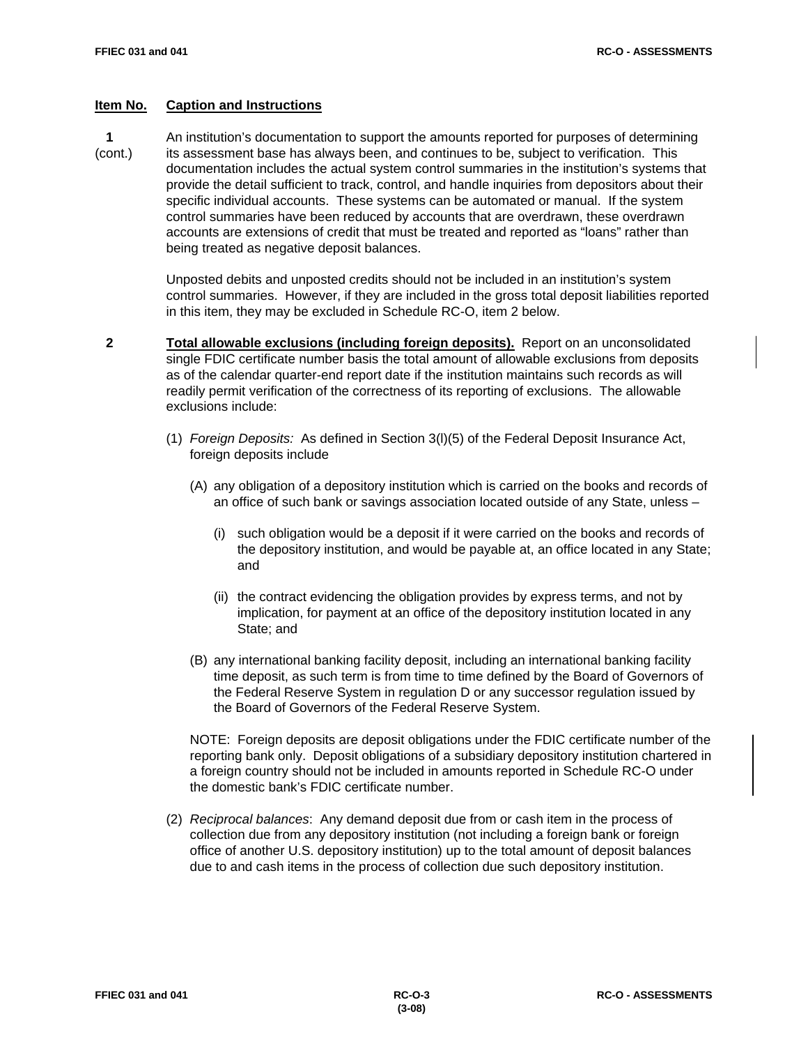**Item No.** **Caption and Instructions**

**1** (cont.)

An institution's documentation to support the amounts reported for purposes of determining its assessment base has always been, and continues to be, subject to verification. This documentation includes the actual system control summaries in the institution's systems that provide the detail sufficient to track, control, and handle inquiries from depositors about their specific individual accounts. These systems can be automated or manual. If the system control summaries have been reduced by accounts that are overdrawn, these overdrawn accounts are extensions of credit that must be treated and reported as "loans" rather than being treated as negative deposit balances.

Unposted debits and unposted credits should not be included in an institution's system control summaries. However, if they are included in the gross total deposit liabilities reported in this item, they may be excluded in Schedule RC-O, item 2 below.

**2** **Total allowable exclusions (including foreign deposits).** Report on an unconsolidated single FDIC certificate number basis the total amount of allowable exclusions from deposits as of the calendar quarter-end report date if the institution maintains such records as will readily permit verification of the correctness of its reporting of exclusions. The allowable exclusions include:

(1) *Foreign Deposits:* As defined in Section 3(l)(5) of the Federal Deposit Insurance Act, foreign deposits include

(A) any obligation of a depository institution which is carried on the books and records of an office of such bank or savings association located outside of any State, unless –

(i) such obligation would be a deposit if it were carried on the books and records of the depository institution, and would be payable at, an office located in any State; and

(ii) the contract evidencing the obligation provides by express terms, and not by implication, for payment at an office of the depository institution located in any State; and

(B) any international banking facility deposit, including an international banking facility time deposit, as such term is from time to time defined by the Board of Governors of the Federal Reserve System in regulation D or any successor regulation issued by the Board of Governors of the Federal Reserve System.

NOTE: Foreign deposits are deposit obligations under the FDIC certificate number of the reporting bank only. Deposit obligations of a subsidiary depository institution chartered in a foreign country should not be included in amounts reported in Schedule RC-O under the domestic bank's FDIC certificate number.

(2) *Reciprocal balances*: Any demand deposit due from or cash item in the process of collection due from any depository institution (not including a foreign bank or foreign office of another U.S. depository institution) up to the total amount of deposit balances due to and cash items in the process of collection due such depository institution.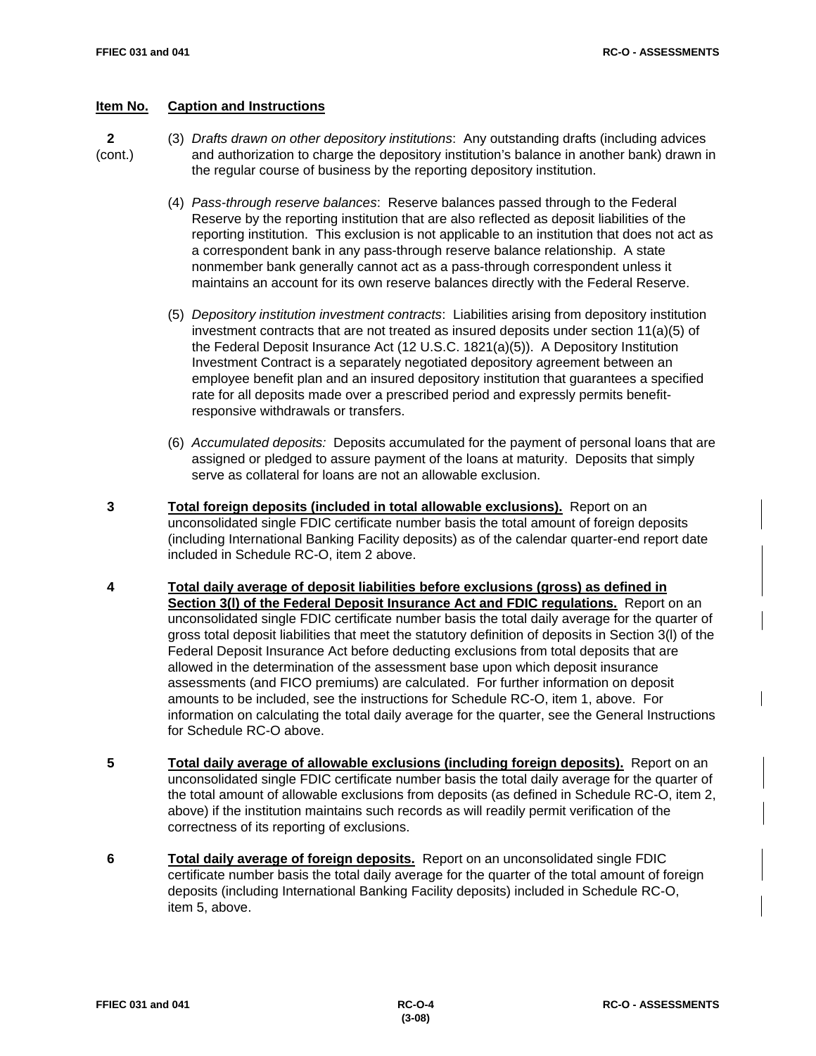| Item No. | Caption and Instructions |
|---|---|

**2** (cont.)

(3) *Drafts drawn on other depository institutions*: Any outstanding drafts (including advices and authorization to charge the depository institution's balance in another bank) drawn in the regular course of business by the reporting depository institution.

(4) *Pass-through reserve balances*: Reserve balances passed through to the Federal Reserve by the reporting institution that are also reflected as deposit liabilities of the reporting institution. This exclusion is not applicable to an institution that does not act as a correspondent bank in any pass-through reserve balance relationship. A state nonmember bank generally cannot act as a pass-through correspondent unless it maintains an account for its own reserve balances directly with the Federal Reserve.

(5) *Depository institution investment contracts*: Liabilities arising from depository institution investment contracts that are not treated as insured deposits under section 11(a)(5) of the Federal Deposit Insurance Act (12 U.S.C. 1821(a)(5)). A Depository Institution Investment Contract is a separately negotiated depository agreement between an employee benefit plan and an insured depository institution that guarantees a specified rate for all deposits made over a prescribed period and expressly permits benefit-responsive withdrawals or transfers.

(6) *Accumulated deposits:* Deposits accumulated for the payment of personal loans that are assigned or pledged to assure payment of the loans at maturity. Deposits that simply serve as collateral for loans are not an allowable exclusion.

**3** **Total foreign deposits (included in total allowable exclusions).** Report on an unconsolidated single FDIC certificate number basis the total amount of foreign deposits (including International Banking Facility deposits) as of the calendar quarter-end report date included in Schedule RC-O, item 2 above.

**4** **Total daily average of deposit liabilities before exclusions (gross) as defined in Section 3(l) of the Federal Deposit Insurance Act and FDIC regulations.** Report on an unconsolidated single FDIC certificate number basis the total daily average for the quarter of gross total deposit liabilities that meet the statutory definition of deposits in Section 3(l) of the Federal Deposit Insurance Act before deducting exclusions from total deposits that are allowed in the determination of the assessment base upon which deposit insurance assessments (and FICO premiums) are calculated. For further information on deposit amounts to be included, see the instructions for Schedule RC-O, item 1, above. For information on calculating the total daily average for the quarter, see the General Instructions for Schedule RC-O above.

**5** **Total daily average of allowable exclusions (including foreign deposits).** Report on an unconsolidated single FDIC certificate number basis the total daily average for the quarter of the total amount of allowable exclusions from deposits (as defined in Schedule RC-O, item 2, above) if the institution maintains such records as will readily permit verification of the correctness of its reporting of exclusions.

**6** **Total daily average of foreign deposits.** Report on an unconsolidated single FDIC certificate number basis the total daily average for the quarter of the total amount of foreign deposits (including International Banking Facility deposits) included in Schedule RC-O, item 5, above.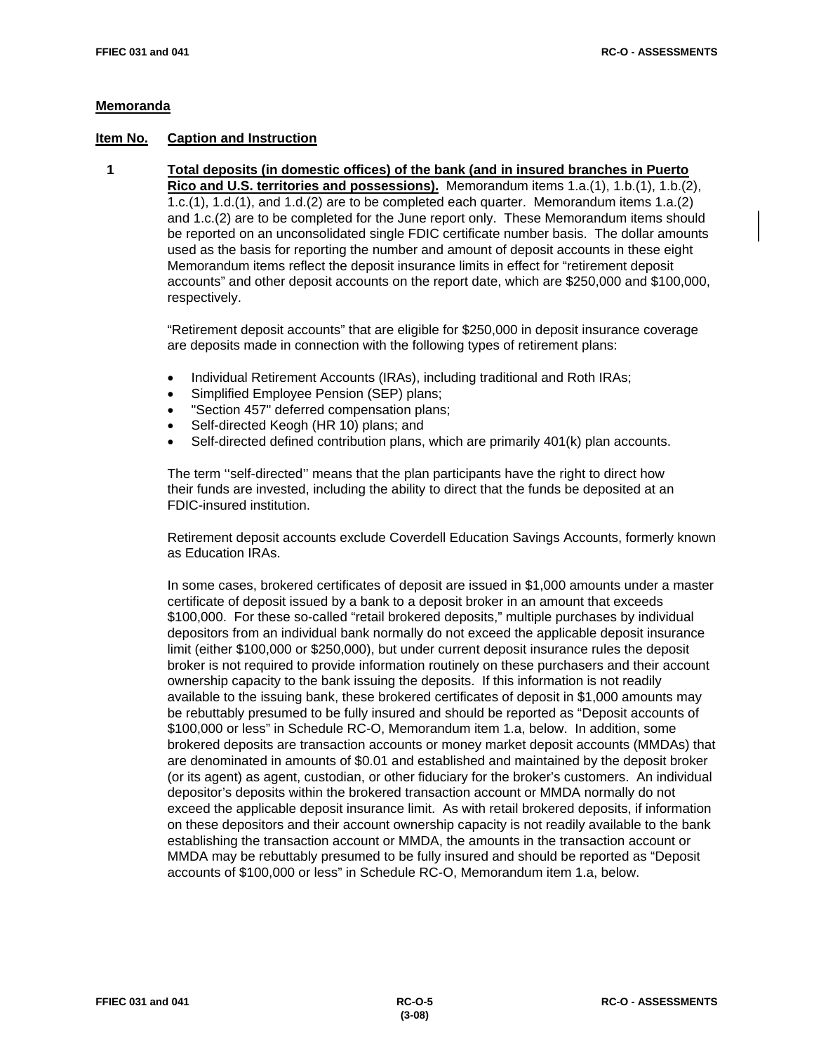## Memoranda

**Item No.** **Caption and Instruction**

**1** **Total deposits (in domestic offices) of the bank (and in insured branches in Puerto Rico and U.S. territories and possessions).** Memorandum items 1.a.(1), 1.b.(1), 1.b.(2), 1.c.(1), 1.d.(1), and 1.d.(2) are to be completed each quarter. Memorandum items 1.a.(2) and 1.c.(2) are to be completed for the June report only. These Memorandum items should be reported on an unconsolidated single FDIC certificate number basis. The dollar amounts used as the basis for reporting the number and amount of deposit accounts in these eight Memorandum items reflect the deposit insurance limits in effect for "retirement deposit accounts" and other deposit accounts on the report date, which are $250,000 and $100,000, respectively.

"Retirement deposit accounts" that are eligible for $250,000 in deposit insurance coverage are deposits made in connection with the following types of retirement plans:

- Individual Retirement Accounts (IRAs), including traditional and Roth IRAs;
- Simplified Employee Pension (SEP) plans;
- "Section 457" deferred compensation plans;
- Self-directed Keogh (HR 10) plans; and
- Self-directed defined contribution plans, which are primarily 401(k) plan accounts.

The term ''self-directed'' means that the plan participants have the right to direct how their funds are invested, including the ability to direct that the funds be deposited at an FDIC-insured institution.

Retirement deposit accounts exclude Coverdell Education Savings Accounts, formerly known as Education IRAs.

In some cases, brokered certificates of deposit are issued in $1,000 amounts under a master certificate of deposit issued by a bank to a deposit broker in an amount that exceeds $100,000. For these so-called "retail brokered deposits," multiple purchases by individual depositors from an individual bank normally do not exceed the applicable deposit insurance limit (either $100,000 or $250,000), but under current deposit insurance rules the deposit broker is not required to provide information routinely on these purchasers and their account ownership capacity to the bank issuing the deposits. If this information is not readily available to the issuing bank, these brokered certificates of deposit in $1,000 amounts may be rebuttably presumed to be fully insured and should be reported as "Deposit accounts of $100,000 or less" in Schedule RC-O, Memorandum item 1.a, below. In addition, some brokered deposits are transaction accounts or money market deposit accounts (MMDAs) that are denominated in amounts of $0.01 and established and maintained by the deposit broker (or its agent) as agent, custodian, or other fiduciary for the broker's customers. An individual depositor's deposits within the brokered transaction account or MMDA normally do not exceed the applicable deposit insurance limit. As with retail brokered deposits, if information on these depositors and their account ownership capacity is not readily available to the bank establishing the transaction account or MMDA, the amounts in the transaction account or MMDA may be rebuttably presumed to be fully insured and should be reported as "Deposit accounts of $100,000 or less" in Schedule RC-O, Memorandum item 1.a, below.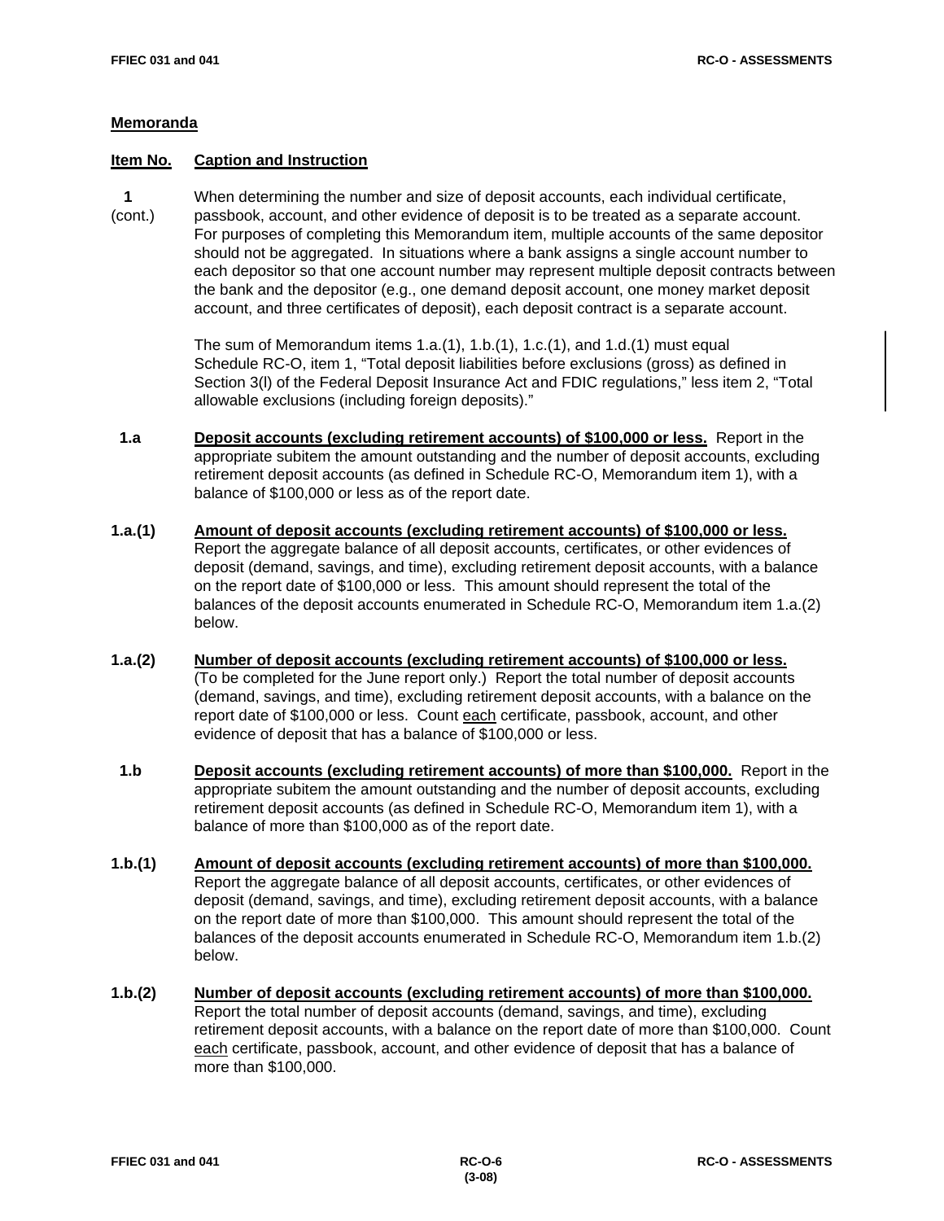## Memoranda

**Item No.** **Caption and Instruction**

**1** (cont.) When determining the number and size of deposit accounts, each individual certificate, passbook, account, and other evidence of deposit is to be treated as a separate account. For purposes of completing this Memorandum item, multiple accounts of the same depositor should not be aggregated. In situations where a bank assigns a single account number to each depositor so that one account number may represent multiple deposit contracts between the bank and the depositor (e.g., one demand deposit account, one money market deposit account, and three certificates of deposit), each deposit contract is a separate account.

The sum of Memorandum items 1.a.(1), 1.b.(1), 1.c.(1), and 1.d.(1) must equal Schedule RC-O, item 1, "Total deposit liabilities before exclusions (gross) as defined in Section 3(l) of the Federal Deposit Insurance Act and FDIC regulations," less item 2, "Total allowable exclusions (including foreign deposits)."

**1.a** **Deposit accounts (excluding retirement accounts) of $100,000 or less.** Report in the appropriate subitem the amount outstanding and the number of deposit accounts, excluding retirement deposit accounts (as defined in Schedule RC-O, Memorandum item 1), with a balance of $100,000 or less as of the report date.

**1.a.(1)** **Amount of deposit accounts (excluding retirement accounts) of $100,000 or less.** Report the aggregate balance of all deposit accounts, certificates, or other evidences of deposit (demand, savings, and time), excluding retirement deposit accounts, with a balance on the report date of $100,000 or less. This amount should represent the total of the balances of the deposit accounts enumerated in Schedule RC-O, Memorandum item 1.a.(2) below.

**1.a.(2)** **Number of deposit accounts (excluding retirement accounts) of $100,000 or less.** (To be completed for the June report only.) Report the total number of deposit accounts (demand, savings, and time), excluding retirement deposit accounts, with a balance on the report date of $100,000 or less. Count each certificate, passbook, account, and other evidence of deposit that has a balance of $100,000 or less.

**1.b** **Deposit accounts (excluding retirement accounts) of more than $100,000.** Report in the appropriate subitem the amount outstanding and the number of deposit accounts, excluding retirement deposit accounts (as defined in Schedule RC-O, Memorandum item 1), with a balance of more than $100,000 as of the report date.

**1.b.(1)** **Amount of deposit accounts (excluding retirement accounts) of more than $100,000.** Report the aggregate balance of all deposit accounts, certificates, or other evidences of deposit (demand, savings, and time), excluding retirement deposit accounts, with a balance on the report date of more than $100,000. This amount should represent the total of the balances of the deposit accounts enumerated in Schedule RC-O, Memorandum item 1.b.(2) below.

**1.b.(2)** **Number of deposit accounts (excluding retirement accounts) of more than $100,000.** Report the total number of deposit accounts (demand, savings, and time), excluding retirement deposit accounts, with a balance on the report date of more than $100,000. Count each certificate, passbook, account, and other evidence of deposit that has a balance of more than $100,000.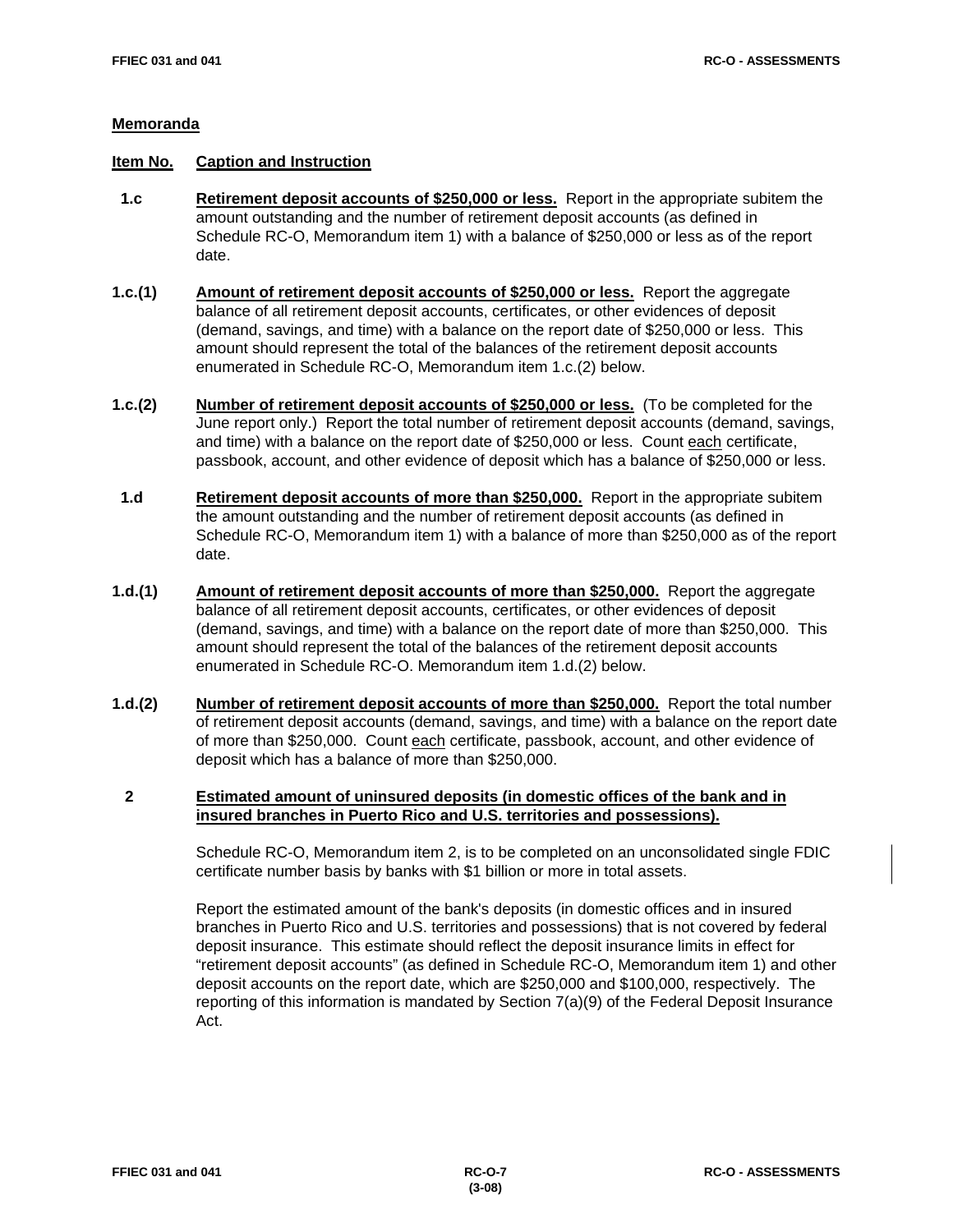## Memoranda

**Item No.** **Caption and Instruction**

**1.c** **Retirement deposit accounts of $250,000 or less.** Report in the appropriate subitem the amount outstanding and the number of retirement deposit accounts (as defined in Schedule RC-O, Memorandum item 1) with a balance of $250,000 or less as of the report date.

**1.c.(1)** **Amount of retirement deposit accounts of $250,000 or less.** Report the aggregate balance of all retirement deposit accounts, certificates, or other evidences of deposit (demand, savings, and time) with a balance on the report date of $250,000 or less. This amount should represent the total of the balances of the retirement deposit accounts enumerated in Schedule RC-O, Memorandum item 1.c.(2) below.

**1.c.(2)** **Number of retirement deposit accounts of $250,000 or less.** (To be completed for the June report only.) Report the total number of retirement deposit accounts (demand, savings, and time) with a balance on the report date of $250,000 or less. Count each certificate, passbook, account, and other evidence of deposit which has a balance of $250,000 or less.

**1.d** **Retirement deposit accounts of more than $250,000.** Report in the appropriate subitem the amount outstanding and the number of retirement deposit accounts (as defined in Schedule RC-O, Memorandum item 1) with a balance of more than $250,000 as of the report date.

**1.d.(1)** **Amount of retirement deposit accounts of more than $250,000.** Report the aggregate balance of all retirement deposit accounts, certificates, or other evidences of deposit (demand, savings, and time) with a balance on the report date of more than $250,000. This amount should represent the total of the balances of the retirement deposit accounts enumerated in Schedule RC-O. Memorandum item 1.d.(2) below.

**1.d.(2)** **Number of retirement deposit accounts of more than $250,000.** Report the total number of retirement deposit accounts (demand, savings, and time) with a balance on the report date of more than $250,000. Count each certificate, passbook, account, and other evidence of deposit which has a balance of more than $250,000.

**2** **Estimated amount of uninsured deposits (in domestic offices of the bank and in insured branches in Puerto Rico and U.S. territories and possessions).**

Schedule RC-O, Memorandum item 2, is to be completed on an unconsolidated single FDIC certificate number basis by banks with $1 billion or more in total assets.

Report the estimated amount of the bank's deposits (in domestic offices and in insured branches in Puerto Rico and U.S. territories and possessions) that is not covered by federal deposit insurance. This estimate should reflect the deposit insurance limits in effect for "retirement deposit accounts" (as defined in Schedule RC-O, Memorandum item 1) and other deposit accounts on the report date, which are $250,000 and $100,000, respectively. The reporting of this information is mandated by Section 7(a)(9) of the Federal Deposit Insurance Act.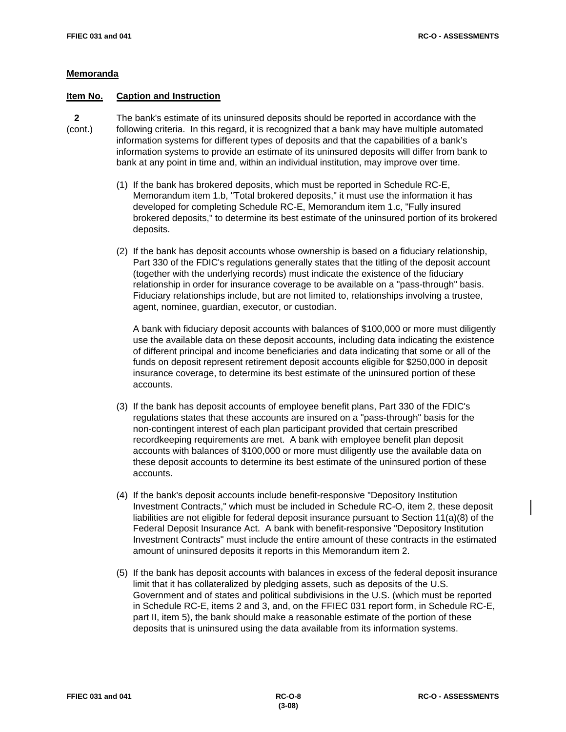## Memoranda

**Item No.** **Caption and Instruction**

**2** (cont.) The bank's estimate of its uninsured deposits should be reported in accordance with the following criteria. In this regard, it is recognized that a bank may have multiple automated information systems for different types of deposits and that the capabilities of a bank's information systems to provide an estimate of its uninsured deposits will differ from bank to bank at any point in time and, within an individual institution, may improve over time.

(1) If the bank has brokered deposits, which must be reported in Schedule RC-E, Memorandum item 1.b, "Total brokered deposits," it must use the information it has developed for completing Schedule RC-E, Memorandum item 1.c, "Fully insured brokered deposits," to determine its best estimate of the uninsured portion of its brokered deposits.

(2) If the bank has deposit accounts whose ownership is based on a fiduciary relationship, Part 330 of the FDIC's regulations generally states that the titling of the deposit account (together with the underlying records) must indicate the existence of the fiduciary relationship in order for insurance coverage to be available on a "pass-through" basis. Fiduciary relationships include, but are not limited to, relationships involving a trustee, agent, nominee, guardian, executor, or custodian.

A bank with fiduciary deposit accounts with balances of $100,000 or more must diligently use the available data on these deposit accounts, including data indicating the existence of different principal and income beneficiaries and data indicating that some or all of the funds on deposit represent retirement deposit accounts eligible for $250,000 in deposit insurance coverage, to determine its best estimate of the uninsured portion of these accounts.

(3) If the bank has deposit accounts of employee benefit plans, Part 330 of the FDIC's regulations states that these accounts are insured on a "pass-through" basis for the non-contingent interest of each plan participant provided that certain prescribed recordkeeping requirements are met. A bank with employee benefit plan deposit accounts with balances of $100,000 or more must diligently use the available data on these deposit accounts to determine its best estimate of the uninsured portion of these accounts.

(4) If the bank's deposit accounts include benefit-responsive "Depository Institution Investment Contracts," which must be included in Schedule RC-O, item 2, these deposit liabilities are not eligible for federal deposit insurance pursuant to Section 11(a)(8) of the Federal Deposit Insurance Act. A bank with benefit-responsive "Depository Institution Investment Contracts" must include the entire amount of these contracts in the estimated amount of uninsured deposits it reports in this Memorandum item 2.

(5) If the bank has deposit accounts with balances in excess of the federal deposit insurance limit that it has collateralized by pledging assets, such as deposits of the U.S. Government and of states and political subdivisions in the U.S. (which must be reported in Schedule RC-E, items 2 and 3, and, on the FFIEC 031 report form, in Schedule RC-E, part II, item 5), the bank should make a reasonable estimate of the portion of these deposits that is uninsured using the data available from its information systems.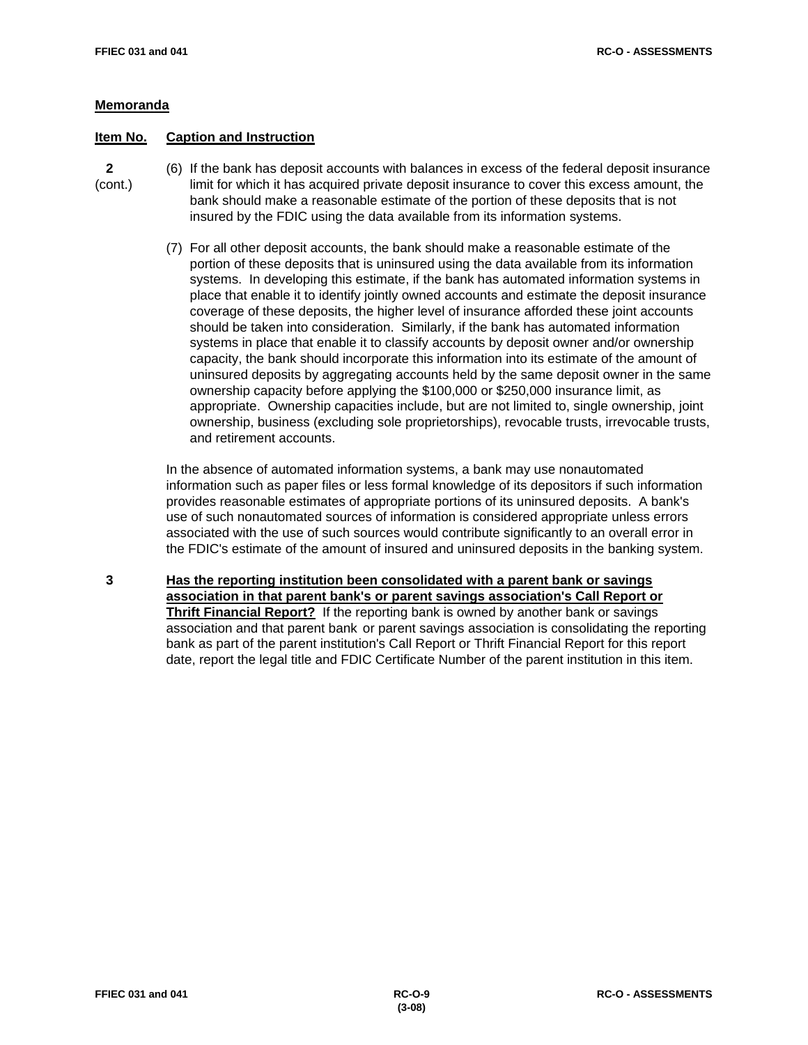**Memoranda**

| Item No. | Caption and Instruction |
|---|---|

**2** (cont.)

(6) If the bank has deposit accounts with balances in excess of the federal deposit insurance limit for which it has acquired private deposit insurance to cover this excess amount, the bank should make a reasonable estimate of the portion of these deposits that is not insured by the FDIC using the data available from its information systems.

(7) For all other deposit accounts, the bank should make a reasonable estimate of the portion of these deposits that is uninsured using the data available from its information systems. In developing this estimate, if the bank has automated information systems in place that enable it to identify jointly owned accounts and estimate the deposit insurance coverage of these deposits, the higher level of insurance afforded these joint accounts should be taken into consideration. Similarly, if the bank has automated information systems in place that enable it to classify accounts by deposit owner and/or ownership capacity, the bank should incorporate this information into its estimate of the amount of uninsured deposits by aggregating accounts held by the same deposit owner in the same ownership capacity before applying the $100,000 or $250,000 insurance limit, as appropriate. Ownership capacities include, but are not limited to, single ownership, joint ownership, business (excluding sole proprietorships), revocable trusts, irrevocable trusts, and retirement accounts.

In the absence of automated information systems, a bank may use nonautomated information such as paper files or less formal knowledge of its depositors if such information provides reasonable estimates of appropriate portions of its uninsured deposits. A bank's use of such nonautomated sources of information is considered appropriate unless errors associated with the use of such sources would contribute significantly to an overall error in the FDIC's estimate of the amount of insured and uninsured deposits in the banking system.

**3**

**Has the reporting institution been consolidated with a parent bank or savings association in that parent bank's or parent savings association's Call Report or Thrift Financial Report?** If the reporting bank is owned by another bank or savings association and that parent bank or parent savings association is consolidating the reporting bank as part of the parent institution's Call Report or Thrift Financial Report for this report date, report the legal title and FDIC Certificate Number of the parent institution in this item.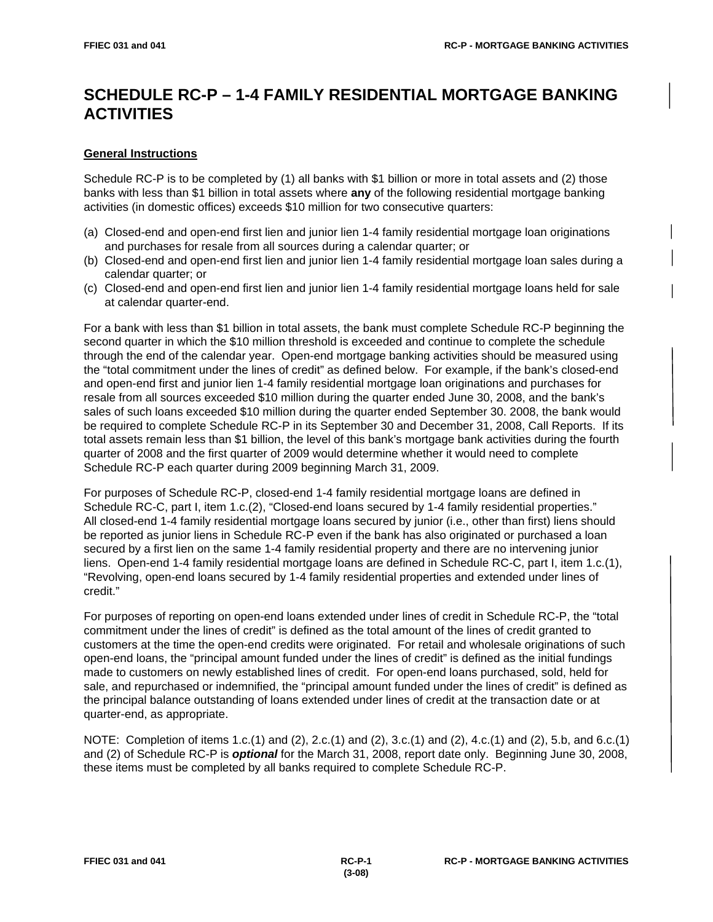# SCHEDULE RC-P – 1-4 FAMILY RESIDENTIAL MORTGAGE BANKING ACTIVITIES

## General Instructions

Schedule RC-P is to be completed by (1) all banks with $1 billion or more in total assets and (2) those banks with less than $1 billion in total assets where **any** of the following residential mortgage banking activities (in domestic offices) exceeds $10 million for two consecutive quarters:

(a) Closed-end and open-end first lien and junior lien 1-4 family residential mortgage loan originations and purchases for resale from all sources during a calendar quarter; or
(b) Closed-end and open-end first lien and junior lien 1-4 family residential mortgage loan sales during a calendar quarter; or
(c) Closed-end and open-end first lien and junior lien 1-4 family residential mortgage loans held for sale at calendar quarter-end.

For a bank with less than $1 billion in total assets, the bank must complete Schedule RC-P beginning the second quarter in which the $10 million threshold is exceeded and continue to complete the schedule through the end of the calendar year. Open-end mortgage banking activities should be measured using the "total commitment under the lines of credit" as defined below. For example, if the bank's closed-end and open-end first and junior lien 1-4 family residential mortgage loan originations and purchases for resale from all sources exceeded $10 million during the quarter ended June 30, 2008, and the bank's sales of such loans exceeded $10 million during the quarter ended September 30. 2008, the bank would be required to complete Schedule RC-P in its September 30 and December 31, 2008, Call Reports. If its total assets remain less than $1 billion, the level of this bank's mortgage bank activities during the fourth quarter of 2008 and the first quarter of 2009 would determine whether it would need to complete Schedule RC-P each quarter during 2009 beginning March 31, 2009.

For purposes of Schedule RC-P, closed-end 1-4 family residential mortgage loans are defined in Schedule RC-C, part I, item 1.c.(2), "Closed-end loans secured by 1-4 family residential properties." All closed-end 1-4 family residential mortgage loans secured by junior (i.e., other than first) liens should be reported as junior liens in Schedule RC-P even if the bank has also originated or purchased a loan secured by a first lien on the same 1-4 family residential property and there are no intervening junior liens. Open-end 1-4 family residential mortgage loans are defined in Schedule RC-C, part I, item 1.c.(1), "Revolving, open-end loans secured by 1-4 family residential properties and extended under lines of credit."

For purposes of reporting on open-end loans extended under lines of credit in Schedule RC-P, the "total commitment under the lines of credit" is defined as the total amount of the lines of credit granted to customers at the time the open-end credits were originated. For retail and wholesale originations of such open-end loans, the "principal amount funded under the lines of credit" is defined as the initial fundings made to customers on newly established lines of credit. For open-end loans purchased, sold, held for sale, and repurchased or indemnified, the "principal amount funded under the lines of credit" is defined as the principal balance outstanding of loans extended under lines of credit at the transaction date or at quarter-end, as appropriate.

NOTE: Completion of items 1.c.(1) and (2), 2.c.(1) and (2), 3.c.(1) and (2), 4.c.(1) and (2), 5.b, and 6.c.(1) and (2) of Schedule RC-P is ***optional*** for the March 31, 2008, report date only. Beginning June 30, 2008, these items must be completed by all banks required to complete Schedule RC-P.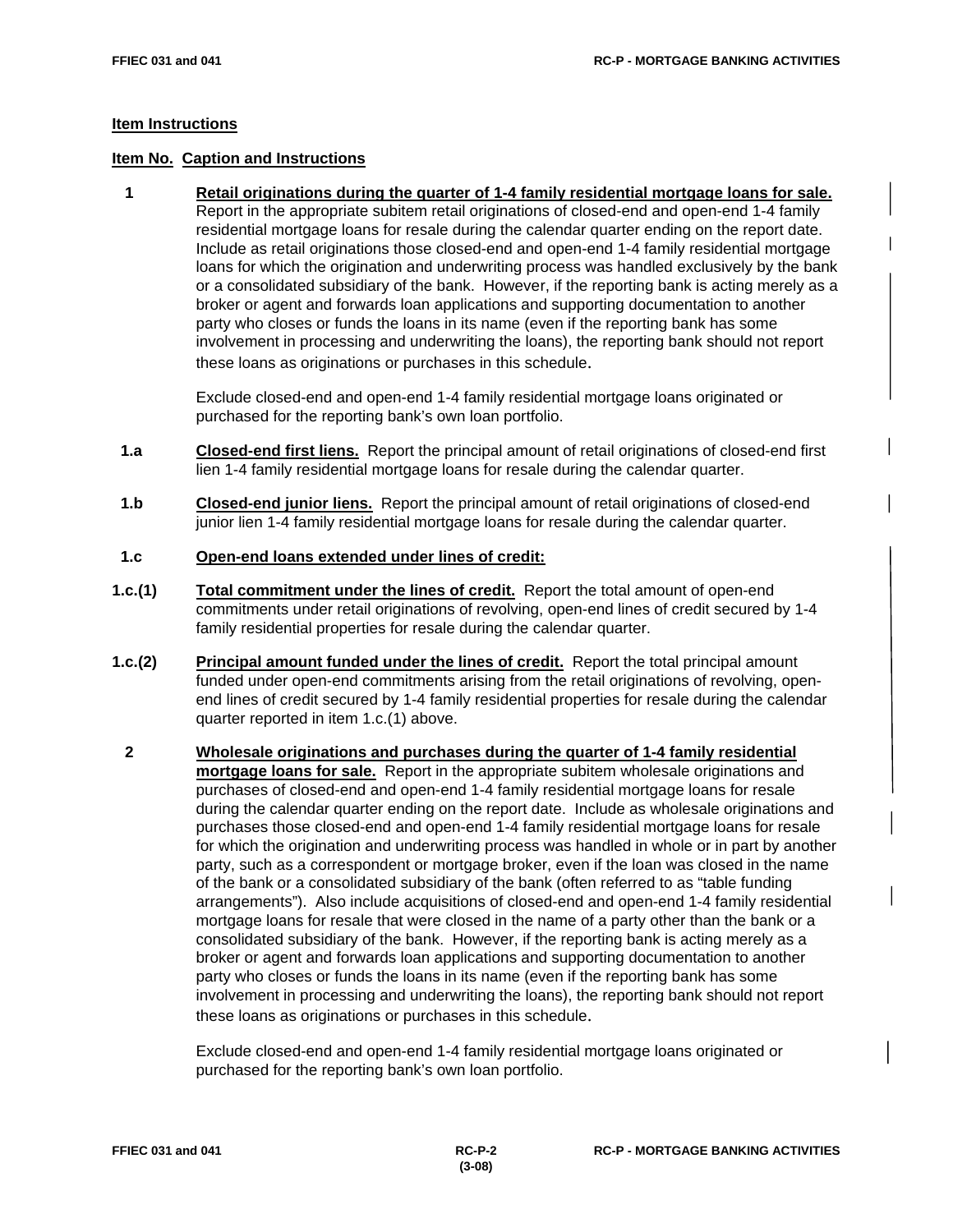## Item Instructions

**Item No. Caption and Instructions**

**1** **Retail originations during the quarter of 1-4 family residential mortgage loans for sale.** Report in the appropriate subitem retail originations of closed-end and open-end 1-4 family residential mortgage loans for resale during the calendar quarter ending on the report date. Include as retail originations those closed-end and open-end 1-4 family residential mortgage loans for which the origination and underwriting process was handled exclusively by the bank or a consolidated subsidiary of the bank. However, if the reporting bank is acting merely as a broker or agent and forwards loan applications and supporting documentation to another party who closes or funds the loans in its name (even if the reporting bank has some involvement in processing and underwriting the loans), the reporting bank should not report these loans as originations or purchases in this schedule.

Exclude closed-end and open-end 1-4 family residential mortgage loans originated or purchased for the reporting bank's own loan portfolio.

**1.a** **Closed-end first liens.** Report the principal amount of retail originations of closed-end first lien 1-4 family residential mortgage loans for resale during the calendar quarter.

**1.b** **Closed-end junior liens.** Report the principal amount of retail originations of closed-end junior lien 1-4 family residential mortgage loans for resale during the calendar quarter.

**1.c** **Open-end loans extended under lines of credit:**

**1.c.(1)** **Total commitment under the lines of credit.** Report the total amount of open-end commitments under retail originations of revolving, open-end lines of credit secured by 1-4 family residential properties for resale during the calendar quarter.

**1.c.(2)** **Principal amount funded under the lines of credit.** Report the total principal amount funded under open-end commitments arising from the retail originations of revolving, open-end lines of credit secured by 1-4 family residential properties for resale during the calendar quarter reported in item 1.c.(1) above.

**2** **Wholesale originations and purchases during the quarter of 1-4 family residential mortgage loans for sale.** Report in the appropriate subitem wholesale originations and purchases of closed-end and open-end 1-4 family residential mortgage loans for resale during the calendar quarter ending on the report date. Include as wholesale originations and purchases those closed-end and open-end 1-4 family residential mortgage loans for resale for which the origination and underwriting process was handled in whole or in part by another party, such as a correspondent or mortgage broker, even if the loan was closed in the name of the bank or a consolidated subsidiary of the bank (often referred to as "table funding arrangements"). Also include acquisitions of closed-end and open-end 1-4 family residential mortgage loans for resale that were closed in the name of a party other than the bank or a consolidated subsidiary of the bank. However, if the reporting bank is acting merely as a broker or agent and forwards loan applications and supporting documentation to another party who closes or funds the loans in its name (even if the reporting bank has some involvement in processing and underwriting the loans), the reporting bank should not report these loans as originations or purchases in this schedule.

Exclude closed-end and open-end 1-4 family residential mortgage loans originated or purchased for the reporting bank's own loan portfolio.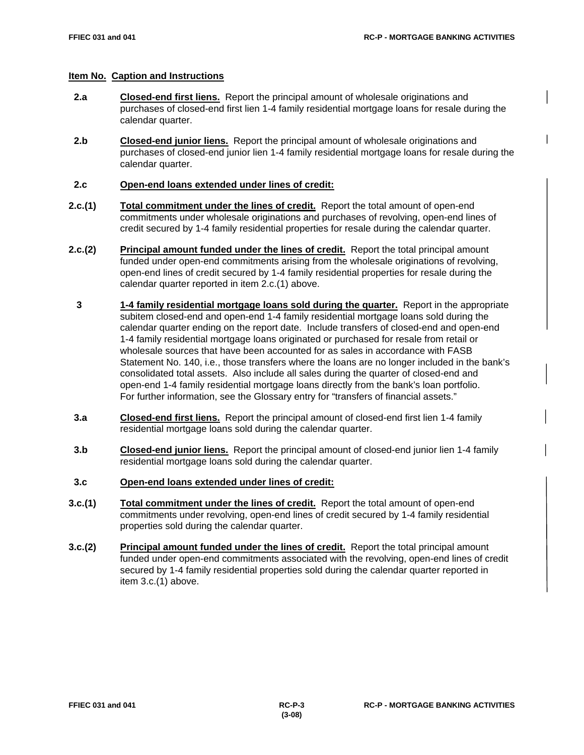**Item No. Caption and Instructions**

**2.a** **Closed-end first liens.** Report the principal amount of wholesale originations and purchases of closed-end first lien 1-4 family residential mortgage loans for resale during the calendar quarter.

**2.b** **Closed-end junior liens.** Report the principal amount of wholesale originations and purchases of closed-end junior lien 1-4 family residential mortgage loans for resale during the calendar quarter.

**2.c** **Open-end loans extended under lines of credit:**

**2.c.(1)** **Total commitment under the lines of credit.** Report the total amount of open-end commitments under wholesale originations and purchases of revolving, open-end lines of credit secured by 1-4 family residential properties for resale during the calendar quarter.

**2.c.(2)** **Principal amount funded under the lines of credit.** Report the total principal amount funded under open-end commitments arising from the wholesale originations of revolving, open-end lines of credit secured by 1-4 family residential properties for resale during the calendar quarter reported in item 2.c.(1) above.

**3** **1-4 family residential mortgage loans sold during the quarter.** Report in the appropriate subitem closed-end and open-end 1-4 family residential mortgage loans sold during the calendar quarter ending on the report date. Include transfers of closed-end and open-end 1-4 family residential mortgage loans originated or purchased for resale from retail or wholesale sources that have been accounted for as sales in accordance with FASB Statement No. 140, i.e., those transfers where the loans are no longer included in the bank's consolidated total assets. Also include all sales during the quarter of closed-end and open-end 1-4 family residential mortgage loans directly from the bank's loan portfolio. For further information, see the Glossary entry for "transfers of financial assets."

**3.a** **Closed-end first liens.** Report the principal amount of closed-end first lien 1-4 family residential mortgage loans sold during the calendar quarter.

**3.b** **Closed-end junior liens.** Report the principal amount of closed-end junior lien 1-4 family residential mortgage loans sold during the calendar quarter.

**3.c** **Open-end loans extended under lines of credit:**

**3.c.(1)** **Total commitment under the lines of credit.** Report the total amount of open-end commitments under revolving, open-end lines of credit secured by 1-4 family residential properties sold during the calendar quarter.

**3.c.(2)** **Principal amount funded under the lines of credit.** Report the total principal amount funded under open-end commitments associated with the revolving, open-end lines of credit secured by 1-4 family residential properties sold during the calendar quarter reported in item 3.c.(1) above.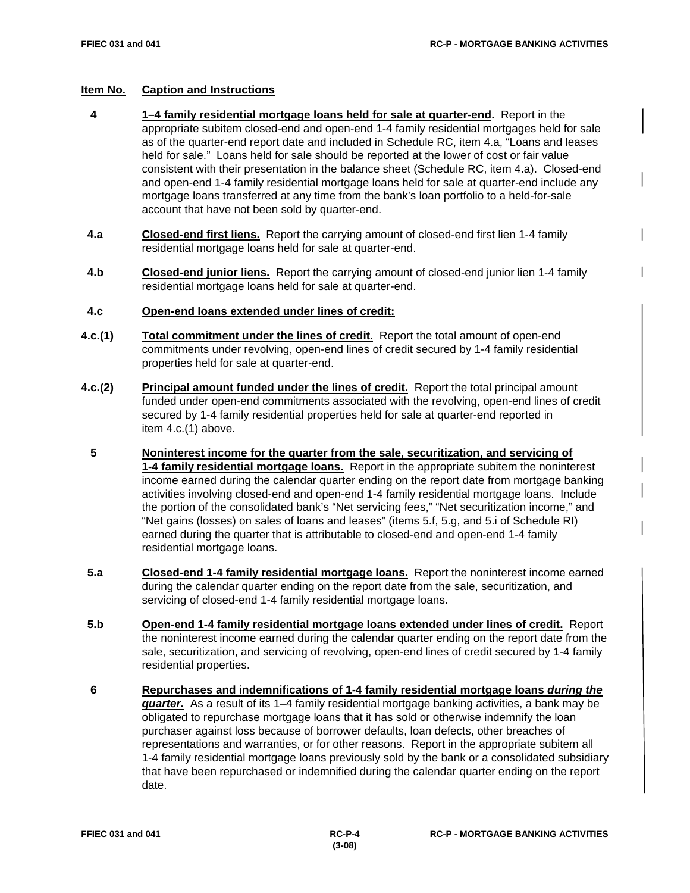| Item No. | Caption and Instructions |
|---|---|
| 4 | **1–4 family residential mortgage loans held for sale at quarter-end.** Report in the appropriate subitem closed-end and open-end 1-4 family residential mortgages held for sale as of the quarter-end report date and included in Schedule RC, item 4.a, "Loans and leases held for sale." Loans held for sale should be reported at the lower of cost or fair value consistent with their presentation in the balance sheet (Schedule RC, item 4.a). Closed-end and open-end 1-4 family residential mortgage loans held for sale at quarter-end include any mortgage loans transferred at any time from the bank's loan portfolio to a held-for-sale account that have not been sold by quarter-end. |
| 4.a | **Closed-end first liens.** Report the carrying amount of closed-end first lien 1-4 family residential mortgage loans held for sale at quarter-end. |
| 4.b | **Closed-end junior liens.** Report the carrying amount of closed-end junior lien 1-4 family residential mortgage loans held for sale at quarter-end. |
| 4.c | **Open-end loans extended under lines of credit:** |
| 4.c.(1) | **Total commitment under the lines of credit.** Report the total amount of open-end commitments under revolving, open-end lines of credit secured by 1-4 family residential properties held for sale at quarter-end. |
| 4.c.(2) | **Principal amount funded under the lines of credit.** Report the total principal amount funded under open-end commitments associated with the revolving, open-end lines of credit secured by 1-4 family residential properties held for sale at quarter-end reported in item 4.c.(1) above. |
| 5 | **Noninterest income for the quarter from the sale, securitization, and servicing of 1-4 family residential mortgage loans.** Report in the appropriate subitem the noninterest income earned during the calendar quarter ending on the report date from mortgage banking activities involving closed-end and open-end 1-4 family residential mortgage loans. Include the portion of the consolidated bank's "Net servicing fees," "Net securitization income," and "Net gains (losses) on sales of loans and leases" (items 5.f, 5.g, and 5.i of Schedule RI) earned during the quarter that is attributable to closed-end and open-end 1-4 family residential mortgage loans. |
| 5.a | **Closed-end 1-4 family residential mortgage loans.** Report the noninterest income earned during the calendar quarter ending on the report date from the sale, securitization, and servicing of closed-end 1-4 family residential mortgage loans. |
| 5.b | **Open-end 1-4 family residential mortgage loans extended under lines of credit.** Report the noninterest income earned during the calendar quarter ending on the report date from the sale, securitization, and servicing of revolving, open-end lines of credit secured by 1-4 family residential properties. |
| 6 | **Repurchases and indemnifications of 1-4 family residential mortgage loans *during the quarter.*** As a result of its 1–4 family residential mortgage banking activities, a bank may be obligated to repurchase mortgage loans that it has sold or otherwise indemnify the loan purchaser against loss because of borrower defaults, loan defects, other breaches of representations and warranties, or for other reasons. Report in the appropriate subitem all 1-4 family residential mortgage loans previously sold by the bank or a consolidated subsidiary that have been repurchased or indemnified during the calendar quarter ending on the report date. |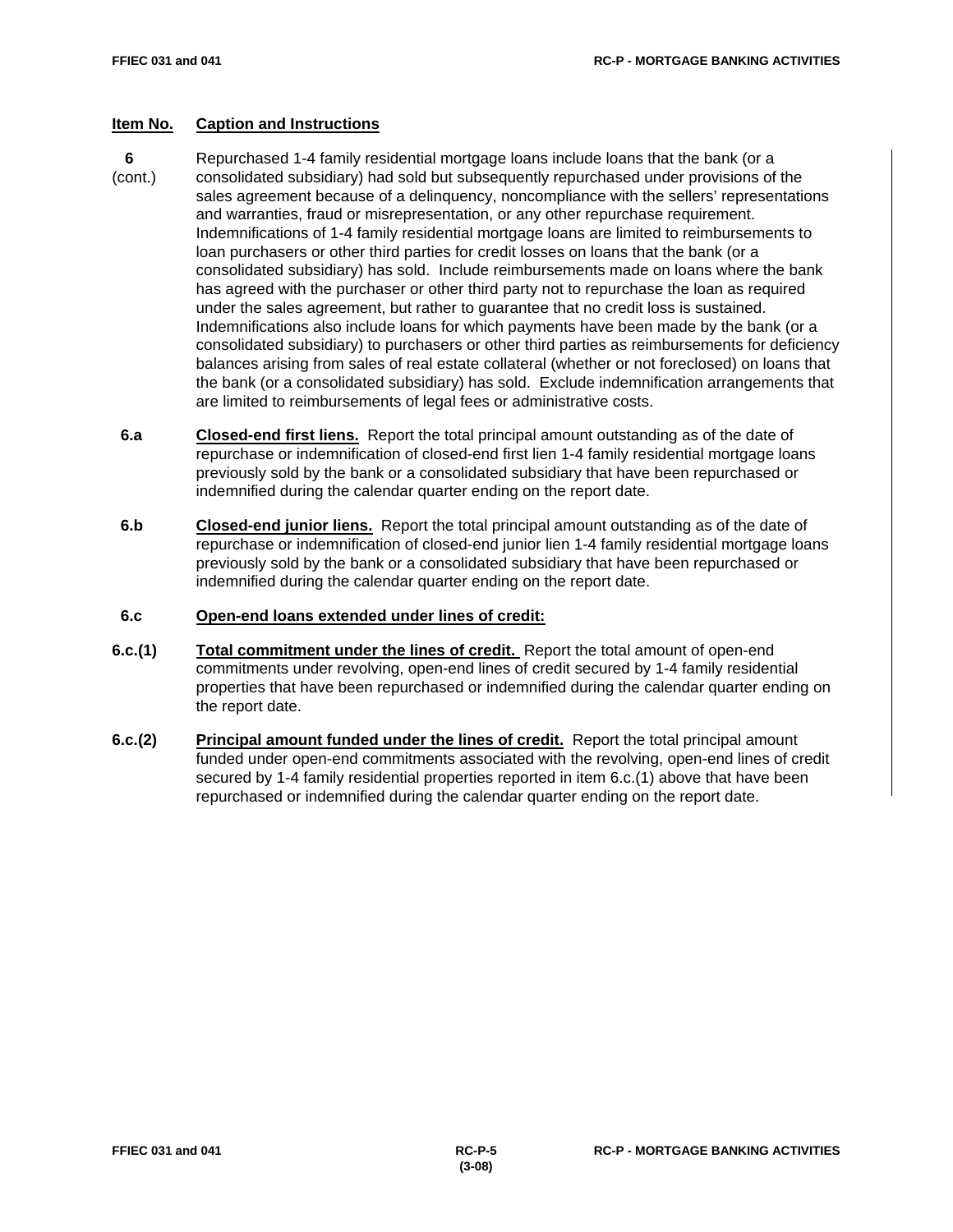**Item No.** **Caption and Instructions**

**6** (cont.) Repurchased 1-4 family residential mortgage loans include loans that the bank (or a consolidated subsidiary) had sold but subsequently repurchased under provisions of the sales agreement because of a delinquency, noncompliance with the sellers' representations and warranties, fraud or misrepresentation, or any other repurchase requirement. Indemnifications of 1-4 family residential mortgage loans are limited to reimbursements to loan purchasers or other third parties for credit losses on loans that the bank (or a consolidated subsidiary) has sold. Include reimbursements made on loans where the bank has agreed with the purchaser or other third party not to repurchase the loan as required under the sales agreement, but rather to guarantee that no credit loss is sustained. Indemnifications also include loans for which payments have been made by the bank (or a consolidated subsidiary) to purchasers or other third parties as reimbursements for deficiency balances arising from sales of real estate collateral (whether or not foreclosed) on loans that the bank (or a consolidated subsidiary) has sold. Exclude indemnification arrangements that are limited to reimbursements of legal fees or administrative costs.

**6.a** **Closed-end first liens.** Report the total principal amount outstanding as of the date of repurchase or indemnification of closed-end first lien 1-4 family residential mortgage loans previously sold by the bank or a consolidated subsidiary that have been repurchased or indemnified during the calendar quarter ending on the report date.

**6.b** **Closed-end junior liens.** Report the total principal amount outstanding as of the date of repurchase or indemnification of closed-end junior lien 1-4 family residential mortgage loans previously sold by the bank or a consolidated subsidiary that have been repurchased or indemnified during the calendar quarter ending on the report date.

**6.c** **Open-end loans extended under lines of credit:**

**6.c.(1)** **Total commitment under the lines of credit.** Report the total amount of open-end commitments under revolving, open-end lines of credit secured by 1-4 family residential properties that have been repurchased or indemnified during the calendar quarter ending on the report date.

**6.c.(2)** **Principal amount funded under the lines of credit.** Report the total principal amount funded under open-end commitments associated with the revolving, open-end lines of credit secured by 1-4 family residential properties reported in item 6.c.(1) above that have been repurchased or indemnified during the calendar quarter ending on the report date.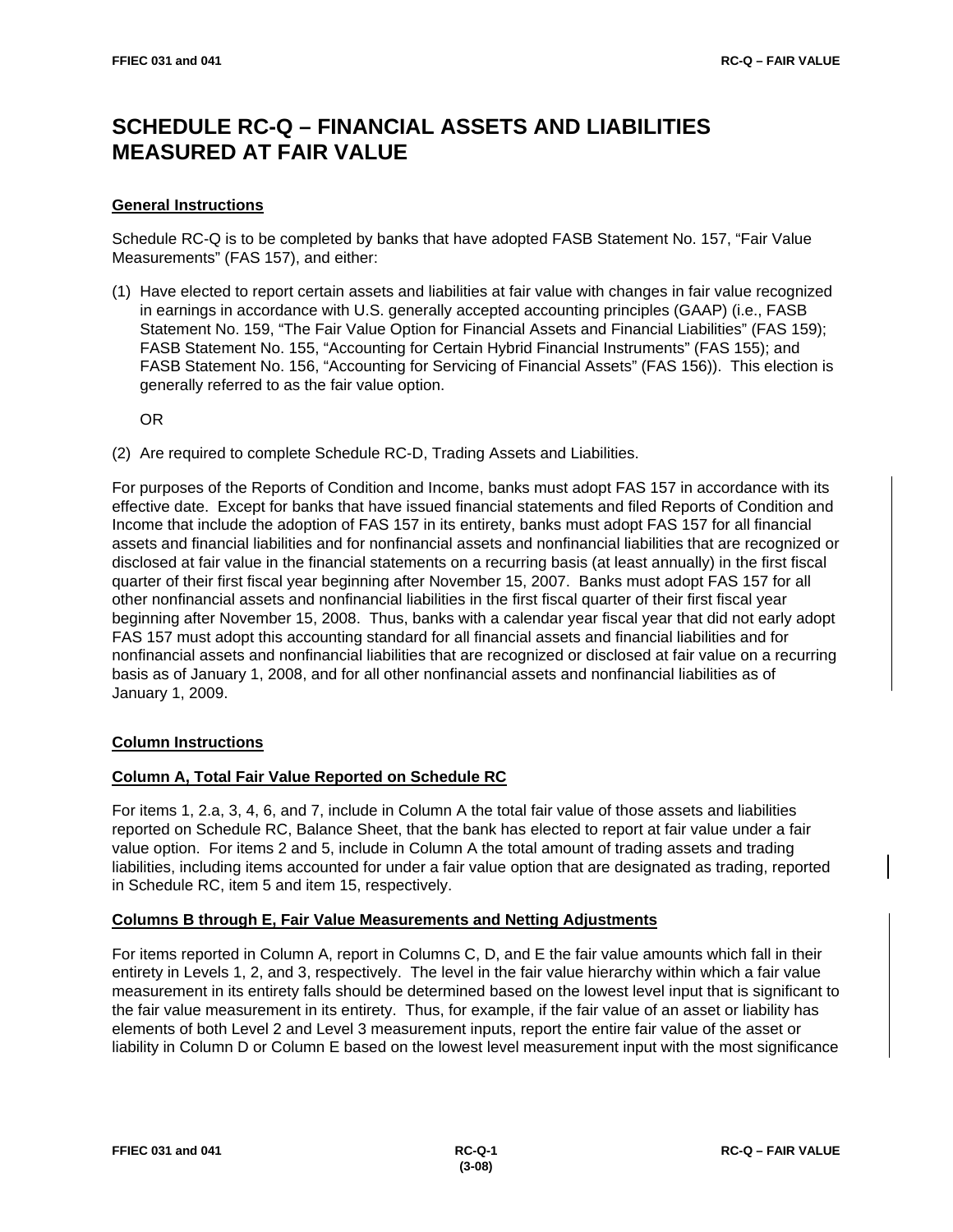# SCHEDULE RC-Q – FINANCIAL ASSETS AND LIABILITIES MEASURED AT FAIR VALUE

## General Instructions

Schedule RC-Q is to be completed by banks that have adopted FASB Statement No. 157, "Fair Value Measurements" (FAS 157), and either:

(1) Have elected to report certain assets and liabilities at fair value with changes in fair value recognized in earnings in accordance with U.S. generally accepted accounting principles (GAAP) (i.e., FASB Statement No. 159, "The Fair Value Option for Financial Assets and Financial Liabilities" (FAS 159); FASB Statement No. 155, "Accounting for Certain Hybrid Financial Instruments" (FAS 155); and FASB Statement No. 156, "Accounting for Servicing of Financial Assets" (FAS 156)). This election is generally referred to as the fair value option.

OR

(2) Are required to complete Schedule RC-D, Trading Assets and Liabilities.

For purposes of the Reports of Condition and Income, banks must adopt FAS 157 in accordance with its effective date. Except for banks that have issued financial statements and filed Reports of Condition and Income that include the adoption of FAS 157 in its entirety, banks must adopt FAS 157 for all financial assets and financial liabilities and for nonfinancial assets and nonfinancial liabilities that are recognized or disclosed at fair value in the financial statements on a recurring basis (at least annually) in the first fiscal quarter of their first fiscal year beginning after November 15, 2007. Banks must adopt FAS 157 for all other nonfinancial assets and nonfinancial liabilities in the first fiscal quarter of their first fiscal year beginning after November 15, 2008. Thus, banks with a calendar year fiscal year that did not early adopt FAS 157 must adopt this accounting standard for all financial assets and financial liabilities and for nonfinancial assets and nonfinancial liabilities that are recognized or disclosed at fair value on a recurring basis as of January 1, 2008, and for all other nonfinancial assets and nonfinancial liabilities as of January 1, 2009.

## Column Instructions

### Column A, Total Fair Value Reported on Schedule RC

For items 1, 2.a, 3, 4, 6, and 7, include in Column A the total fair value of those assets and liabilities reported on Schedule RC, Balance Sheet, that the bank has elected to report at fair value under a fair value option. For items 2 and 5, include in Column A the total amount of trading assets and trading liabilities, including items accounted for under a fair value option that are designated as trading, reported in Schedule RC, item 5 and item 15, respectively.

### Columns B through E, Fair Value Measurements and Netting Adjustments

For items reported in Column A, report in Columns C, D, and E the fair value amounts which fall in their entirety in Levels 1, 2, and 3, respectively. The level in the fair value hierarchy within which a fair value measurement in its entirety falls should be determined based on the lowest level input that is significant to the fair value measurement in its entirety. Thus, for example, if the fair value of an asset or liability has elements of both Level 2 and Level 3 measurement inputs, report the entire fair value of the asset or liability in Column D or Column E based on the lowest level measurement input with the most significance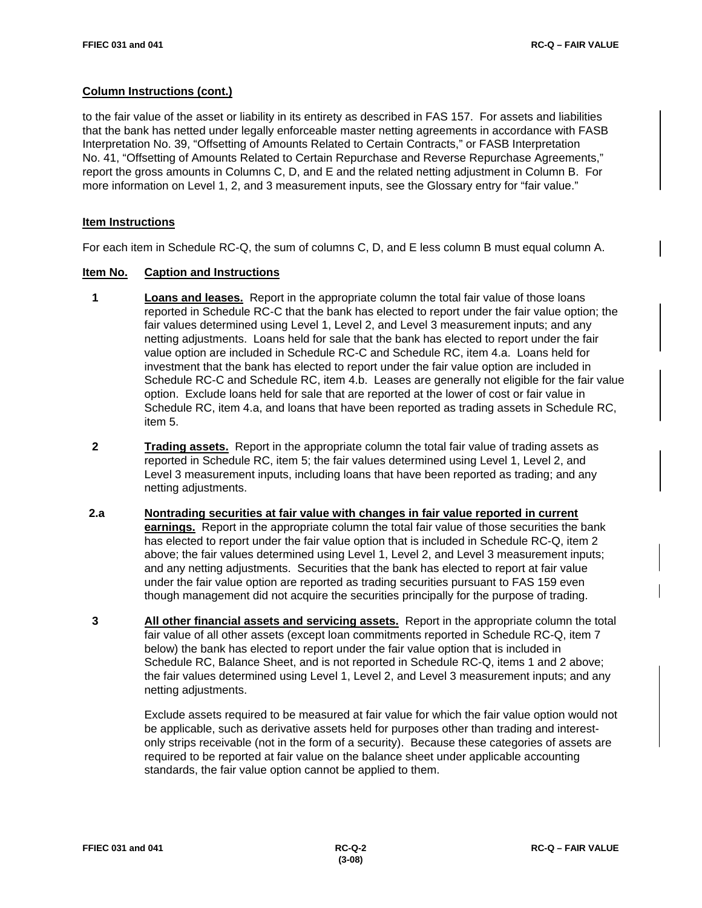## Column Instructions (cont.)

to the fair value of the asset or liability in its entirety as described in FAS 157. For assets and liabilities that the bank has netted under legally enforceable master netting agreements in accordance with FASB Interpretation No. 39, "Offsetting of Amounts Related to Certain Contracts," or FASB Interpretation No. 41, "Offsetting of Amounts Related to Certain Repurchase and Reverse Repurchase Agreements," report the gross amounts in Columns C, D, and E and the related netting adjustment in Column B. For more information on Level 1, 2, and 3 measurement inputs, see the Glossary entry for "fair value."

## Item Instructions

For each item in Schedule RC-Q, the sum of columns C, D, and E less column B must equal column A.

| Item No. | Caption and Instructions |
|---|---|
| 1 | **Loans and leases.** Report in the appropriate column the total fair value of those loans reported in Schedule RC-C that the bank has elected to report under the fair value option; the fair values determined using Level 1, Level 2, and Level 3 measurement inputs; and any netting adjustments. Loans held for sale that the bank has elected to report under the fair value option are included in Schedule RC-C and Schedule RC, item 4.a. Loans held for investment that the bank has elected to report under the fair value option are included in Schedule RC-C and Schedule RC, item 4.b. Leases are generally not eligible for the fair value option. Exclude loans held for sale that are reported at the lower of cost or fair value in Schedule RC, item 4.a, and loans that have been reported as trading assets in Schedule RC, item 5. |
| 2 | **Trading assets.** Report in the appropriate column the total fair value of trading assets as reported in Schedule RC, item 5; the fair values determined using Level 1, Level 2, and Level 3 measurement inputs, including loans that have been reported as trading; and any netting adjustments. |
| 2.a | **Nontrading securities at fair value with changes in fair value reported in current earnings.** Report in the appropriate column the total fair value of those securities the bank has elected to report under the fair value option that is included in Schedule RC-Q, item 2 above; the fair values determined using Level 1, Level 2, and Level 3 measurement inputs; and any netting adjustments. Securities that the bank has elected to report at fair value under the fair value option are reported as trading securities pursuant to FAS 159 even though management did not acquire the securities principally for the purpose of trading. |
| 3 | **All other financial assets and servicing assets.** Report in the appropriate column the total fair value of all other assets (except loan commitments reported in Schedule RC-Q, item 7 below) the bank has elected to report under the fair value option that is included in Schedule RC, Balance Sheet, and is not reported in Schedule RC-Q, items 1 and 2 above; the fair values determined using Level 1, Level 2, and Level 3 measurement inputs; and any netting adjustments.<br><br>Exclude assets required to be measured at fair value for which the fair value option would not be applicable, such as derivative assets held for purposes other than trading and interest-only strips receivable (not in the form of a security). Because these categories of assets are required to be reported at fair value on the balance sheet under applicable accounting standards, the fair value option cannot be applied to them. |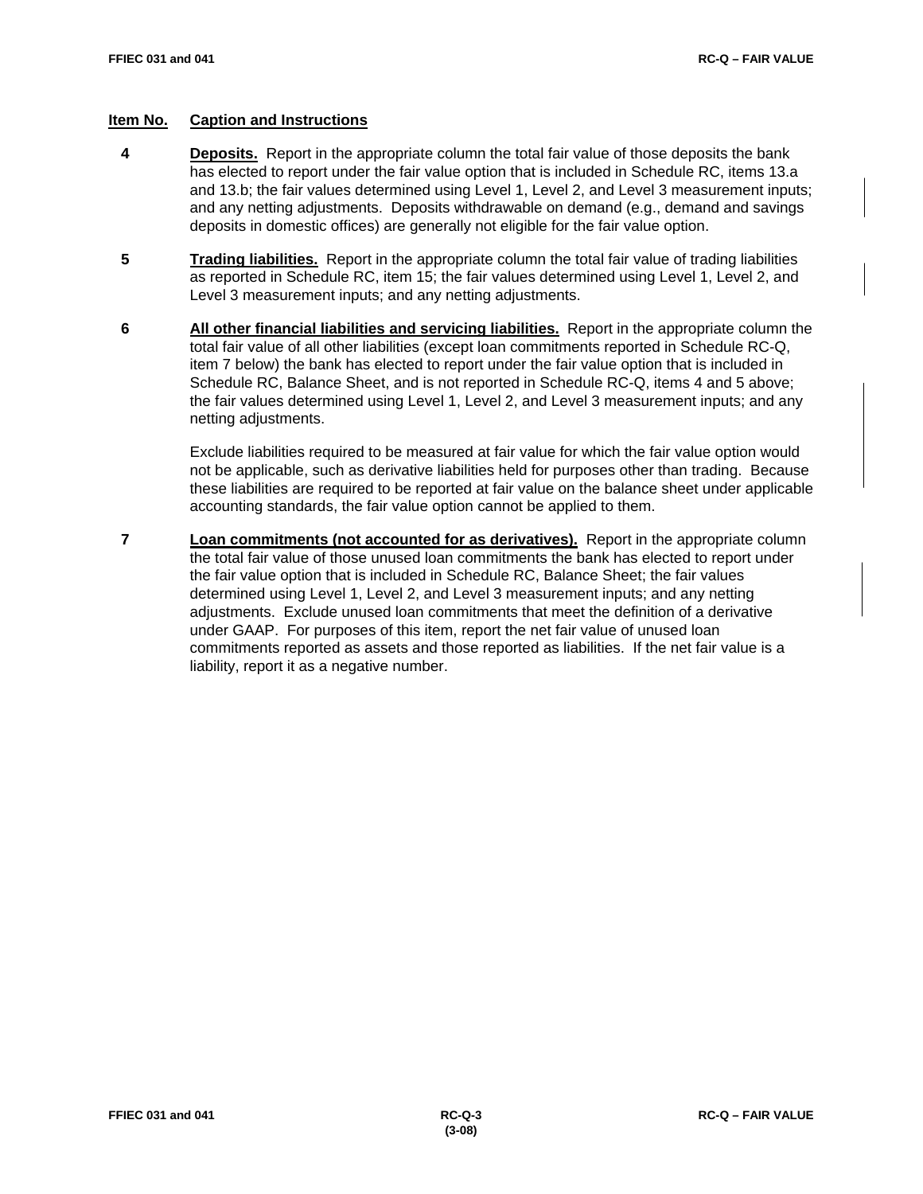**Item No.** **Caption and Instructions**

**4** **Deposits.** Report in the appropriate column the total fair value of those deposits the bank has elected to report under the fair value option that is included in Schedule RC, items 13.a and 13.b; the fair values determined using Level 1, Level 2, and Level 3 measurement inputs; and any netting adjustments. Deposits withdrawable on demand (e.g., demand and savings deposits in domestic offices) are generally not eligible for the fair value option.

**5** **Trading liabilities.** Report in the appropriate column the total fair value of trading liabilities as reported in Schedule RC, item 15; the fair values determined using Level 1, Level 2, and Level 3 measurement inputs; and any netting adjustments.

**6** **All other financial liabilities and servicing liabilities.** Report in the appropriate column the total fair value of all other liabilities (except loan commitments reported in Schedule RC-Q, item 7 below) the bank has elected to report under the fair value option that is included in Schedule RC, Balance Sheet, and is not reported in Schedule RC-Q, items 4 and 5 above; the fair values determined using Level 1, Level 2, and Level 3 measurement inputs; and any netting adjustments.

Exclude liabilities required to be measured at fair value for which the fair value option would not be applicable, such as derivative liabilities held for purposes other than trading. Because these liabilities are required to be reported at fair value on the balance sheet under applicable accounting standards, the fair value option cannot be applied to them.

**7** **Loan commitments (not accounted for as derivatives).** Report in the appropriate column the total fair value of those unused loan commitments the bank has elected to report under the fair value option that is included in Schedule RC, Balance Sheet; the fair values determined using Level 1, Level 2, and Level 3 measurement inputs; and any netting adjustments. Exclude unused loan commitments that meet the definition of a derivative under GAAP. For purposes of this item, report the net fair value of unused loan commitments reported as assets and those reported as liabilities. If the net fair value is a liability, report it as a negative number.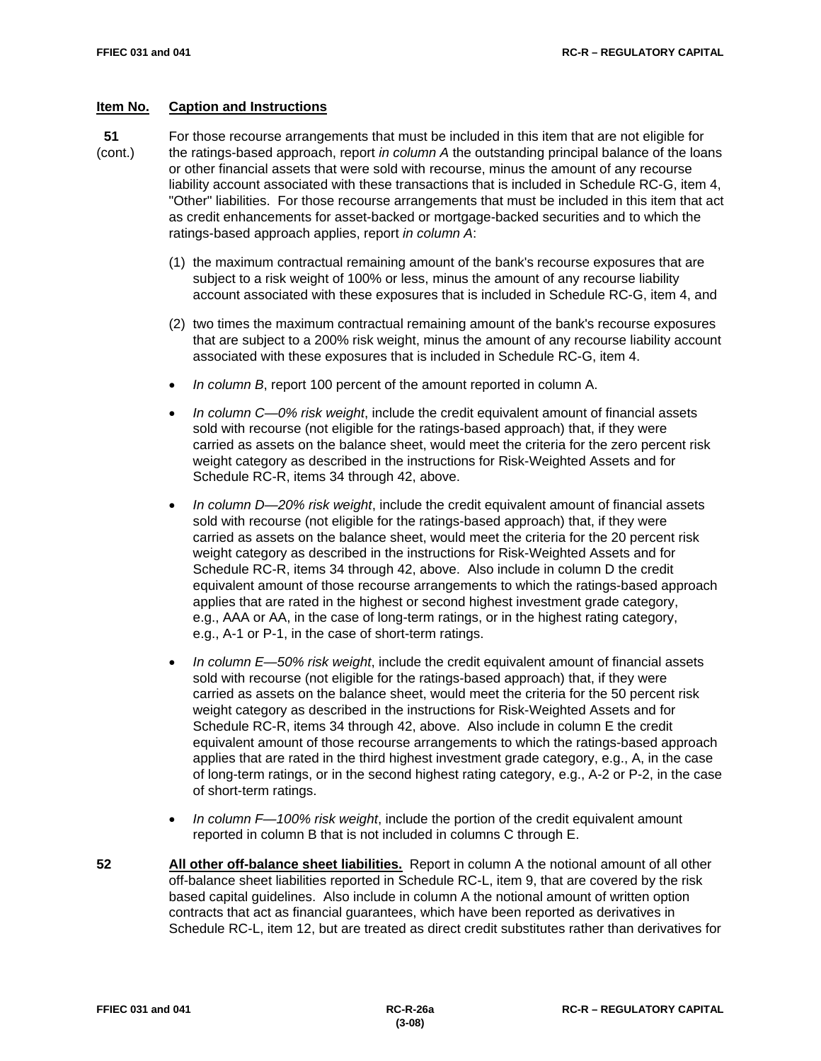**Item No.** **Caption and Instructions**

**51** (cont.)

For those recourse arrangements that must be included in this item that are not eligible for the ratings-based approach, report *in column A* the outstanding principal balance of the loans or other financial assets that were sold with recourse, minus the amount of any recourse liability account associated with these transactions that is included in Schedule RC-G, item 4, "Other" liabilities. For those recourse arrangements that must be included in this item that act as credit enhancements for asset-backed or mortgage-backed securities and to which the ratings-based approach applies, report *in column A*:

(1) the maximum contractual remaining amount of the bank's recourse exposures that are subject to a risk weight of 100% or less, minus the amount of any recourse liability account associated with these exposures that is included in Schedule RC-G, item 4, and

(2) two times the maximum contractual remaining amount of the bank's recourse exposures that are subject to a 200% risk weight, minus the amount of any recourse liability account associated with these exposures that is included in Schedule RC-G, item 4.

- *In column B*, report 100 percent of the amount reported in column A.
- *In column C—0% risk weight*, include the credit equivalent amount of financial assets sold with recourse (not eligible for the ratings-based approach) that, if they were carried as assets on the balance sheet, would meet the criteria for the zero percent risk weight category as described in the instructions for Risk-Weighted Assets and for Schedule RC-R, items 34 through 42, above.
- *In column D—20% risk weight*, include the credit equivalent amount of financial assets sold with recourse (not eligible for the ratings-based approach) that, if they were carried as assets on the balance sheet, would meet the criteria for the 20 percent risk weight category as described in the instructions for Risk-Weighted Assets and for Schedule RC-R, items 34 through 42, above. Also include in column D the credit equivalent amount of those recourse arrangements to which the ratings-based approach applies that are rated in the highest or second highest investment grade category, e.g., AAA or AA, in the case of long-term ratings, or in the highest rating category, e.g., A-1 or P-1, in the case of short-term ratings.
- *In column E—50% risk weight*, include the credit equivalent amount of financial assets sold with recourse (not eligible for the ratings-based approach) that, if they were carried as assets on the balance sheet, would meet the criteria for the 50 percent risk weight category as described in the instructions for Risk-Weighted Assets and for Schedule RC-R, items 34 through 42, above. Also include in column E the credit equivalent amount of those recourse arrangements to which the ratings-based approach applies that are rated in the third highest investment grade category, e.g., A, in the case of long-term ratings, or in the second highest rating category, e.g., A-2 or P-2, in the case of short-term ratings.
- *In column F—100% risk weight*, include the portion of the credit equivalent amount reported in column B that is not included in columns C through E.

**52** **All other off-balance sheet liabilities.** Report in column A the notional amount of all other off-balance sheet liabilities reported in Schedule RC-L, item 9, that are covered by the risk based capital guidelines. Also include in column A the notional amount of written option contracts that act as financial guarantees, which have been reported as derivatives in Schedule RC-L, item 12, but are treated as direct credit substitutes rather than derivatives for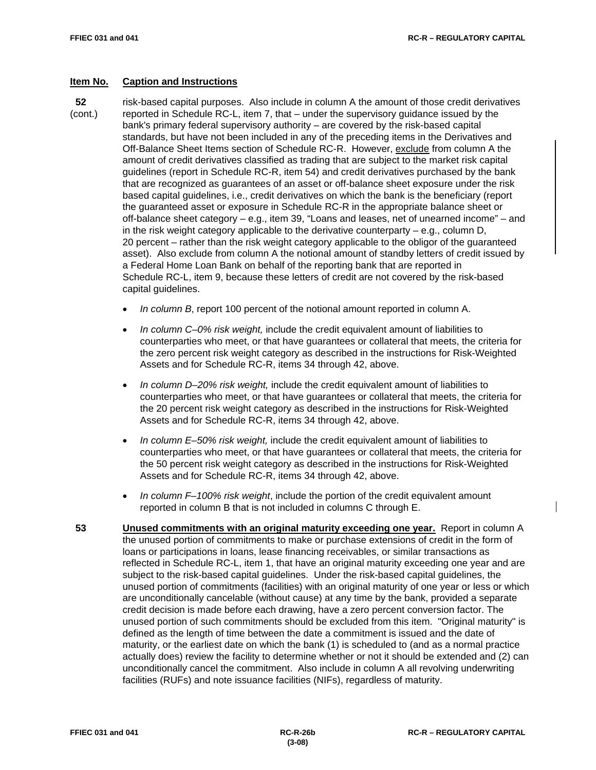**Item No.** **Caption and Instructions**

**52** (cont.) risk-based capital purposes. Also include in column A the amount of those credit derivatives reported in Schedule RC-L, item 7, that – under the supervisory guidance issued by the bank's primary federal supervisory authority – are covered by the risk-based capital standards, but have not been included in any of the preceding items in the Derivatives and Off-Balance Sheet Items section of Schedule RC-R. However, exclude from column A the amount of credit derivatives classified as trading that are subject to the market risk capital guidelines (report in Schedule RC-R, item 54) and credit derivatives purchased by the bank that are recognized as guarantees of an asset or off-balance sheet exposure under the risk based capital guidelines, i.e., credit derivatives on which the bank is the beneficiary (report the guaranteed asset or exposure in Schedule RC-R in the appropriate balance sheet or off-balance sheet category – e.g., item 39, "Loans and leases, net of unearned income" – and in the risk weight category applicable to the derivative counterparty – e.g., column D, 20 percent – rather than the risk weight category applicable to the obligor of the guaranteed asset). Also exclude from column A the notional amount of standby letters of credit issued by a Federal Home Loan Bank on behalf of the reporting bank that are reported in Schedule RC-L, item 9, because these letters of credit are not covered by the risk-based capital guidelines.

- *In column B*, report 100 percent of the notional amount reported in column A.
- *In column C–0% risk weight,* include the credit equivalent amount of liabilities to counterparties who meet, or that have guarantees or collateral that meets, the criteria for the zero percent risk weight category as described in the instructions for Risk-Weighted Assets and for Schedule RC-R, items 34 through 42, above.
- *In column D–20% risk weight,* include the credit equivalent amount of liabilities to counterparties who meet, or that have guarantees or collateral that meets, the criteria for the 20 percent risk weight category as described in the instructions for Risk-Weighted Assets and for Schedule RC-R, items 34 through 42, above.
- *In column E–50% risk weight,* include the credit equivalent amount of liabilities to counterparties who meet, or that have guarantees or collateral that meets, the criteria for the 50 percent risk weight category as described in the instructions for Risk-Weighted Assets and for Schedule RC-R, items 34 through 42, above.
- *In column F–100% risk weight*, include the portion of the credit equivalent amount reported in column B that is not included in columns C through E.

**53** **Unused commitments with an original maturity exceeding one year.** Report in column A the unused portion of commitments to make or purchase extensions of credit in the form of loans or participations in loans, lease financing receivables, or similar transactions as reflected in Schedule RC-L, item 1, that have an original maturity exceeding one year and are subject to the risk-based capital guidelines. Under the risk-based capital guidelines, the unused portion of commitments (facilities) with an original maturity of one year or less or which are unconditionally cancelable (without cause) at any time by the bank, provided a separate credit decision is made before each drawing, have a zero percent conversion factor. The unused portion of such commitments should be excluded from this item. "Original maturity" is defined as the length of time between the date a commitment is issued and the date of maturity, or the earliest date on which the bank (1) is scheduled to (and as a normal practice actually does) review the facility to determine whether or not it should be extended and (2) can unconditionally cancel the commitment. Also include in column A all revolving underwriting facilities (RUFs) and note issuance facilities (NIFs), regardless of maturity.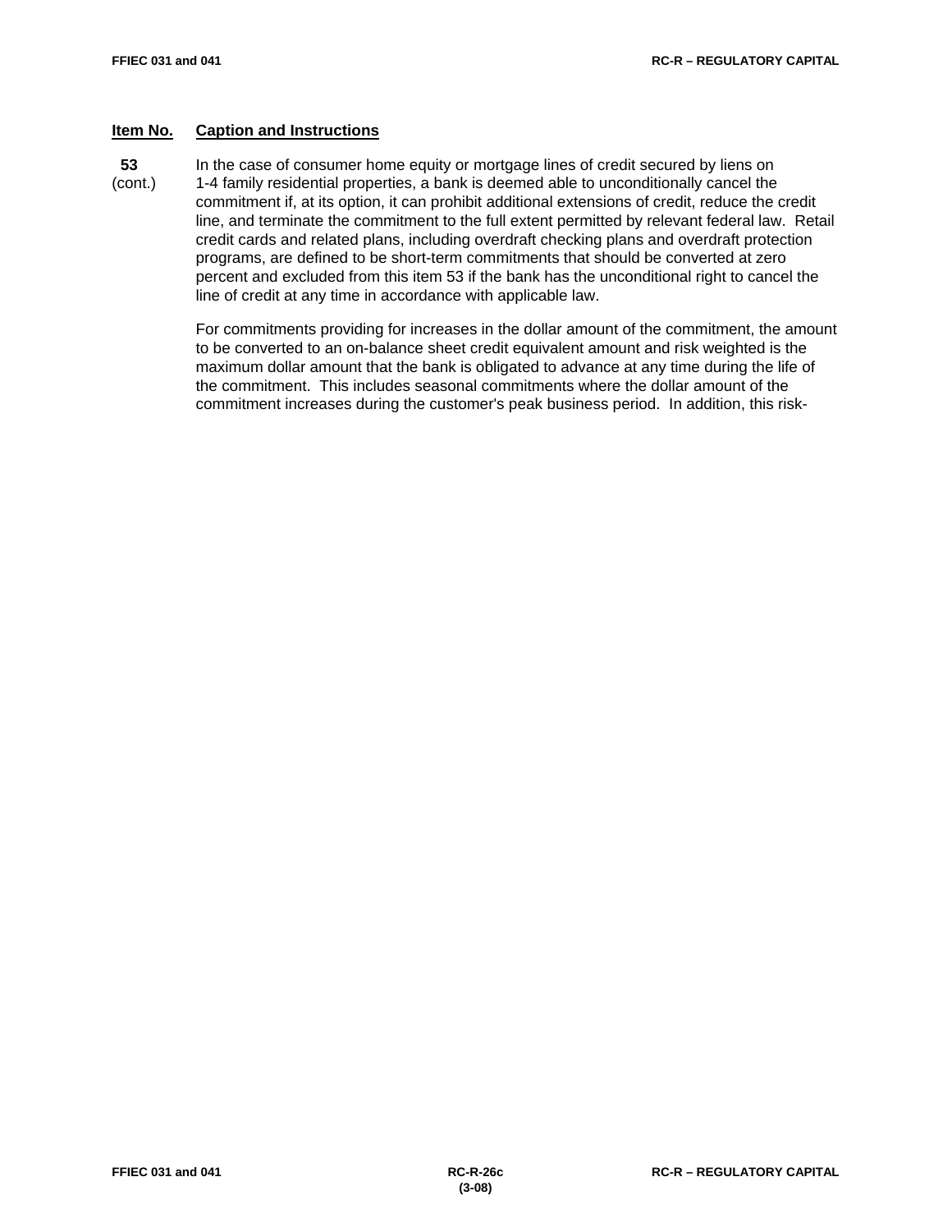| Item No. | Caption and Instructions |
|---|---|
| 53 (cont.) | In the case of consumer home equity or mortgage lines of credit secured by liens on 1-4 family residential properties, a bank is deemed able to unconditionally cancel the commitment if, at its option, it can prohibit additional extensions of credit, reduce the credit line, and terminate the commitment to the full extent permitted by relevant federal law. Retail credit cards and related plans, including overdraft checking plans and overdraft protection programs, are defined to be short-term commitments that should be converted at zero percent and excluded from this item 53 if the bank has the unconditional right to cancel the line of credit at any time in accordance with applicable law. |

For commitments providing for increases in the dollar amount of the commitment, the amount to be converted to an on-balance sheet credit equivalent amount and risk weighted is the maximum dollar amount that the bank is obligated to advance at any time during the life of the commitment. This includes seasonal commitments where the dollar amount of the commitment increases during the customer's peak business period. In addition, this risk-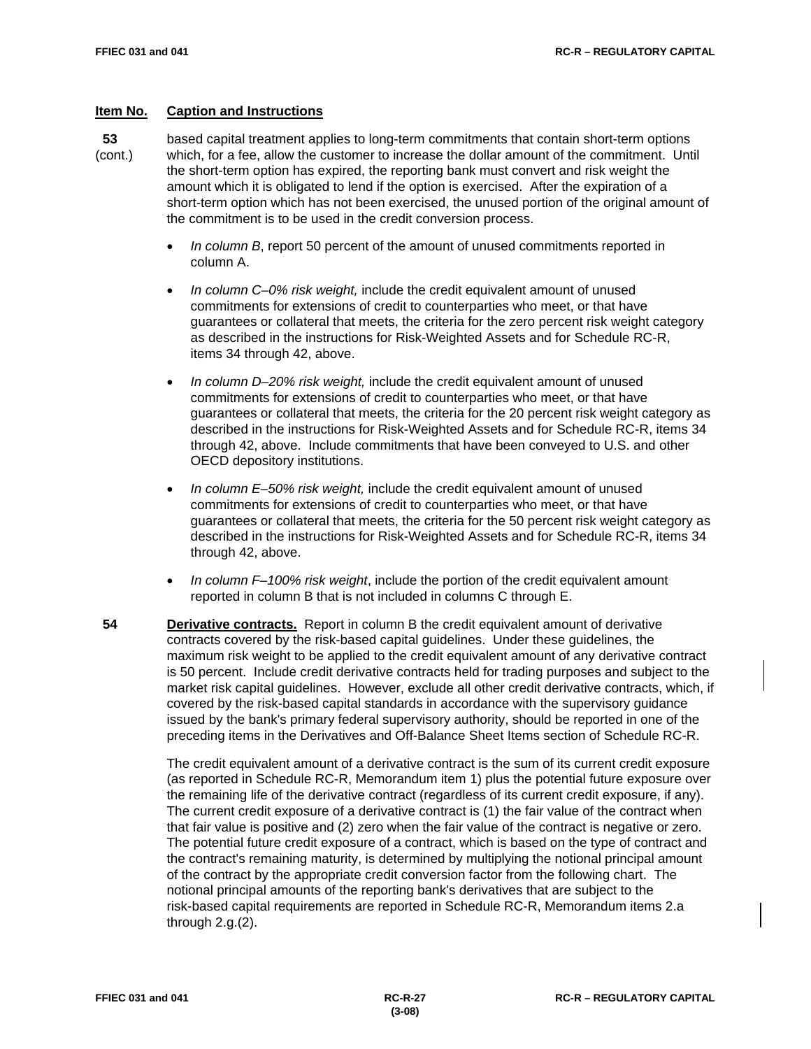## Item No. Caption and Instructions

**53** (cont.) based capital treatment applies to long-term commitments that contain short-term options which, for a fee, allow the customer to increase the dollar amount of the commitment. Until the short-term option has expired, the reporting bank must convert and risk weight the amount which it is obligated to lend if the option is exercised. After the expiration of a short-term option which has not been exercised, the unused portion of the original amount of the commitment is to be used in the credit conversion process.

- *In column B*, report 50 percent of the amount of unused commitments reported in column A.
- *In column C–0% risk weight,* include the credit equivalent amount of unused commitments for extensions of credit to counterparties who meet, or that have guarantees or collateral that meets, the criteria for the zero percent risk weight category as described in the instructions for Risk-Weighted Assets and for Schedule RC-R, items 34 through 42, above.
- *In column D–20% risk weight,* include the credit equivalent amount of unused commitments for extensions of credit to counterparties who meet, or that have guarantees or collateral that meets, the criteria for the 20 percent risk weight category as described in the instructions for Risk-Weighted Assets and for Schedule RC-R, items 34 through 42, above. Include commitments that have been conveyed to U.S. and other OECD depository institutions.
- *In column E–50% risk weight,* include the credit equivalent amount of unused commitments for extensions of credit to counterparties who meet, or that have guarantees or collateral that meets, the criteria for the 50 percent risk weight category as described in the instructions for Risk-Weighted Assets and for Schedule RC-R, items 34 through 42, above.
- *In column F–100% risk weight*, include the portion of the credit equivalent amount reported in column B that is not included in columns C through E.

**54** **Derivative contracts.** Report in column B the credit equivalent amount of derivative contracts covered by the risk-based capital guidelines. Under these guidelines, the maximum risk weight to be applied to the credit equivalent amount of any derivative contract is 50 percent. Include credit derivative contracts held for trading purposes and subject to the market risk capital guidelines. However, exclude all other credit derivative contracts, which, if covered by the risk-based capital standards in accordance with the supervisory guidance issued by the bank's primary federal supervisory authority, should be reported in one of the preceding items in the Derivatives and Off-Balance Sheet Items section of Schedule RC-R.

The credit equivalent amount of a derivative contract is the sum of its current credit exposure (as reported in Schedule RC-R, Memorandum item 1) plus the potential future exposure over the remaining life of the derivative contract (regardless of its current credit exposure, if any). The current credit exposure of a derivative contract is (1) the fair value of the contract when that fair value is positive and (2) zero when the fair value of the contract is negative or zero. The potential future credit exposure of a contract, which is based on the type of contract and the contract's remaining maturity, is determined by multiplying the notional principal amount of the contract by the appropriate credit conversion factor from the following chart. The notional principal amounts of the reporting bank's derivatives that are subject to the risk-based capital requirements are reported in Schedule RC-R, Memorandum items 2.a through 2.g.(2).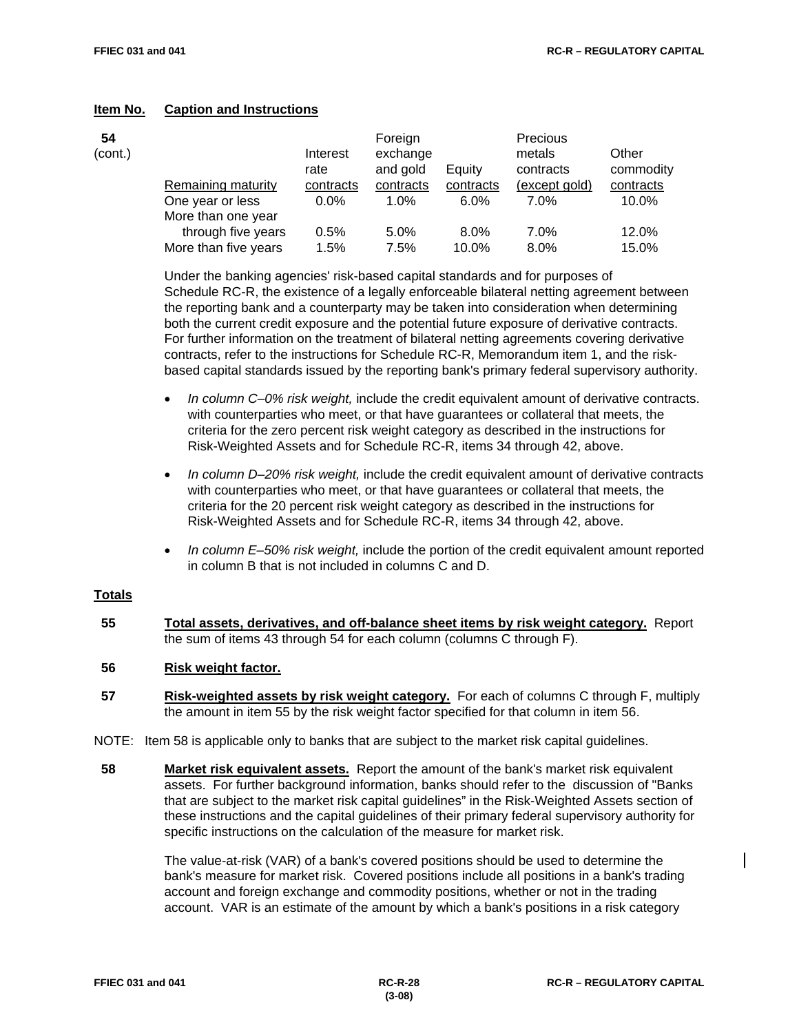**Item No.** **Caption and Instructions**

**54** (cont.)

| Remaining maturity | Interest rate contracts | Foreign exchange and gold contracts | Equity contracts | Precious metals contracts (except gold) | Other commodity contracts |
|---|---|---|---|---|---|
| One year or less | 0.0% | 1.0% | 6.0% | 7.0% | 10.0% |
| More than one year through five years | 0.5% | 5.0% | 8.0% | 7.0% | 12.0% |
| More than five years | 1.5% | 7.5% | 10.0% | 8.0% | 15.0% |

Under the banking agencies' risk-based capital standards and for purposes of Schedule RC-R, the existence of a legally enforceable bilateral netting agreement between the reporting bank and a counterparty may be taken into consideration when determining both the current credit exposure and the potential future exposure of derivative contracts. For further information on the treatment of bilateral netting agreements covering derivative contracts, refer to the instructions for Schedule RC-R, Memorandum item 1, and the risk-based capital standards issued by the reporting bank's primary federal supervisory authority.

- *In column C–0% risk weight,* include the credit equivalent amount of derivative contracts. with counterparties who meet, or that have guarantees or collateral that meets, the criteria for the zero percent risk weight category as described in the instructions for Risk-Weighted Assets and for Schedule RC-R, items 34 through 42, above.

- *In column D–20% risk weight,* include the credit equivalent amount of derivative contracts with counterparties who meet, or that have guarantees or collateral that meets, the criteria for the 20 percent risk weight category as described in the instructions for Risk-Weighted Assets and for Schedule RC-R, items 34 through 42, above.

- *In column E–50% risk weight,* include the portion of the credit equivalent amount reported in column B that is not included in columns C and D.

## Totals

**55** **Total assets, derivatives, and off-balance sheet items by risk weight category.** Report the sum of items 43 through 54 for each column (columns C through F).

**56** **Risk weight factor.**

**57** **Risk-weighted assets by risk weight category.** For each of columns C through F, multiply the amount in item 55 by the risk weight factor specified for that column in item 56.

NOTE: Item 58 is applicable only to banks that are subject to the market risk capital guidelines.

**58** **Market risk equivalent assets.** Report the amount of the bank's market risk equivalent assets. For further background information, banks should refer to the discussion of "Banks that are subject to the market risk capital guidelines" in the Risk-Weighted Assets section of these instructions and the capital guidelines of their primary federal supervisory authority for specific instructions on the calculation of the measure for market risk.

The value-at-risk (VAR) of a bank's covered positions should be used to determine the bank's measure for market risk. Covered positions include all positions in a bank's trading account and foreign exchange and commodity positions, whether or not in the trading account. VAR is an estimate of the amount by which a bank's positions in a risk category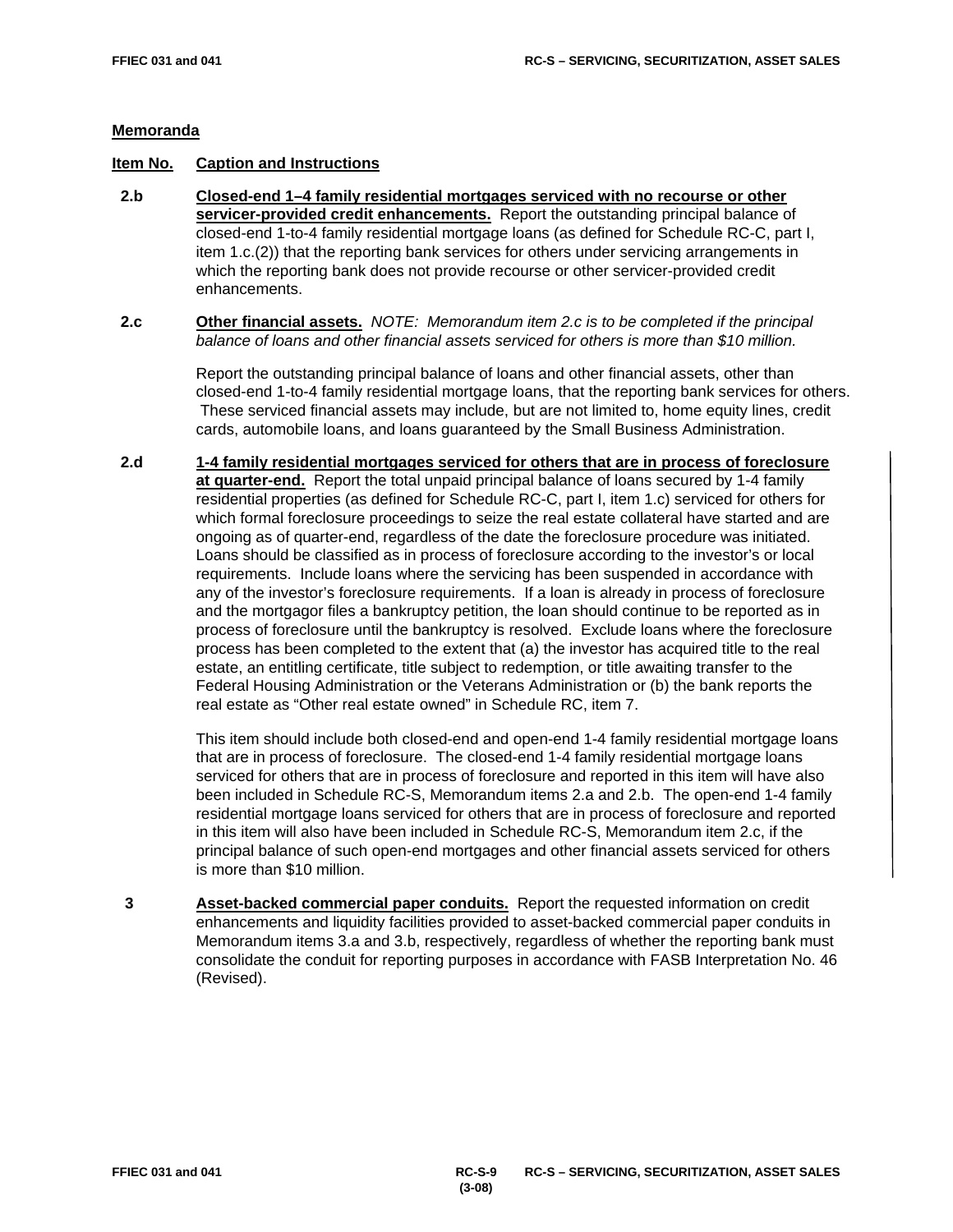## Memoranda

**Item No.** **Caption and Instructions**

**2.b** **Closed-end 1–4 family residential mortgages serviced with no recourse or other servicer-provided credit enhancements.** Report the outstanding principal balance of closed-end 1-to-4 family residential mortgage loans (as defined for Schedule RC-C, part I, item 1.c.(2)) that the reporting bank services for others under servicing arrangements in which the reporting bank does not provide recourse or other servicer-provided credit enhancements.

**2.c** **Other financial assets.** *NOTE: Memorandum item 2.c is to be completed if the principal balance of loans and other financial assets serviced for others is more than $10 million.*

Report the outstanding principal balance of loans and other financial assets, other than closed-end 1-to-4 family residential mortgage loans, that the reporting bank services for others. These serviced financial assets may include, but are not limited to, home equity lines, credit cards, automobile loans, and loans guaranteed by the Small Business Administration.

**2.d** **1-4 family residential mortgages serviced for others that are in process of foreclosure at quarter-end.** Report the total unpaid principal balance of loans secured by 1-4 family residential properties (as defined for Schedule RC-C, part I, item 1.c) serviced for others for which formal foreclosure proceedings to seize the real estate collateral have started and are ongoing as of quarter-end, regardless of the date the foreclosure procedure was initiated. Loans should be classified as in process of foreclosure according to the investor's or local requirements. Include loans where the servicing has been suspended in accordance with any of the investor's foreclosure requirements. If a loan is already in process of foreclosure and the mortgagor files a bankruptcy petition, the loan should continue to be reported as in process of foreclosure until the bankruptcy is resolved. Exclude loans where the foreclosure process has been completed to the extent that (a) the investor has acquired title to the real estate, an entitling certificate, title subject to redemption, or title awaiting transfer to the Federal Housing Administration or the Veterans Administration or (b) the bank reports the real estate as "Other real estate owned" in Schedule RC, item 7.

This item should include both closed-end and open-end 1-4 family residential mortgage loans that are in process of foreclosure. The closed-end 1-4 family residential mortgage loans serviced for others that are in process of foreclosure and reported in this item will have also been included in Schedule RC-S, Memorandum items 2.a and 2.b. The open-end 1-4 family residential mortgage loans serviced for others that are in process of foreclosure and reported in this item will also have been included in Schedule RC-S, Memorandum item 2.c, if the principal balance of such open-end mortgages and other financial assets serviced for others is more than $10 million.

**3** **Asset-backed commercial paper conduits.** Report the requested information on credit enhancements and liquidity facilities provided to asset-backed commercial paper conduits in Memorandum items 3.a and 3.b, respectively, regardless of whether the reporting bank must consolidate the conduit for reporting purposes in accordance with FASB Interpretation No. 46 (Revised).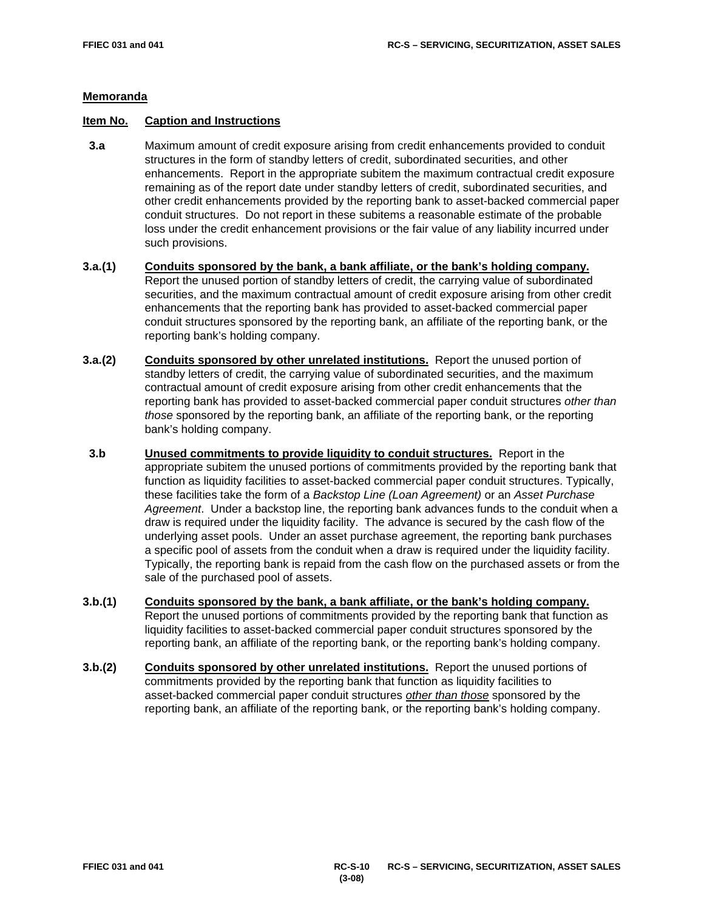**Memoranda**

**Item No.** **Caption and Instructions**

**3.a** Maximum amount of credit exposure arising from credit enhancements provided to conduit structures in the form of standby letters of credit, subordinated securities, and other enhancements. Report in the appropriate subitem the maximum contractual credit exposure remaining as of the report date under standby letters of credit, subordinated securities, and other credit enhancements provided by the reporting bank to asset-backed commercial paper conduit structures. Do not report in these subitems a reasonable estimate of the probable loss under the credit enhancement provisions or the fair value of any liability incurred under such provisions.

**3.a.(1)** **Conduits sponsored by the bank, a bank affiliate, or the bank's holding company.** Report the unused portion of standby letters of credit, the carrying value of subordinated securities, and the maximum contractual amount of credit exposure arising from other credit enhancements that the reporting bank has provided to asset-backed commercial paper conduit structures sponsored by the reporting bank, an affiliate of the reporting bank, or the reporting bank's holding company.

**3.a.(2)** **Conduits sponsored by other unrelated institutions.** Report the unused portion of standby letters of credit, the carrying value of subordinated securities, and the maximum contractual amount of credit exposure arising from other credit enhancements that the reporting bank has provided to asset-backed commercial paper conduit structures *other than those* sponsored by the reporting bank, an affiliate of the reporting bank, or the reporting bank's holding company.

**3.b** **Unused commitments to provide liquidity to conduit structures.** Report in the appropriate subitem the unused portions of commitments provided by the reporting bank that function as liquidity facilities to asset-backed commercial paper conduit structures. Typically, these facilities take the form of a *Backstop Line (Loan Agreement)* or an *Asset Purchase Agreement*. Under a backstop line, the reporting bank advances funds to the conduit when a draw is required under the liquidity facility. The advance is secured by the cash flow of the underlying asset pools. Under an asset purchase agreement, the reporting bank purchases a specific pool of assets from the conduit when a draw is required under the liquidity facility. Typically, the reporting bank is repaid from the cash flow on the purchased assets or from the sale of the purchased pool of assets.

**3.b.(1)** **Conduits sponsored by the bank, a bank affiliate, or the bank's holding company.** Report the unused portions of commitments provided by the reporting bank that function as liquidity facilities to asset-backed commercial paper conduit structures sponsored by the reporting bank, an affiliate of the reporting bank, or the reporting bank's holding company.

**3.b.(2)** **Conduits sponsored by other unrelated institutions.** Report the unused portions of commitments provided by the reporting bank that function as liquidity facilities to asset-backed commercial paper conduit structures *other than those* sponsored by the reporting bank, an affiliate of the reporting bank, or the reporting bank's holding company.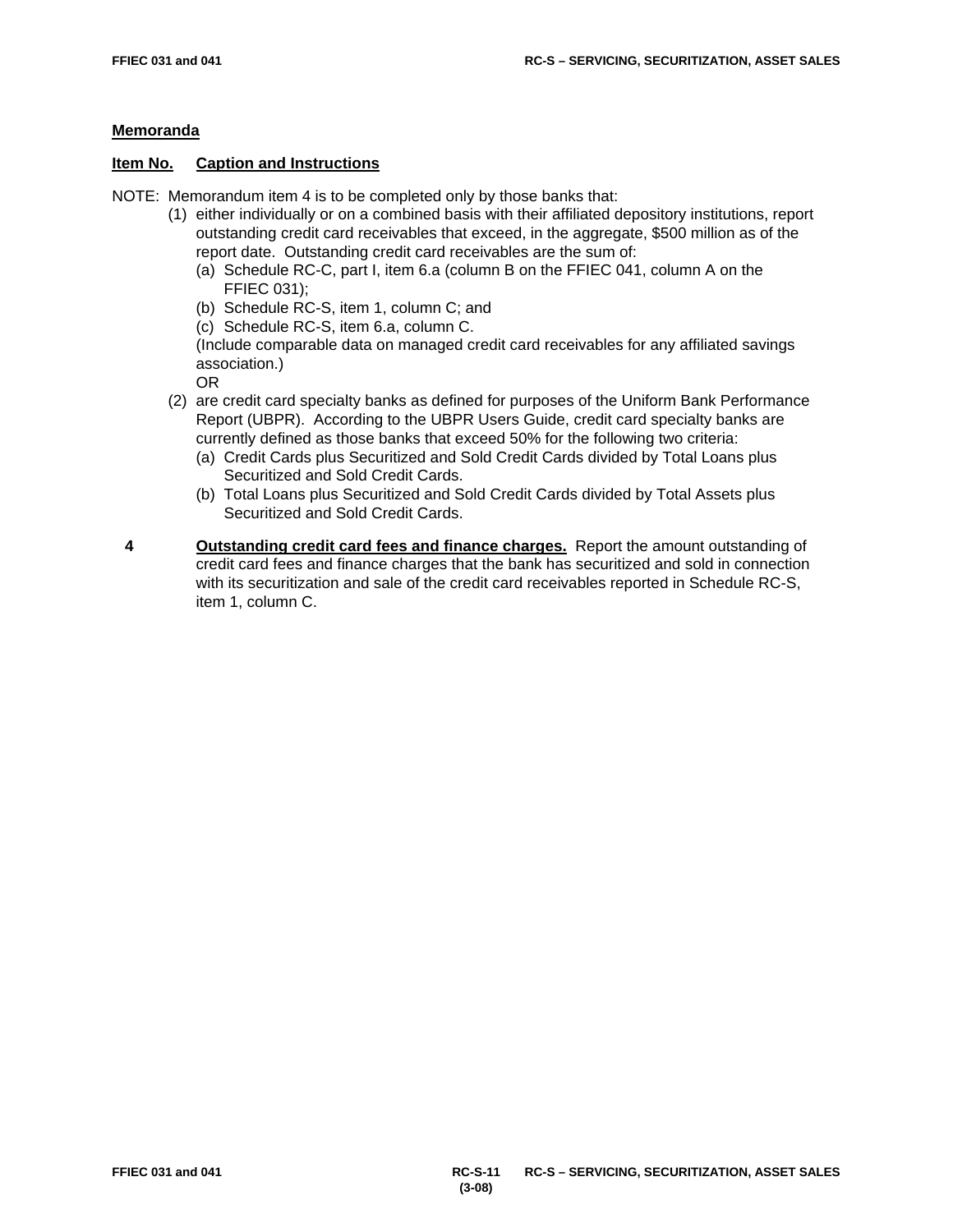## Memoranda

**Item No.** **Caption and Instructions**

NOTE: Memorandum item 4 is to be completed only by those banks that:

(1) either individually or on a combined basis with their affiliated depository institutions, report outstanding credit card receivables that exceed, in the aggregate, $500 million as of the report date. Outstanding credit card receivables are the sum of:
   - (a) Schedule RC-C, part I, item 6.a (column B on the FFIEC 041, column A on the FFIEC 031);
   - (b) Schedule RC-S, item 1, column C; and
   - (c) Schedule RC-S, item 6.a, column C.

   (Include comparable data on managed credit card receivables for any affiliated savings association.)

   OR

(2) are credit card specialty banks as defined for purposes of the Uniform Bank Performance Report (UBPR). According to the UBPR Users Guide, credit card specialty banks are currently defined as those banks that exceed 50% for the following two criteria:
   - (a) Credit Cards plus Securitized and Sold Credit Cards divided by Total Loans plus Securitized and Sold Credit Cards.
   - (b) Total Loans plus Securitized and Sold Credit Cards divided by Total Assets plus Securitized and Sold Credit Cards.

**4** **Outstanding credit card fees and finance charges.** Report the amount outstanding of credit card fees and finance charges that the bank has securitized and sold in connection with its securitization and sale of the credit card receivables reported in Schedule RC-S, item 1, column C.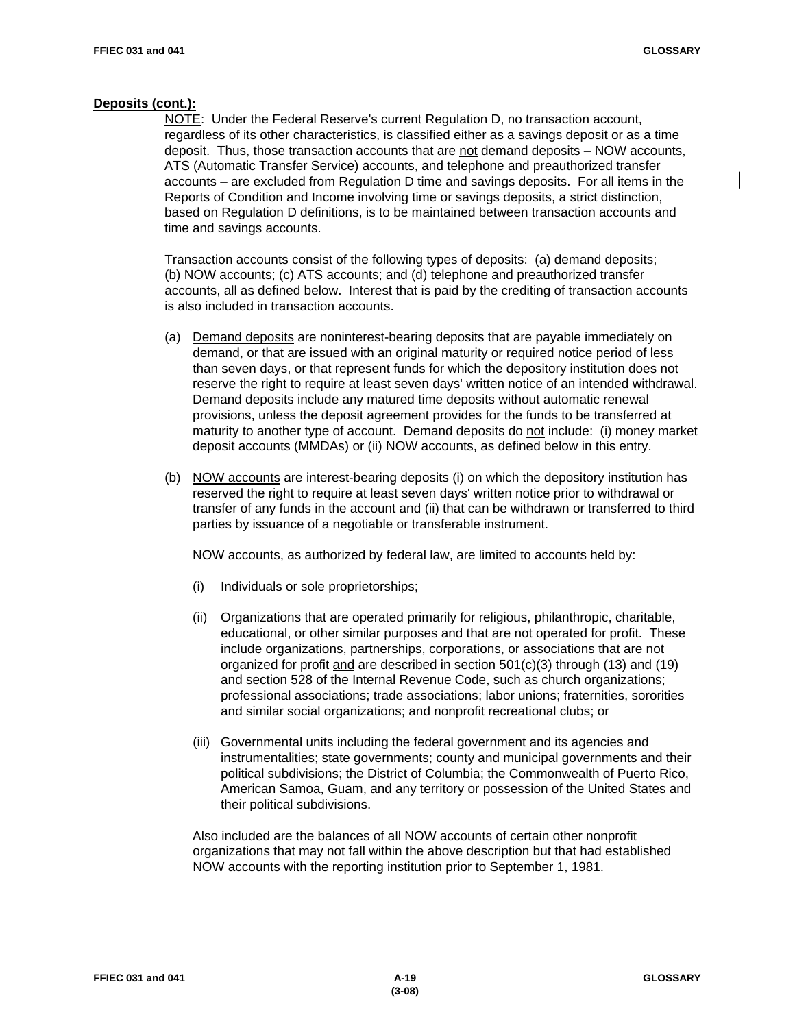**Deposits (cont.):**

NOTE: Under the Federal Reserve's current Regulation D, no transaction account, regardless of its other characteristics, is classified either as a savings deposit or as a time deposit. Thus, those transaction accounts that are not demand deposits – NOW accounts, ATS (Automatic Transfer Service) accounts, and telephone and preauthorized transfer accounts – are excluded from Regulation D time and savings deposits. For all items in the Reports of Condition and Income involving time or savings deposits, a strict distinction, based on Regulation D definitions, is to be maintained between transaction accounts and time and savings accounts.

Transaction accounts consist of the following types of deposits: (a) demand deposits; (b) NOW accounts; (c) ATS accounts; and (d) telephone and preauthorized transfer accounts, all as defined below. Interest that is paid by the crediting of transaction accounts is also included in transaction accounts.

(a) Demand deposits are noninterest-bearing deposits that are payable immediately on demand, or that are issued with an original maturity or required notice period of less than seven days, or that represent funds for which the depository institution does not reserve the right to require at least seven days' written notice of an intended withdrawal. Demand deposits include any matured time deposits without automatic renewal provisions, unless the deposit agreement provides for the funds to be transferred at maturity to another type of account. Demand deposits do not include: (i) money market deposit accounts (MMDAs) or (ii) NOW accounts, as defined below in this entry.

(b) NOW accounts are interest-bearing deposits (i) on which the depository institution has reserved the right to require at least seven days' written notice prior to withdrawal or transfer of any funds in the account and (ii) that can be withdrawn or transferred to third parties by issuance of a negotiable or transferable instrument.

NOW accounts, as authorized by federal law, are limited to accounts held by:

(i) Individuals or sole proprietorships;

(ii) Organizations that are operated primarily for religious, philanthropic, charitable, educational, or other similar purposes and that are not operated for profit. These include organizations, partnerships, corporations, or associations that are not organized for profit and are described in section 501(c)(3) through (13) and (19) and section 528 of the Internal Revenue Code, such as church organizations; professional associations; trade associations; labor unions; fraternities, sororities and similar social organizations; and nonprofit recreational clubs; or

(iii) Governmental units including the federal government and its agencies and instrumentalities; state governments; county and municipal governments and their political subdivisions; the District of Columbia; the Commonwealth of Puerto Rico, American Samoa, Guam, and any territory or possession of the United States and their political subdivisions.

Also included are the balances of all NOW accounts of certain other nonprofit organizations that may not fall within the above description but that had established NOW accounts with the reporting institution prior to September 1, 1981.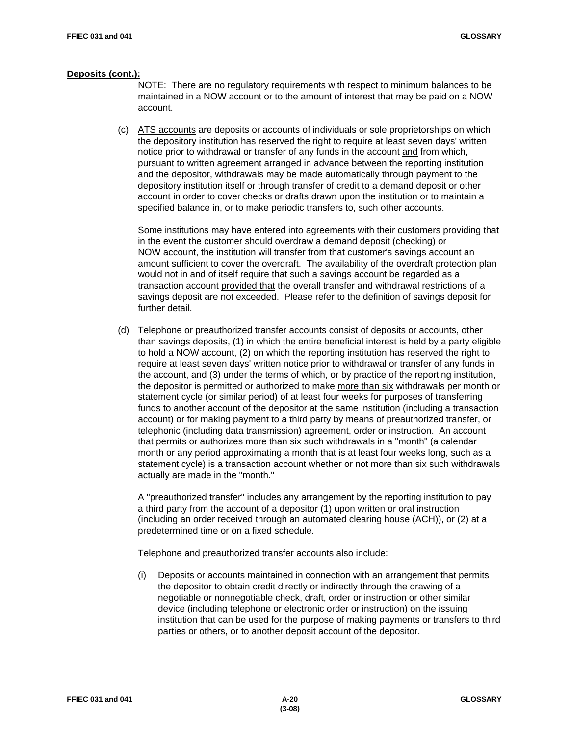**Deposits (cont.):**

NOTE: There are no regulatory requirements with respect to minimum balances to be maintained in a NOW account or to the amount of interest that may be paid on a NOW account.

(c) ATS accounts are deposits or accounts of individuals or sole proprietorships on which the depository institution has reserved the right to require at least seven days' written notice prior to withdrawal or transfer of any funds in the account and from which, pursuant to written agreement arranged in advance between the reporting institution and the depositor, withdrawals may be made automatically through payment to the depository institution itself or through transfer of credit to a demand deposit or other account in order to cover checks or drafts drawn upon the institution or to maintain a specified balance in, or to make periodic transfers to, such other accounts.

Some institutions may have entered into agreements with their customers providing that in the event the customer should overdraw a demand deposit (checking) or NOW account, the institution will transfer from that customer's savings account an amount sufficient to cover the overdraft. The availability of the overdraft protection plan would not in and of itself require that such a savings account be regarded as a transaction account provided that the overall transfer and withdrawal restrictions of a savings deposit are not exceeded. Please refer to the definition of savings deposit for further detail.

(d) Telephone or preauthorized transfer accounts consist of deposits or accounts, other than savings deposits, (1) in which the entire beneficial interest is held by a party eligible to hold a NOW account, (2) on which the reporting institution has reserved the right to require at least seven days' written notice prior to withdrawal or transfer of any funds in the account, and (3) under the terms of which, or by practice of the reporting institution, the depositor is permitted or authorized to make more than six withdrawals per month or statement cycle (or similar period) of at least four weeks for purposes of transferring funds to another account of the depositor at the same institution (including a transaction account) or for making payment to a third party by means of preauthorized transfer, or telephonic (including data transmission) agreement, order or instruction. An account that permits or authorizes more than six such withdrawals in a "month" (a calendar month or any period approximating a month that is at least four weeks long, such as a statement cycle) is a transaction account whether or not more than six such withdrawals actually are made in the "month."

A "preauthorized transfer" includes any arrangement by the reporting institution to pay a third party from the account of a depositor (1) upon written or oral instruction (including an order received through an automated clearing house (ACH)), or (2) at a predetermined time or on a fixed schedule.

Telephone and preauthorized transfer accounts also include:

(i) Deposits or accounts maintained in connection with an arrangement that permits the depositor to obtain credit directly or indirectly through the drawing of a negotiable or nonnegotiable check, draft, order or instruction or other similar device (including telephone or electronic order or instruction) on the issuing institution that can be used for the purpose of making payments or transfers to third parties or others, or to another deposit account of the depositor.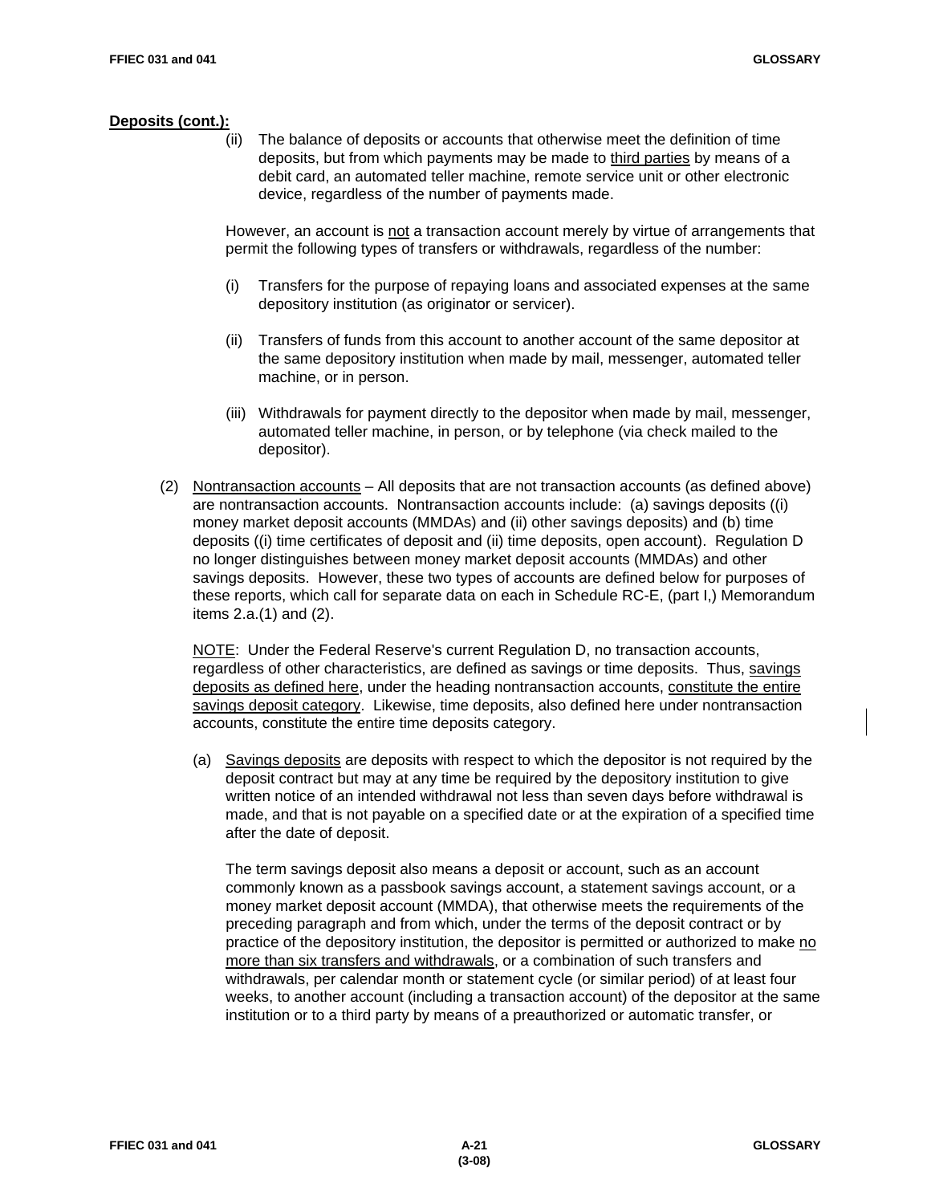**Deposits (cont.):**

(ii) The balance of deposits or accounts that otherwise meet the definition of time deposits, but from which payments may be made to third parties by means of a debit card, an automated teller machine, remote service unit or other electronic device, regardless of the number of payments made.

However, an account is not a transaction account merely by virtue of arrangements that permit the following types of transfers or withdrawals, regardless of the number:

(i) Transfers for the purpose of repaying loans and associated expenses at the same depository institution (as originator or servicer).

(ii) Transfers of funds from this account to another account of the same depositor at the same depository institution when made by mail, messenger, automated teller machine, or in person.

(iii) Withdrawals for payment directly to the depositor when made by mail, messenger, automated teller machine, in person, or by telephone (via check mailed to the depositor).

(2) Nontransaction accounts – All deposits that are not transaction accounts (as defined above) are nontransaction accounts. Nontransaction accounts include: (a) savings deposits ((i) money market deposit accounts (MMDAs) and (ii) other savings deposits) and (b) time deposits ((i) time certificates of deposit and (ii) time deposits, open account). Regulation D no longer distinguishes between money market deposit accounts (MMDAs) and other savings deposits. However, these two types of accounts are defined below for purposes of these reports, which call for separate data on each in Schedule RC-E, (part I,) Memorandum items 2.a.(1) and (2).

NOTE: Under the Federal Reserve's current Regulation D, no transaction accounts, regardless of other characteristics, are defined as savings or time deposits. Thus, savings deposits as defined here, under the heading nontransaction accounts, constitute the entire savings deposit category. Likewise, time deposits, also defined here under nontransaction accounts, constitute the entire time deposits category.

(a) Savings deposits are deposits with respect to which the depositor is not required by the deposit contract but may at any time be required by the depository institution to give written notice of an intended withdrawal not less than seven days before withdrawal is made, and that is not payable on a specified date or at the expiration of a specified time after the date of deposit.

The term savings deposit also means a deposit or account, such as an account commonly known as a passbook savings account, a statement savings account, or a money market deposit account (MMDA), that otherwise meets the requirements of the preceding paragraph and from which, under the terms of the deposit contract or by practice of the depository institution, the depositor is permitted or authorized to make no more than six transfers and withdrawals, or a combination of such transfers and withdrawals, per calendar month or statement cycle (or similar period) of at least four weeks, to another account (including a transaction account) of the depositor at the same institution or to a third party by means of a preauthorized or automatic transfer, or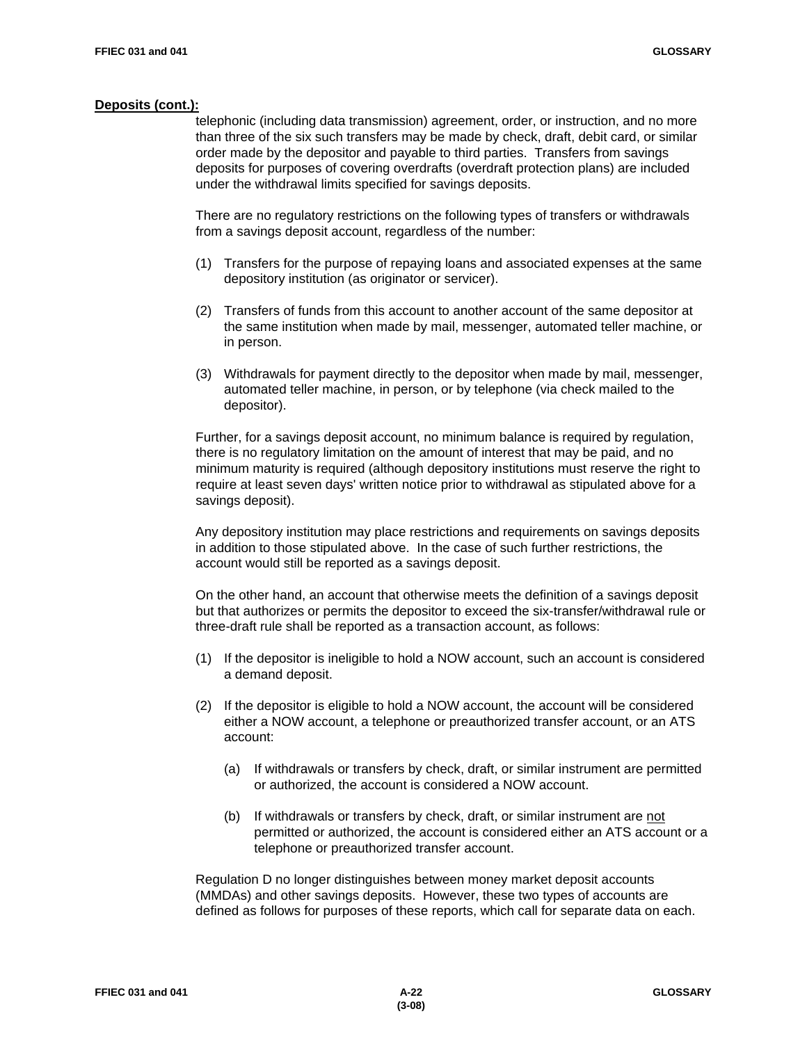**Deposits (cont.):**

telephonic (including data transmission) agreement, order, or instruction, and no more than three of the six such transfers may be made by check, draft, debit card, or similar order made by the depositor and payable to third parties. Transfers from savings deposits for purposes of covering overdrafts (overdraft protection plans) are included under the withdrawal limits specified for savings deposits.

There are no regulatory restrictions on the following types of transfers or withdrawals from a savings deposit account, regardless of the number:

(1) Transfers for the purpose of repaying loans and associated expenses at the same depository institution (as originator or servicer).

(2) Transfers of funds from this account to another account of the same depositor at the same institution when made by mail, messenger, automated teller machine, or in person.

(3) Withdrawals for payment directly to the depositor when made by mail, messenger, automated teller machine, in person, or by telephone (via check mailed to the depositor).

Further, for a savings deposit account, no minimum balance is required by regulation, there is no regulatory limitation on the amount of interest that may be paid, and no minimum maturity is required (although depository institutions must reserve the right to require at least seven days' written notice prior to withdrawal as stipulated above for a savings deposit).

Any depository institution may place restrictions and requirements on savings deposits in addition to those stipulated above. In the case of such further restrictions, the account would still be reported as a savings deposit.

On the other hand, an account that otherwise meets the definition of a savings deposit but that authorizes or permits the depositor to exceed the six-transfer/withdrawal rule or three-draft rule shall be reported as a transaction account, as follows:

(1) If the depositor is ineligible to hold a NOW account, such an account is considered a demand deposit.

(2) If the depositor is eligible to hold a NOW account, the account will be considered either a NOW account, a telephone or preauthorized transfer account, or an ATS account:

  (a) If withdrawals or transfers by check, draft, or similar instrument are permitted or authorized, the account is considered a NOW account.

  (b) If withdrawals or transfers by check, draft, or similar instrument are not permitted or authorized, the account is considered either an ATS account or a telephone or preauthorized transfer account.

Regulation D no longer distinguishes between money market deposit accounts (MMDAs) and other savings deposits. However, these two types of accounts are defined as follows for purposes of these reports, which call for separate data on each.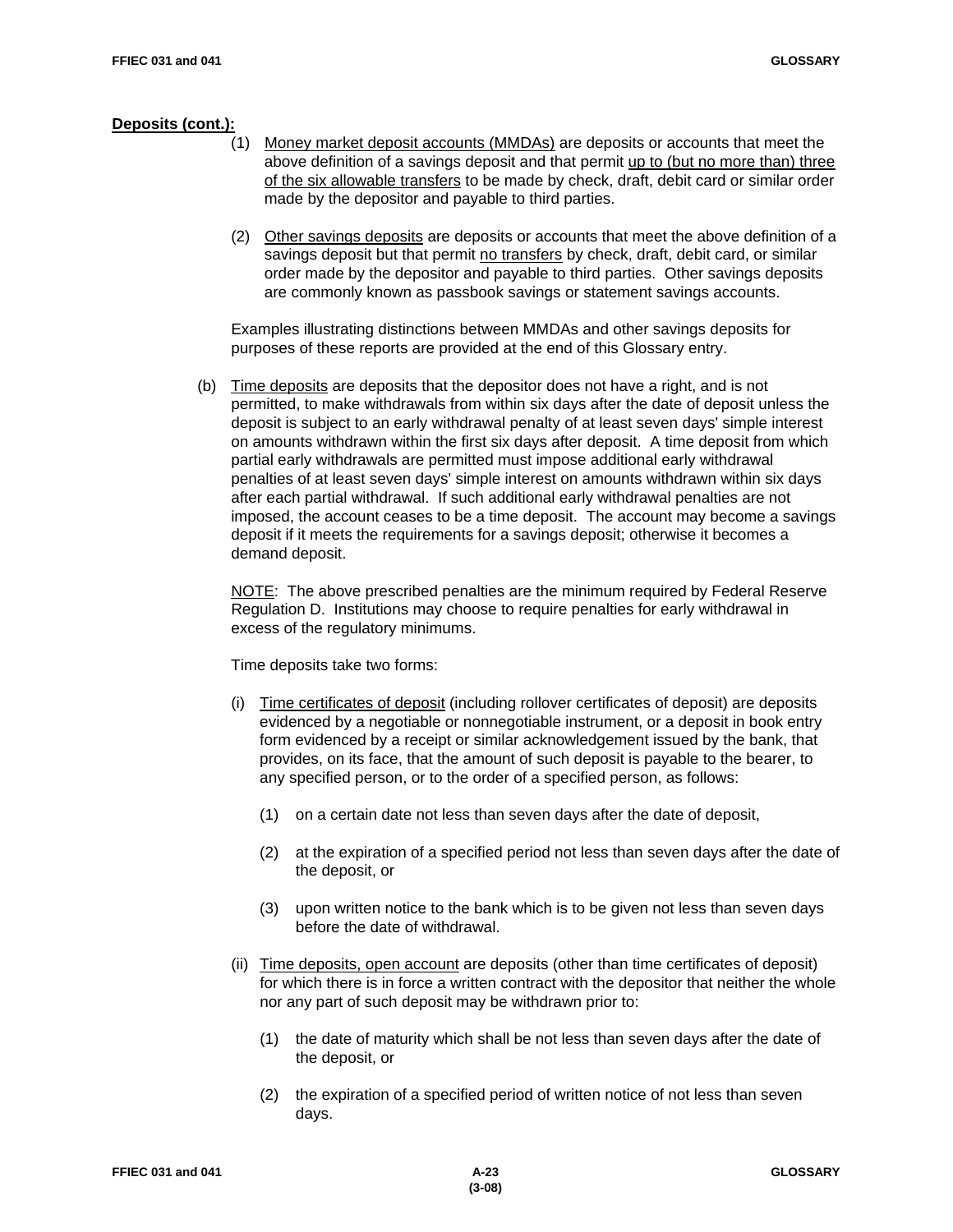**Deposits (cont.):**

(1) Money market deposit accounts (MMDAs) are deposits or accounts that meet the above definition of a savings deposit and that permit up to (but no more than) three of the six allowable transfers to be made by check, draft, debit card or similar order made by the depositor and payable to third parties.

(2) Other savings deposits are deposits or accounts that meet the above definition of a savings deposit but that permit no transfers by check, draft, debit card, or similar order made by the depositor and payable to third parties. Other savings deposits are commonly known as passbook savings or statement savings accounts.

Examples illustrating distinctions between MMDAs and other savings deposits for purposes of these reports are provided at the end of this Glossary entry.

(b) Time deposits are deposits that the depositor does not have a right, and is not permitted, to make withdrawals from within six days after the date of deposit unless the deposit is subject to an early withdrawal penalty of at least seven days' simple interest on amounts withdrawn within the first six days after deposit. A time deposit from which partial early withdrawals are permitted must impose additional early withdrawal penalties of at least seven days' simple interest on amounts withdrawn within six days after each partial withdrawal. If such additional early withdrawal penalties are not imposed, the account ceases to be a time deposit. The account may become a savings deposit if it meets the requirements for a savings deposit; otherwise it becomes a demand deposit.

NOTE: The above prescribed penalties are the minimum required by Federal Reserve Regulation D. Institutions may choose to require penalties for early withdrawal in excess of the regulatory minimums.

Time deposits take two forms:

(i) Time certificates of deposit (including rollover certificates of deposit) are deposits evidenced by a negotiable or nonnegotiable instrument, or a deposit in book entry form evidenced by a receipt or similar acknowledgement issued by the bank, that provides, on its face, that the amount of such deposit is payable to the bearer, to any specified person, or to the order of a specified person, as follows:

(1) on a certain date not less than seven days after the date of deposit,

(2) at the expiration of a specified period not less than seven days after the date of the deposit, or

(3) upon written notice to the bank which is to be given not less than seven days before the date of withdrawal.

(ii) Time deposits, open account are deposits (other than time certificates of deposit) for which there is in force a written contract with the depositor that neither the whole nor any part of such deposit may be withdrawn prior to:

(1) the date of maturity which shall be not less than seven days after the date of the deposit, or

(2) the expiration of a specified period of written notice of not less than seven days.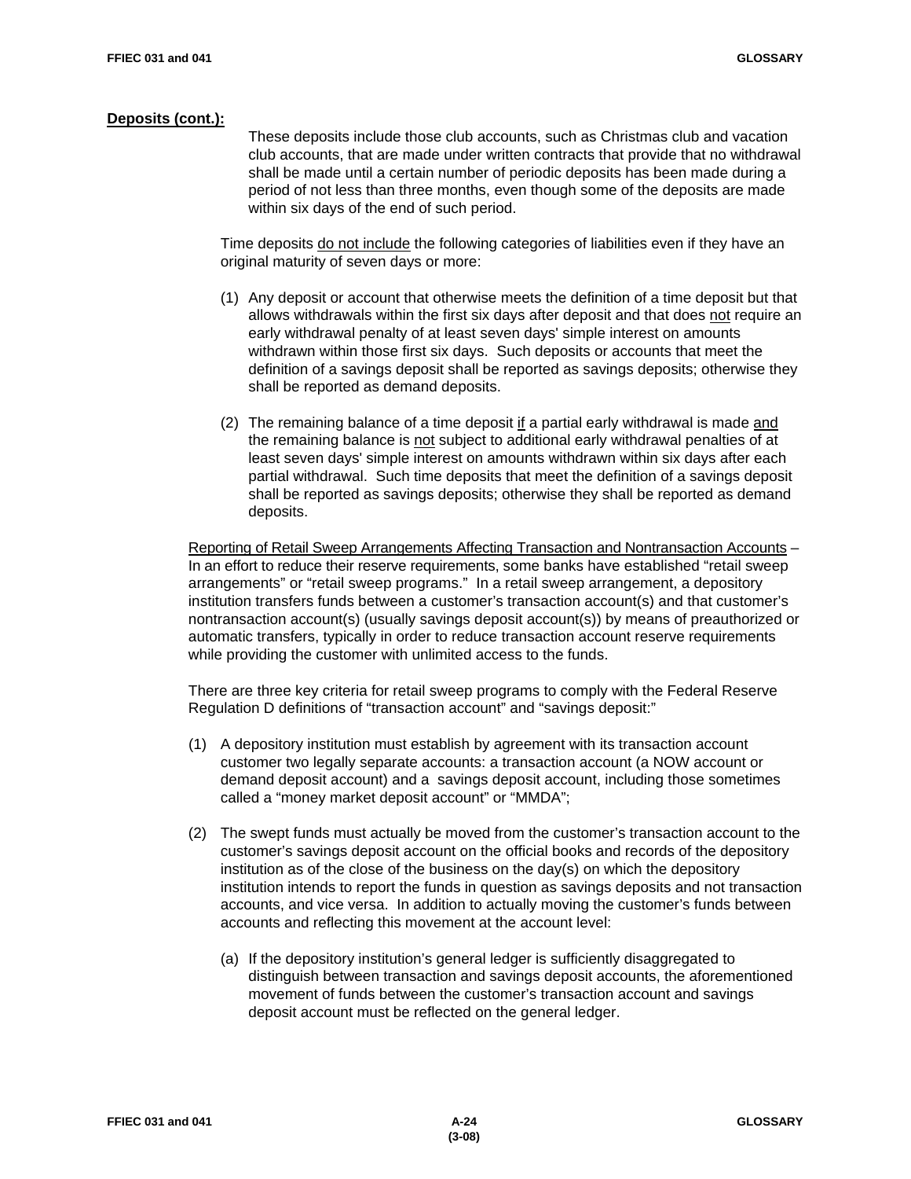**Deposits (cont.):**

These deposits include those club accounts, such as Christmas club and vacation club accounts, that are made under written contracts that provide that no withdrawal shall be made until a certain number of periodic deposits has been made during a period of not less than three months, even though some of the deposits are made within six days of the end of such period.

Time deposits <u>do not include</u> the following categories of liabilities even if they have an original maturity of seven days or more:

(1) Any deposit or account that otherwise meets the definition of a time deposit but that allows withdrawals within the first six days after deposit and that does <u>not</u> require an early withdrawal penalty of at least seven days' simple interest on amounts withdrawn within those first six days. Such deposits or accounts that meet the definition of a savings deposit shall be reported as savings deposits; otherwise they shall be reported as demand deposits.

(2) The remaining balance of a time deposit <u>if</u> a partial early withdrawal is made <u>and</u> the remaining balance is <u>not</u> subject to additional early withdrawal penalties of at least seven days' simple interest on amounts withdrawn within six days after each partial withdrawal. Such time deposits that meet the definition of a savings deposit shall be reported as savings deposits; otherwise they shall be reported as demand deposits.

<u>Reporting of Retail Sweep Arrangements Affecting Transaction and Nontransaction Accounts</u> – In an effort to reduce their reserve requirements, some banks have established "retail sweep arrangements" or "retail sweep programs." In a retail sweep arrangement, a depository institution transfers funds between a customer's transaction account(s) and that customer's nontransaction account(s) (usually savings deposit account(s)) by means of preauthorized or automatic transfers, typically in order to reduce transaction account reserve requirements while providing the customer with unlimited access to the funds.

There are three key criteria for retail sweep programs to comply with the Federal Reserve Regulation D definitions of "transaction account" and "savings deposit:"

(1) A depository institution must establish by agreement with its transaction account customer two legally separate accounts: a transaction account (a NOW account or demand deposit account) and a savings deposit account, including those sometimes called a "money market deposit account" or "MMDA";

(2) The swept funds must actually be moved from the customer's transaction account to the customer's savings deposit account on the official books and records of the depository institution as of the close of the business on the day(s) on which the depository institution intends to report the funds in question as savings deposits and not transaction accounts, and vice versa. In addition to actually moving the customer's funds between accounts and reflecting this movement at the account level:

   (a) If the depository institution's general ledger is sufficiently disaggregated to distinguish between transaction and savings deposit accounts, the aforementioned movement of funds between the customer's transaction account and savings deposit account must be reflected on the general ledger.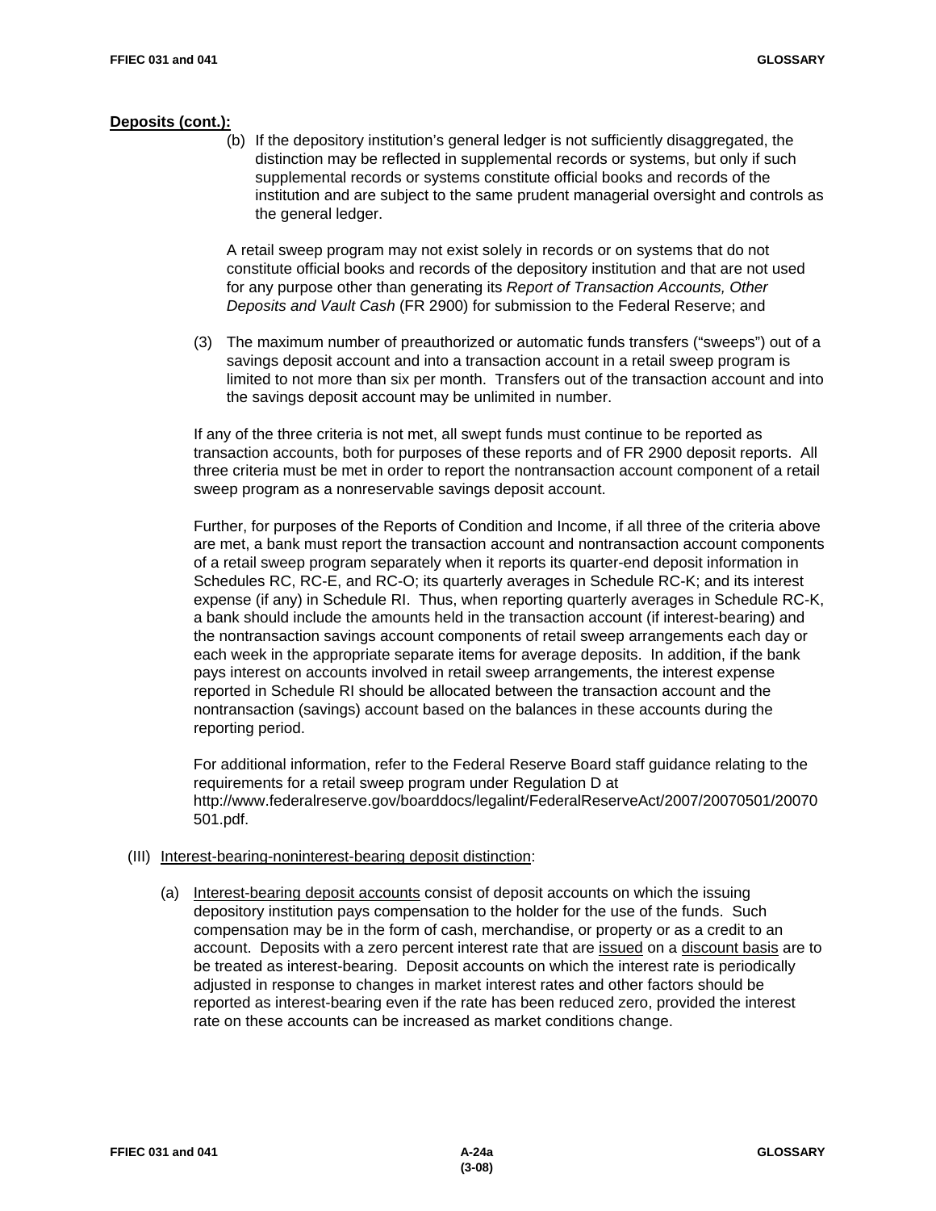**Deposits (cont.):**

(b) If the depository institution's general ledger is not sufficiently disaggregated, the distinction may be reflected in supplemental records or systems, but only if such supplemental records or systems constitute official books and records of the institution and are subject to the same prudent managerial oversight and controls as the general ledger.

A retail sweep program may not exist solely in records or on systems that do not constitute official books and records of the depository institution and that are not used for any purpose other than generating its *Report of Transaction Accounts, Other Deposits and Vault Cash* (FR 2900) for submission to the Federal Reserve; and

(3) The maximum number of preauthorized or automatic funds transfers ("sweeps") out of a savings deposit account and into a transaction account in a retail sweep program is limited to not more than six per month. Transfers out of the transaction account and into the savings deposit account may be unlimited in number.

If any of the three criteria is not met, all swept funds must continue to be reported as transaction accounts, both for purposes of these reports and of FR 2900 deposit reports. All three criteria must be met in order to report the nontransaction account component of a retail sweep program as a nonreservable savings deposit account.

Further, for purposes of the Reports of Condition and Income, if all three of the criteria above are met, a bank must report the transaction account and nontransaction account components of a retail sweep program separately when it reports its quarter-end deposit information in Schedules RC, RC-E, and RC-O; its quarterly averages in Schedule RC-K; and its interest expense (if any) in Schedule RI. Thus, when reporting quarterly averages in Schedule RC-K, a bank should include the amounts held in the transaction account (if interest-bearing) and the nontransaction savings account components of retail sweep arrangements each day or each week in the appropriate separate items for average deposits. In addition, if the bank pays interest on accounts involved in retail sweep arrangements, the interest expense reported in Schedule RI should be allocated between the transaction account and the nontransaction (savings) account based on the balances in these accounts during the reporting period.

For additional information, refer to the Federal Reserve Board staff guidance relating to the requirements for a retail sweep program under Regulation D at http://www.federalreserve.gov/boarddocs/legalint/FederalReserveAct/2007/20070501/20070501.pdf.

(III) Interest-bearing-noninterest-bearing deposit distinction:

(a) Interest-bearing deposit accounts consist of deposit accounts on which the issuing depository institution pays compensation to the holder for the use of the funds. Such compensation may be in the form of cash, merchandise, or property or as a credit to an account. Deposits with a zero percent interest rate that are issued on a discount basis are to be treated as interest-bearing. Deposit accounts on which the interest rate is periodically adjusted in response to changes in market interest rates and other factors should be reported as interest-bearing even if the rate has been reduced zero, provided the interest rate on these accounts can be increased as market conditions change.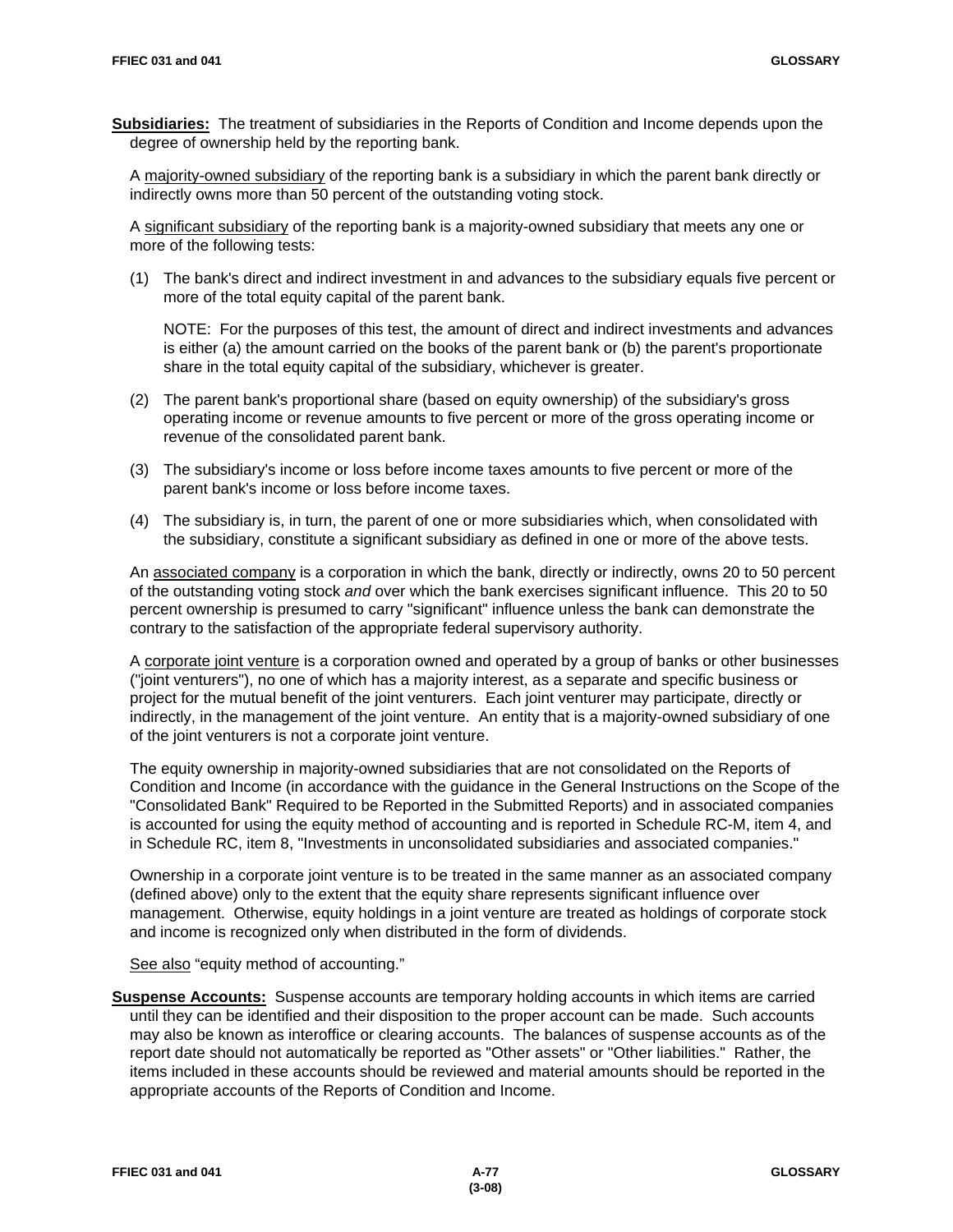**Subsidiaries:** The treatment of subsidiaries in the Reports of Condition and Income depends upon the degree of ownership held by the reporting bank.

A majority-owned subsidiary of the reporting bank is a subsidiary in which the parent bank directly or indirectly owns more than 50 percent of the outstanding voting stock.

A significant subsidiary of the reporting bank is a majority-owned subsidiary that meets any one or more of the following tests:

(1) The bank's direct and indirect investment in and advances to the subsidiary equals five percent or more of the total equity capital of the parent bank.

NOTE: For the purposes of this test, the amount of direct and indirect investments and advances is either (a) the amount carried on the books of the parent bank or (b) the parent's proportionate share in the total equity capital of the subsidiary, whichever is greater.

(2) The parent bank's proportional share (based on equity ownership) of the subsidiary's gross operating income or revenue amounts to five percent or more of the gross operating income or revenue of the consolidated parent bank.

(3) The subsidiary's income or loss before income taxes amounts to five percent or more of the parent bank's income or loss before income taxes.

(4) The subsidiary is, in turn, the parent of one or more subsidiaries which, when consolidated with the subsidiary, constitute a significant subsidiary as defined in one or more of the above tests.

An associated company is a corporation in which the bank, directly or indirectly, owns 20 to 50 percent of the outstanding voting stock *and* over which the bank exercises significant influence. This 20 to 50 percent ownership is presumed to carry "significant" influence unless the bank can demonstrate the contrary to the satisfaction of the appropriate federal supervisory authority.

A corporate joint venture is a corporation owned and operated by a group of banks or other businesses ("joint venturers"), no one of which has a majority interest, as a separate and specific business or project for the mutual benefit of the joint venturers. Each joint venturer may participate, directly or indirectly, in the management of the joint venture. An entity that is a majority-owned subsidiary of one of the joint venturers is not a corporate joint venture.

The equity ownership in majority-owned subsidiaries that are not consolidated on the Reports of Condition and Income (in accordance with the guidance in the General Instructions on the Scope of the "Consolidated Bank" Required to be Reported in the Submitted Reports) and in associated companies is accounted for using the equity method of accounting and is reported in Schedule RC-M, item 4, and in Schedule RC, item 8, "Investments in unconsolidated subsidiaries and associated companies."

Ownership in a corporate joint venture is to be treated in the same manner as an associated company (defined above) only to the extent that the equity share represents significant influence over management. Otherwise, equity holdings in a joint venture are treated as holdings of corporate stock and income is recognized only when distributed in the form of dividends.

See also "equity method of accounting."

**Suspense Accounts:** Suspense accounts are temporary holding accounts in which items are carried until they can be identified and their disposition to the proper account can be made. Such accounts may also be known as interoffice or clearing accounts. The balances of suspense accounts as of the report date should not automatically be reported as "Other assets" or "Other liabilities." Rather, the items included in these accounts should be reviewed and material amounts should be reported in the appropriate accounts of the Reports of Condition and Income.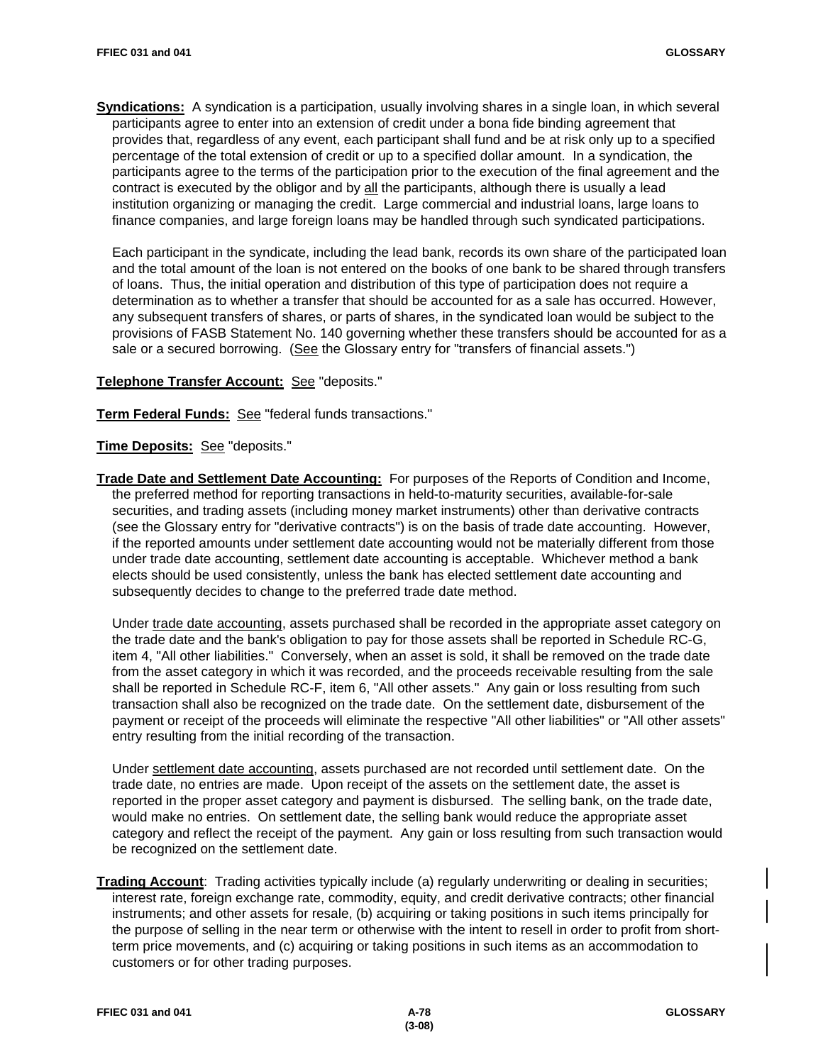**Syndications:** A syndication is a participation, usually involving shares in a single loan, in which several participants agree to enter into an extension of credit under a bona fide binding agreement that provides that, regardless of any event, each participant shall fund and be at risk only up to a specified percentage of the total extension of credit or up to a specified dollar amount. In a syndication, the participants agree to the terms of the participation prior to the execution of the final agreement and the contract is executed by the obligor and by all the participants, although there is usually a lead institution organizing or managing the credit. Large commercial and industrial loans, large loans to finance companies, and large foreign loans may be handled through such syndicated participations.

Each participant in the syndicate, including the lead bank, records its own share of the participated loan and the total amount of the loan is not entered on the books of one bank to be shared through transfers of loans. Thus, the initial operation and distribution of this type of participation does not require a determination as to whether a transfer that should be accounted for as a sale has occurred. However, any subsequent transfers of shares, or parts of shares, in the syndicated loan would be subject to the provisions of FASB Statement No. 140 governing whether these transfers should be accounted for as a sale or a secured borrowing. (See the Glossary entry for "transfers of financial assets.")

**Telephone Transfer Account:** See "deposits."

**Term Federal Funds:** See "federal funds transactions."

**Time Deposits:** See "deposits."

**Trade Date and Settlement Date Accounting:** For purposes of the Reports of Condition and Income, the preferred method for reporting transactions in held-to-maturity securities, available-for-sale securities, and trading assets (including money market instruments) other than derivative contracts (see the Glossary entry for "derivative contracts") is on the basis of trade date accounting. However, if the reported amounts under settlement date accounting would not be materially different from those under trade date accounting, settlement date accounting is acceptable. Whichever method a bank elects should be used consistently, unless the bank has elected settlement date accounting and subsequently decides to change to the preferred trade date method.

Under trade date accounting, assets purchased shall be recorded in the appropriate asset category on the trade date and the bank's obligation to pay for those assets shall be reported in Schedule RC-G, item 4, "All other liabilities." Conversely, when an asset is sold, it shall be removed on the trade date from the asset category in which it was recorded, and the proceeds receivable resulting from the sale shall be reported in Schedule RC-F, item 6, "All other assets." Any gain or loss resulting from such transaction shall also be recognized on the trade date. On the settlement date, disbursement of the payment or receipt of the proceeds will eliminate the respective "All other liabilities" or "All other assets" entry resulting from the initial recording of the transaction.

Under settlement date accounting, assets purchased are not recorded until settlement date. On the trade date, no entries are made. Upon receipt of the assets on the settlement date, the asset is reported in the proper asset category and payment is disbursed. The selling bank, on the trade date, would make no entries. On settlement date, the selling bank would reduce the appropriate asset category and reflect the receipt of the payment. Any gain or loss resulting from such transaction would be recognized on the settlement date.

**Trading Account**: Trading activities typically include (a) regularly underwriting or dealing in securities; interest rate, foreign exchange rate, commodity, equity, and credit derivative contracts; other financial instruments; and other assets for resale, (b) acquiring or taking positions in such items principally for the purpose of selling in the near term or otherwise with the intent to resell in order to profit from short-term price movements, and (c) acquiring or taking positions in such items as an accommodation to customers or for other trading purposes.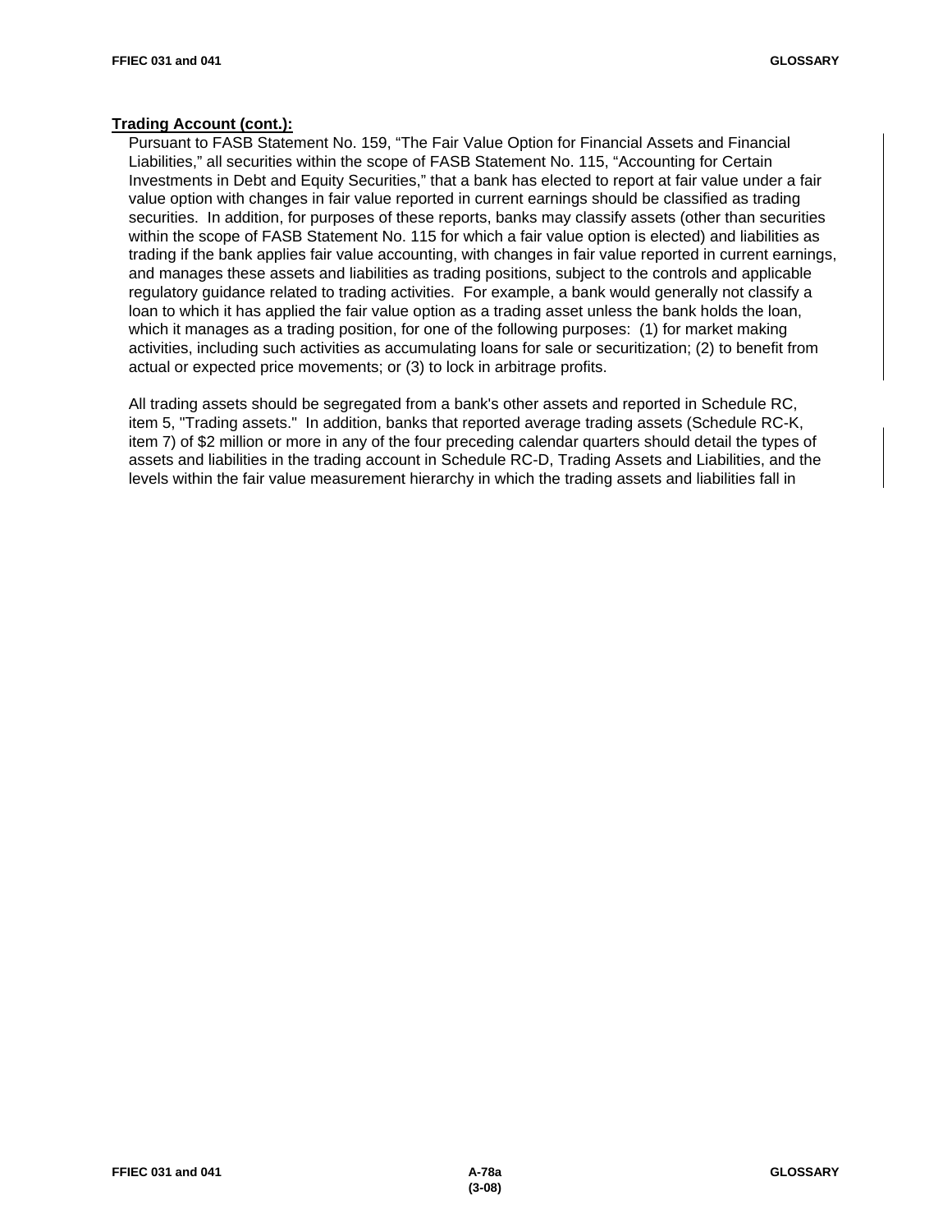**Trading Account (cont.):**

Pursuant to FASB Statement No. 159, "The Fair Value Option for Financial Assets and Financial Liabilities," all securities within the scope of FASB Statement No. 115, "Accounting for Certain Investments in Debt and Equity Securities," that a bank has elected to report at fair value under a fair value option with changes in fair value reported in current earnings should be classified as trading securities. In addition, for purposes of these reports, banks may classify assets (other than securities within the scope of FASB Statement No. 115 for which a fair value option is elected) and liabilities as trading if the bank applies fair value accounting, with changes in fair value reported in current earnings, and manages these assets and liabilities as trading positions, subject to the controls and applicable regulatory guidance related to trading activities. For example, a bank would generally not classify a loan to which it has applied the fair value option as a trading asset unless the bank holds the loan, which it manages as a trading position, for one of the following purposes: (1) for market making activities, including such activities as accumulating loans for sale or securitization; (2) to benefit from actual or expected price movements; or (3) to lock in arbitrage profits.

All trading assets should be segregated from a bank's other assets and reported in Schedule RC, item 5, "Trading assets." In addition, banks that reported average trading assets (Schedule RC-K, item 7) of $2 million or more in any of the four preceding calendar quarters should detail the types of assets and liabilities in the trading account in Schedule RC-D, Trading Assets and Liabilities, and the levels within the fair value measurement hierarchy in which the trading assets and liabilities fall in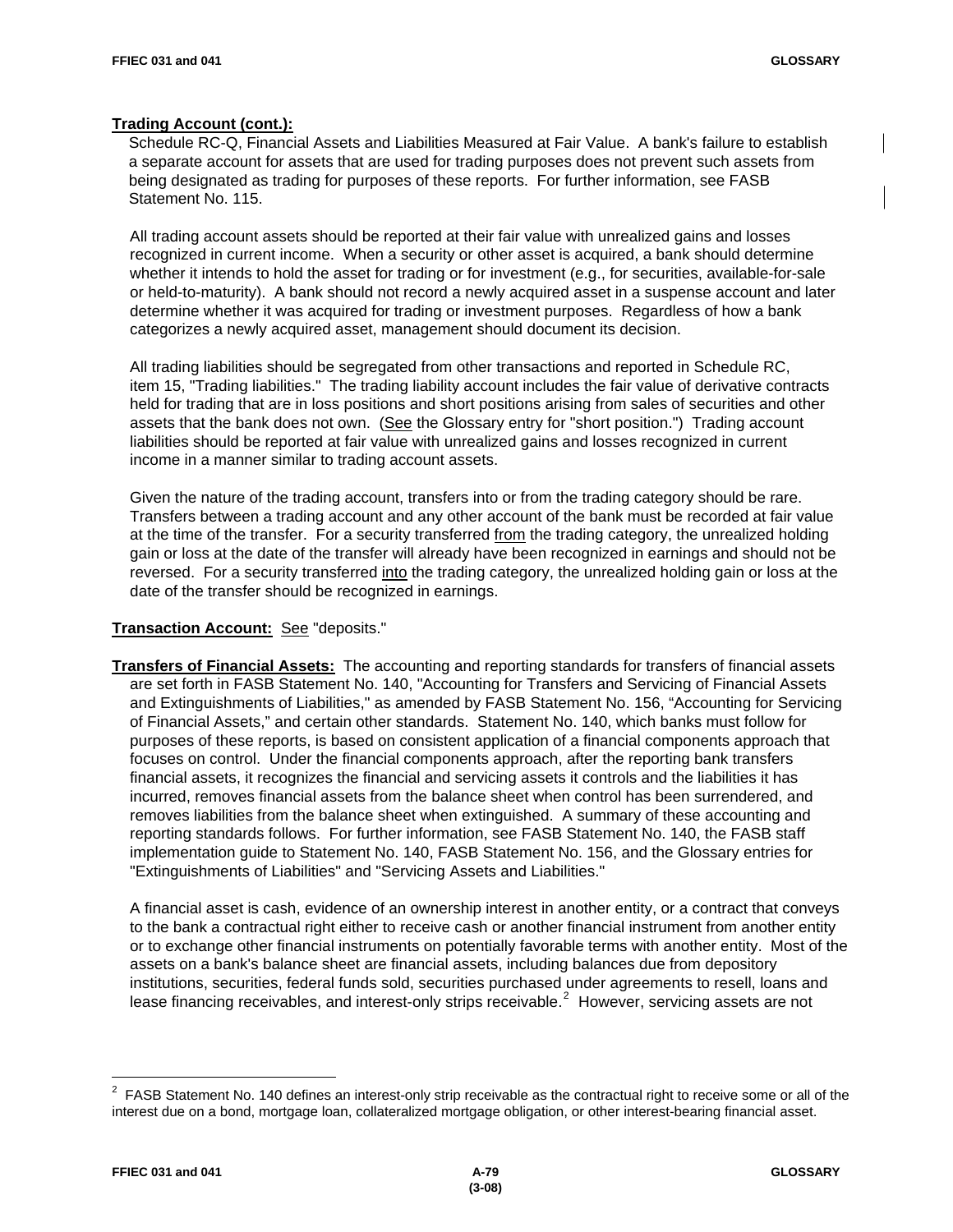**Trading Account (cont.):**

Schedule RC-Q, Financial Assets and Liabilities Measured at Fair Value. A bank's failure to establish a separate account for assets that are used for trading purposes does not prevent such assets from being designated as trading for purposes of these reports. For further information, see FASB Statement No. 115.

All trading account assets should be reported at their fair value with unrealized gains and losses recognized in current income. When a security or other asset is acquired, a bank should determine whether it intends to hold the asset for trading or for investment (e.g., for securities, available-for-sale or held-to-maturity). A bank should not record a newly acquired asset in a suspense account and later determine whether it was acquired for trading or investment purposes. Regardless of how a bank categorizes a newly acquired asset, management should document its decision.

All trading liabilities should be segregated from other transactions and reported in Schedule RC, item 15, "Trading liabilities." The trading liability account includes the fair value of derivative contracts held for trading that are in loss positions and short positions arising from sales of securities and other assets that the bank does not own. (See the Glossary entry for "short position.") Trading account liabilities should be reported at fair value with unrealized gains and losses recognized in current income in a manner similar to trading account assets.

Given the nature of the trading account, transfers into or from the trading category should be rare. Transfers between a trading account and any other account of the bank must be recorded at fair value at the time of the transfer. For a security transferred from the trading category, the unrealized holding gain or loss at the date of the transfer will already have been recognized in earnings and should not be reversed. For a security transferred into the trading category, the unrealized holding gain or loss at the date of the transfer should be recognized in earnings.

**Transaction Account:** See "deposits."

**Transfers of Financial Assets:** The accounting and reporting standards for transfers of financial assets are set forth in FASB Statement No. 140, "Accounting for Transfers and Servicing of Financial Assets and Extinguishments of Liabilities," as amended by FASB Statement No. 156, "Accounting for Servicing of Financial Assets," and certain other standards. Statement No. 140, which banks must follow for purposes of these reports, is based on consistent application of a financial components approach that focuses on control. Under the financial components approach, after the reporting bank transfers financial assets, it recognizes the financial and servicing assets it controls and the liabilities it has incurred, removes financial assets from the balance sheet when control has been surrendered, and removes liabilities from the balance sheet when extinguished. A summary of these accounting and reporting standards follows. For further information, see FASB Statement No. 140, the FASB staff implementation guide to Statement No. 140, FASB Statement No. 156, and the Glossary entries for "Extinguishments of Liabilities" and "Servicing Assets and Liabilities."

A financial asset is cash, evidence of an ownership interest in another entity, or a contract that conveys to the bank a contractual right either to receive cash or another financial instrument from another entity or to exchange other financial instruments on potentially favorable terms with another entity. Most of the assets on a bank's balance sheet are financial assets, including balances due from depository institutions, securities, federal funds sold, securities purchased under agreements to resell, loans and lease financing receivables, and interest-only strips receivable.[2] However, servicing assets are not

[2] FASB Statement No. 140 defines an interest-only strip receivable as the contractual right to receive some or all of the interest due on a bond, mortgage loan, collateralized mortgage obligation, or other interest-bearing financial asset.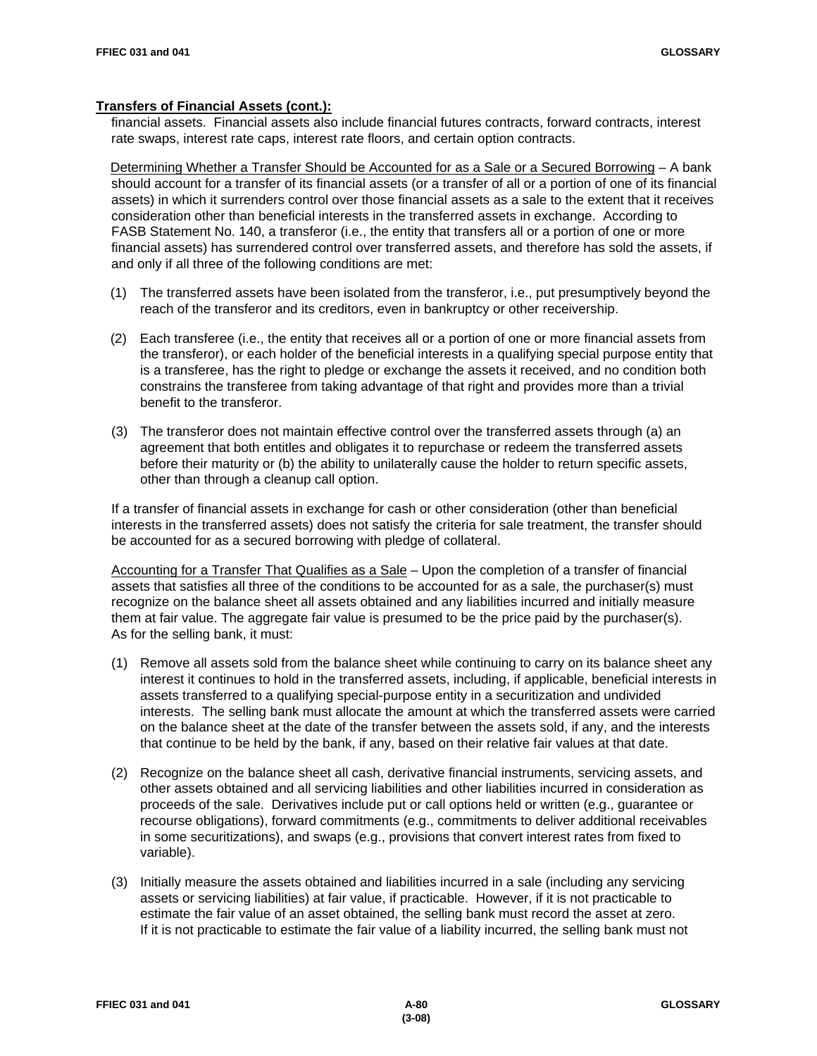**Transfers of Financial Assets (cont.):**

financial assets. Financial assets also include financial futures contracts, forward contracts, interest rate swaps, interest rate caps, interest rate floors, and certain option contracts.

Determining Whether a Transfer Should be Accounted for as a Sale or a Secured Borrowing – A bank should account for a transfer of its financial assets (or a transfer of all or a portion of one of its financial assets) in which it surrenders control over those financial assets as a sale to the extent that it receives consideration other than beneficial interests in the transferred assets in exchange. According to FASB Statement No. 140, a transferor (i.e., the entity that transfers all or a portion of one or more financial assets) has surrendered control over transferred assets, and therefore has sold the assets, if and only if all three of the following conditions are met:

(1) The transferred assets have been isolated from the transferor, i.e., put presumptively beyond the reach of the transferor and its creditors, even in bankruptcy or other receivership.

(2) Each transferee (i.e., the entity that receives all or a portion of one or more financial assets from the transferor), or each holder of the beneficial interests in a qualifying special purpose entity that is a transferee, has the right to pledge or exchange the assets it received, and no condition both constrains the transferee from taking advantage of that right and provides more than a trivial benefit to the transferor.

(3) The transferor does not maintain effective control over the transferred assets through (a) an agreement that both entitles and obligates it to repurchase or redeem the transferred assets before their maturity or (b) the ability to unilaterally cause the holder to return specific assets, other than through a cleanup call option.

If a transfer of financial assets in exchange for cash or other consideration (other than beneficial interests in the transferred assets) does not satisfy the criteria for sale treatment, the transfer should be accounted for as a secured borrowing with pledge of collateral.

Accounting for a Transfer That Qualifies as a Sale – Upon the completion of a transfer of financial assets that satisfies all three of the conditions to be accounted for as a sale, the purchaser(s) must recognize on the balance sheet all assets obtained and any liabilities incurred and initially measure them at fair value. The aggregate fair value is presumed to be the price paid by the purchaser(s). As for the selling bank, it must:

(1) Remove all assets sold from the balance sheet while continuing to carry on its balance sheet any interest it continues to hold in the transferred assets, including, if applicable, beneficial interests in assets transferred to a qualifying special-purpose entity in a securitization and undivided interests. The selling bank must allocate the amount at which the transferred assets were carried on the balance sheet at the date of the transfer between the assets sold, if any, and the interests that continue to be held by the bank, if any, based on their relative fair values at that date.

(2) Recognize on the balance sheet all cash, derivative financial instruments, servicing assets, and other assets obtained and all servicing liabilities and other liabilities incurred in consideration as proceeds of the sale. Derivatives include put or call options held or written (e.g., guarantee or recourse obligations), forward commitments (e.g., commitments to deliver additional receivables in some securitizations), and swaps (e.g., provisions that convert interest rates from fixed to variable).

(3) Initially measure the assets obtained and liabilities incurred in a sale (including any servicing assets or servicing liabilities) at fair value, if practicable. However, if it is not practicable to estimate the fair value of an asset obtained, the selling bank must record the asset at zero. If it is not practicable to estimate the fair value of a liability incurred, the selling bank must not